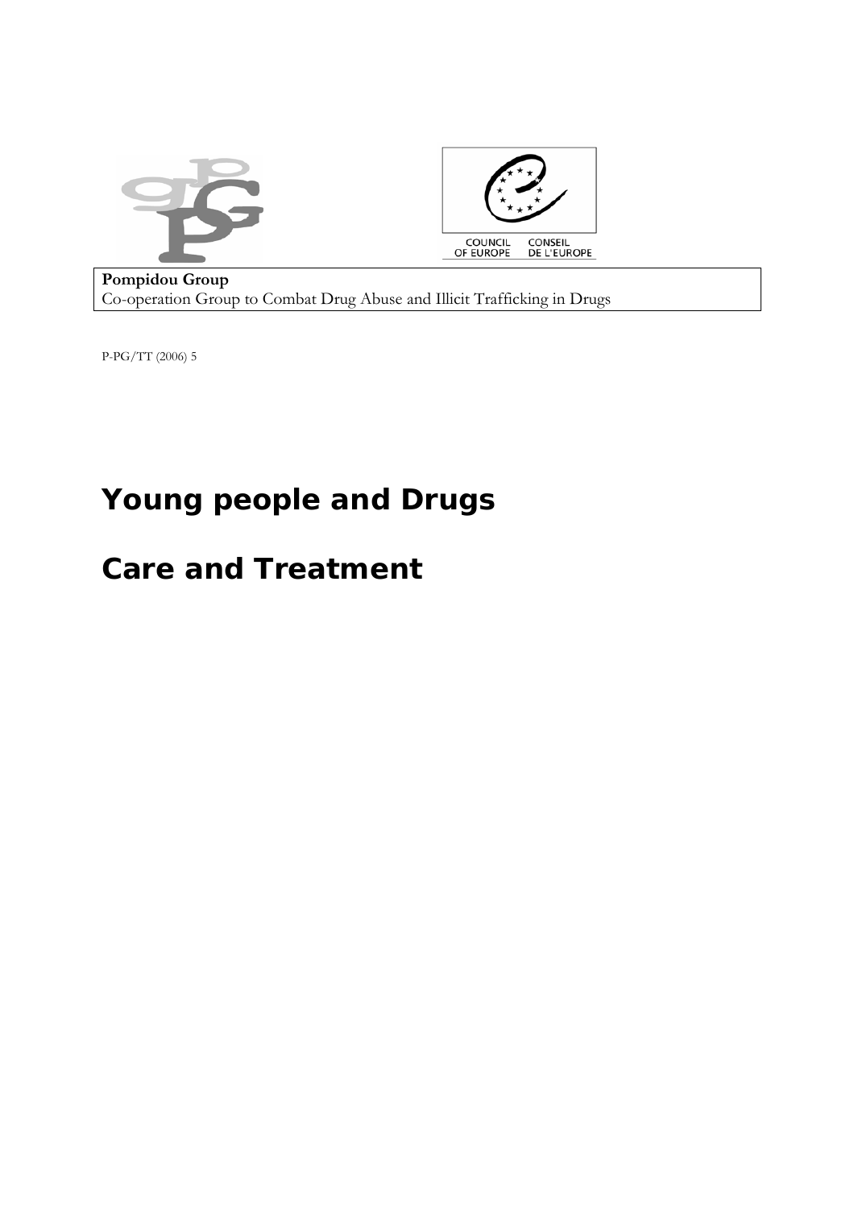COUNCIL OF EUROPE CONSEIL DE L'EUROPE

**Pompidou Group**
Co-operation Group to Combat Drug Abuse and Illicit Trafficking in Drugs

P-PG/TT (2006) 5

# Young people and Drugs

# Care and Treatment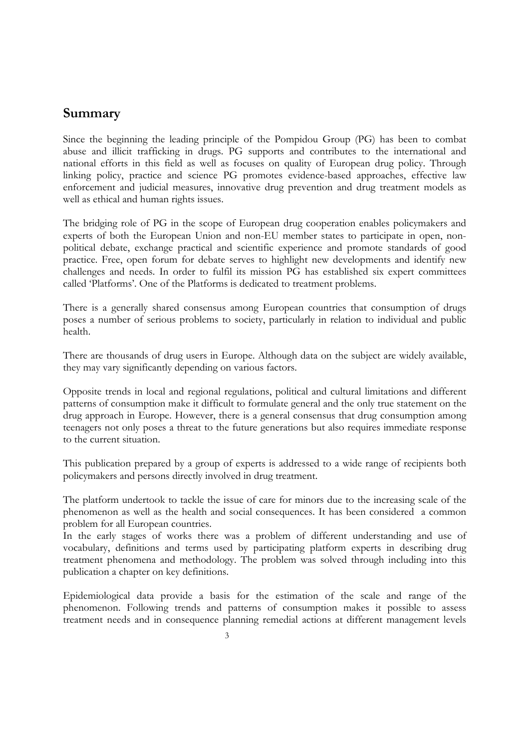## Summary

Since the beginning the leading principle of the Pompidou Group (PG) has been to combat abuse and illicit trafficking in drugs. PG supports and contributes to the international and national efforts in this field as well as focuses on quality of European drug policy. Through linking policy, practice and science PG promotes evidence-based approaches, effective law enforcement and judicial measures, innovative drug prevention and drug treatment models as well as ethical and human rights issues.

The bridging role of PG in the scope of European drug cooperation enables policymakers and experts of both the European Union and non-EU member states to participate in open, non-political debate, exchange practical and scientific experience and promote standards of good practice. Free, open forum for debate serves to highlight new developments and identify new challenges and needs. In order to fulfil its mission PG has established six expert committees called 'Platforms'. One of the Platforms is dedicated to treatment problems.

There is a generally shared consensus among European countries that consumption of drugs poses a number of serious problems to society, particularly in relation to individual and public health.

There are thousands of drug users in Europe. Although data on the subject are widely available, they may vary significantly depending on various factors.

Opposite trends in local and regional regulations, political and cultural limitations and different patterns of consumption make it difficult to formulate general and the only true statement on the drug approach in Europe. However, there is a general consensus that drug consumption among teenagers not only poses a threat to the future generations but also requires immediate response to the current situation.

This publication prepared by a group of experts is addressed to a wide range of recipients both policymakers and persons directly involved in drug treatment.

The platform undertook to tackle the issue of care for minors due to the increasing scale of the phenomenon as well as the health and social consequences. It has been considered a common problem for all European countries.
In the early stages of works there was a problem of different understanding and use of vocabulary, definitions and terms used by participating platform experts in describing drug treatment phenomena and methodology. The problem was solved through including into this publication a chapter on key definitions.

Epidemiological data provide a basis for the estimation of the scale and range of the phenomenon. Following trends and patterns of consumption makes it possible to assess treatment needs and in consequence planning remedial actions at different management levels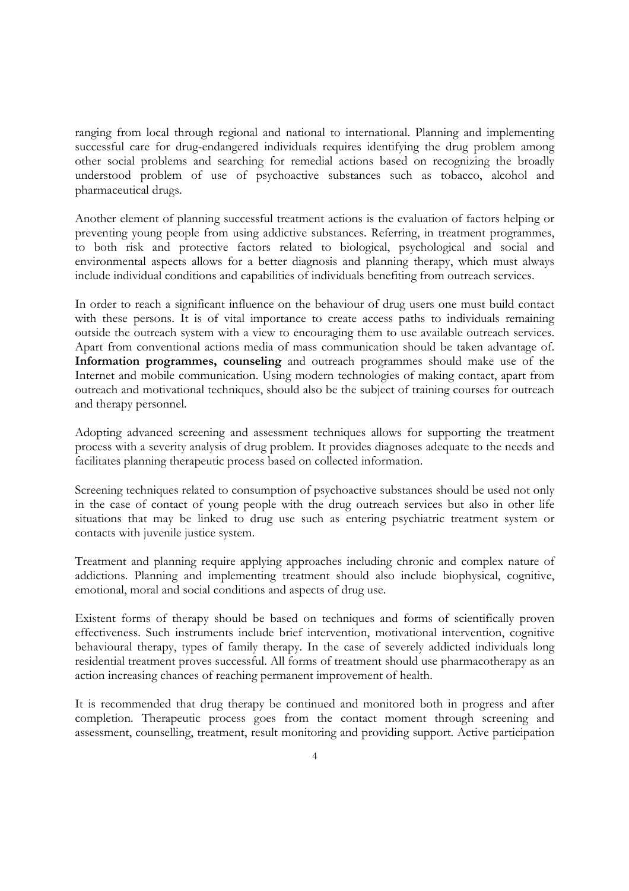ranging from local through regional and national to international. Planning and implementing successful care for drug-endangered individuals requires identifying the drug problem among other social problems and searching for remedial actions based on recognizing the broadly understood problem of use of psychoactive substances such as tobacco, alcohol and pharmaceutical drugs.

Another element of planning successful treatment actions is the evaluation of factors helping or preventing young people from using addictive substances. Referring, in treatment programmes, to both risk and protective factors related to biological, psychological and social and environmental aspects allows for a better diagnosis and planning therapy, which must always include individual conditions and capabilities of individuals benefiting from outreach services.

In order to reach a significant influence on the behaviour of drug users one must build contact with these persons. It is of vital importance to create access paths to individuals remaining outside the outreach system with a view to encouraging them to use available outreach services. Apart from conventional actions media of mass communication should be taken advantage of. **Information programmes, counseling** and outreach programmes should make use of the Internet and mobile communication. Using modern technologies of making contact, apart from outreach and motivational techniques, should also be the subject of training courses for outreach and therapy personnel.

Adopting advanced screening and assessment techniques allows for supporting the treatment process with a severity analysis of drug problem. It provides diagnoses adequate to the needs and facilitates planning therapeutic process based on collected information.

Screening techniques related to consumption of psychoactive substances should be used not only in the case of contact of young people with the drug outreach services but also in other life situations that may be linked to drug use such as entering psychiatric treatment system or contacts with juvenile justice system.

Treatment and planning require applying approaches including chronic and complex nature of addictions. Planning and implementing treatment should also include biophysical, cognitive, emotional, moral and social conditions and aspects of drug use.

Existent forms of therapy should be based on techniques and forms of scientifically proven effectiveness. Such instruments include brief intervention, motivational intervention, cognitive behavioural therapy, types of family therapy. In the case of severely addicted individuals long residential treatment proves successful. All forms of treatment should use pharmacotherapy as an action increasing chances of reaching permanent improvement of health.

It is recommended that drug therapy be continued and monitored both in progress and after completion. Therapeutic process goes from the contact moment through screening and assessment, counselling, treatment, result monitoring and providing support. Active participation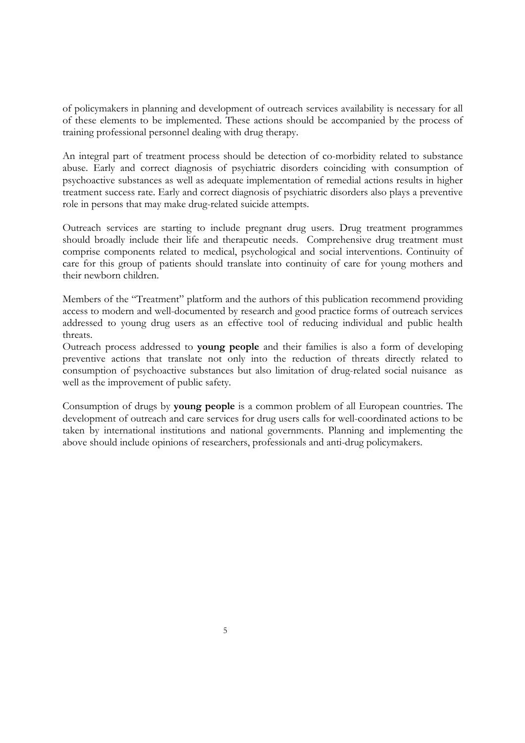of policymakers in planning and development of outreach services availability is necessary for all of these elements to be implemented. These actions should be accompanied by the process of training professional personnel dealing with drug therapy.

An integral part of treatment process should be detection of co-morbidity related to substance abuse. Early and correct diagnosis of psychiatric disorders coinciding with consumption of psychoactive substances as well as adequate implementation of remedial actions results in higher treatment success rate. Early and correct diagnosis of psychiatric disorders also plays a preventive role in persons that may make drug-related suicide attempts.

Outreach services are starting to include pregnant drug users. Drug treatment programmes should broadly include their life and therapeutic needs. Comprehensive drug treatment must comprise components related to medical, psychological and social interventions. Continuity of care for this group of patients should translate into continuity of care for young mothers and their newborn children.

Members of the "Treatment" platform and the authors of this publication recommend providing access to modern and well-documented by research and good practice forms of outreach services addressed to young drug users as an effective tool of reducing individual and public health threats.

Outreach process addressed to **young people** and their families is also a form of developing preventive actions that translate not only into the reduction of threats directly related to consumption of psychoactive substances but also limitation of drug-related social nuisance as well as the improvement of public safety.

Consumption of drugs by **young people** is a common problem of all European countries. The development of outreach and care services for drug users calls for well-coordinated actions to be taken by international institutions and national governments. Planning and implementing the above should include opinions of researchers, professionals and anti-drug policymakers.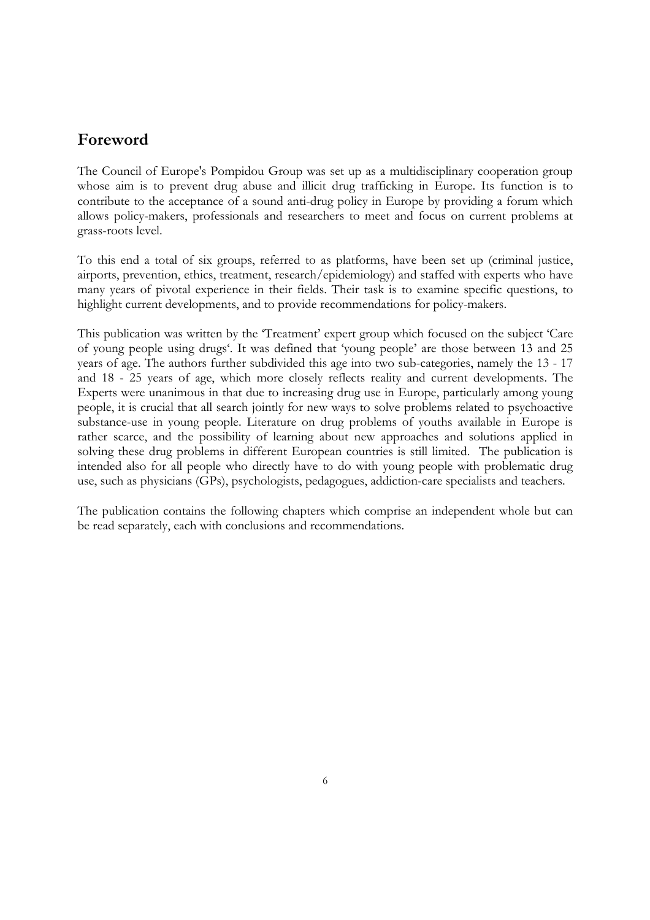## Foreword

The Council of Europe's Pompidou Group was set up as a multidisciplinary cooperation group whose aim is to prevent drug abuse and illicit drug trafficking in Europe. Its function is to contribute to the acceptance of a sound anti-drug policy in Europe by providing a forum which allows policy-makers, professionals and researchers to meet and focus on current problems at grass-roots level.

To this end a total of six groups, referred to as platforms, have been set up (criminal justice, airports, prevention, ethics, treatment, research/epidemiology) and staffed with experts who have many years of pivotal experience in their fields. Their task is to examine specific questions, to highlight current developments, and to provide recommendations for policy-makers.

This publication was written by the 'Treatment' expert group which focused on the subject 'Care of young people using drugs'. It was defined that 'young people' are those between 13 and 25 years of age. The authors further subdivided this age into two sub-categories, namely the 13 - 17 and 18 - 25 years of age, which more closely reflects reality and current developments. The Experts were unanimous in that due to increasing drug use in Europe, particularly among young people, it is crucial that all search jointly for new ways to solve problems related to psychoactive substance-use in young people. Literature on drug problems of youths available in Europe is rather scarce, and the possibility of learning about new approaches and solutions applied in solving these drug problems in different European countries is still limited. The publication is intended also for all people who directly have to do with young people with problematic drug use, such as physicians (GPs), psychologists, pedagogues, addiction-care specialists and teachers.

The publication contains the following chapters which comprise an independent whole but can be read separately, each with conclusions and recommendations.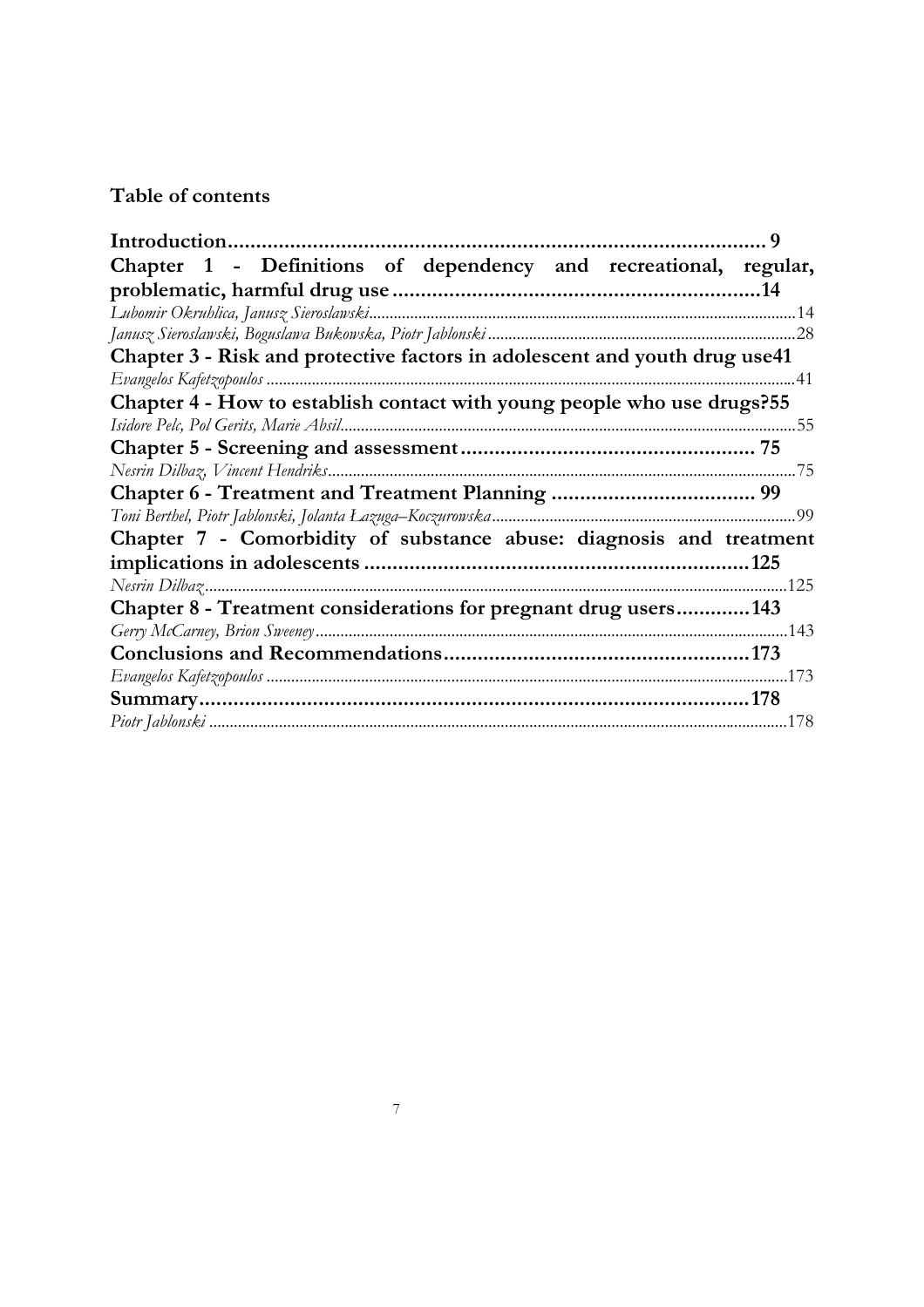# Table of contents

**Introduction................................................................................................ 9**

**Chapter 1 - Definitions of dependency and recreational, regular, problematic, harmful drug use ................................................................14**

*Lubomir Okruhlica, Janusz Sieroslawski*.......................................................................................................14

*Janusz Sieroslawski, Boguslawa Bukowska, Piotr Jablonski*..........................................................................28

**Chapter 3 - Risk and protective factors in adolescent and youth drug use41**

*Evangelos Kafetzopoulos* ...............................................................................................................................41

**Chapter 4 - How to establish contact with young people who use drugs?55**

*Isidore Pelc, Pol Gerits, Marie Absil*.............................................................................................................55

**Chapter 5 - Screening and assessment.................................................... 75**

*Nesrin Dilbaz, Vincent Hendriks*..................................................................................................................75

**Chapter 6 - Treatment and Treatment Planning .................................... 99**

*Toni Berthel, Piotr Jablonski, Jolanta Łazuga–Koczurowska*.........................................................................99

**Chapter 7 - Comorbidity of substance abuse: diagnosis and treatment implications in adolescents ...................................................................125**

*Nesrin Dilbaz*...............................................................................................................................................125

**Chapter 8 - Treatment considerations for pregnant drug users............143**

*Gerry McCarney, Brion Sweeney*..................................................................................................................143

**Conclusions and Recommendations.....................................................173**

*Evangelos Kafetzopoulos* .............................................................................................................................173

**Summary.................................................................................................178**

*Piotr Jablonski* .............................................................................................................................................178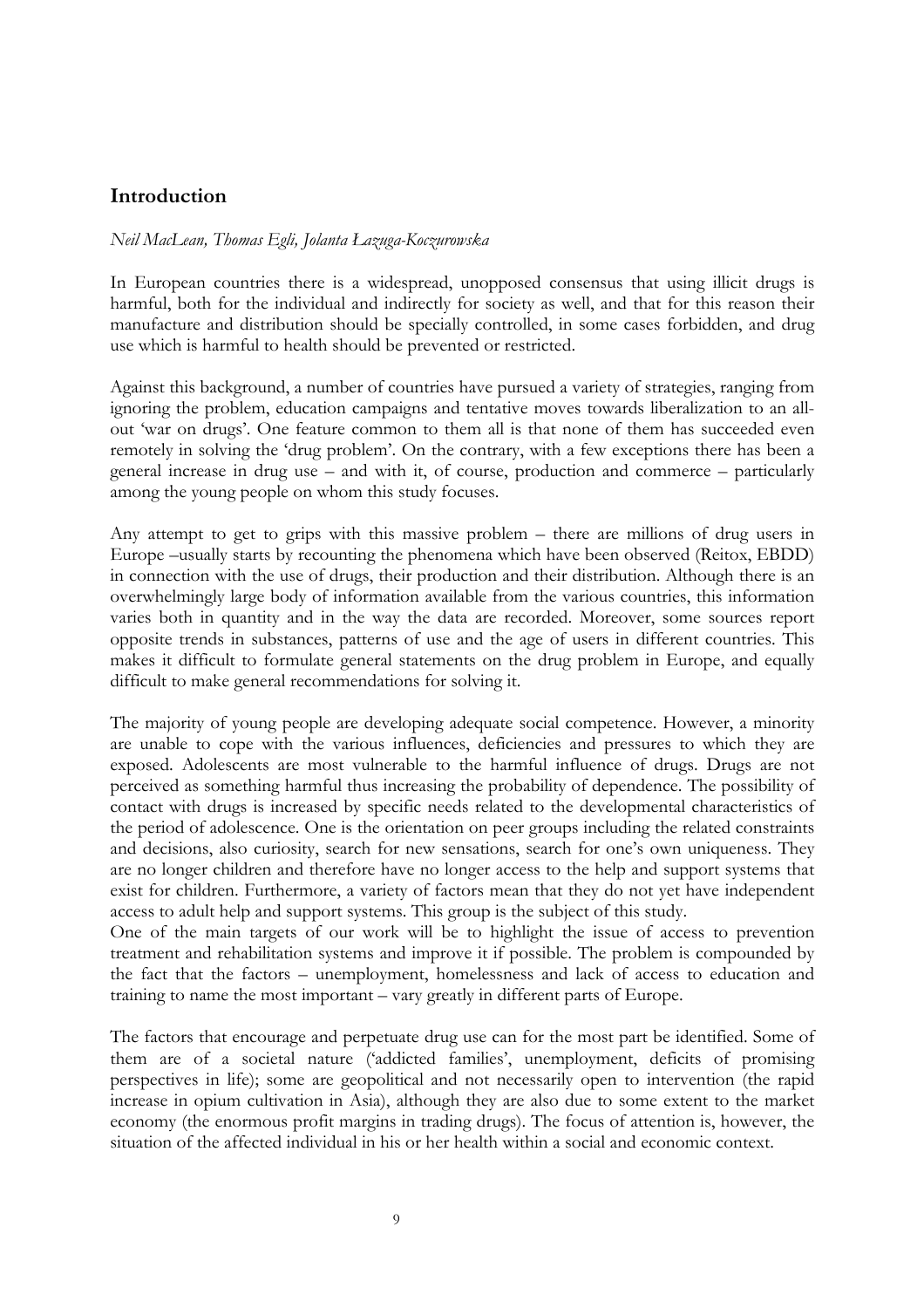## Introduction

*Neil MacLean, Thomas Egli, Jolanta Łazuga-Koczurowska*

In European countries there is a widespread, unopposed consensus that using illicit drugs is harmful, both for the individual and indirectly for society as well, and that for this reason their manufacture and distribution should be specially controlled, in some cases forbidden, and drug use which is harmful to health should be prevented or restricted.

Against this background, a number of countries have pursued a variety of strategies, ranging from ignoring the problem, education campaigns and tentative moves towards liberalization to an all-out 'war on drugs'. One feature common to them all is that none of them has succeeded even remotely in solving the 'drug problem'. On the contrary, with a few exceptions there has been a general increase in drug use – and with it, of course, production and commerce – particularly among the young people on whom this study focuses.

Any attempt to get to grips with this massive problem – there are millions of drug users in Europe –usually starts by recounting the phenomena which have been observed (Reitox, EBDD) in connection with the use of drugs, their production and their distribution. Although there is an overwhelmingly large body of information available from the various countries, this information varies both in quantity and in the way the data are recorded. Moreover, some sources report opposite trends in substances, patterns of use and the age of users in different countries. This makes it difficult to formulate general statements on the drug problem in Europe, and equally difficult to make general recommendations for solving it.

The majority of young people are developing adequate social competence. However, a minority are unable to cope with the various influences, deficiencies and pressures to which they are exposed. Adolescents are most vulnerable to the harmful influence of drugs. Drugs are not perceived as something harmful thus increasing the probability of dependence. The possibility of contact with drugs is increased by specific needs related to the developmental characteristics of the period of adolescence. One is the orientation on peer groups including the related constraints and decisions, also curiosity, search for new sensations, search for one's own uniqueness. They are no longer children and therefore have no longer access to the help and support systems that exist for children. Furthermore, a variety of factors mean that they do not yet have independent access to adult help and support systems. This group is the subject of this study.
One of the main targets of our work will be to highlight the issue of access to prevention treatment and rehabilitation systems and improve it if possible. The problem is compounded by the fact that the factors – unemployment, homelessness and lack of access to education and training to name the most important – vary greatly in different parts of Europe.

The factors that encourage and perpetuate drug use can for the most part be identified. Some of them are of a societal nature ('addicted families', unemployment, deficits of promising perspectives in life); some are geopolitical and not necessarily open to intervention (the rapid increase in opium cultivation in Asia), although they are also due to some extent to the market economy (the enormous profit margins in trading drugs). The focus of attention is, however, the situation of the affected individual in his or her health within a social and economic context.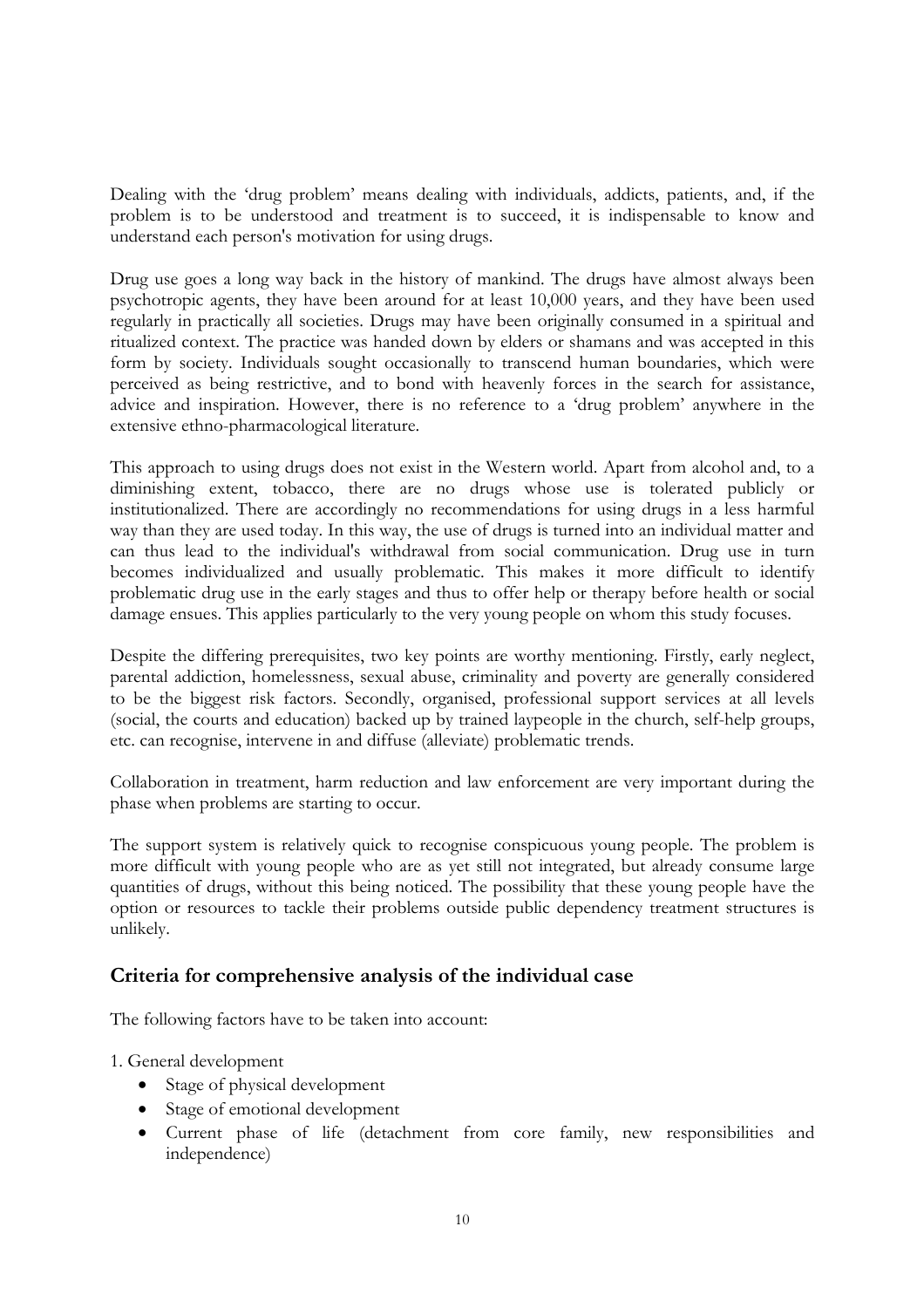Dealing with the 'drug problem' means dealing with individuals, addicts, patients, and, if the problem is to be understood and treatment is to succeed, it is indispensable to know and understand each person's motivation for using drugs.

Drug use goes a long way back in the history of mankind. The drugs have almost always been psychotropic agents, they have been around for at least 10,000 years, and they have been used regularly in practically all societies. Drugs may have been originally consumed in a spiritual and ritualized context. The practice was handed down by elders or shamans and was accepted in this form by society. Individuals sought occasionally to transcend human boundaries, which were perceived as being restrictive, and to bond with heavenly forces in the search for assistance, advice and inspiration. However, there is no reference to a 'drug problem' anywhere in the extensive ethno-pharmacological literature.

This approach to using drugs does not exist in the Western world. Apart from alcohol and, to a diminishing extent, tobacco, there are no drugs whose use is tolerated publicly or institutionalized. There are accordingly no recommendations for using drugs in a less harmful way than they are used today. In this way, the use of drugs is turned into an individual matter and can thus lead to the individual's withdrawal from social communication. Drug use in turn becomes individualized and usually problematic. This makes it more difficult to identify problematic drug use in the early stages and thus to offer help or therapy before health or social damage ensues. This applies particularly to the very young people on whom this study focuses.

Despite the differing prerequisites, two key points are worthy mentioning. Firstly, early neglect, parental addiction, homelessness, sexual abuse, criminality and poverty are generally considered to be the biggest risk factors. Secondly, organised, professional support services at all levels (social, the courts and education) backed up by trained laypeople in the church, self-help groups, etc. can recognise, intervene in and diffuse (alleviate) problematic trends.

Collaboration in treatment, harm reduction and law enforcement are very important during the phase when problems are starting to occur.

The support system is relatively quick to recognise conspicuous young people. The problem is more difficult with young people who are as yet still not integrated, but already consume large quantities of drugs, without this being noticed. The possibility that these young people have the option or resources to tackle their problems outside public dependency treatment structures is unlikely.

## Criteria for comprehensive analysis of the individual case

The following factors have to be taken into account:

1. General development
    - Stage of physical development
    - Stage of emotional development
    - Current phase of life (detachment from core family, new responsibilities and independence)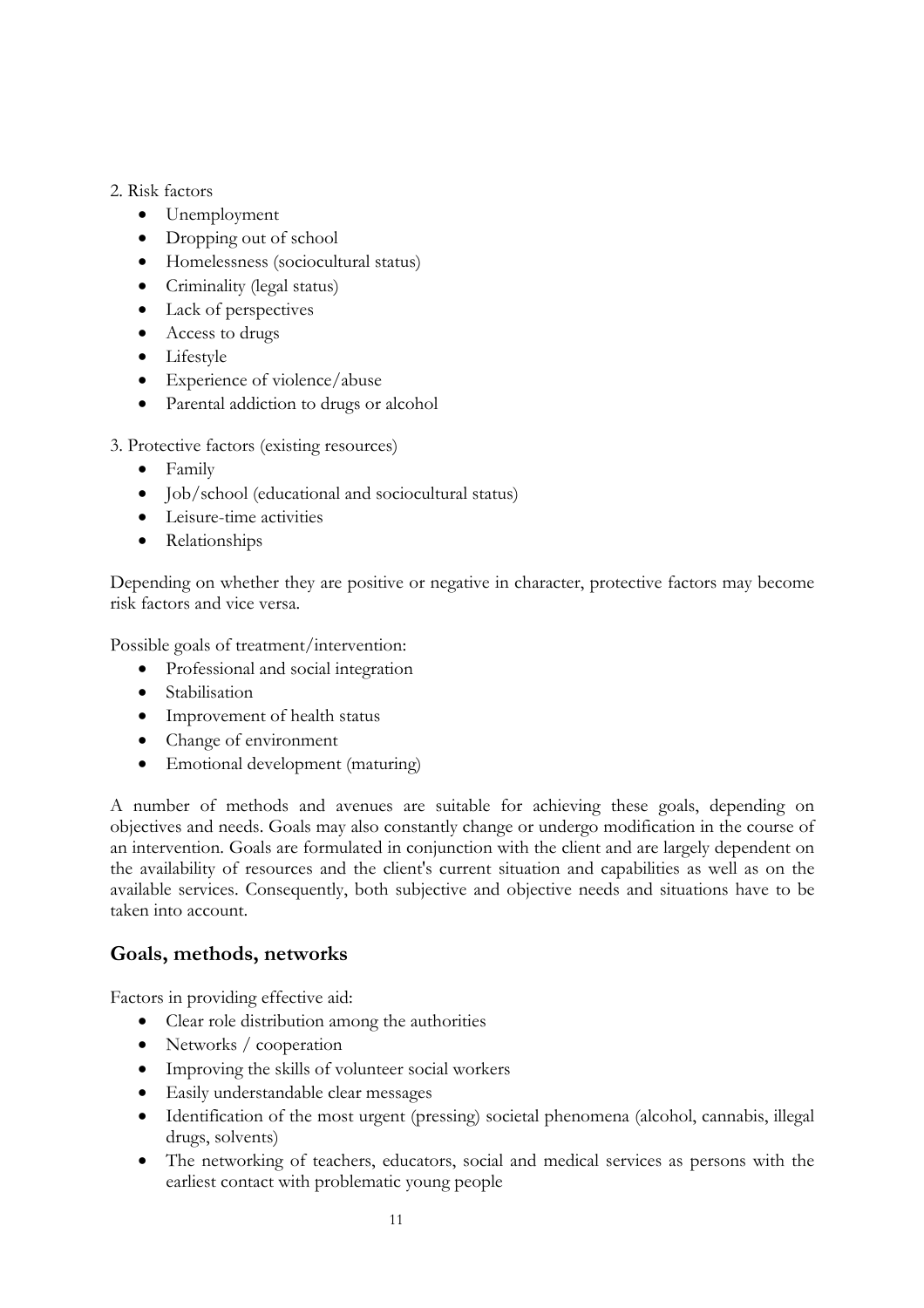2. Risk factors

- Unemployment
- Dropping out of school
- Homelessness (sociocultural status)
- Criminality (legal status)
- Lack of perspectives
- Access to drugs
- Lifestyle
- Experience of violence/abuse
- Parental addiction to drugs or alcohol

3. Protective factors (existing resources)

- Family
- Job/school (educational and sociocultural status)
- Leisure-time activities
- Relationships

Depending on whether they are positive or negative in character, protective factors may become risk factors and vice versa.

Possible goals of treatment/intervention:

- Professional and social integration
- Stabilisation
- Improvement of health status
- Change of environment
- Emotional development (maturing)

A number of methods and avenues are suitable for achieving these goals, depending on objectives and needs. Goals may also constantly change or undergo modification in the course of an intervention. Goals are formulated in conjunction with the client and are largely dependent on the availability of resources and the client's current situation and capabilities as well as on the available services. Consequently, both subjective and objective needs and situations have to be taken into account.

## Goals, methods, networks

Factors in providing effective aid:

- Clear role distribution among the authorities
- Networks / cooperation
- Improving the skills of volunteer social workers
- Easily understandable clear messages
- Identification of the most urgent (pressing) societal phenomena (alcohol, cannabis, illegal drugs, solvents)
- The networking of teachers, educators, social and medical services as persons with the earliest contact with problematic young people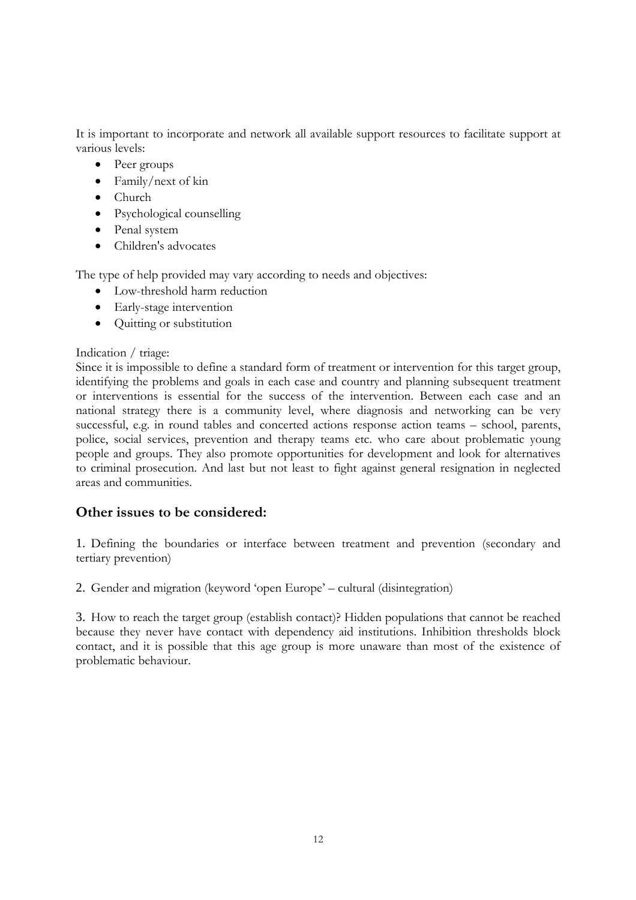It is important to incorporate and network all available support resources to facilitate support at various levels:

- Peer groups
- Family/next of kin
- Church
- Psychological counselling
- Penal system
- Children's advocates

The type of help provided may vary according to needs and objectives:

- Low-threshold harm reduction
- Early-stage intervention
- Quitting or substitution

Indication / triage:
Since it is impossible to define a standard form of treatment or intervention for this target group, identifying the problems and goals in each case and country and planning subsequent treatment or interventions is essential for the success of the intervention. Between each case and an national strategy there is a community level, where diagnosis and networking can be very successful, e.g. in round tables and concerted actions response action teams – school, parents, police, social services, prevention and therapy teams etc. who care about problematic young people and groups. They also promote opportunities for development and look for alternatives to criminal prosecution. And last but not least to fight against general resignation in neglected areas and communities.

## Other issues to be considered:

1. Defining the boundaries or interface between treatment and prevention (secondary and tertiary prevention)

2. Gender and migration (keyword 'open Europe' – cultural (disintegration)

3. How to reach the target group (establish contact)? Hidden populations that cannot be reached because they never have contact with dependency aid institutions. Inhibition thresholds block contact, and it is possible that this age group is more unaware than most of the existence of problematic behaviour.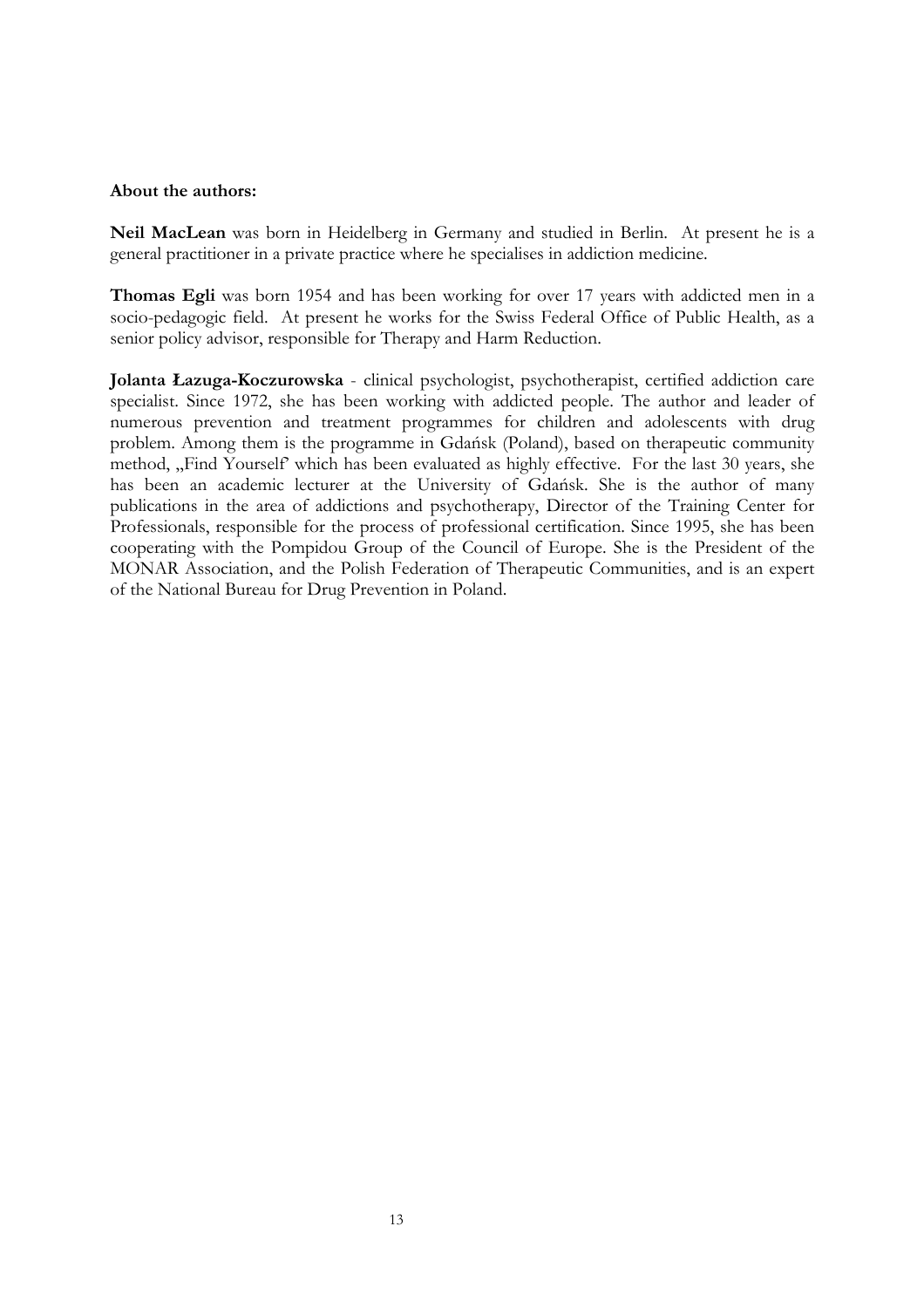**About the authors:**

**Neil MacLean** was born in Heidelberg in Germany and studied in Berlin. At present he is a general practitioner in a private practice where he specialises in addiction medicine.

**Thomas Egli** was born 1954 and has been working for over 17 years with addicted men in a socio-pedagogic field. At present he works for the Swiss Federal Office of Public Health, as a senior policy advisor, responsible for Therapy and Harm Reduction.

**Jolanta Łazuga-Koczurowska** - clinical psychologist, psychotherapist, certified addiction care specialist. Since 1972, she has been working with addicted people. The author and leader of numerous prevention and treatment programmes for children and adolescents with drug problem. Among them is the programme in Gdańsk (Poland), based on therapeutic community method, „Find Yourself' which has been evaluated as highly effective. For the last 30 years, she has been an academic lecturer at the University of Gdańsk. She is the author of many publications in the area of addictions and psychotherapy, Director of the Training Center for Professionals, responsible for the process of professional certification. Since 1995, she has been cooperating with the Pompidou Group of the Council of Europe. She is the President of the MONAR Association, and the Polish Federation of Therapeutic Communities, and is an expert of the National Bureau for Drug Prevention in Poland.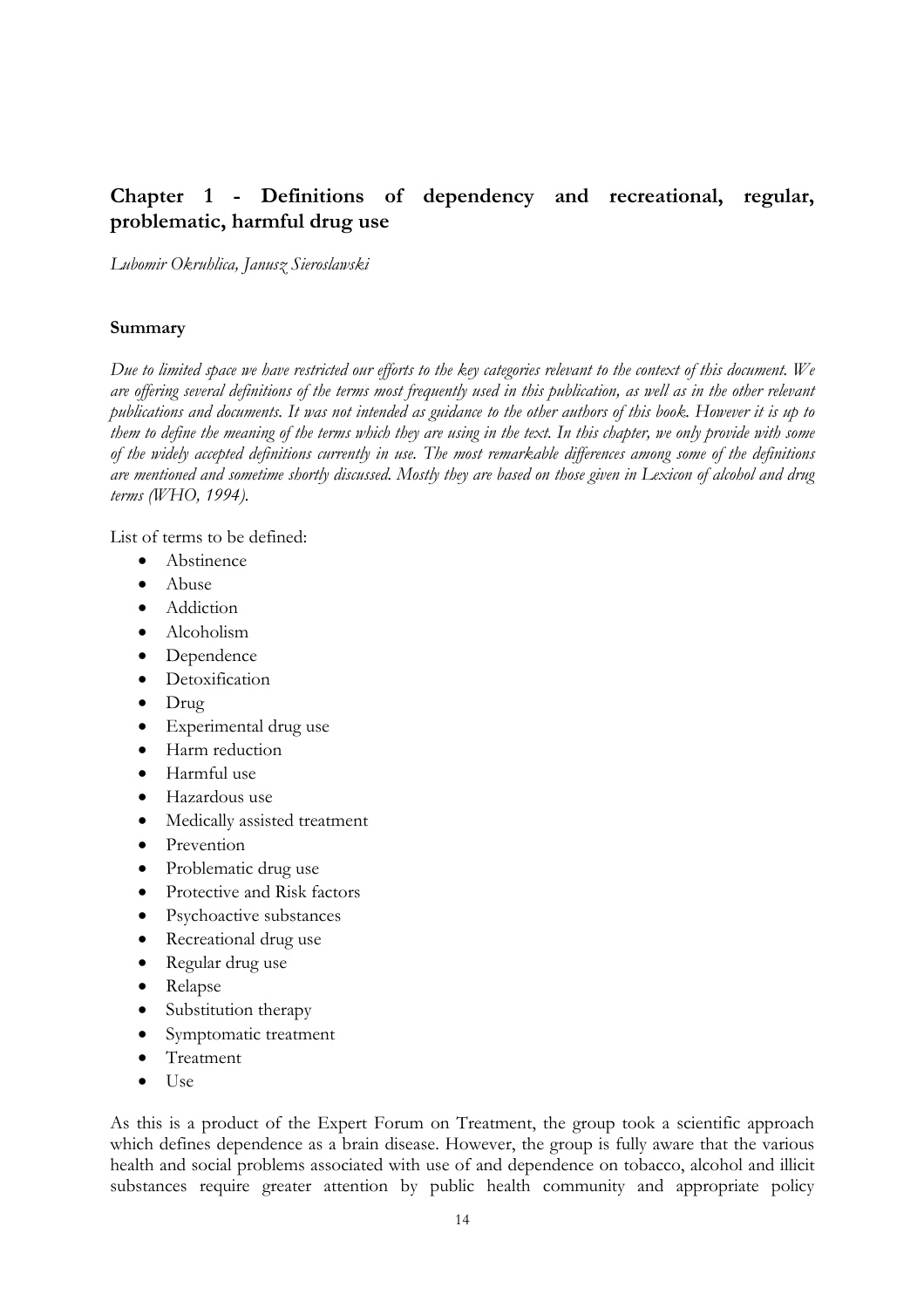## Chapter 1 - Definitions of dependency and recreational, regular, problematic, harmful drug use

*Lubomir Okruhlica, Janusz Sieroslawski*

### Summary

*Due to limited space we have restricted our efforts to the key categories relevant to the context of this document. We are offering several definitions of the terms most frequently used in this publication, as well as in the other relevant publications and documents. It was not intended as guidance to the other authors of this book. However it is up to them to define the meaning of the terms which they are using in the text. In this chapter, we only provide with some of the widely accepted definitions currently in use. The most remarkable differences among some of the definitions are mentioned and sometime shortly discussed. Mostly they are based on those given in Lexicon of alcohol and drug terms (WHO, 1994).*

List of terms to be defined:

- Abstinence
- Abuse
- Addiction
- Alcoholism
- Dependence
- Detoxification
- Drug
- Experimental drug use
- Harm reduction
- Harmful use
- Hazardous use
- Medically assisted treatment
- Prevention
- Problematic drug use
- Protective and Risk factors
- Psychoactive substances
- Recreational drug use
- Regular drug use
- Relapse
- Substitution therapy
- Symptomatic treatment
- Treatment
- Use

As this is a product of the Expert Forum on Treatment, the group took a scientific approach which defines dependence as a brain disease. However, the group is fully aware that the various health and social problems associated with use of and dependence on tobacco, alcohol and illicit substances require greater attention by public health community and appropriate policy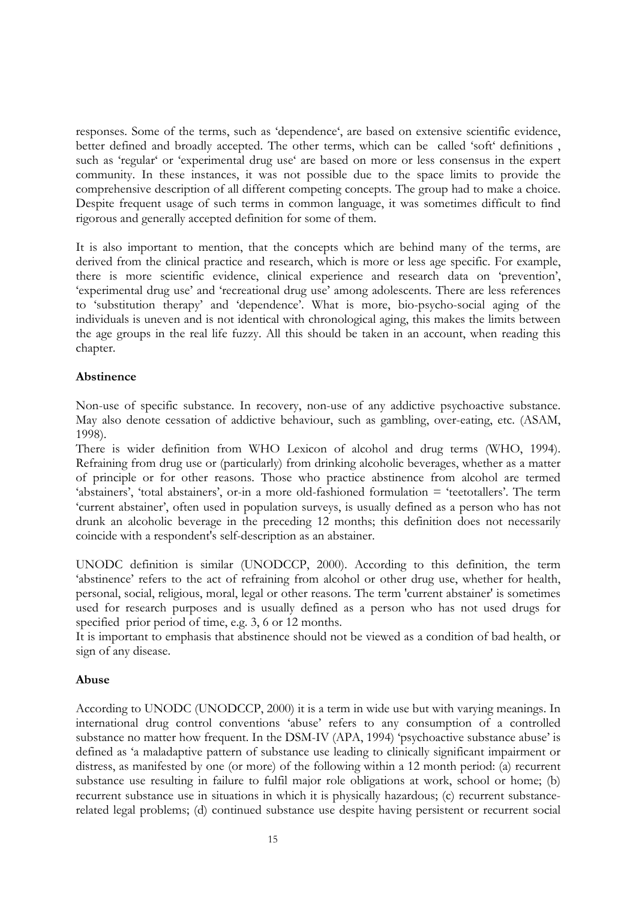responses. Some of the terms, such as 'dependence', are based on extensive scientific evidence, better defined and broadly accepted. The other terms, which can be called 'soft' definitions , such as 'regular' or 'experimental drug use' are based on more or less consensus in the expert community. In these instances, it was not possible due to the space limits to provide the comprehensive description of all different competing concepts. The group had to make a choice. Despite frequent usage of such terms in common language, it was sometimes difficult to find rigorous and generally accepted definition for some of them.

It is also important to mention, that the concepts which are behind many of the terms, are derived from the clinical practice and research, which is more or less age specific. For example, there is more scientific evidence, clinical experience and research data on 'prevention', 'experimental drug use' and 'recreational drug use' among adolescents. There are less references to 'substitution therapy' and 'dependence'. What is more, bio-psycho-social aging of the individuals is uneven and is not identical with chronological aging, this makes the limits between the age groups in the real life fuzzy. All this should be taken in an account, when reading this chapter.

**Abstinence**

Non-use of specific substance. In recovery, non-use of any addictive psychoactive substance. May also denote cessation of addictive behaviour, such as gambling, over-eating, etc. (ASAM, 1998).

There is wider definition from WHO Lexicon of alcohol and drug terms (WHO, 1994). Refraining from drug use or (particularly) from drinking alcoholic beverages, whether as a matter of principle or for other reasons. Those who practice abstinence from alcohol are termed 'abstainers', 'total abstainers', or-in a more old-fashioned formulation = 'teetotallers'. The term 'current abstainer', often used in population surveys, is usually defined as a person who has not drunk an alcoholic beverage in the preceding 12 months; this definition does not necessarily coincide with a respondent's self-description as an abstainer.

UNODC definition is similar (UNODCCP, 2000). According to this definition, the term 'abstinence' refers to the act of refraining from alcohol or other drug use, whether for health, personal, social, religious, moral, legal or other reasons. The term 'current abstainer' is sometimes used for research purposes and is usually defined as a person who has not used drugs for specified prior period of time, e.g. 3, 6 or 12 months.

It is important to emphasis that abstinence should not be viewed as a condition of bad health, or sign of any disease.

**Abuse**

According to UNODC (UNODCCP, 2000) it is a term in wide use but with varying meanings. In international drug control conventions 'abuse' refers to any consumption of a controlled substance no matter how frequent. In the DSM-IV (APA, 1994) 'psychoactive substance abuse' is defined as 'a maladaptive pattern of substance use leading to clinically significant impairment or distress, as manifested by one (or more) of the following within a 12 month period: (a) recurrent substance use resulting in failure to fulfil major role obligations at work, school or home; (b) recurrent substance use in situations in which it is physically hazardous; (c) recurrent substance-related legal problems; (d) continued substance use despite having persistent or recurrent social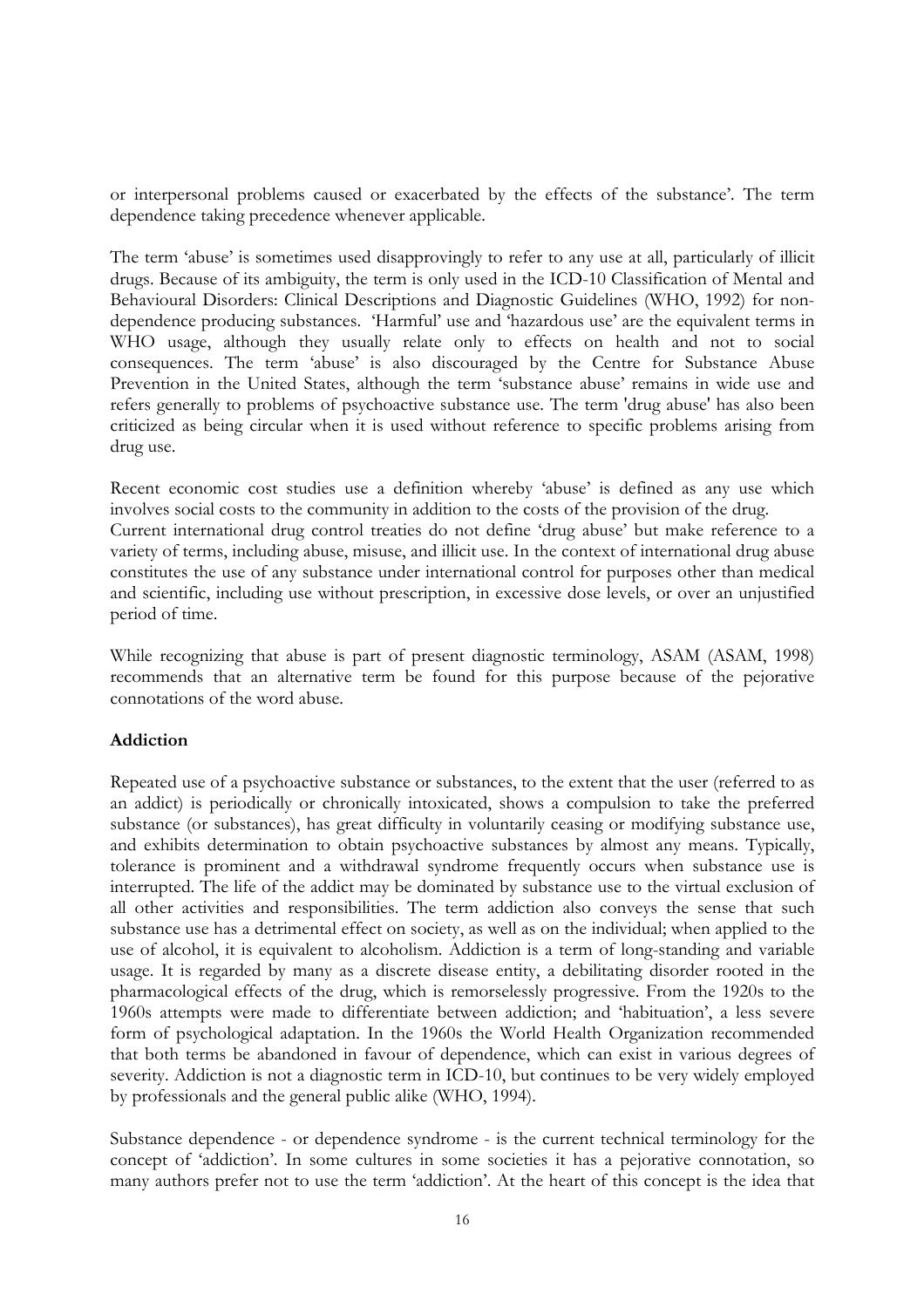or interpersonal problems caused or exacerbated by the effects of the substance'. The term dependence taking precedence whenever applicable.

The term 'abuse' is sometimes used disapprovingly to refer to any use at all, particularly of illicit drugs. Because of its ambiguity, the term is only used in the ICD-10 Classification of Mental and Behavioural Disorders: Clinical Descriptions and Diagnostic Guidelines (WHO, 1992) for non-dependence producing substances. 'Harmful' use and 'hazardous use' are the equivalent terms in WHO usage, although they usually relate only to effects on health and not to social consequences. The term 'abuse' is also discouraged by the Centre for Substance Abuse Prevention in the United States, although the term 'substance abuse' remains in wide use and refers generally to problems of psychoactive substance use. The term 'drug abuse' has also been criticized as being circular when it is used without reference to specific problems arising from drug use.

Recent economic cost studies use a definition whereby 'abuse' is defined as any use which involves social costs to the community in addition to the costs of the provision of the drug.
Current international drug control treaties do not define 'drug abuse' but make reference to a variety of terms, including abuse, misuse, and illicit use. In the context of international drug abuse constitutes the use of any substance under international control for purposes other than medical and scientific, including use without prescription, in excessive dose levels, or over an unjustified period of time.

While recognizing that abuse is part of present diagnostic terminology, ASAM (ASAM, 1998) recommends that an alternative term be found for this purpose because of the pejorative connotations of the word abuse.

**Addiction**

Repeated use of a psychoactive substance or substances, to the extent that the user (referred to as an addict) is periodically or chronically intoxicated, shows a compulsion to take the preferred substance (or substances), has great difficulty in voluntarily ceasing or modifying substance use, and exhibits determination to obtain psychoactive substances by almost any means. Typically, tolerance is prominent and a withdrawal syndrome frequently occurs when substance use is interrupted. The life of the addict may be dominated by substance use to the virtual exclusion of all other activities and responsibilities. The term addiction also conveys the sense that such substance use has a detrimental effect on society, as well as on the individual; when applied to the use of alcohol, it is equivalent to alcoholism. Addiction is a term of long-standing and variable usage. It is regarded by many as a discrete disease entity, a debilitating disorder rooted in the pharmacological effects of the drug, which is remorselessly progressive. From the 1920s to the 1960s attempts were made to differentiate between addiction; and 'habituation', a less severe form of psychological adaptation. In the 1960s the World Health Organization recommended that both terms be abandoned in favour of dependence, which can exist in various degrees of severity. Addiction is not a diagnostic term in ICD-10, but continues to be very widely employed by professionals and the general public alike (WHO, 1994).

Substance dependence - or dependence syndrome - is the current technical terminology for the concept of 'addiction'. In some cultures in some societies it has a pejorative connotation, so many authors prefer not to use the term 'addiction'. At the heart of this concept is the idea that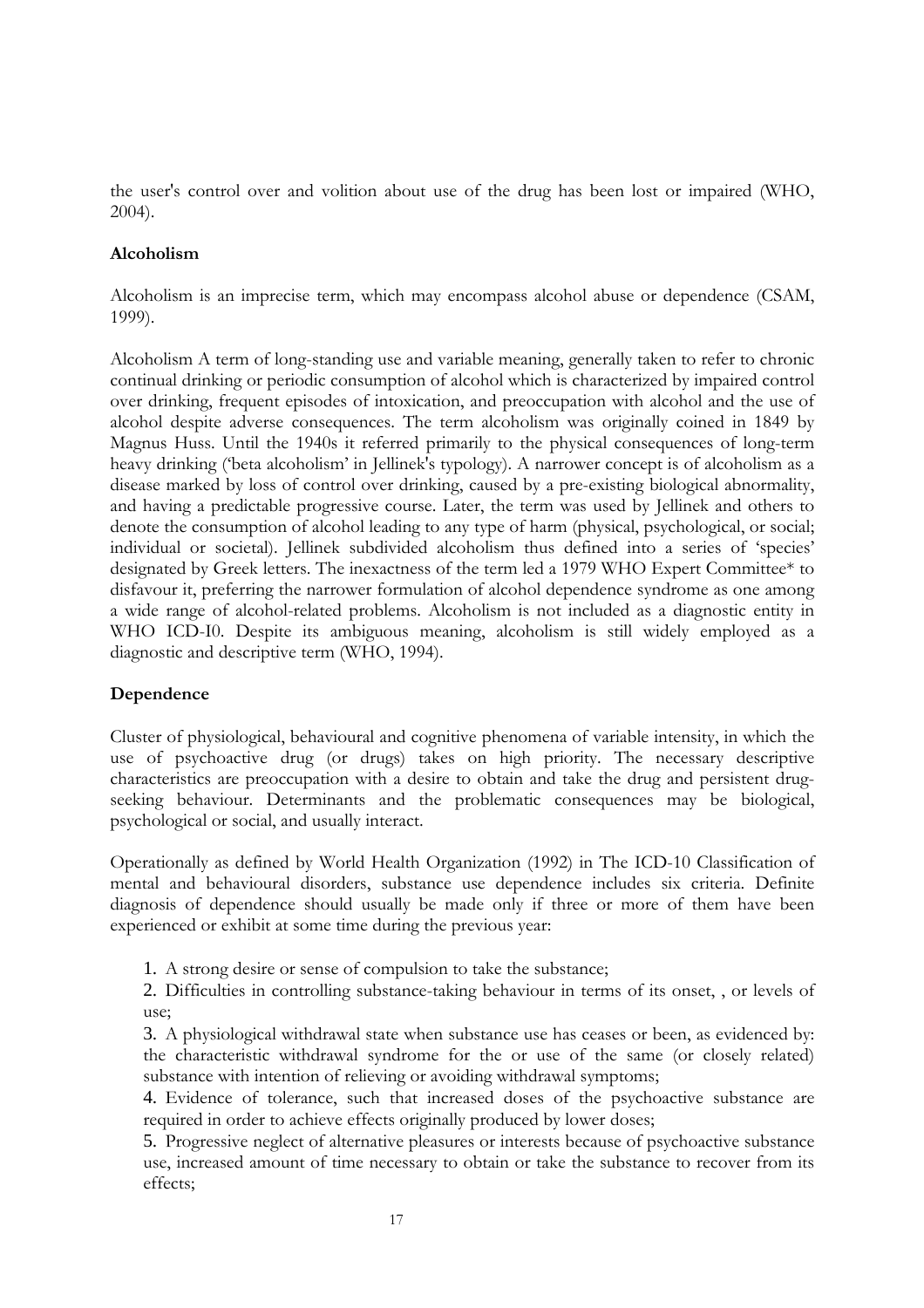the user's control over and volition about use of the drug has been lost or impaired (WHO, 2004).

### Alcoholism

Alcoholism is an imprecise term, which may encompass alcohol abuse or dependence (CSAM, 1999).

Alcoholism A term of long-standing use and variable meaning, generally taken to refer to chronic continual drinking or periodic consumption of alcohol which is characterized by impaired control over drinking, frequent episodes of intoxication, and preoccupation with alcohol and the use of alcohol despite adverse consequences. The term alcoholism was originally coined in 1849 by Magnus Huss. Until the 1940s it referred primarily to the physical consequences of long-term heavy drinking ('beta alcoholism' in Jellinek's typology). A narrower concept is of alcoholism as a disease marked by loss of control over drinking, caused by a pre-existing biological abnormality, and having a predictable progressive course. Later, the term was used by Jellinek and others to denote the consumption of alcohol leading to any type of harm (physical, psychological, or social; individual or societal). Jellinek subdivided alcoholism thus defined into a series of 'species' designated by Greek letters. The inexactness of the term led a 1979 WHO Expert Committee* to disfavour it, preferring the narrower formulation of alcohol dependence syndrome as one among a wide range of alcohol-related problems. Alcoholism is not included as a diagnostic entity in WHO ICD-I0. Despite its ambiguous meaning, alcoholism is still widely employed as a diagnostic and descriptive term (WHO, 1994).

### Dependence

Cluster of physiological, behavioural and cognitive phenomena of variable intensity, in which the use of psychoactive drug (or drugs) takes on high priority. The necessary descriptive characteristics are preoccupation with a desire to obtain and take the drug and persistent drug-seeking behaviour. Determinants and the problematic consequences may be biological, psychological or social, and usually interact.

Operationally as defined by World Health Organization (1992) in The ICD-10 Classification of mental and behavioural disorders, substance use dependence includes six criteria. Definite diagnosis of dependence should usually be made only if three or more of them have been experienced or exhibit at some time during the previous year:

1. A strong desire or sense of compulsion to take the substance;
2. Difficulties in controlling substance-taking behaviour in terms of its onset, , or levels of use;
3. A physiological withdrawal state when substance use has ceases or been, as evidenced by: the characteristic withdrawal syndrome for the or use of the same (or closely related) substance with intention of relieving or avoiding withdrawal symptoms;
4. Evidence of tolerance, such that increased doses of the psychoactive substance are required in order to achieve effects originally produced by lower doses;
5. Progressive neglect of alternative pleasures or interests because of psychoactive substance use, increased amount of time necessary to obtain or take the substance to recover from its effects;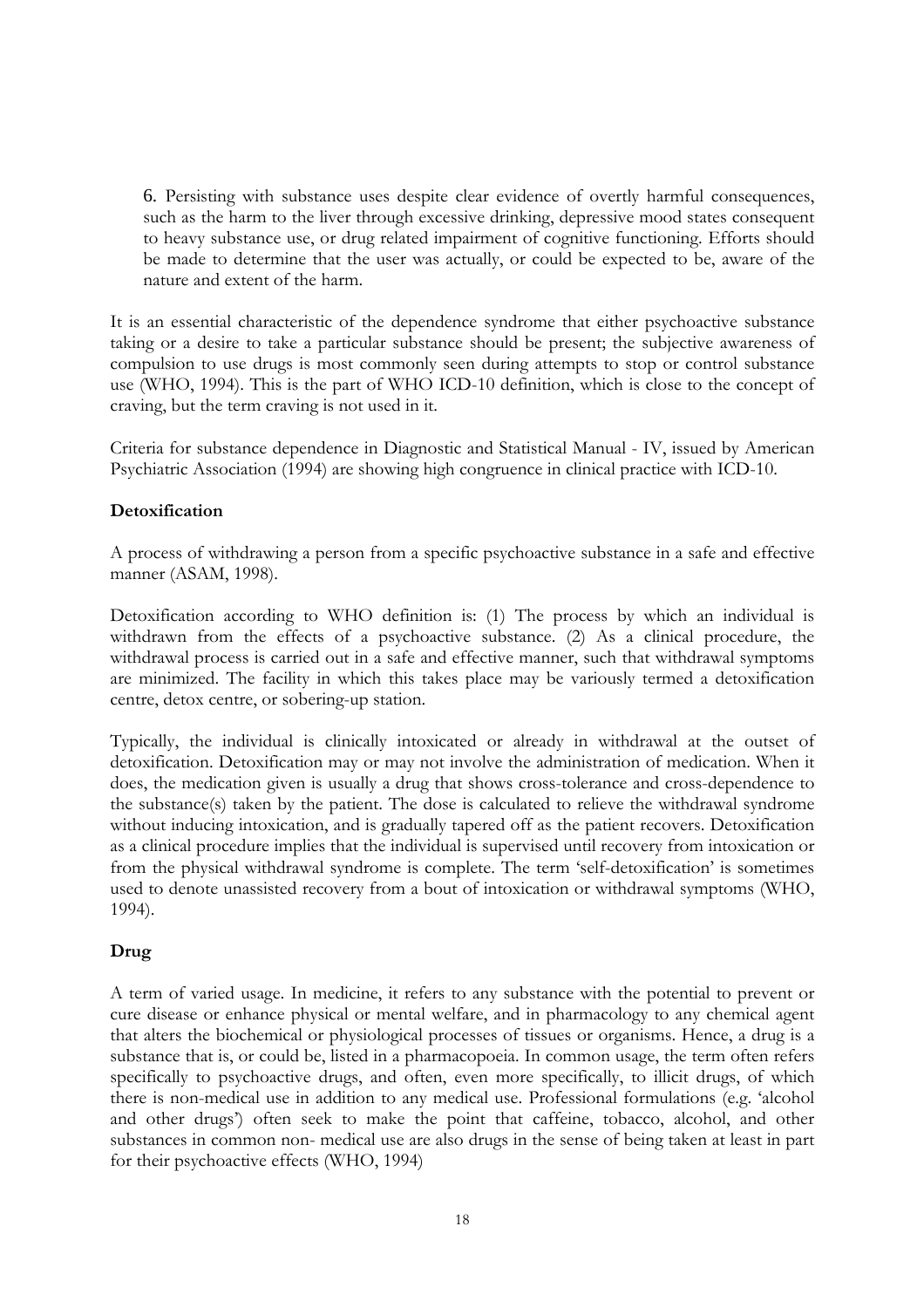6. Persisting with substance uses despite clear evidence of overtly harmful consequences, such as the harm to the liver through excessive drinking, depressive mood states consequent to heavy substance use, or drug related impairment of cognitive functioning. Efforts should be made to determine that the user was actually, or could be expected to be, aware of the nature and extent of the harm.

It is an essential characteristic of the dependence syndrome that either psychoactive substance taking or a desire to take a particular substance should be present; the subjective awareness of compulsion to use drugs is most commonly seen during attempts to stop or control substance use (WHO, 1994). This is the part of WHO ICD-10 definition, which is close to the concept of craving, but the term craving is not used in it.

Criteria for substance dependence in Diagnostic and Statistical Manual - IV, issued by American Psychiatric Association (1994) are showing high congruence in clinical practice with ICD-10.

**Detoxification**

A process of withdrawing a person from a specific psychoactive substance in a safe and effective manner (ASAM, 1998).

Detoxification according to WHO definition is: (1) The process by which an individual is withdrawn from the effects of a psychoactive substance. (2) As a clinical procedure, the withdrawal process is carried out in a safe and effective manner, such that withdrawal symptoms are minimized. The facility in which this takes place may be variously termed a detoxification centre, detox centre, or sobering-up station.

Typically, the individual is clinically intoxicated or already in withdrawal at the outset of detoxification. Detoxification may or may not involve the administration of medication. When it does, the medication given is usually a drug that shows cross-tolerance and cross-dependence to the substance(s) taken by the patient. The dose is calculated to relieve the withdrawal syndrome without inducing intoxication, and is gradually tapered off as the patient recovers. Detoxification as a clinical procedure implies that the individual is supervised until recovery from intoxication or from the physical withdrawal syndrome is complete. The term 'self-detoxification' is sometimes used to denote unassisted recovery from a bout of intoxication or withdrawal symptoms (WHO, 1994).

**Drug**

A term of varied usage. In medicine, it refers to any substance with the potential to prevent or cure disease or enhance physical or mental welfare, and in pharmacology to any chemical agent that alters the biochemical or physiological processes of tissues or organisms. Hence, a drug is a substance that is, or could be, listed in a pharmacopoeia. In common usage, the term often refers specifically to psychoactive drugs, and often, even more specifically, to illicit drugs, of which there is non-medical use in addition to any medical use. Professional formulations (e.g. 'alcohol and other drugs') often seek to make the point that caffeine, tobacco, alcohol, and other substances in common non- medical use are also drugs in the sense of being taken at least in part for their psychoactive effects (WHO, 1994)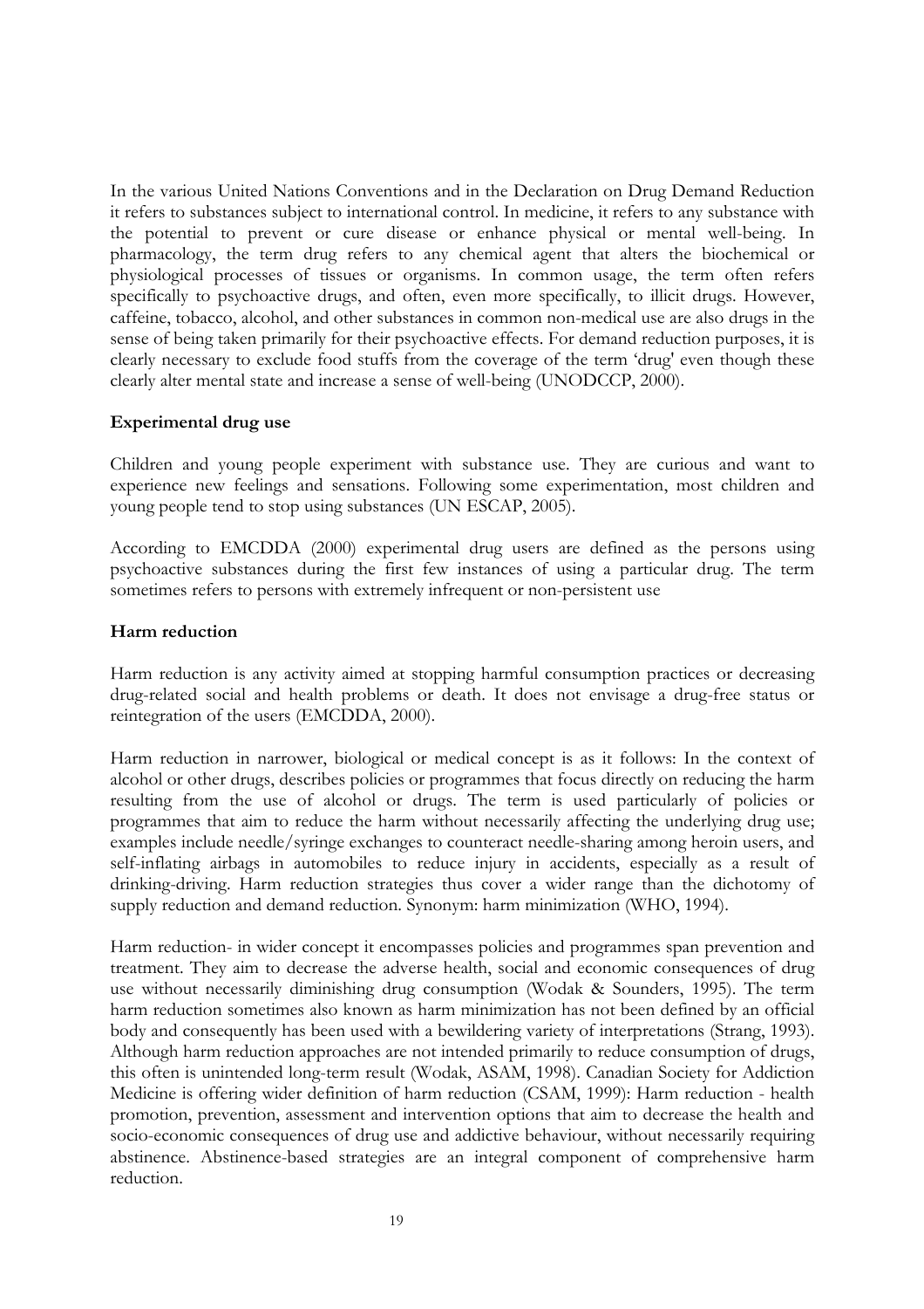In the various United Nations Conventions and in the Declaration on Drug Demand Reduction it refers to substances subject to international control. In medicine, it refers to any substance with the potential to prevent or cure disease or enhance physical or mental well-being. In pharmacology, the term drug refers to any chemical agent that alters the biochemical or physiological processes of tissues or organisms. In common usage, the term often refers specifically to psychoactive drugs, and often, even more specifically, to illicit drugs. However, caffeine, tobacco, alcohol, and other substances in common non-medical use are also drugs in the sense of being taken primarily for their psychoactive effects. For demand reduction purposes, it is clearly necessary to exclude food stuffs from the coverage of the term 'drug' even though these clearly alter mental state and increase a sense of well-being (UNODCCP, 2000).

**Experimental drug use**

Children and young people experiment with substance use. They are curious and want to experience new feelings and sensations. Following some experimentation, most children and young people tend to stop using substances (UN ESCAP, 2005).

According to EMCDDA (2000) experimental drug users are defined as the persons using psychoactive substances during the first few instances of using a particular drug. The term sometimes refers to persons with extremely infrequent or non-persistent use

**Harm reduction**

Harm reduction is any activity aimed at stopping harmful consumption practices or decreasing drug-related social and health problems or death. It does not envisage a drug-free status or reintegration of the users (EMCDDA, 2000).

Harm reduction in narrower, biological or medical concept is as it follows: In the context of alcohol or other drugs, describes policies or programmes that focus directly on reducing the harm resulting from the use of alcohol or drugs. The term is used particularly of policies or programmes that aim to reduce the harm without necessarily affecting the underlying drug use; examples include needle/syringe exchanges to counteract needle-sharing among heroin users, and self-inflating airbags in automobiles to reduce injury in accidents, especially as a result of drinking-driving. Harm reduction strategies thus cover a wider range than the dichotomy of supply reduction and demand reduction. Synonym: harm minimization (WHO, 1994).

Harm reduction- in wider concept it encompasses policies and programmes span prevention and treatment. They aim to decrease the adverse health, social and economic consequences of drug use without necessarily diminishing drug consumption (Wodak & Sounders, 1995). The term harm reduction sometimes also known as harm minimization has not been defined by an official body and consequently has been used with a bewildering variety of interpretations (Strang, 1993). Although harm reduction approaches are not intended primarily to reduce consumption of drugs, this often is unintended long-term result (Wodak, ASAM, 1998). Canadian Society for Addiction Medicine is offering wider definition of harm reduction (CSAM, 1999): Harm reduction - health promotion, prevention, assessment and intervention options that aim to decrease the health and socio-economic consequences of drug use and addictive behaviour, without necessarily requiring abstinence. Abstinence-based strategies are an integral component of comprehensive harm reduction.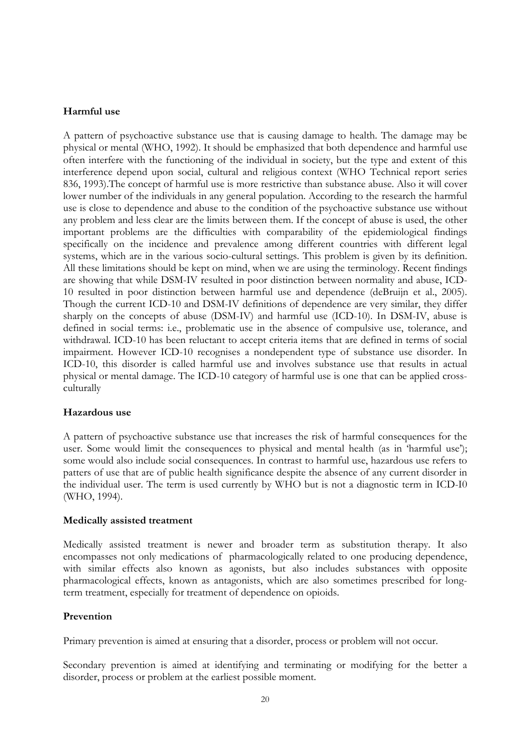**Harmful use**

A pattern of psychoactive substance use that is causing damage to health. The damage may be physical or mental (WHO, 1992). It should be emphasized that both dependence and harmful use often interfere with the functioning of the individual in society, but the type and extent of this interference depend upon social, cultural and religious context (WHO Technical report series 836, 1993).The concept of harmful use is more restrictive than substance abuse. Also it will cover lower number of the individuals in any general population. According to the research the harmful use is close to dependence and abuse to the condition of the psychoactive substance use without any problem and less clear are the limits between them. If the concept of abuse is used, the other important problems are the difficulties with comparability of the epidemiological findings specifically on the incidence and prevalence among different countries with different legal systems, which are in the various socio-cultural settings. This problem is given by its definition. All these limitations should be kept on mind, when we are using the terminology. Recent findings are showing that while DSM-IV resulted in poor distinction between normality and abuse, ICD-10 resulted in poor distinction between harmful use and dependence (deBruijn et al., 2005). Though the current ICD-10 and DSM-IV definitions of dependence are very similar, they differ sharply on the concepts of abuse (DSM-IV) and harmful use (ICD-10). In DSM-IV, abuse is defined in social terms: i.e., problematic use in the absence of compulsive use, tolerance, and withdrawal. ICD-10 has been reluctant to accept criteria items that are defined in terms of social impairment. However ICD-10 recognises a nondependent type of substance use disorder. In ICD-10, this disorder is called harmful use and involves substance use that results in actual physical or mental damage. The ICD-10 category of harmful use is one that can be applied cross-culturally

**Hazardous use**

A pattern of psychoactive substance use that increases the risk of harmful consequences for the user. Some would limit the consequences to physical and mental health (as in 'harmful use'); some would also include social consequences. In contrast to harmful use, hazardous use refers to patters of use that are of public health significance despite the absence of any current disorder in the individual user. The term is used currently by WHO but is not a diagnostic term in ICD-I0 (WHO, 1994).

**Medically assisted treatment**

Medically assisted treatment is newer and broader term as substitution therapy. It also encompasses not only medications of pharmacologically related to one producing dependence, with similar effects also known as agonists, but also includes substances with opposite pharmacological effects, known as antagonists, which are also sometimes prescribed for long-term treatment, especially for treatment of dependence on opioids.

**Prevention**

Primary prevention is aimed at ensuring that a disorder, process or problem will not occur.

Secondary prevention is aimed at identifying and terminating or modifying for the better a disorder, process or problem at the earliest possible moment.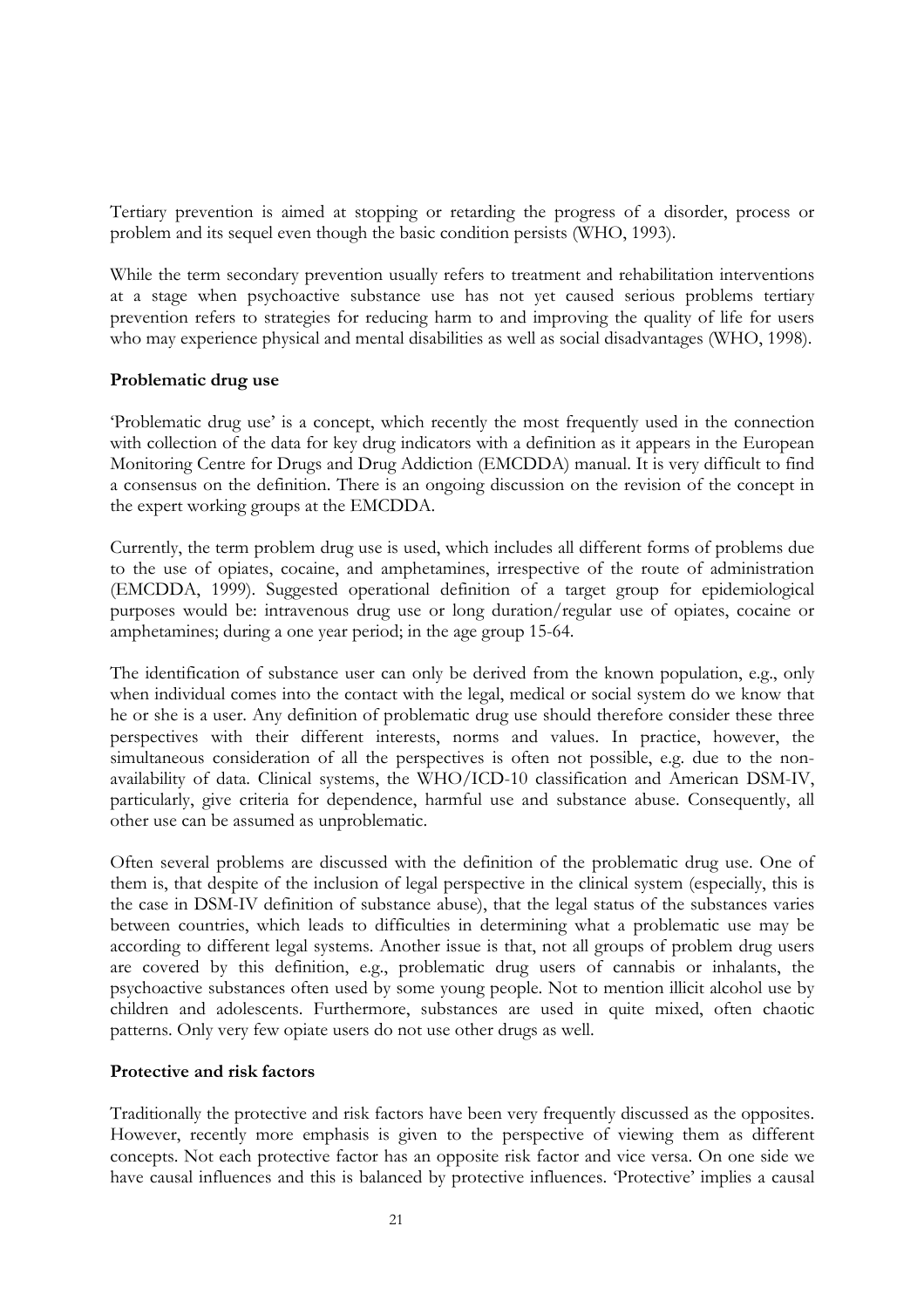Tertiary prevention is aimed at stopping or retarding the progress of a disorder, process or problem and its sequel even though the basic condition persists (WHO, 1993).

While the term secondary prevention usually refers to treatment and rehabilitation interventions at a stage when psychoactive substance use has not yet caused serious problems tertiary prevention refers to strategies for reducing harm to and improving the quality of life for users who may experience physical and mental disabilities as well as social disadvantages (WHO, 1998).

### Problematic drug use

'Problematic drug use' is a concept, which recently the most frequently used in the connection with collection of the data for key drug indicators with a definition as it appears in the European Monitoring Centre for Drugs and Drug Addiction (EMCDDA) manual. It is very difficult to find a consensus on the definition. There is an ongoing discussion on the revision of the concept in the expert working groups at the EMCDDA.

Currently, the term problem drug use is used, which includes all different forms of problems due to the use of opiates, cocaine, and amphetamines, irrespective of the route of administration (EMCDDA, 1999). Suggested operational definition of a target group for epidemiological purposes would be: intravenous drug use or long duration/regular use of opiates, cocaine or amphetamines; during a one year period; in the age group 15-64.

The identification of substance user can only be derived from the known population, e.g., only when individual comes into the contact with the legal, medical or social system do we know that he or she is a user. Any definition of problematic drug use should therefore consider these three perspectives with their different interests, norms and values. In practice, however, the simultaneous consideration of all the perspectives is often not possible, e.g. due to the non-availability of data. Clinical systems, the WHO/ICD-10 classification and American DSM-IV, particularly, give criteria for dependence, harmful use and substance abuse. Consequently, all other use can be assumed as unproblematic.

Often several problems are discussed with the definition of the problematic drug use. One of them is, that despite of the inclusion of legal perspective in the clinical system (especially, this is the case in DSM-IV definition of substance abuse), that the legal status of the substances varies between countries, which leads to difficulties in determining what a problematic use may be according to different legal systems. Another issue is that, not all groups of problem drug users are covered by this definition, e.g., problematic drug users of cannabis or inhalants, the psychoactive substances often used by some young people. Not to mention illicit alcohol use by children and adolescents. Furthermore, substances are used in quite mixed, often chaotic patterns. Only very few opiate users do not use other drugs as well.

### Protective and risk factors

Traditionally the protective and risk factors have been very frequently discussed as the opposites. However, recently more emphasis is given to the perspective of viewing them as different concepts. Not each protective factor has an opposite risk factor and vice versa. On one side we have causal influences and this is balanced by protective influences. 'Protective' implies a causal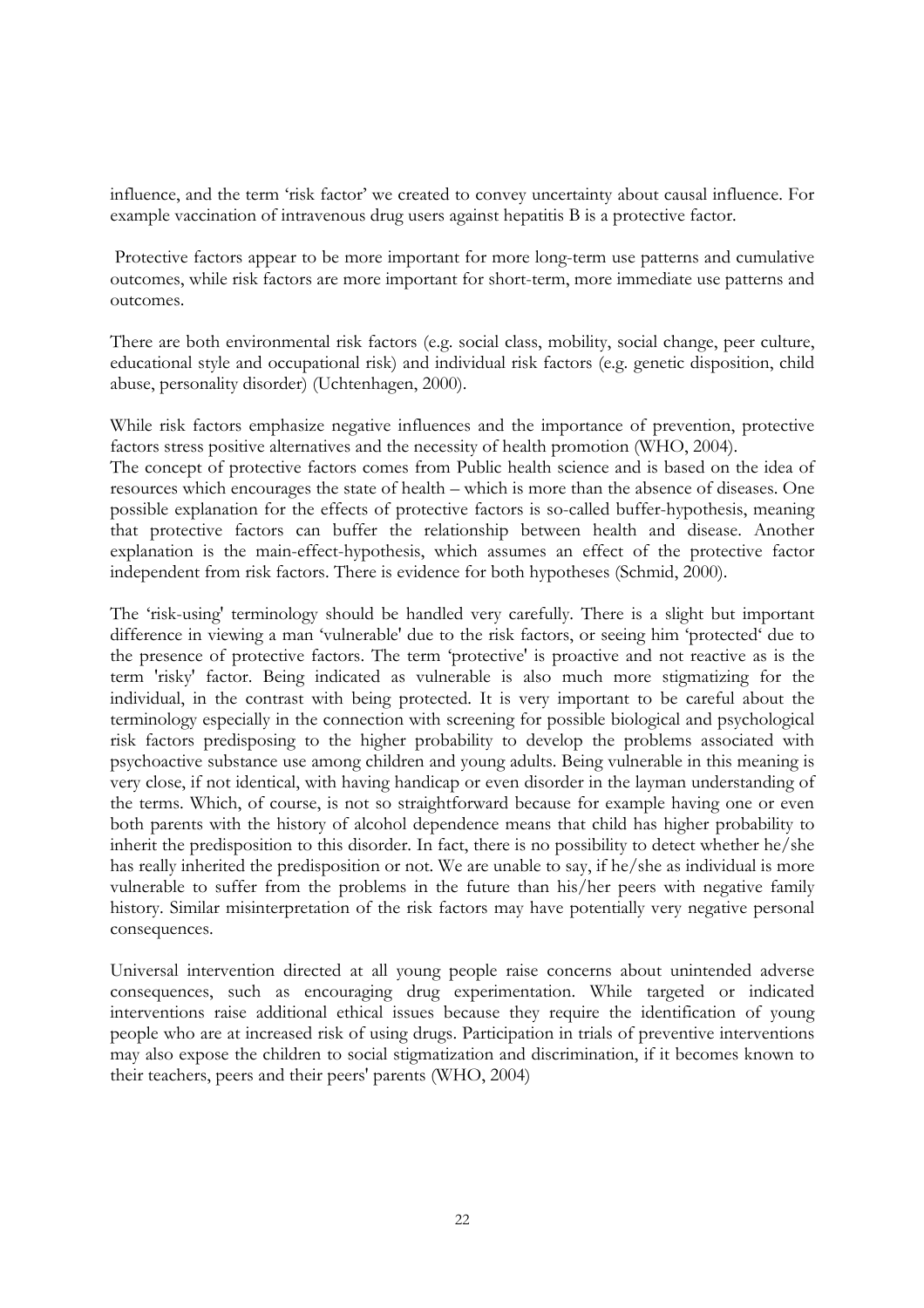influence, and the term 'risk factor' we created to convey uncertainty about causal influence. For example vaccination of intravenous drug users against hepatitis B is a protective factor.

Protective factors appear to be more important for more long-term use patterns and cumulative outcomes, while risk factors are more important for short-term, more immediate use patterns and outcomes.

There are both environmental risk factors (e.g. social class, mobility, social change, peer culture, educational style and occupational risk) and individual risk factors (e.g. genetic disposition, child abuse, personality disorder) (Uchtenhagen, 2000).

While risk factors emphasize negative influences and the importance of prevention, protective factors stress positive alternatives and the necessity of health promotion (WHO, 2004).
The concept of protective factors comes from Public health science and is based on the idea of resources which encourages the state of health – which is more than the absence of diseases. One possible explanation for the effects of protective factors is so-called buffer-hypothesis, meaning that protective factors can buffer the relationship between health and disease. Another explanation is the main-effect-hypothesis, which assumes an effect of the protective factor independent from risk factors. There is evidence for both hypotheses (Schmid, 2000).

The 'risk-using' terminology should be handled very carefully. There is a slight but important difference in viewing a man 'vulnerable' due to the risk factors, or seeing him 'protected' due to the presence of protective factors. The term 'protective' is proactive and not reactive as is the term 'risky' factor. Being indicated as vulnerable is also much more stigmatizing for the individual, in the contrast with being protected. It is very important to be careful about the terminology especially in the connection with screening for possible biological and psychological risk factors predisposing to the higher probability to develop the problems associated with psychoactive substance use among children and young adults. Being vulnerable in this meaning is very close, if not identical, with having handicap or even disorder in the layman understanding of the terms. Which, of course, is not so straightforward because for example having one or even both parents with the history of alcohol dependence means that child has higher probability to inherit the predisposition to this disorder. In fact, there is no possibility to detect whether he/she has really inherited the predisposition or not. We are unable to say, if he/she as individual is more vulnerable to suffer from the problems in the future than his/her peers with negative family history. Similar misinterpretation of the risk factors may have potentially very negative personal consequences.

Universal intervention directed at all young people raise concerns about unintended adverse consequences, such as encouraging drug experimentation. While targeted or indicated interventions raise additional ethical issues because they require the identification of young people who are at increased risk of using drugs. Participation in trials of preventive interventions may also expose the children to social stigmatization and discrimination, if it becomes known to their teachers, peers and their peers' parents (WHO, 2004)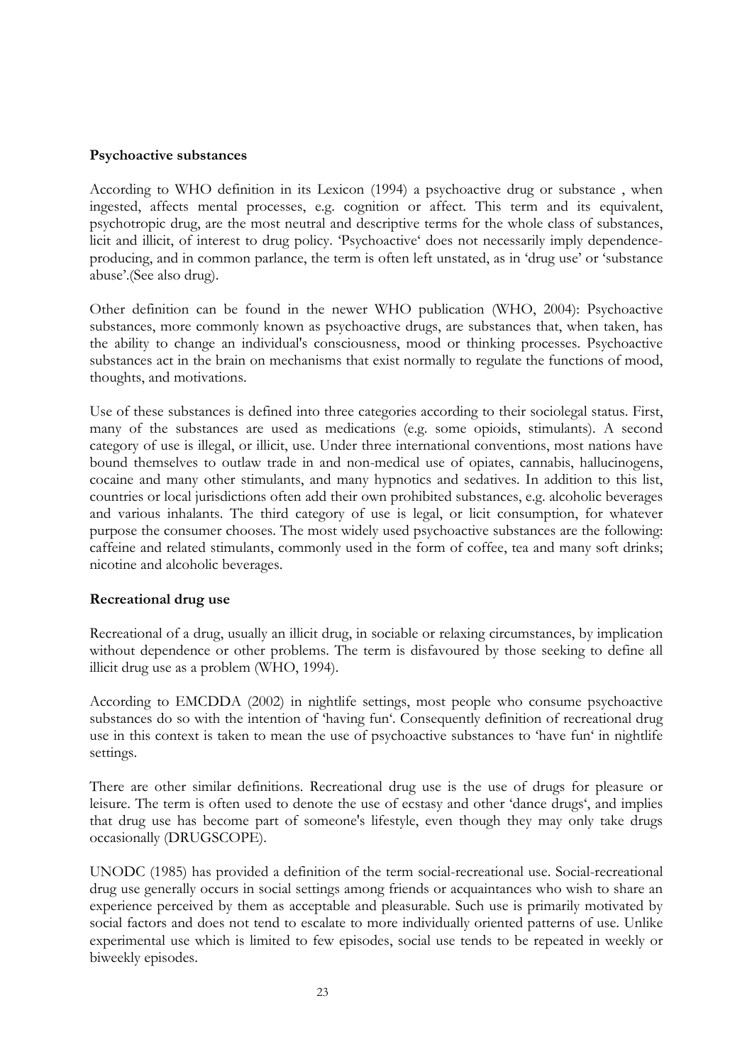**Psychoactive substances**

According to WHO definition in its Lexicon (1994) a psychoactive drug or substance , when ingested, affects mental processes, e.g. cognition or affect. This term and its equivalent, psychotropic drug, are the most neutral and descriptive terms for the whole class of substances, licit and illicit, of interest to drug policy. 'Psychoactive' does not necessarily imply dependence-producing, and in common parlance, the term is often left unstated, as in 'drug use' or 'substance abuse'.(See also drug).

Other definition can be found in the newer WHO publication (WHO, 2004): Psychoactive substances, more commonly known as psychoactive drugs, are substances that, when taken, has the ability to change an individual's consciousness, mood or thinking processes. Psychoactive substances act in the brain on mechanisms that exist normally to regulate the functions of mood, thoughts, and motivations.

Use of these substances is defined into three categories according to their sociolegal status. First, many of the substances are used as medications (e.g. some opioids, stimulants). A second category of use is illegal, or illicit, use. Under three international conventions, most nations have bound themselves to outlaw trade in and non-medical use of opiates, cannabis, hallucinogens, cocaine and many other stimulants, and many hypnotics and sedatives. In addition to this list, countries or local jurisdictions often add their own prohibited substances, e.g. alcoholic beverages and various inhalants. The third category of use is legal, or licit consumption, for whatever purpose the consumer chooses. The most widely used psychoactive substances are the following: caffeine and related stimulants, commonly used in the form of coffee, tea and many soft drinks; nicotine and alcoholic beverages.

**Recreational drug use**

Recreational of a drug, usually an illicit drug, in sociable or relaxing circumstances, by implication without dependence or other problems. The term is disfavoured by those seeking to define all illicit drug use as a problem (WHO, 1994).

According to EMCDDA (2002) in nightlife settings, most people who consume psychoactive substances do so with the intention of 'having fun'. Consequently definition of recreational drug use in this context is taken to mean the use of psychoactive substances to 'have fun' in nightlife settings.

There are other similar definitions. Recreational drug use is the use of drugs for pleasure or leisure. The term is often used to denote the use of ecstasy and other 'dance drugs', and implies that drug use has become part of someone's lifestyle, even though they may only take drugs occasionally (DRUGSCOPE).

UNODC (1985) has provided a definition of the term social-recreational use. Social-recreational drug use generally occurs in social settings among friends or acquaintances who wish to share an experience perceived by them as acceptable and pleasurable. Such use is primarily motivated by social factors and does not tend to escalate to more individually oriented patterns of use. Unlike experimental use which is limited to few episodes, social use tends to be repeated in weekly or biweekly episodes.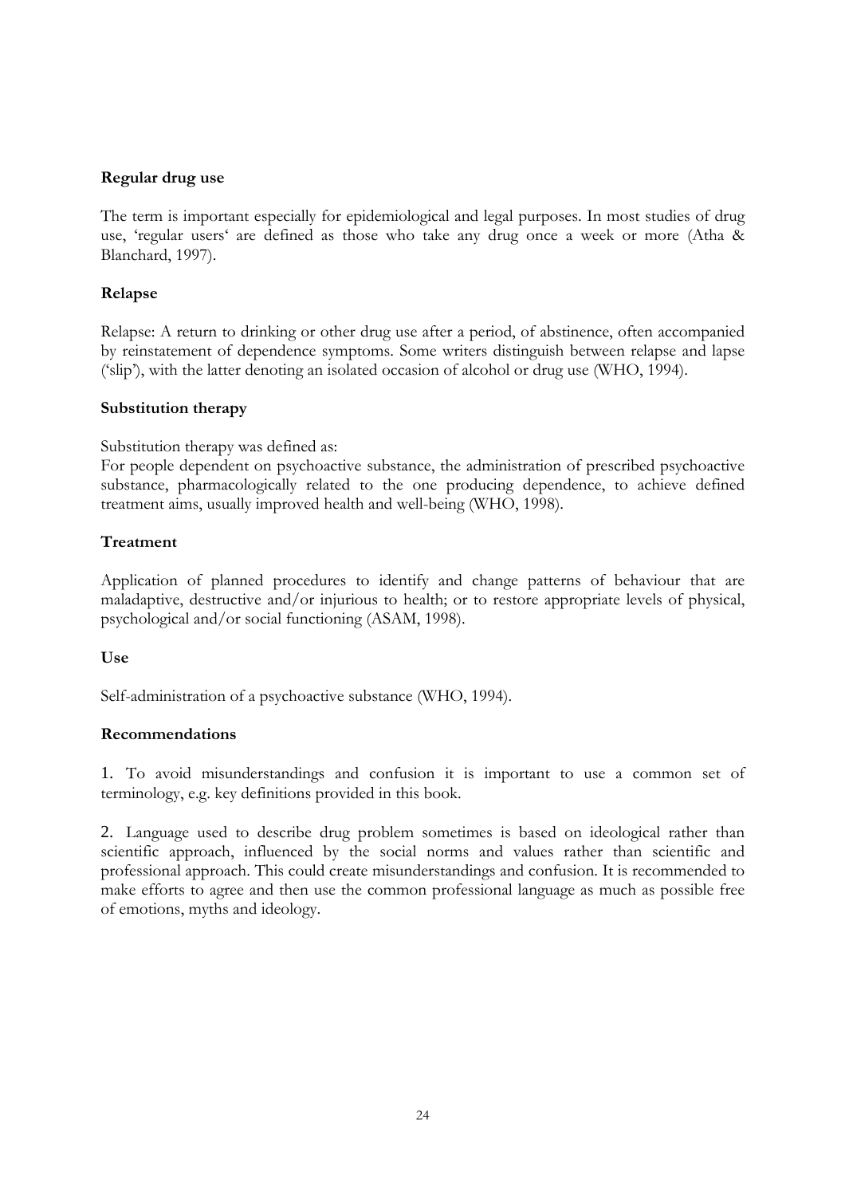**Regular drug use**

The term is important especially for epidemiological and legal purposes. In most studies of drug use, 'regular users' are defined as those who take any drug once a week or more (Atha & Blanchard, 1997).

**Relapse**

Relapse: A return to drinking or other drug use after a period, of abstinence, often accompanied by reinstatement of dependence symptoms. Some writers distinguish between relapse and lapse ('slip'), with the latter denoting an isolated occasion of alcohol or drug use (WHO, 1994).

**Substitution therapy**

Substitution therapy was defined as:
For people dependent on psychoactive substance, the administration of prescribed psychoactive substance, pharmacologically related to the one producing dependence, to achieve defined treatment aims, usually improved health and well-being (WHO, 1998).

**Treatment**

Application of planned procedures to identify and change patterns of behaviour that are maladaptive, destructive and/or injurious to health; or to restore appropriate levels of physical, psychological and/or social functioning (ASAM, 1998).

**Use**

Self-administration of a psychoactive substance (WHO, 1994).

**Recommendations**

1. To avoid misunderstandings and confusion it is important to use a common set of terminology, e.g. key definitions provided in this book.

2. Language used to describe drug problem sometimes is based on ideological rather than scientific approach, influenced by the social norms and values rather than scientific and professional approach. This could create misunderstandings and confusion. It is recommended to make efforts to agree and then use the common professional language as much as possible free of emotions, myths and ideology.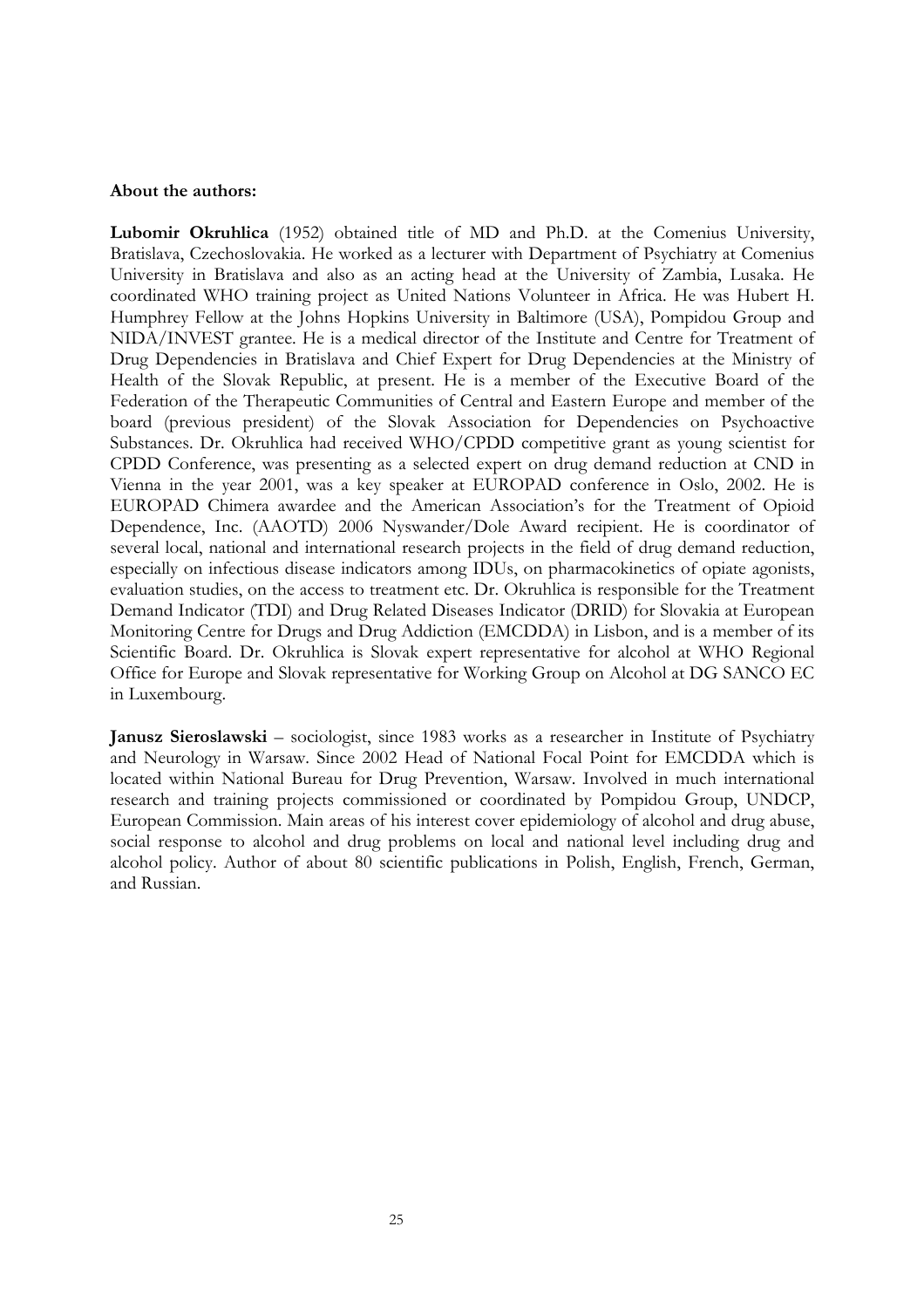**About the authors:**

**Lubomir Okruhlica** (1952) obtained title of MD and Ph.D. at the Comenius University, Bratislava, Czechoslovakia. He worked as a lecturer with Department of Psychiatry at Comenius University in Bratislava and also as an acting head at the University of Zambia, Lusaka. He coordinated WHO training project as United Nations Volunteer in Africa. He was Hubert H. Humphrey Fellow at the Johns Hopkins University in Baltimore (USA), Pompidou Group and NIDA/INVEST grantee. He is a medical director of the Institute and Centre for Treatment of Drug Dependencies in Bratislava and Chief Expert for Drug Dependencies at the Ministry of Health of the Slovak Republic, at present. He is a member of the Executive Board of the Federation of the Therapeutic Communities of Central and Eastern Europe and member of the board (previous president) of the Slovak Association for Dependencies on Psychoactive Substances. Dr. Okruhlica had received WHO/CPDD competitive grant as young scientist for CPDD Conference, was presenting as a selected expert on drug demand reduction at CND in Vienna in the year 2001, was a key speaker at EUROPAD conference in Oslo, 2002. He is EUROPAD Chimera awardee and the American Association's for the Treatment of Opioid Dependence, Inc. (AAOTD) 2006 Nyswander/Dole Award recipient. He is coordinator of several local, national and international research projects in the field of drug demand reduction, especially on infectious disease indicators among IDUs, on pharmacokinetics of opiate agonists, evaluation studies, on the access to treatment etc. Dr. Okruhlica is responsible for the Treatment Demand Indicator (TDI) and Drug Related Diseases Indicator (DRID) for Slovakia at European Monitoring Centre for Drugs and Drug Addiction (EMCDDA) in Lisbon, and is a member of its Scientific Board. Dr. Okruhlica is Slovak expert representative for alcohol at WHO Regional Office for Europe and Slovak representative for Working Group on Alcohol at DG SANCO EC in Luxembourg.

**Janusz Sieroslawski** – sociologist, since 1983 works as a researcher in Institute of Psychiatry and Neurology in Warsaw. Since 2002 Head of National Focal Point for EMCDDA which is located within National Bureau for Drug Prevention, Warsaw. Involved in much international research and training projects commissioned or coordinated by Pompidou Group, UNDCP, European Commission. Main areas of his interest cover epidemiology of alcohol and drug abuse, social response to alcohol and drug problems on local and national level including drug and alcohol policy. Author of about 80 scientific publications in Polish, English, French, German, and Russian.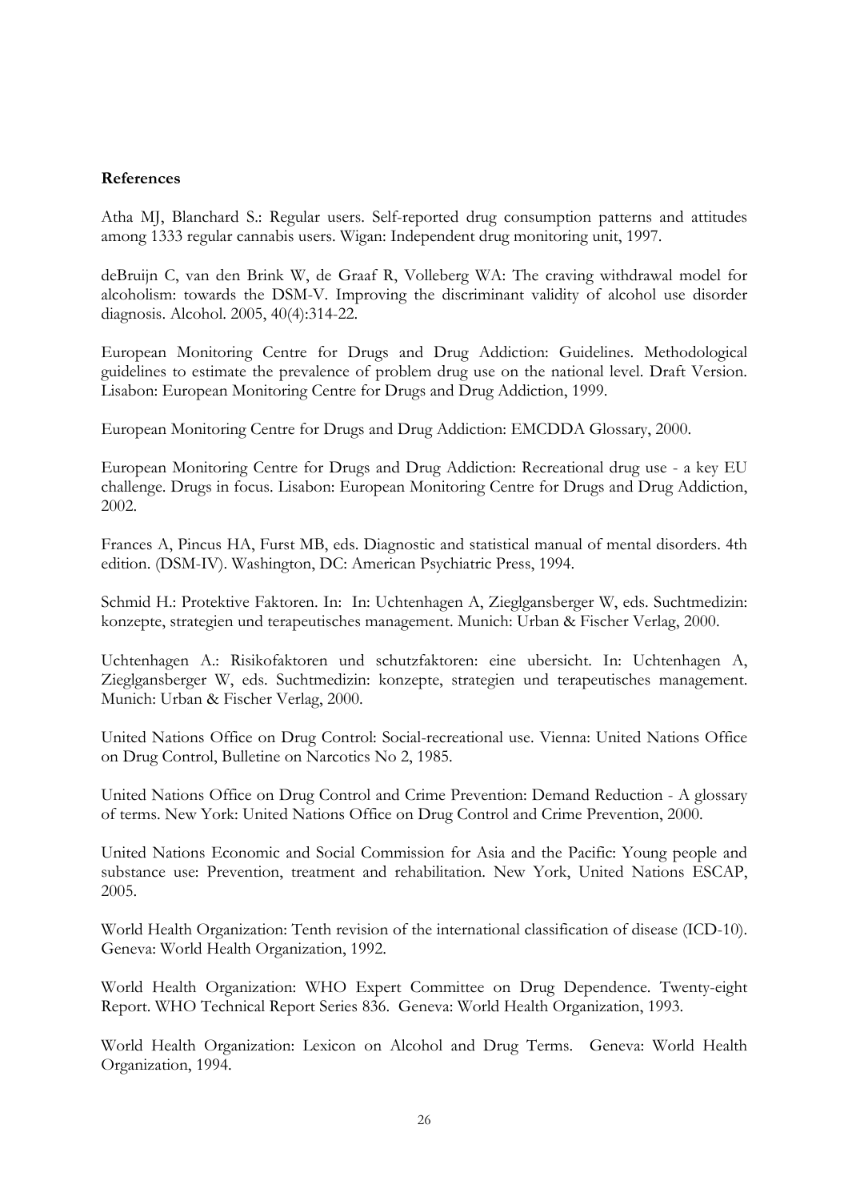**References**

Atha MJ, Blanchard S.: Regular users. Self-reported drug consumption patterns and attitudes among 1333 regular cannabis users. Wigan: Independent drug monitoring unit, 1997.

deBruijn C, van den Brink W, de Graaf R, Volleberg WA: The craving withdrawal model for alcoholism: towards the DSM-V. Improving the discriminant validity of alcohol use disorder diagnosis. Alcohol. 2005, 40(4):314-22.

European Monitoring Centre for Drugs and Drug Addiction: Guidelines. Methodological guidelines to estimate the prevalence of problem drug use on the national level. Draft Version. Lisabon: European Monitoring Centre for Drugs and Drug Addiction, 1999.

European Monitoring Centre for Drugs and Drug Addiction: EMCDDA Glossary, 2000.

European Monitoring Centre for Drugs and Drug Addiction: Recreational drug use - a key EU challenge. Drugs in focus. Lisabon: European Monitoring Centre for Drugs and Drug Addiction, 2002.

Frances A, Pincus HA, Furst MB, eds. Diagnostic and statistical manual of mental disorders. 4th edition. (DSM-IV). Washington, DC: American Psychiatric Press, 1994.

Schmid H.: Protektive Faktoren. In: In: Uchtenhagen A, Zieglgansberger W, eds. Suchtmedizin: konzepte, strategien und terapeutisches management. Munich: Urban & Fischer Verlag, 2000.

Uchtenhagen A.: Risikofaktoren und schutzfaktoren: eine ubersicht. In: Uchtenhagen A, Zieglgansberger W, eds. Suchtmedizin: konzepte, strategien und terapeutisches management. Munich: Urban & Fischer Verlag, 2000.

United Nations Office on Drug Control: Social-recreational use. Vienna: United Nations Office on Drug Control, Bulletine on Narcotics No 2, 1985.

United Nations Office on Drug Control and Crime Prevention: Demand Reduction - A glossary of terms. New York: United Nations Office on Drug Control and Crime Prevention, 2000.

United Nations Economic and Social Commission for Asia and the Pacific: Young people and substance use: Prevention, treatment and rehabilitation. New York, United Nations ESCAP, 2005.

World Health Organization: Tenth revision of the international classification of disease (ICD-10). Geneva: World Health Organization, 1992.

World Health Organization: WHO Expert Committee on Drug Dependence. Twenty-eight Report. WHO Technical Report Series 836. Geneva: World Health Organization, 1993.

World Health Organization: Lexicon on Alcohol and Drug Terms. Geneva: World Health Organization, 1994.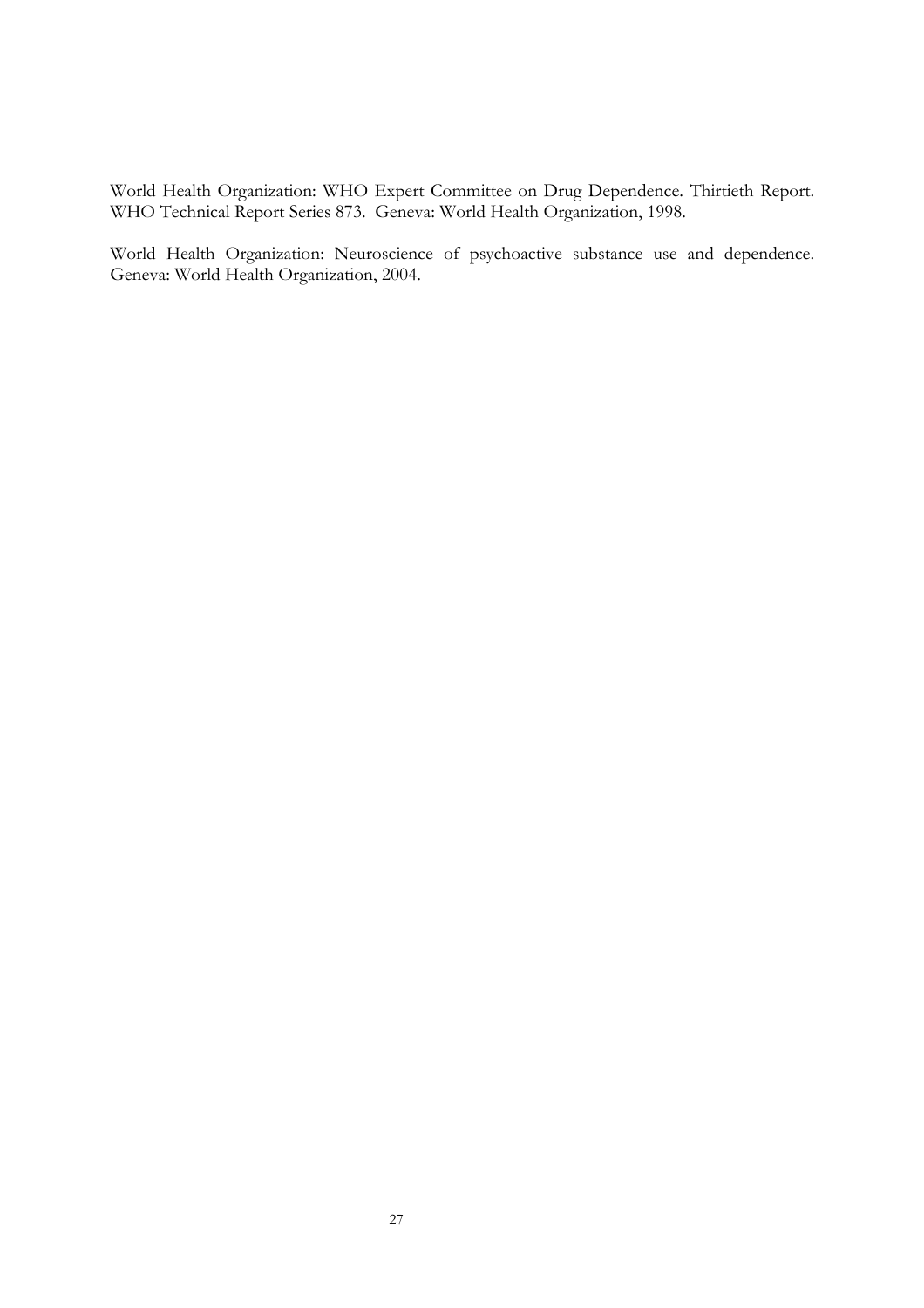World Health Organization: WHO Expert Committee on Drug Dependence. Thirtieth Report. WHO Technical Report Series 873. Geneva: World Health Organization, 1998.

World Health Organization: Neuroscience of psychoactive substance use and dependence. Geneva: World Health Organization, 2004.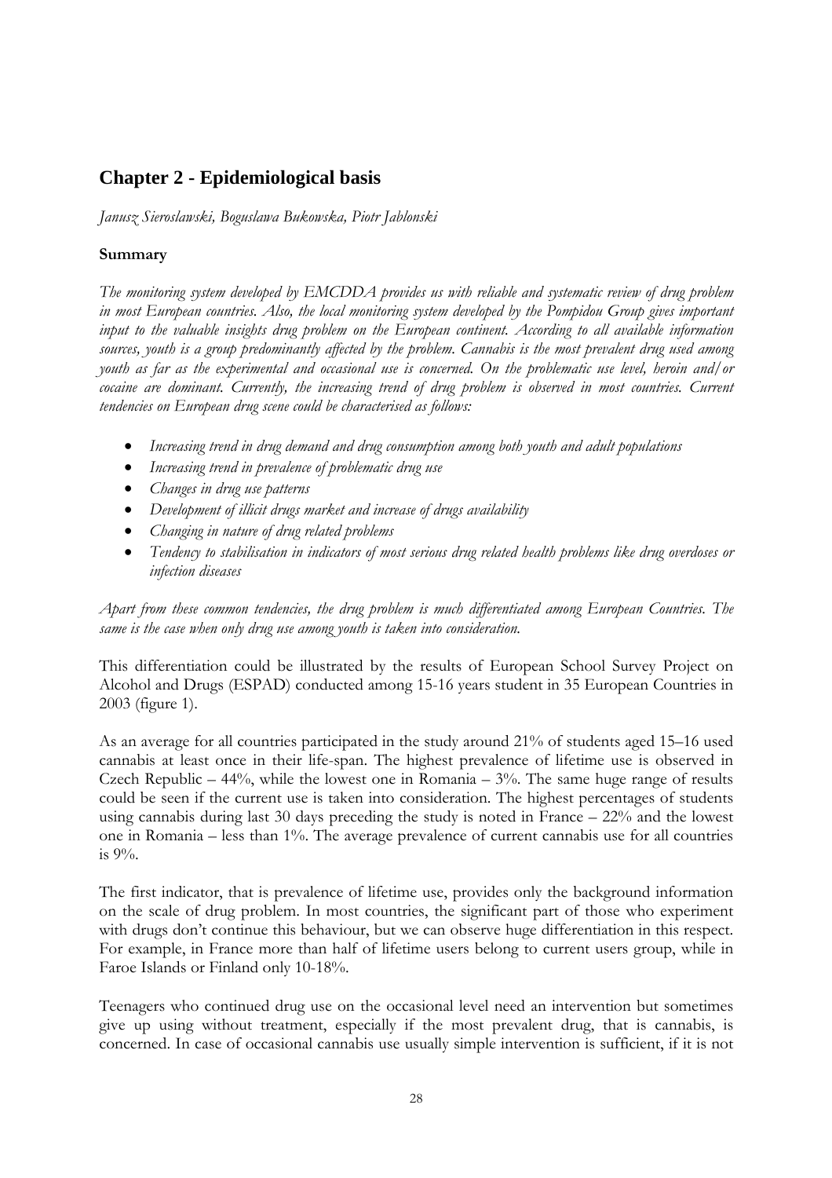# Chapter 2 - Epidemiological basis

*Janusz Sieroslawski, Boguslawa Bukowska, Piotr Jablonski*

**Summary**

*The monitoring system developed by EMCDDA provides us with reliable and systematic review of drug problem in most European countries. Also, the local monitoring system developed by the Pompidou Group gives important input to the valuable insights drug problem on the European continent. According to all available information sources, youth is a group predominantly affected by the problem. Cannabis is the most prevalent drug used among youth as far as the experimental and occasional use is concerned. On the problematic use level, heroin and/or cocaine are dominant. Currently, the increasing trend of drug problem is observed in most countries. Current tendencies on European drug scene could be characterised as follows:*

- *Increasing trend in drug demand and drug consumption among both youth and adult populations*
- *Increasing trend in prevalence of problematic drug use*
- *Changes in drug use patterns*
- *Development of illicit drugs market and increase of drugs availability*
- *Changing in nature of drug related problems*
- *Tendency to stabilisation in indicators of most serious drug related health problems like drug overdoses or infection diseases*

*Apart from these common tendencies, the drug problem is much differentiated among European Countries. The same is the case when only drug use among youth is taken into consideration.*

This differentiation could be illustrated by the results of European School Survey Project on Alcohol and Drugs (ESPAD) conducted among 15-16 years student in 35 European Countries in 2003 (figure 1).

As an average for all countries participated in the study around 21% of students aged 15–16 used cannabis at least once in their life-span. The highest prevalence of lifetime use is observed in Czech Republic – 44%, while the lowest one in Romania – 3%. The same huge range of results could be seen if the current use is taken into consideration. The highest percentages of students using cannabis during last 30 days preceding the study is noted in France – 22% and the lowest one in Romania – less than 1%. The average prevalence of current cannabis use for all countries is 9%.

The first indicator, that is prevalence of lifetime use, provides only the background information on the scale of drug problem. In most countries, the significant part of those who experiment with drugs don't continue this behaviour, but we can observe huge differentiation in this respect. For example, in France more than half of lifetime users belong to current users group, while in Faroe Islands or Finland only 10-18%.

Teenagers who continued drug use on the occasional level need an intervention but sometimes give up using without treatment, especially if the most prevalent drug, that is cannabis, is concerned. In case of occasional cannabis use usually simple intervention is sufficient, if it is not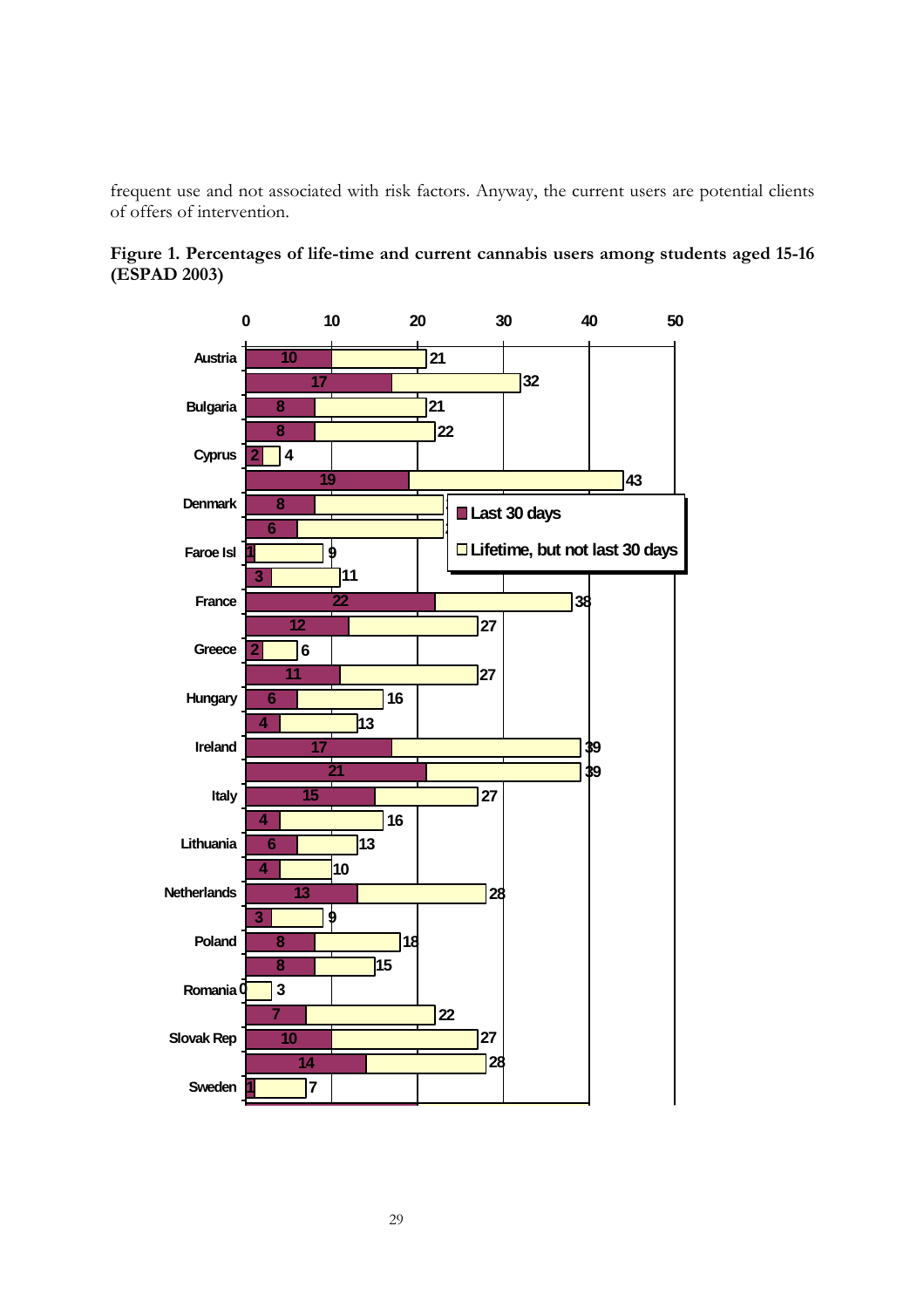frequent use and not associated with risk factors. Anyway, the current users are potential clients of offers of intervention.

**Figure 1. Percentages of life-time and current cannabis users among students aged 15-16 (ESPAD 2003)**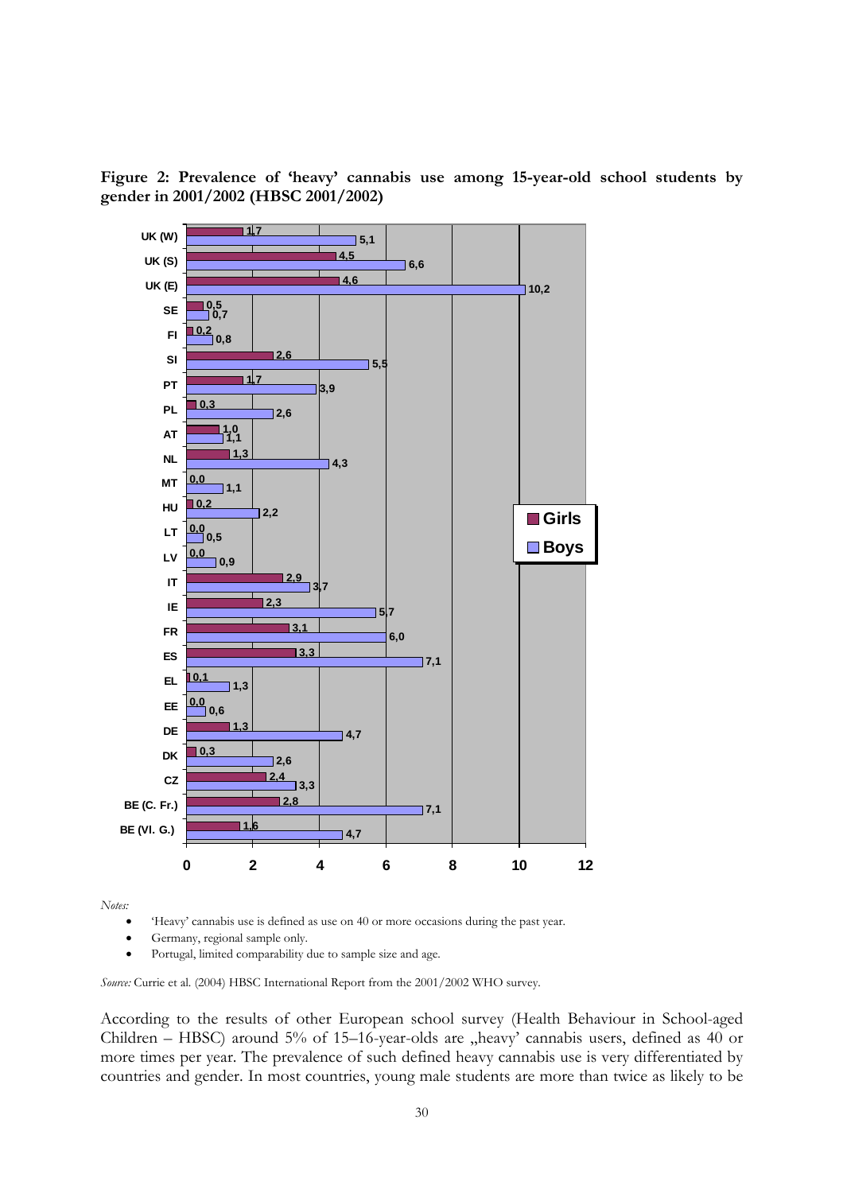**Figure 2: Prevalence of 'heavy' cannabis use among 15-year-old school students by gender in 2001/2002 (HBSC 2001/2002)**

| Country | Girls | Boys |
|---|---|---|
| UK (W) | 1,7 | 5,1 |
| UK (S) | 4,5 | 6,6 |
| UK (E) | 4,6 | 10,2 |
| SE | 0,5 | 0,7 |
| FI | 0,2 | 0,8 |
| SI | 2,6 | 5,5 |
| PT | 1,7 | 3,9 |
| PL | 0,3 | 2,6 |
| AT | 1,0 | 1,1 |
| NL | 1,3 | 4,3 |
| MT | 0,0 | 1,1 |
| HU | 0,2 | 2,2 |
| LT | 0,0 | 0,5 |
| LV | 0,0 | 0,9 |
| IT | 2,9 | 3,7 |
| IE | 2,3 | 5,7 |
| FR | 3,1 | 6,0 |
| ES | 3,3 | 7,1 |
| EL | 0,1 | 1,3 |
| EE | 0,0 | 0,6 |
| DE | 1,3 | 4,7 |
| DK | 0,3 | 2,6 |
| CZ | 2,4 | 3,3 |
| BE (C. Fr.) | 2,8 | 7,1 |
| BE (Vl. G.) | 1,6 | 4,7 |

*Notes:*

- 'Heavy' cannabis use is defined as use on 40 or more occasions during the past year.
- Germany, regional sample only.
- Portugal, limited comparability due to sample size and age.

*Source:* Currie et al. (2004) HBSC International Report from the 2001/2002 WHO survey.

According to the results of other European school survey (Health Behaviour in School-aged Children – HBSC) around 5% of 15–16-year-olds are „heavy' cannabis users, defined as 40 or more times per year. The prevalence of such defined heavy cannabis use is very differentiated by countries and gender. In most countries, young male students are more than twice as likely to be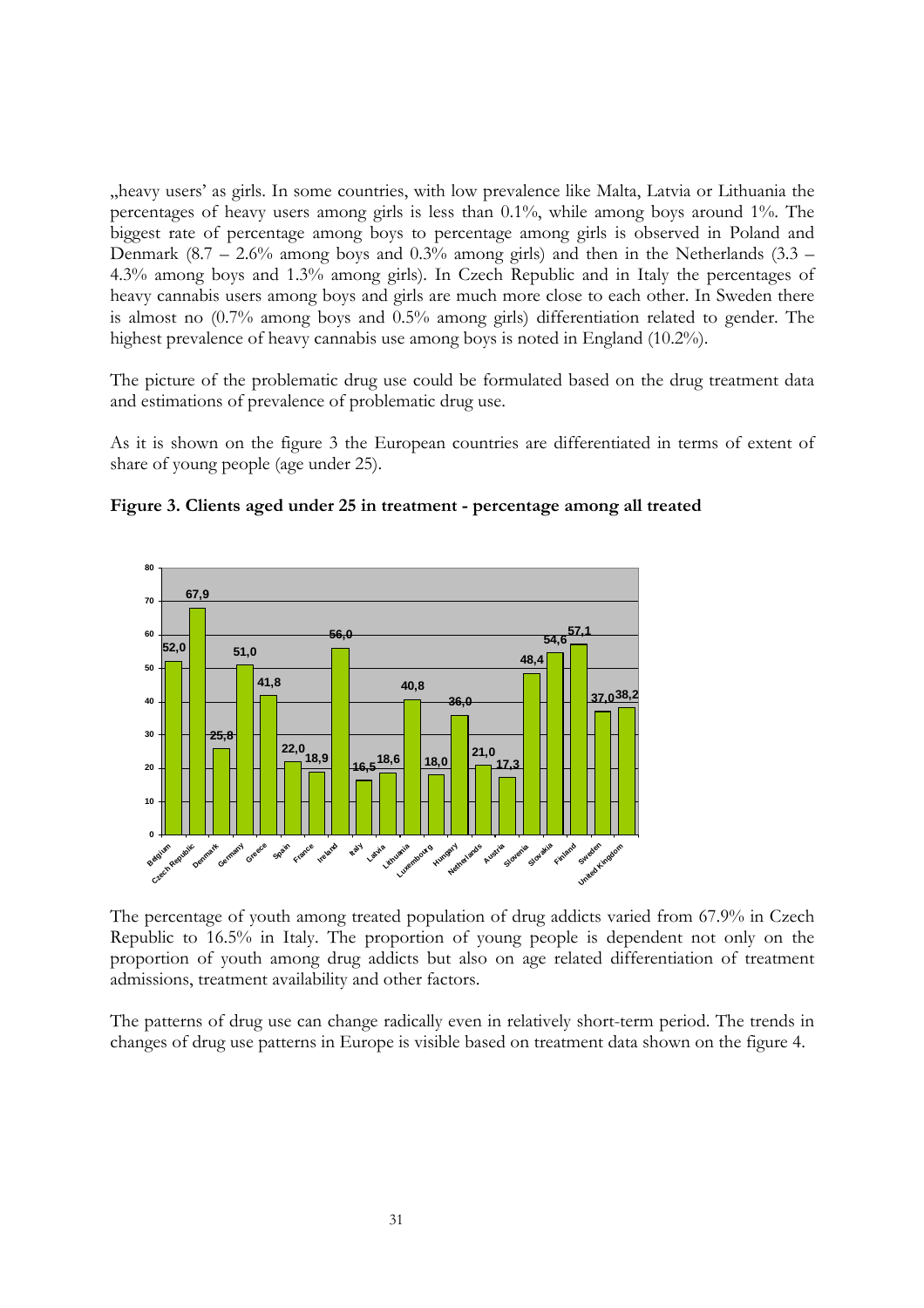„heavy users' as girls. In some countries, with low prevalence like Malta, Latvia or Lithuania the percentages of heavy users among girls is less than 0.1%, while among boys around 1%. The biggest rate of percentage among boys to percentage among girls is observed in Poland and Denmark (8.7 – 2.6% among boys and 0.3% among girls) and then in the Netherlands (3.3 – 4.3% among boys and 1.3% among girls). In Czech Republic and in Italy the percentages of heavy cannabis users among boys and girls are much more close to each other. In Sweden there is almost no (0.7% among boys and 0.5% among girls) differentiation related to gender. The highest prevalence of heavy cannabis use among boys is noted in England (10.2%).

The picture of the problematic drug use could be formulated based on the drug treatment data and estimations of prevalence of problematic drug use.

As it is shown on the figure 3 the European countries are differentiated in terms of extent of share of young people (age under 25).

**Figure 3. Clients aged under 25 in treatment - percentage among all treated**

| Country | % |
|---|---|
| Belgium | 52,0 |
| Czech Republic | 67,9 |
| Denmark | 25,8 |
| Germany | 51,0 |
| Greece | 41,8 |
| Spain | 22,0 |
| France | 18,9 |
| Ireland | 56,0 |
| Italy | 16,5 |
| Latvia | 18,6 |
| Lithuania | 40,8 |
| Luxembourg | 18,0 |
| Hungary | 36,0 |
| Netherlands | 21,0 |
| Austria | 17,3 |
| Slovenia | 48,4 |
| Slovakia | 54,6 |
| Finland | 57,1 |
| Sweden | 37,0 |
| United Kingdom | 38,2 |

The percentage of youth among treated population of drug addicts varied from 67.9% in Czech Republic to 16.5% in Italy. The proportion of young people is dependent not only on the proportion of youth among drug addicts but also on age related differentiation of treatment admissions, treatment availability and other factors.

The patterns of drug use can change radically even in relatively short-term period. The trends in changes of drug use patterns in Europe is visible based on treatment data shown on the figure 4.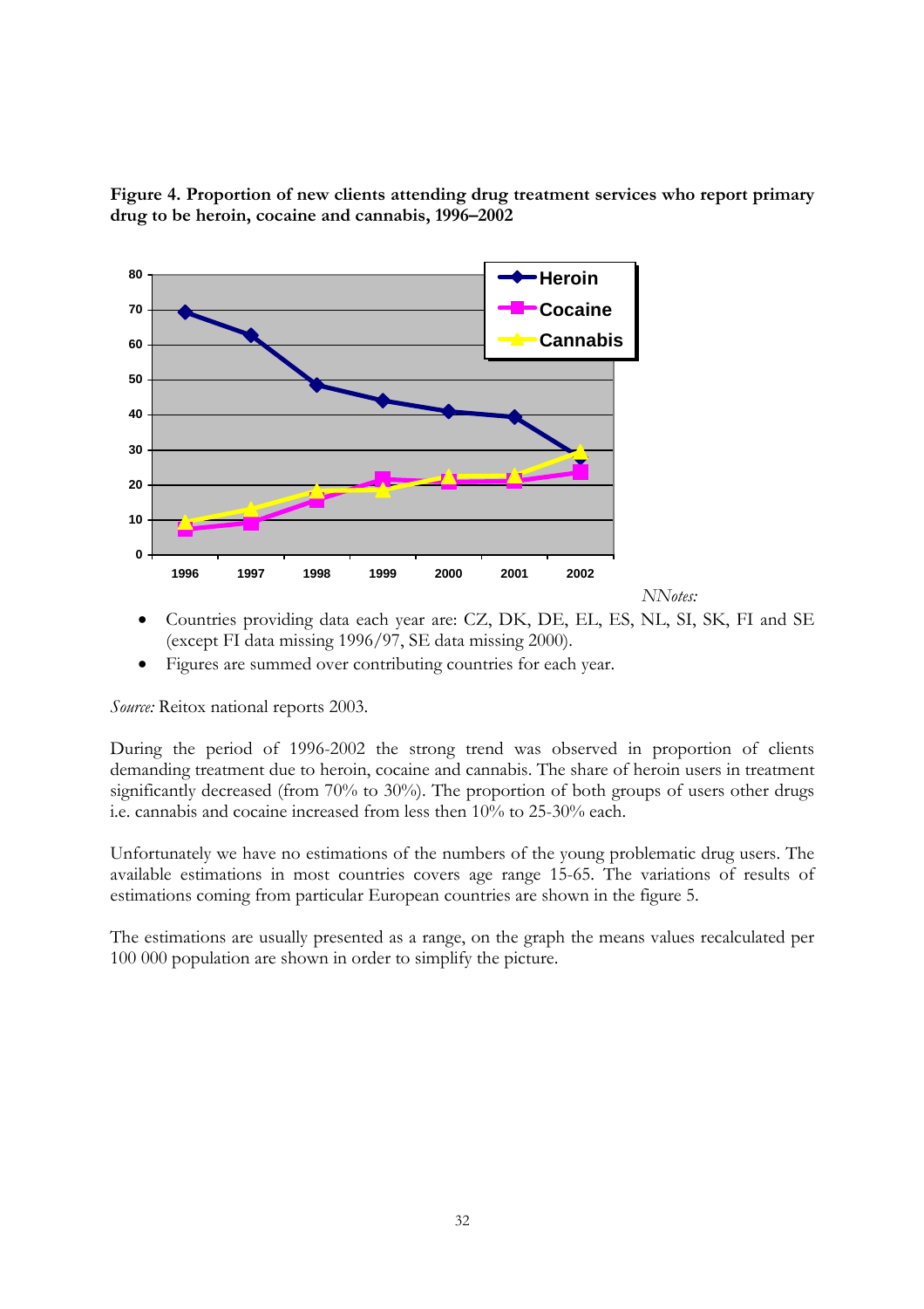**Figure 4. Proportion of new clients attending drug treatment services who report primary drug to be heroin, cocaine and cannabis, 1996–2002**

*NNotes:*

- Countries providing data each year are: CZ, DK, DE, EL, ES, NL, SI, SK, FI and SE (except FI data missing 1996/97, SE data missing 2000).
- Figures are summed over contributing countries for each year.

*Source:* Reitox national reports 2003.

During the period of 1996-2002 the strong trend was observed in proportion of clients demanding treatment due to heroin, cocaine and cannabis. The share of heroin users in treatment significantly decreased (from 70% to 30%). The proportion of both groups of users other drugs i.e. cannabis and cocaine increased from less then 10% to 25-30% each.

Unfortunately we have no estimations of the numbers of the young problematic drug users. The available estimations in most countries covers age range 15-65. The variations of results of estimations coming from particular European countries are shown in the figure 5.

The estimations are usually presented as a range, on the graph the means values recalculated per 100 000 population are shown in order to simplify the picture.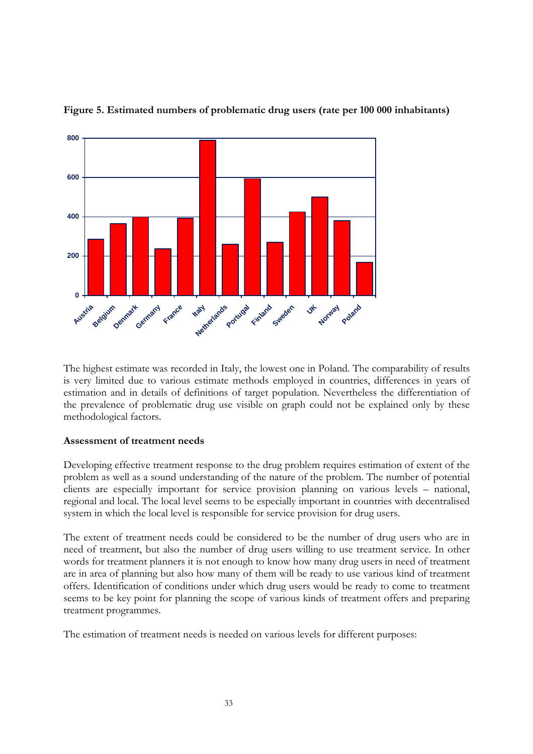**Figure 5. Estimated numbers of problematic drug users (rate per 100 000 inhabitants)**

The highest estimate was recorded in Italy, the lowest one in Poland. The comparability of results is very limited due to various estimate methods employed in countries, differences in years of estimation and in details of definitions of target population. Nevertheless the differentiation of the prevalence of problematic drug use visible on graph could not be explained only by these methodological factors.

**Assessment of treatment needs**

Developing effective treatment response to the drug problem requires estimation of extent of the problem as well as a sound understanding of the nature of the problem. The number of potential clients are especially important for service provision planning on various levels – national, regional and local. The local level seems to be especially important in countries with decentralised system in which the local level is responsible for service provision for drug users.

The extent of treatment needs could be considered to be the number of drug users who are in need of treatment, but also the number of drug users willing to use treatment service. In other words for treatment planners it is not enough to know how many drug users in need of treatment are in area of planning but also how many of them will be ready to use various kind of treatment offers. Identification of conditions under which drug users would be ready to come to treatment seems to be key point for planning the scope of various kinds of treatment offers and preparing treatment programmes.

The estimation of treatment needs is needed on various levels for different purposes: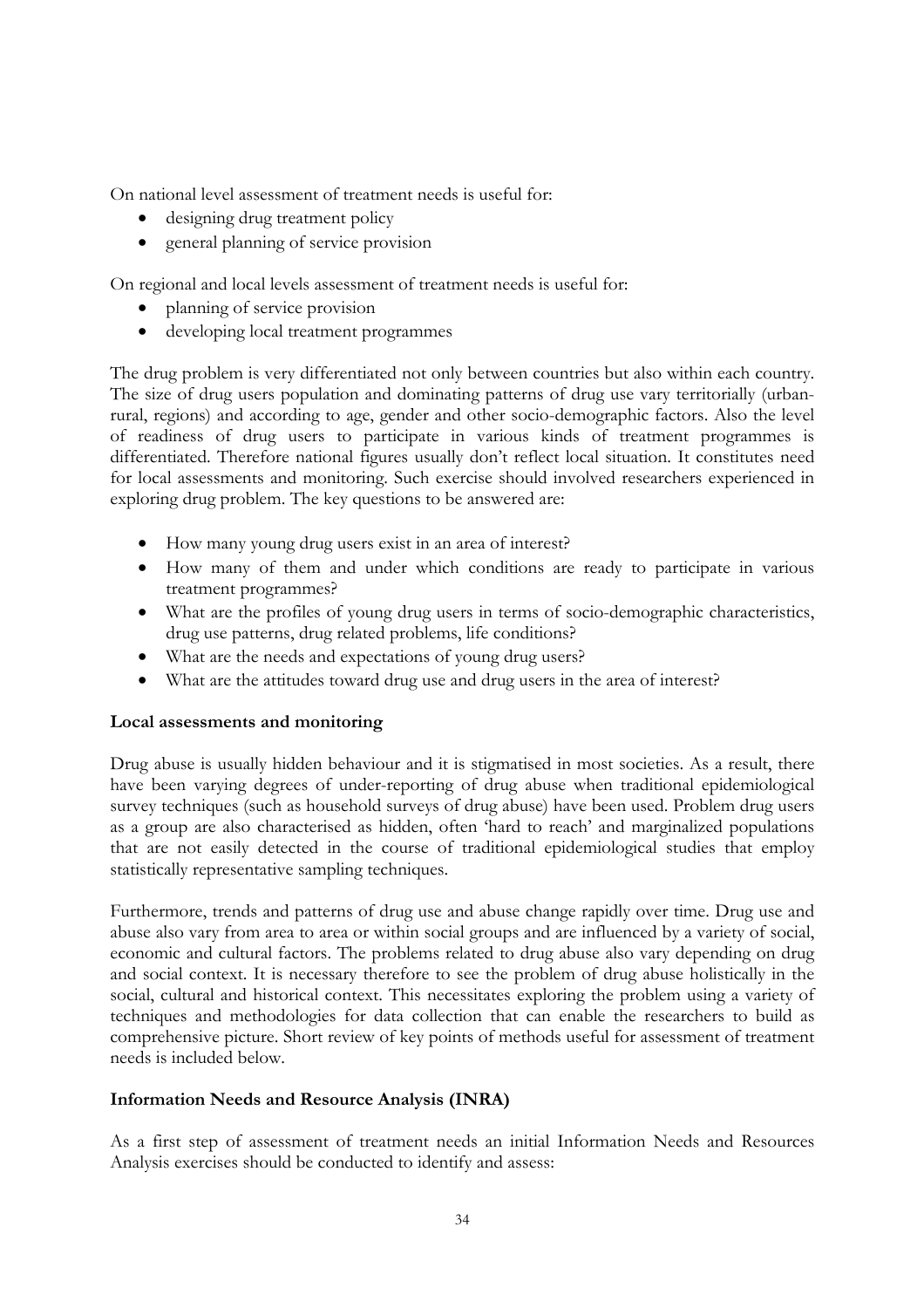On national level assessment of treatment needs is useful for:

- designing drug treatment policy
- general planning of service provision

On regional and local levels assessment of treatment needs is useful for:

- planning of service provision
- developing local treatment programmes

The drug problem is very differentiated not only between countries but also within each country. The size of drug users population and dominating patterns of drug use vary territorially (urban-rural, regions) and according to age, gender and other socio-demographic factors. Also the level of readiness of drug users to participate in various kinds of treatment programmes is differentiated. Therefore national figures usually don't reflect local situation. It constitutes need for local assessments and monitoring. Such exercise should involved researchers experienced in exploring drug problem. The key questions to be answered are:

- How many young drug users exist in an area of interest?
- How many of them and under which conditions are ready to participate in various treatment programmes?
- What are the profiles of young drug users in terms of socio-demographic characteristics, drug use patterns, drug related problems, life conditions?
- What are the needs and expectations of young drug users?
- What are the attitudes toward drug use and drug users in the area of interest?

**Local assessments and monitoring**

Drug abuse is usually hidden behaviour and it is stigmatised in most societies. As a result, there have been varying degrees of under-reporting of drug abuse when traditional epidemiological survey techniques (such as household surveys of drug abuse) have been used. Problem drug users as a group are also characterised as hidden, often 'hard to reach' and marginalized populations that are not easily detected in the course of traditional epidemiological studies that employ statistically representative sampling techniques.

Furthermore, trends and patterns of drug use and abuse change rapidly over time. Drug use and abuse also vary from area to area or within social groups and are influenced by a variety of social, economic and cultural factors. The problems related to drug abuse also vary depending on drug and social context. It is necessary therefore to see the problem of drug abuse holistically in the social, cultural and historical context. This necessitates exploring the problem using a variety of techniques and methodologies for data collection that can enable the researchers to build as comprehensive picture. Short review of key points of methods useful for assessment of treatment needs is included below.

**Information Needs and Resource Analysis (INRA)**

As a first step of assessment of treatment needs an initial Information Needs and Resources Analysis exercises should be conducted to identify and assess: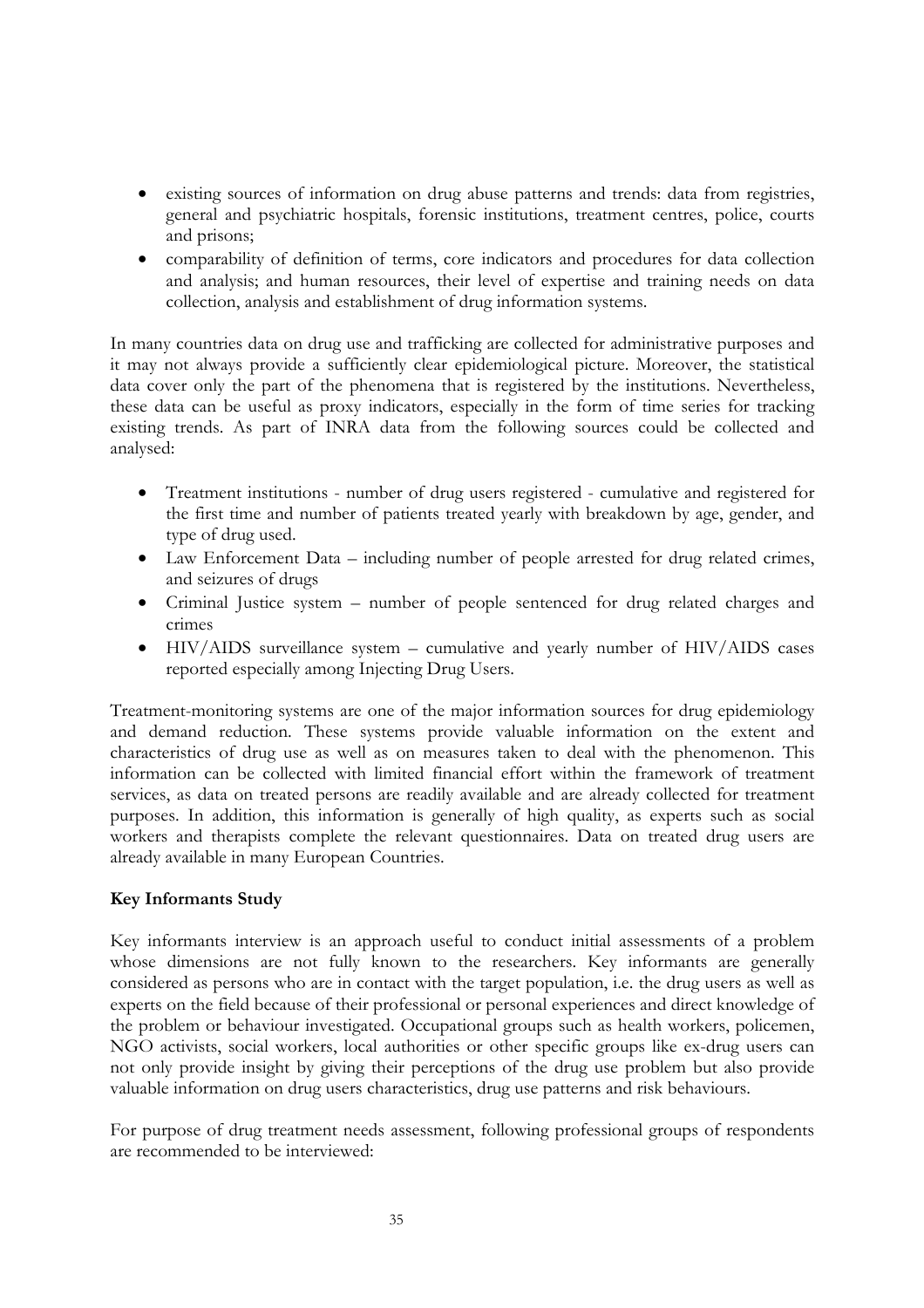- existing sources of information on drug abuse patterns and trends: data from registries, general and psychiatric hospitals, forensic institutions, treatment centres, police, courts and prisons;
- comparability of definition of terms, core indicators and procedures for data collection and analysis; and human resources, their level of expertise and training needs on data collection, analysis and establishment of drug information systems.

In many countries data on drug use and trafficking are collected for administrative purposes and it may not always provide a sufficiently clear epidemiological picture. Moreover, the statistical data cover only the part of the phenomena that is registered by the institutions. Nevertheless, these data can be useful as proxy indicators, especially in the form of time series for tracking existing trends. As part of INRA data from the following sources could be collected and analysed:

- Treatment institutions - number of drug users registered - cumulative and registered for the first time and number of patients treated yearly with breakdown by age, gender, and type of drug used.
- Law Enforcement Data – including number of people arrested for drug related crimes, and seizures of drugs
- Criminal Justice system – number of people sentenced for drug related charges and crimes
- HIV/AIDS surveillance system – cumulative and yearly number of HIV/AIDS cases reported especially among Injecting Drug Users.

Treatment-monitoring systems are one of the major information sources for drug epidemiology and demand reduction. These systems provide valuable information on the extent and characteristics of drug use as well as on measures taken to deal with the phenomenon. This information can be collected with limited financial effort within the framework of treatment services, as data on treated persons are readily available and are already collected for treatment purposes. In addition, this information is generally of high quality, as experts such as social workers and therapists complete the relevant questionnaires. Data on treated drug users are already available in many European Countries.

**Key Informants Study**

Key informants interview is an approach useful to conduct initial assessments of a problem whose dimensions are not fully known to the researchers. Key informants are generally considered as persons who are in contact with the target population, i.e. the drug users as well as experts on the field because of their professional or personal experiences and direct knowledge of the problem or behaviour investigated. Occupational groups such as health workers, policemen, NGO activists, social workers, local authorities or other specific groups like ex-drug users can not only provide insight by giving their perceptions of the drug use problem but also provide valuable information on drug users characteristics, drug use patterns and risk behaviours.

For purpose of drug treatment needs assessment, following professional groups of respondents are recommended to be interviewed: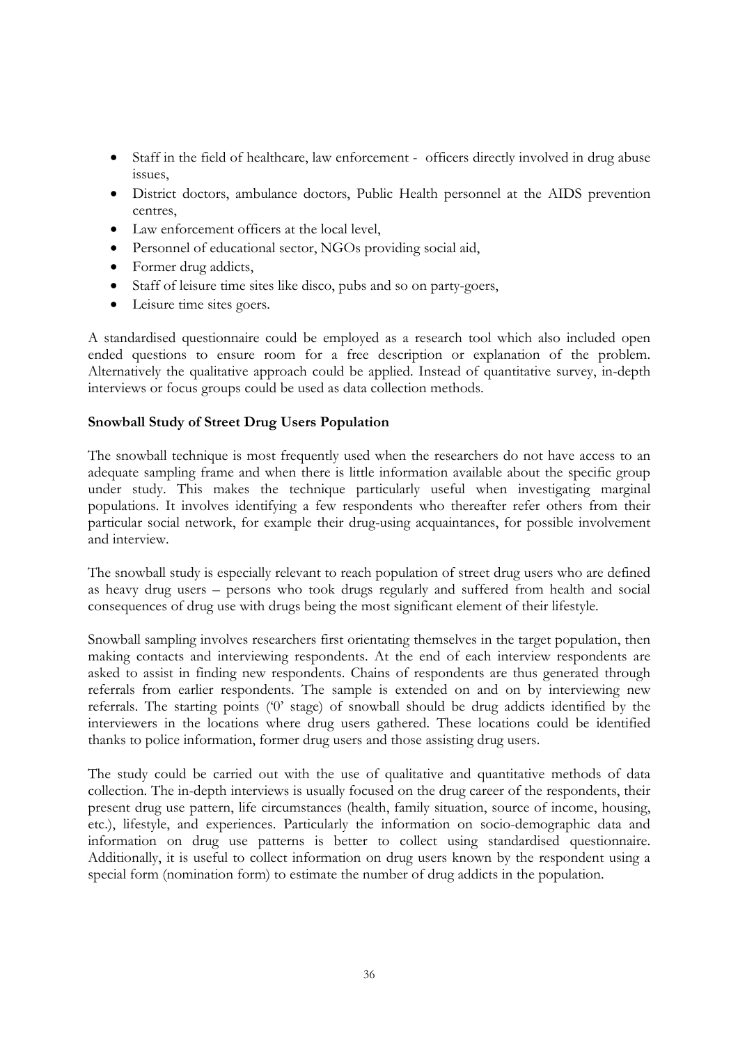- Staff in the field of healthcare, law enforcement - officers directly involved in drug abuse issues,
- District doctors, ambulance doctors, Public Health personnel at the AIDS prevention centres,
- Law enforcement officers at the local level,
- Personnel of educational sector, NGOs providing social aid,
- Former drug addicts,
- Staff of leisure time sites like disco, pubs and so on party-goers,
- Leisure time sites goers.

A standardised questionnaire could be employed as a research tool which also included open ended questions to ensure room for a free description or explanation of the problem. Alternatively the qualitative approach could be applied. Instead of quantitative survey, in-depth interviews or focus groups could be used as data collection methods.

**Snowball Study of Street Drug Users Population**

The snowball technique is most frequently used when the researchers do not have access to an adequate sampling frame and when there is little information available about the specific group under study. This makes the technique particularly useful when investigating marginal populations. It involves identifying a few respondents who thereafter refer others from their particular social network, for example their drug-using acquaintances, for possible involvement and interview.

The snowball study is especially relevant to reach population of street drug users who are defined as heavy drug users – persons who took drugs regularly and suffered from health and social consequences of drug use with drugs being the most significant element of their lifestyle.

Snowball sampling involves researchers first orientating themselves in the target population, then making contacts and interviewing respondents. At the end of each interview respondents are asked to assist in finding new respondents. Chains of respondents are thus generated through referrals from earlier respondents. The sample is extended on and on by interviewing new referrals. The starting points ('0' stage) of snowball should be drug addicts identified by the interviewers in the locations where drug users gathered. These locations could be identified thanks to police information, former drug users and those assisting drug users.

The study could be carried out with the use of qualitative and quantitative methods of data collection. The in-depth interviews is usually focused on the drug career of the respondents, their present drug use pattern, life circumstances (health, family situation, source of income, housing, etc.), lifestyle, and experiences. Particularly the information on socio-demographic data and information on drug use patterns is better to collect using standardised questionnaire. Additionally, it is useful to collect information on drug users known by the respondent using a special form (nomination form) to estimate the number of drug addicts in the population.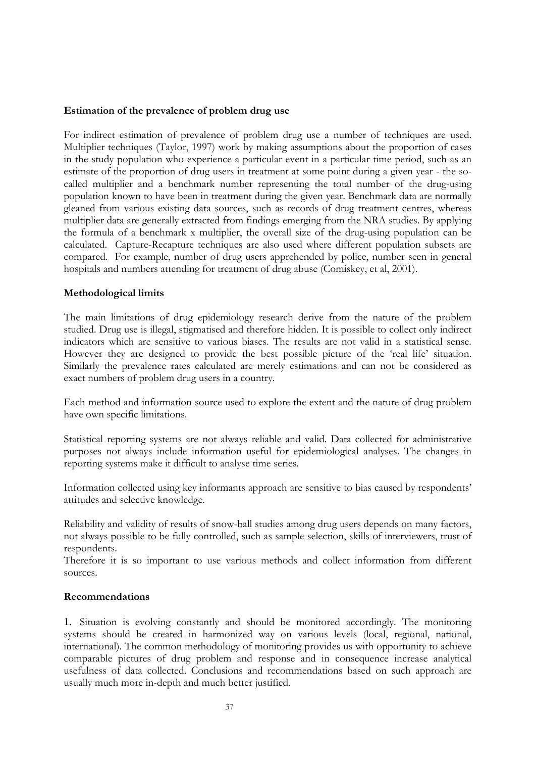**Estimation of the prevalence of problem drug use**

For indirect estimation of prevalence of problem drug use a number of techniques are used. Multiplier techniques (Taylor, 1997) work by making assumptions about the proportion of cases in the study population who experience a particular event in a particular time period, such as an estimate of the proportion of drug users in treatment at some point during a given year - the so-called multiplier and a benchmark number representing the total number of the drug-using population known to have been in treatment during the given year. Benchmark data are normally gleaned from various existing data sources, such as records of drug treatment centres, whereas multiplier data are generally extracted from findings emerging from the NRA studies. By applying the formula of a benchmark x multiplier, the overall size of the drug-using population can be calculated. Capture-Recapture techniques are also used where different population subsets are compared. For example, number of drug users apprehended by police, number seen in general hospitals and numbers attending for treatment of drug abuse (Comiskey, et al, 2001).

**Methodological limits**

The main limitations of drug epidemiology research derive from the nature of the problem studied. Drug use is illegal, stigmatised and therefore hidden. It is possible to collect only indirect indicators which are sensitive to various biases. The results are not valid in a statistical sense. However they are designed to provide the best possible picture of the 'real life' situation. Similarly the prevalence rates calculated are merely estimations and can not be considered as exact numbers of problem drug users in a country.

Each method and information source used to explore the extent and the nature of drug problem have own specific limitations.

Statistical reporting systems are not always reliable and valid. Data collected for administrative purposes not always include information useful for epidemiological analyses. The changes in reporting systems make it difficult to analyse time series.

Information collected using key informants approach are sensitive to bias caused by respondents' attitudes and selective knowledge.

Reliability and validity of results of snow-ball studies among drug users depends on many factors, not always possible to be fully controlled, such as sample selection, skills of interviewers, trust of respondents.

Therefore it is so important to use various methods and collect information from different sources.

**Recommendations**

1. Situation is evolving constantly and should be monitored accordingly. The monitoring systems should be created in harmonized way on various levels (local, regional, national, international). The common methodology of monitoring provides us with opportunity to achieve comparable pictures of drug problem and response and in consequence increase analytical usefulness of data collected. Conclusions and recommendations based on such approach are usually much more in-depth and much better justified.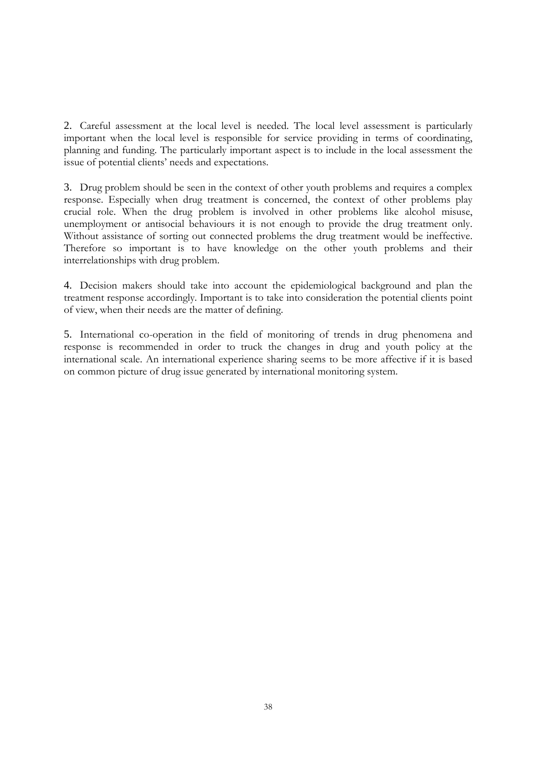2. Careful assessment at the local level is needed. The local level assessment is particularly important when the local level is responsible for service providing in terms of coordinating, planning and funding. The particularly important aspect is to include in the local assessment the issue of potential clients' needs and expectations.

3. Drug problem should be seen in the context of other youth problems and requires a complex response. Especially when drug treatment is concerned, the context of other problems play crucial role. When the drug problem is involved in other problems like alcohol misuse, unemployment or antisocial behaviours it is not enough to provide the drug treatment only. Without assistance of sorting out connected problems the drug treatment would be ineffective. Therefore so important is to have knowledge on the other youth problems and their interrelationships with drug problem.

4. Decision makers should take into account the epidemiological background and plan the treatment response accordingly. Important is to take into consideration the potential clients point of view, when their needs are the matter of defining.

5. International co-operation in the field of monitoring of trends in drug phenomena and response is recommended in order to truck the changes in drug and youth policy at the international scale. An international experience sharing seems to be more affective if it is based on common picture of drug issue generated by international monitoring system.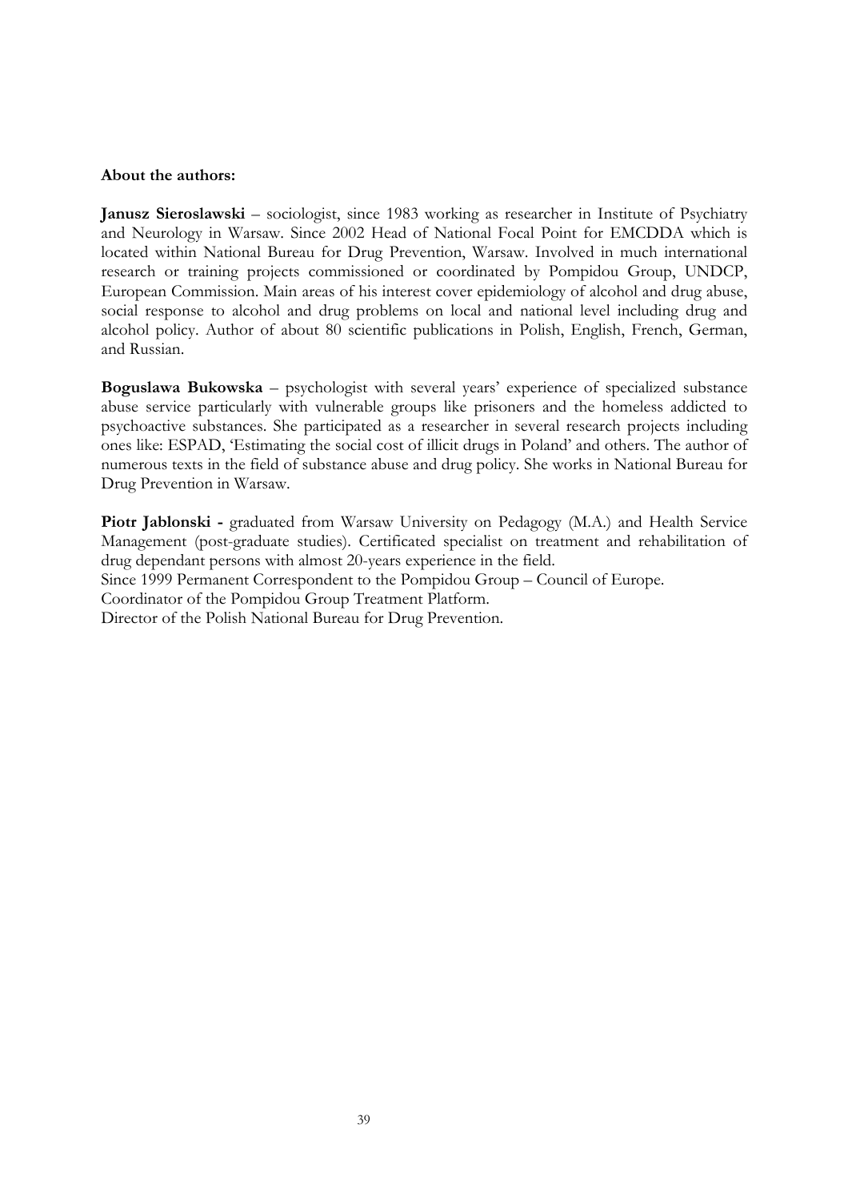**About the authors:**

**Janusz Sieroslawski** – sociologist, since 1983 working as researcher in Institute of Psychiatry and Neurology in Warsaw. Since 2002 Head of National Focal Point for EMCDDA which is located within National Bureau for Drug Prevention, Warsaw. Involved in much international research or training projects commissioned or coordinated by Pompidou Group, UNDCP, European Commission. Main areas of his interest cover epidemiology of alcohol and drug abuse, social response to alcohol and drug problems on local and national level including drug and alcohol policy. Author of about 80 scientific publications in Polish, English, French, German, and Russian.

**Boguslawa Bukowska** – psychologist with several years' experience of specialized substance abuse service particularly with vulnerable groups like prisoners and the homeless addicted to psychoactive substances. She participated as a researcher in several research projects including ones like: ESPAD, 'Estimating the social cost of illicit drugs in Poland' and others. The author of numerous texts in the field of substance abuse and drug policy. She works in National Bureau for Drug Prevention in Warsaw.

**Piotr Jablonski -** graduated from Warsaw University on Pedagogy (M.A.) and Health Service Management (post-graduate studies). Certificated specialist on treatment and rehabilitation of drug dependant persons with almost 20-years experience in the field.
Since 1999 Permanent Correspondent to the Pompidou Group – Council of Europe.
Coordinator of the Pompidou Group Treatment Platform.
Director of the Polish National Bureau for Drug Prevention.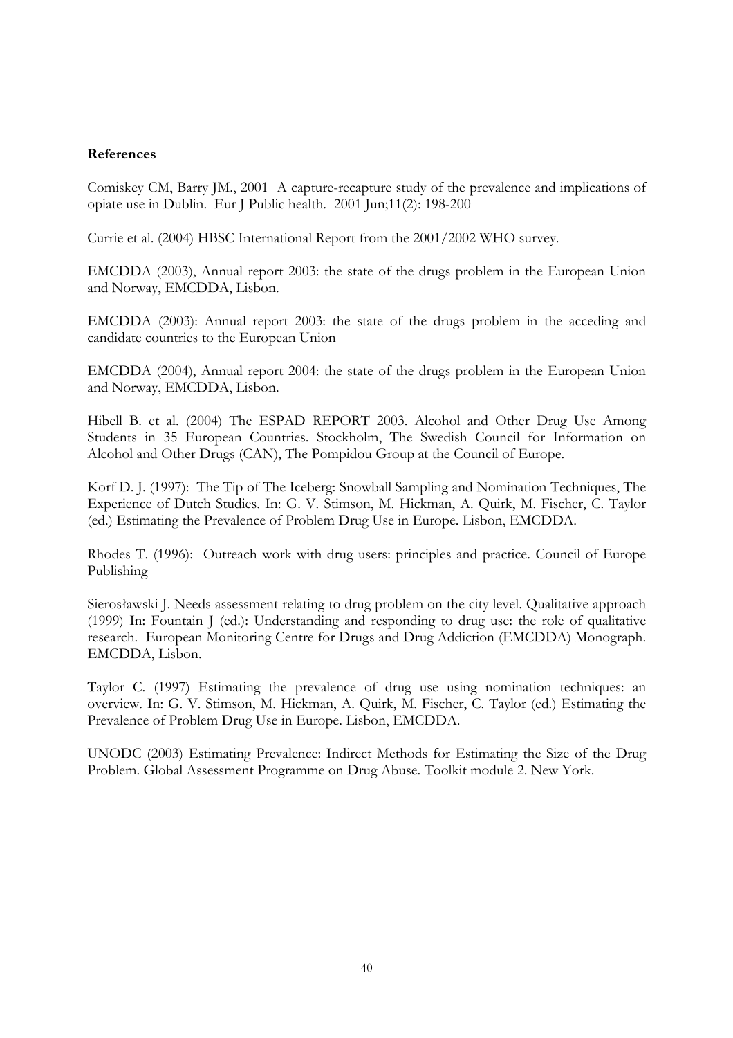**References**

Comiskey CM, Barry JM., 2001 A capture-recapture study of the prevalence and implications of opiate use in Dublin. Eur J Public health. 2001 Jun;11(2): 198-200

Currie et al. (2004) HBSC International Report from the 2001/2002 WHO survey.

EMCDDA (2003), Annual report 2003: the state of the drugs problem in the European Union and Norway, EMCDDA, Lisbon.

EMCDDA (2003): Annual report 2003: the state of the drugs problem in the acceding and candidate countries to the European Union

EMCDDA (2004), Annual report 2004: the state of the drugs problem in the European Union and Norway, EMCDDA, Lisbon.

Hibell B. et al. (2004) The ESPAD REPORT 2003. Alcohol and Other Drug Use Among Students in 35 European Countries. Stockholm, The Swedish Council for Information on Alcohol and Other Drugs (CAN), The Pompidou Group at the Council of Europe.

Korf D. J. (1997): The Tip of The Iceberg: Snowball Sampling and Nomination Techniques, The Experience of Dutch Studies. In: G. V. Stimson, M. Hickman, A. Quirk, M. Fischer, C. Taylor (ed.) Estimating the Prevalence of Problem Drug Use in Europe. Lisbon, EMCDDA.

Rhodes T. (1996): Outreach work with drug users: principles and practice. Council of Europe Publishing

Sierosławski J. Needs assessment relating to drug problem on the city level. Qualitative approach (1999) In: Fountain J (ed.): Understanding and responding to drug use: the role of qualitative research. European Monitoring Centre for Drugs and Drug Addiction (EMCDDA) Monograph. EMCDDA, Lisbon.

Taylor C. (1997) Estimating the prevalence of drug use using nomination techniques: an overview. In: G. V. Stimson, M. Hickman, A. Quirk, M. Fischer, C. Taylor (ed.) Estimating the Prevalence of Problem Drug Use in Europe. Lisbon, EMCDDA.

UNODC (2003) Estimating Prevalence: Indirect Methods for Estimating the Size of the Drug Problem. Global Assessment Programme on Drug Abuse. Toolkit module 2. New York.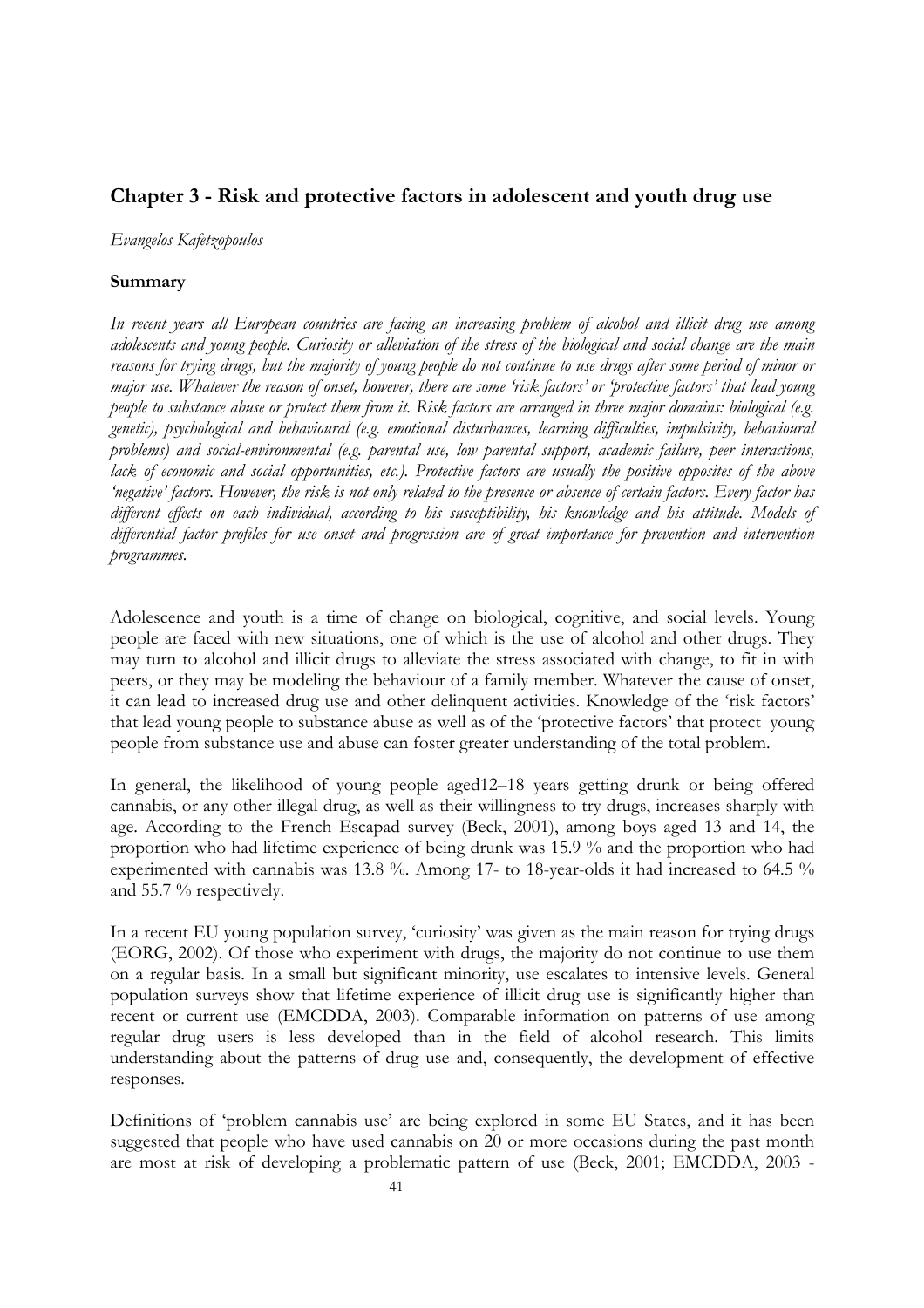## Chapter 3 - Risk and protective factors in adolescent and youth drug use

*Evangelos Kafetzopoulos*

### Summary

*In recent years all European countries are facing an increasing problem of alcohol and illicit drug use among adolescents and young people. Curiosity or alleviation of the stress of the biological and social change are the main reasons for trying drugs, but the majority of young people do not continue to use drugs after some period of minor or major use. Whatever the reason of onset, however, there are some 'risk factors' or 'protective factors' that lead young people to substance abuse or protect them from it. Risk factors are arranged in three major domains: biological (e.g. genetic), psychological and behavioural (e.g. emotional disturbances, learning difficulties, impulsivity, behavioural problems) and social-environmental (e.g. parental use, low parental support, academic failure, peer interactions, lack of economic and social opportunities, etc.). Protective factors are usually the positive opposites of the above 'negative' factors. However, the risk is not only related to the presence or absence of certain factors. Every factor has different effects on each individual, according to his susceptibility, his knowledge and his attitude. Models of differential factor profiles for use onset and progression are of great importance for prevention and intervention programmes.*

Adolescence and youth is a time of change on biological, cognitive, and social levels. Young people are faced with new situations, one of which is the use of alcohol and other drugs. They may turn to alcohol and illicit drugs to alleviate the stress associated with change, to fit in with peers, or they may be modeling the behaviour of a family member. Whatever the cause of onset, it can lead to increased drug use and other delinquent activities. Knowledge of the 'risk factors' that lead young people to substance abuse as well as of the 'protective factors' that protect young people from substance use and abuse can foster greater understanding of the total problem.

In general, the likelihood of young people aged12–18 years getting drunk or being offered cannabis, or any other illegal drug, as well as their willingness to try drugs, increases sharply with age. According to the French Escapad survey (Beck, 2001), among boys aged 13 and 14, the proportion who had lifetime experience of being drunk was 15.9 % and the proportion who had experimented with cannabis was 13.8 %. Among 17- to 18-year-olds it had increased to 64.5 % and 55.7 % respectively.

In a recent EU young population survey, 'curiosity' was given as the main reason for trying drugs (EORG, 2002). Of those who experiment with drugs, the majority do not continue to use them on a regular basis. In a small but significant minority, use escalates to intensive levels. General population surveys show that lifetime experience of illicit drug use is significantly higher than recent or current use (EMCDDA, 2003). Comparable information on patterns of use among regular drug users is less developed than in the field of alcohol research. This limits understanding about the patterns of drug use and, consequently, the development of effective responses.

Definitions of 'problem cannabis use' are being explored in some EU States, and it has been suggested that people who have used cannabis on 20 or more occasions during the past month are most at risk of developing a problematic pattern of use (Beck, 2001; EMCDDA, 2003 -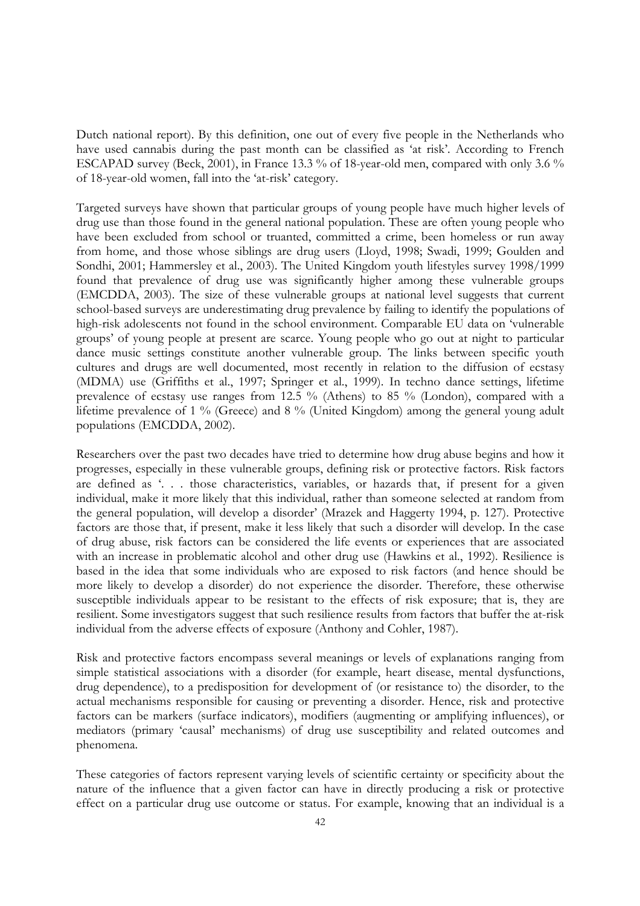Dutch national report). By this definition, one out of every five people in the Netherlands who have used cannabis during the past month can be classified as 'at risk'. According to French ESCAPAD survey (Beck, 2001), in France 13.3 % of 18-year-old men, compared with only 3.6 % of 18-year-old women, fall into the 'at-risk' category.

Targeted surveys have shown that particular groups of young people have much higher levels of drug use than those found in the general national population. These are often young people who have been excluded from school or truanted, committed a crime, been homeless or run away from home, and those whose siblings are drug users (Lloyd, 1998; Swadi, 1999; Goulden and Sondhi, 2001; Hammersley et al., 2003). The United Kingdom youth lifestyles survey 1998/1999 found that prevalence of drug use was significantly higher among these vulnerable groups (EMCDDA, 2003). The size of these vulnerable groups at national level suggests that current school-based surveys are underestimating drug prevalence by failing to identify the populations of high-risk adolescents not found in the school environment. Comparable EU data on 'vulnerable groups' of young people at present are scarce. Young people who go out at night to particular dance music settings constitute another vulnerable group. The links between specific youth cultures and drugs are well documented, most recently in relation to the diffusion of ecstasy (MDMA) use (Griffiths et al., 1997; Springer et al., 1999). In techno dance settings, lifetime prevalence of ecstasy use ranges from 12.5 % (Athens) to 85 % (London), compared with a lifetime prevalence of 1 % (Greece) and 8 % (United Kingdom) among the general young adult populations (EMCDDA, 2002).

Researchers over the past two decades have tried to determine how drug abuse begins and how it progresses, especially in these vulnerable groups, defining risk or protective factors. Risk factors are defined as '. . . those characteristics, variables, or hazards that, if present for a given individual, make it more likely that this individual, rather than someone selected at random from the general population, will develop a disorder' (Mrazek and Haggerty 1994, p. 127). Protective factors are those that, if present, make it less likely that such a disorder will develop. In the case of drug abuse, risk factors can be considered the life events or experiences that are associated with an increase in problematic alcohol and other drug use (Hawkins et al., 1992). Resilience is based in the idea that some individuals who are exposed to risk factors (and hence should be more likely to develop a disorder) do not experience the disorder. Therefore, these otherwise susceptible individuals appear to be resistant to the effects of risk exposure; that is, they are resilient. Some investigators suggest that such resilience results from factors that buffer the at-risk individual from the adverse effects of exposure (Anthony and Cohler, 1987).

Risk and protective factors encompass several meanings or levels of explanations ranging from simple statistical associations with a disorder (for example, heart disease, mental dysfunctions, drug dependence), to a predisposition for development of (or resistance to) the disorder, to the actual mechanisms responsible for causing or preventing a disorder. Hence, risk and protective factors can be markers (surface indicators), modifiers (augmenting or amplifying influences), or mediators (primary 'causal' mechanisms) of drug use susceptibility and related outcomes and phenomena.

These categories of factors represent varying levels of scientific certainty or specificity about the nature of the influence that a given factor can have in directly producing a risk or protective effect on a particular drug use outcome or status. For example, knowing that an individual is a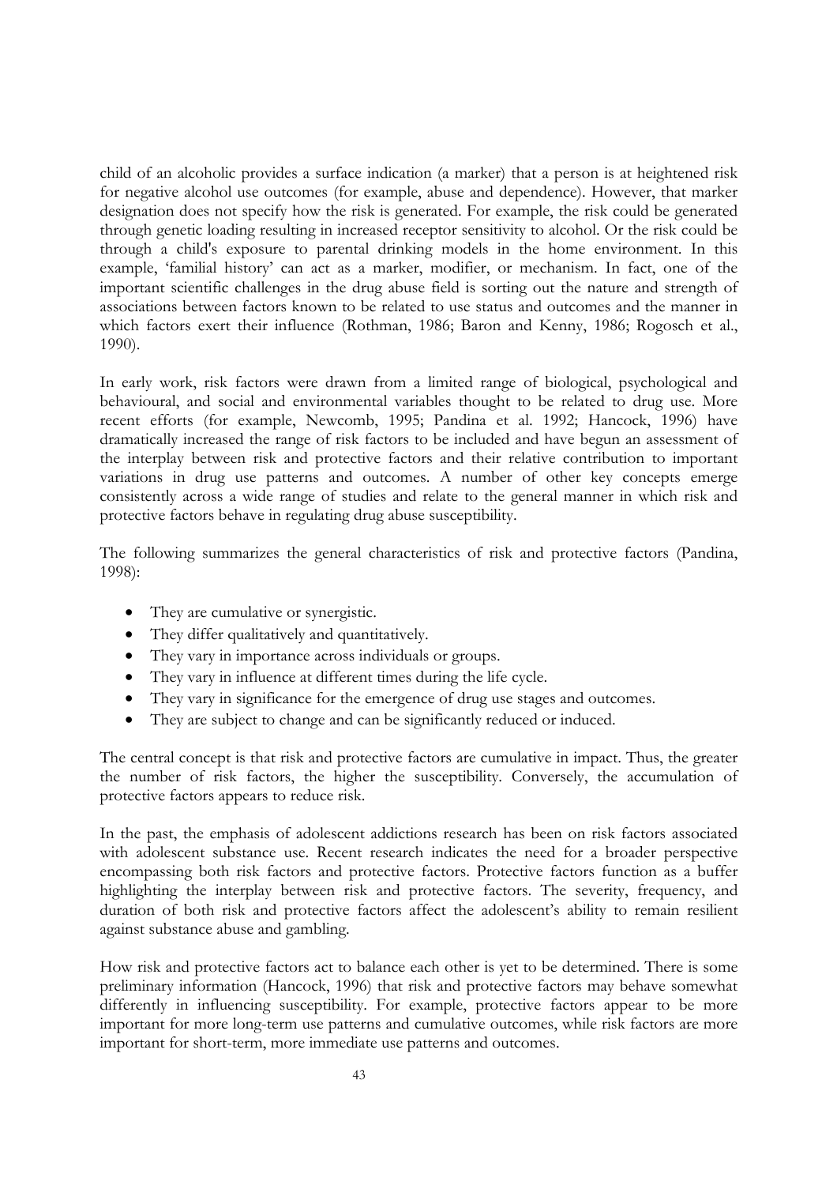child of an alcoholic provides a surface indication (a marker) that a person is at heightened risk for negative alcohol use outcomes (for example, abuse and dependence). However, that marker designation does not specify how the risk is generated. For example, the risk could be generated through genetic loading resulting in increased receptor sensitivity to alcohol. Or the risk could be through a child's exposure to parental drinking models in the home environment. In this example, 'familial history' can act as a marker, modifier, or mechanism. In fact, one of the important scientific challenges in the drug abuse field is sorting out the nature and strength of associations between factors known to be related to use status and outcomes and the manner in which factors exert their influence (Rothman, 1986; Baron and Kenny, 1986; Rogosch et al., 1990).

In early work, risk factors were drawn from a limited range of biological, psychological and behavioural, and social and environmental variables thought to be related to drug use. More recent efforts (for example, Newcomb, 1995; Pandina et al. 1992; Hancock, 1996) have dramatically increased the range of risk factors to be included and have begun an assessment of the interplay between risk and protective factors and their relative contribution to important variations in drug use patterns and outcomes. A number of other key concepts emerge consistently across a wide range of studies and relate to the general manner in which risk and protective factors behave in regulating drug abuse susceptibility.

The following summarizes the general characteristics of risk and protective factors (Pandina, 1998):

- They are cumulative or synergistic.
- They differ qualitatively and quantitatively.
- They vary in importance across individuals or groups.
- They vary in influence at different times during the life cycle.
- They vary in significance for the emergence of drug use stages and outcomes.
- They are subject to change and can be significantly reduced or induced.

The central concept is that risk and protective factors are cumulative in impact. Thus, the greater the number of risk factors, the higher the susceptibility. Conversely, the accumulation of protective factors appears to reduce risk.

In the past, the emphasis of adolescent addictions research has been on risk factors associated with adolescent substance use. Recent research indicates the need for a broader perspective encompassing both risk factors and protective factors. Protective factors function as a buffer highlighting the interplay between risk and protective factors. The severity, frequency, and duration of both risk and protective factors affect the adolescent's ability to remain resilient against substance abuse and gambling.

How risk and protective factors act to balance each other is yet to be determined. There is some preliminary information (Hancock, 1996) that risk and protective factors may behave somewhat differently in influencing susceptibility. For example, protective factors appear to be more important for more long-term use patterns and cumulative outcomes, while risk factors are more important for short-term, more immediate use patterns and outcomes.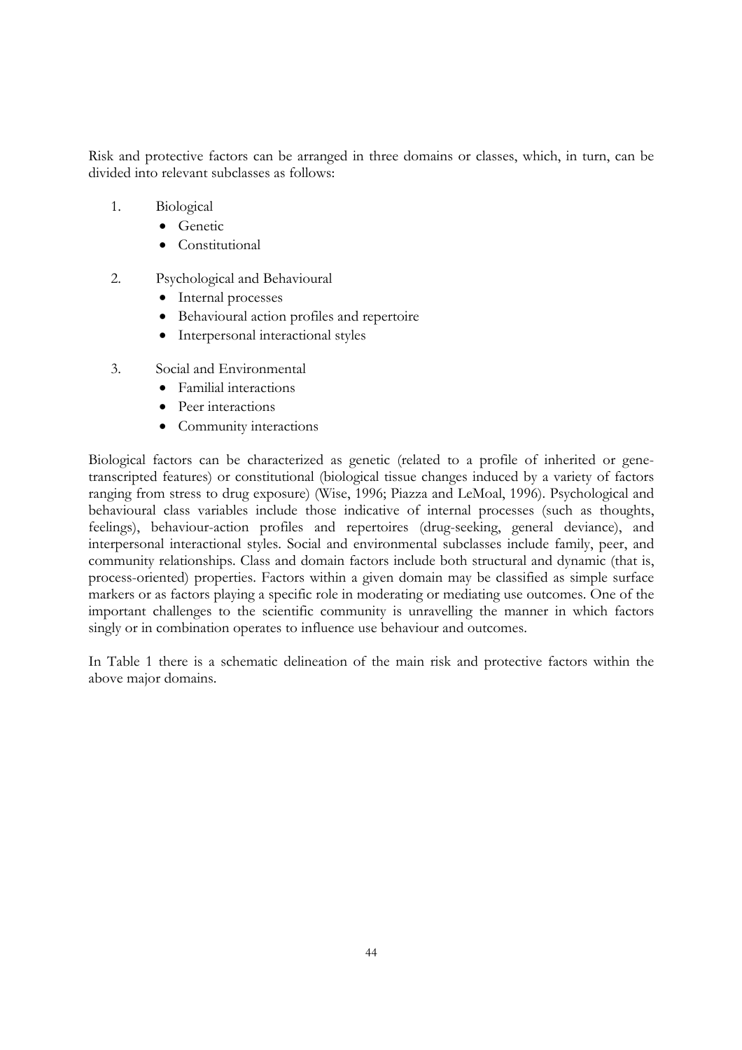Risk and protective factors can be arranged in three domains or classes, which, in turn, can be divided into relevant subclasses as follows:

1. Biological
   - Genetic
   - Constitutional

2. Psychological and Behavioural
   - Internal processes
   - Behavioural action profiles and repertoire
   - Interpersonal interactional styles

3. Social and Environmental
   - Familial interactions
   - Peer interactions
   - Community interactions

Biological factors can be characterized as genetic (related to a profile of inherited or gene-transcripted features) or constitutional (biological tissue changes induced by a variety of factors ranging from stress to drug exposure) (Wise, 1996; Piazza and LeMoal, 1996). Psychological and behavioural class variables include those indicative of internal processes (such as thoughts, feelings), behaviour-action profiles and repertoires (drug-seeking, general deviance), and interpersonal interactional styles. Social and environmental subclasses include family, peer, and community relationships. Class and domain factors include both structural and dynamic (that is, process-oriented) properties. Factors within a given domain may be classified as simple surface markers or as factors playing a specific role in moderating or mediating use outcomes. One of the important challenges to the scientific community is unravelling the manner in which factors singly or in combination operates to influence use behaviour and outcomes.

In Table 1 there is a schematic delineation of the main risk and protective factors within the above major domains.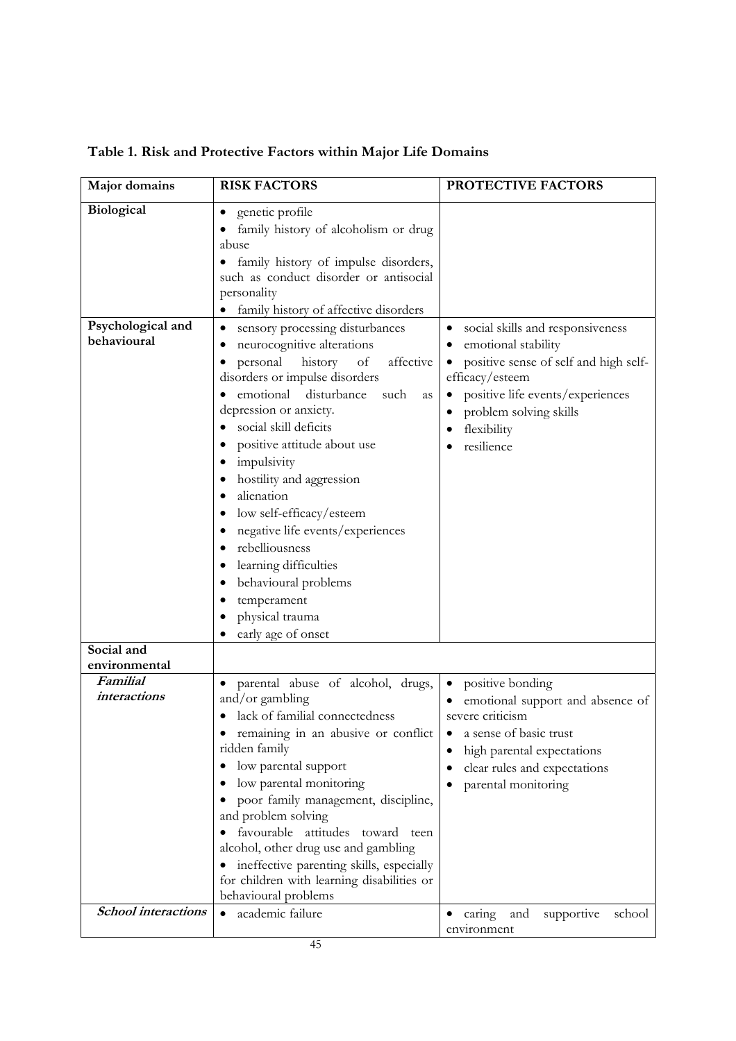**Table 1. Risk and Protective Factors within Major Life Domains**

| Major domains | RISK FACTORS | PROTECTIVE FACTORS |
|---|---|---|
| **Biological** | • genetic profile<br>• family history of alcoholism or drug abuse<br>• family history of impulse disorders, such as conduct disorder or antisocial personality<br>• family history of affective disorders | |
| **Psychological and behavioural** | • sensory processing disturbances<br>• neurocognitive alterations<br>• personal history of affective disorders or impulse disorders<br>• emotional disturbance such as depression or anxiety.<br>• social skill deficits<br>• positive attitude about use<br>• impulsivity<br>• hostility and aggression<br>• alienation<br>• low self-efficacy/esteem<br>• negative life events/experiences<br>• rebelliousness<br>• learning difficulties<br>• behavioural problems<br>• temperament<br>• physical trauma<br>• early age of onset | • social skills and responsiveness<br>• emotional stability<br>• positive sense of self and high self-efficacy/esteem<br>• positive life events/experiences<br>• problem solving skills<br>• flexibility<br>• resilience |
| **Social and environmental** | | |
| ***Familial interactions*** | • parental abuse of alcohol, drugs, and/or gambling<br>• lack of familial connectedness<br>• remaining in an abusive or conflict ridden family<br>• low parental support<br>• low parental monitoring<br>• poor family management, discipline, and problem solving<br>• favourable attitudes toward teen alcohol, other drug use and gambling<br>• ineffective parenting skills, especially for children with learning disabilities or behavioural problems | • positive bonding<br>• emotional support and absence of severe criticism<br>• a sense of basic trust<br>• high parental expectations<br>• clear rules and expectations<br>• parental monitoring |
| ***School interactions*** | • academic failure | • caring and supportive school environment |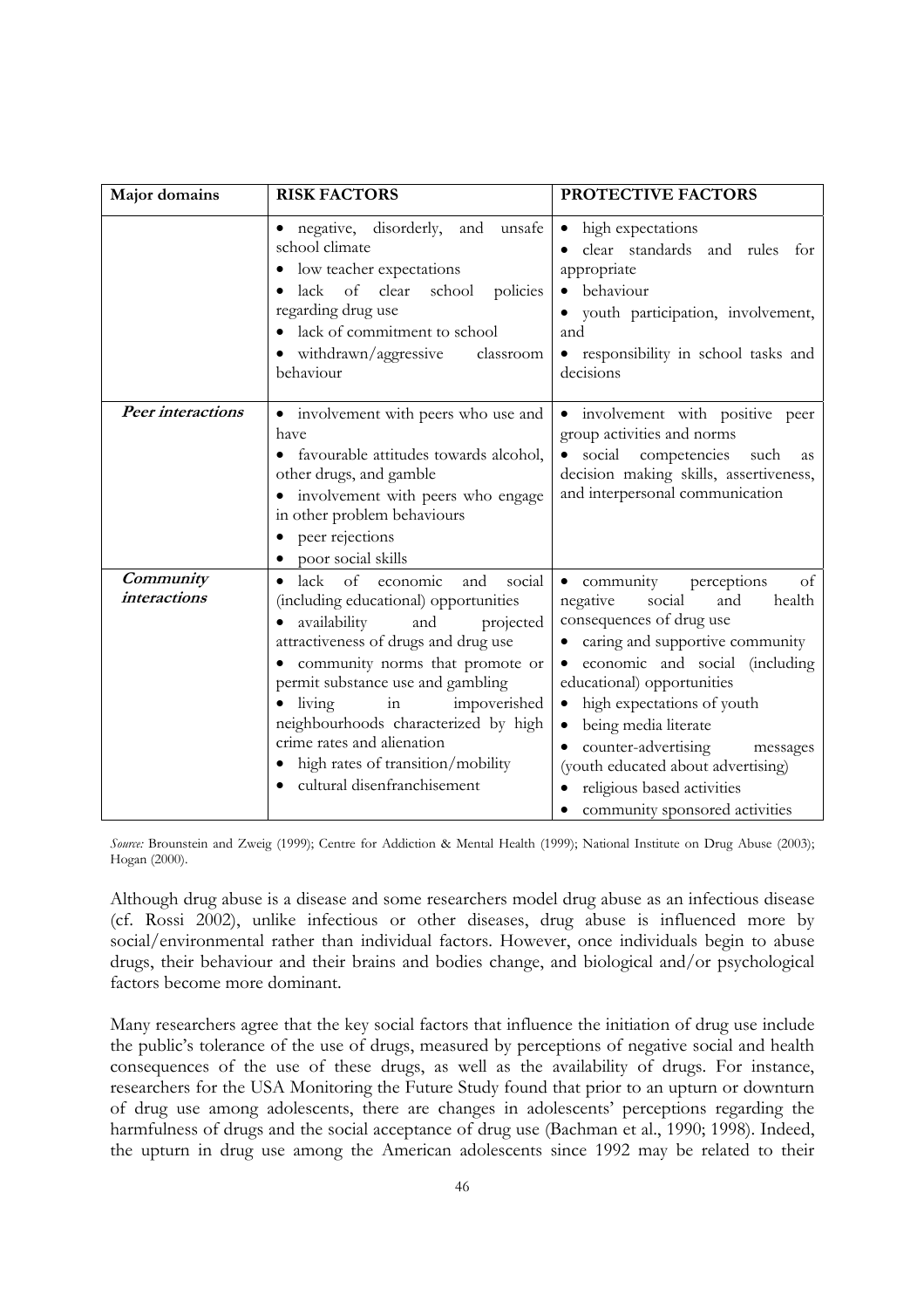| Major domains | RISK FACTORS | PROTECTIVE FACTORS |
|---|---|---|
| | • negative, disorderly, and unsafe school climate<br>• low teacher expectations<br>• lack of clear school policies regarding drug use<br>• lack of commitment to school<br>• withdrawn/aggressive classroom behaviour | • high expectations<br>• clear standards and rules for appropriate<br>• behaviour<br>• youth participation, involvement, and<br>• responsibility in school tasks and decisions |
| ***Peer interactions*** | • involvement with peers who use and have<br>• favourable attitudes towards alcohol, other drugs, and gamble<br>• involvement with peers who engage in other problem behaviours<br>• peer rejections<br>• poor social skills | • involvement with positive peer group activities and norms<br>• social competencies such as decision making skills, assertiveness, and interpersonal communication |
| ***Community interactions*** | • lack of economic and social (including educational) opportunities<br>• availability and projected attractiveness of drugs and drug use<br>• community norms that promote or permit substance use and gambling<br>• living in impoverished neighbourhoods characterized by high crime rates and alienation<br>• high rates of transition/mobility<br>• cultural disenfranchisement | • community perceptions of negative social and health consequences of drug use<br>• caring and supportive community<br>• economic and social (including educational) opportunities<br>• high expectations of youth<br>• being media literate<br>• counter-advertising messages (youth educated about advertising)<br>• religious based activities<br>• community sponsored activities |

*Source:* Brounstein and Zweig (1999); Centre for Addiction & Mental Health (1999); National Institute on Drug Abuse (2003); Hogan (2000).

Although drug abuse is a disease and some researchers model drug abuse as an infectious disease (cf. Rossi 2002), unlike infectious or other diseases, drug abuse is influenced more by social/environmental rather than individual factors. However, once individuals begin to abuse drugs, their behaviour and their brains and bodies change, and biological and/or psychological factors become more dominant.

Many researchers agree that the key social factors that influence the initiation of drug use include the public's tolerance of the use of drugs, measured by perceptions of negative social and health consequences of the use of these drugs, as well as the availability of drugs. For instance, researchers for the USA Monitoring the Future Study found that prior to an upturn or downturn of drug use among adolescents, there are changes in adolescents' perceptions regarding the harmfulness of drugs and the social acceptance of drug use (Bachman et al., 1990; 1998). Indeed, the upturn in drug use among the American adolescents since 1992 may be related to their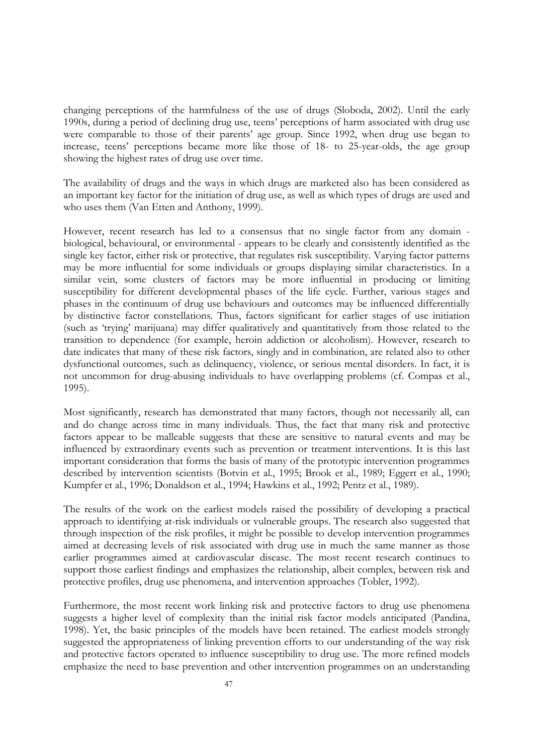changing perceptions of the harmfulness of the use of drugs (Sloboda, 2002). Until the early 1990s, during a period of declining drug use, teens' perceptions of harm associated with drug use were comparable to those of their parents' age group. Since 1992, when drug use began to increase, teens' perceptions became more like those of 18- to 25-year-olds, the age group showing the highest rates of drug use over time.

The availability of drugs and the ways in which drugs are marketed also has been considered as an important key factor for the initiation of drug use, as well as which types of drugs are used and who uses them (Van Etten and Anthony, 1999).

However, recent research has led to a consensus that no single factor from any domain - biological, behavioural, or environmental - appears to be clearly and consistently identified as the single key factor, either risk or protective, that regulates risk susceptibility. Varying factor patterns may be more influential for some individuals or groups displaying similar characteristics. In a similar vein, some clusters of factors may be more influential in producing or limiting susceptibility for different developmental phases of the life cycle. Further, various stages and phases in the continuum of drug use behaviours and outcomes may be influenced differentially by distinctive factor constellations. Thus, factors significant for earlier stages of use initiation (such as 'trying' marijuana) may differ qualitatively and quantitatively from those related to the transition to dependence (for example, heroin addiction or alcoholism). However, research to date indicates that many of these risk factors, singly and in combination, are related also to other dysfunctional outcomes, such as delinquency, violence, or serious mental disorders. In fact, it is not uncommon for drug-abusing individuals to have overlapping problems (cf. Compas et al., 1995).

Most significantly, research has demonstrated that many factors, though not necessarily all, can and do change across time in many individuals. Thus, the fact that many risk and protective factors appear to be malleable suggests that these are sensitive to natural events and may be influenced by extraordinary events such as prevention or treatment interventions. It is this last important consideration that forms the basis of many of the prototypic intervention programmes described by intervention scientists (Botvin et al., 1995; Brook et al., 1989; Eggert et al., 1990; Kumpfer et al., 1996; Donaldson et al., 1994; Hawkins et al., 1992; Pentz et al., 1989).

The results of the work on the earliest models raised the possibility of developing a practical approach to identifying at-risk individuals or vulnerable groups. The research also suggested that through inspection of the risk profiles, it might be possible to develop intervention programmes aimed at decreasing levels of risk associated with drug use in much the same manner as those earlier programmes aimed at cardiovascular disease. The most recent research continues to support those earliest findings and emphasizes the relationship, albeit complex, between risk and protective profiles, drug use phenomena, and intervention approaches (Tobler, 1992).

Furthermore, the most recent work linking risk and protective factors to drug use phenomena suggests a higher level of complexity than the initial risk factor models anticipated (Pandina, 1998). Yet, the basic principles of the models have been retained. The earliest models strongly suggested the appropriateness of linking prevention efforts to our understanding of the way risk and protective factors operated to influence susceptibility to drug use. The more refined models emphasize the need to base prevention and other intervention programmes on an understanding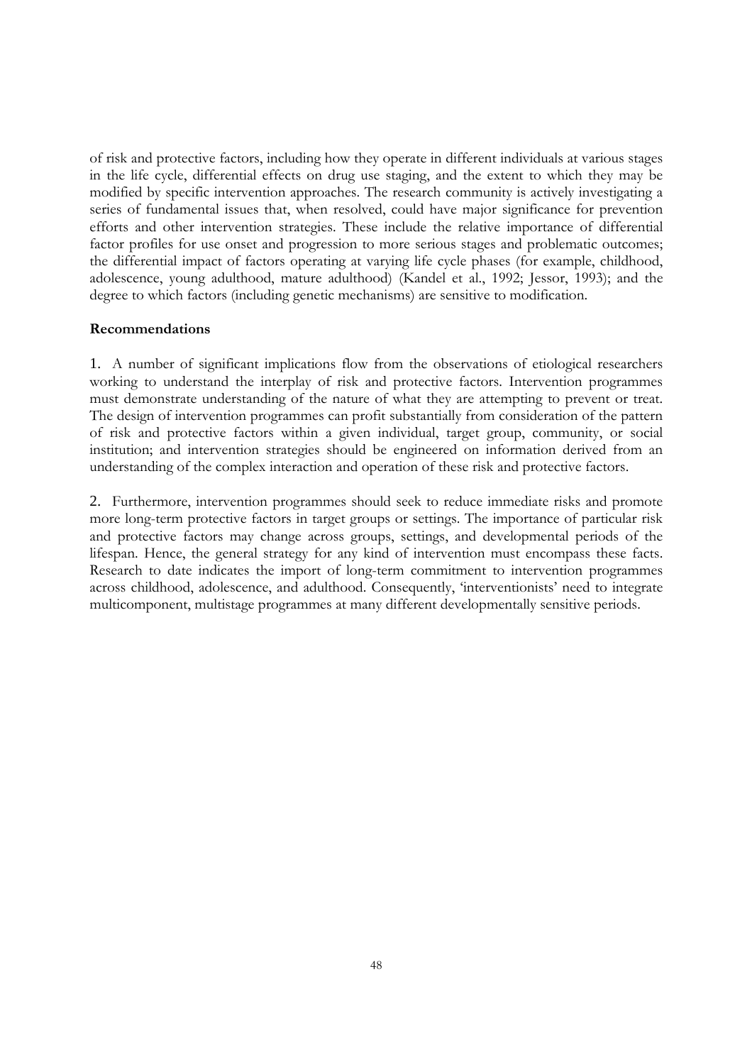of risk and protective factors, including how they operate in different individuals at various stages in the life cycle, differential effects on drug use staging, and the extent to which they may be modified by specific intervention approaches. The research community is actively investigating a series of fundamental issues that, when resolved, could have major significance for prevention efforts and other intervention strategies. These include the relative importance of differential factor profiles for use onset and progression to more serious stages and problematic outcomes; the differential impact of factors operating at varying life cycle phases (for example, childhood, adolescence, young adulthood, mature adulthood) (Kandel et al., 1992; Jessor, 1993); and the degree to which factors (including genetic mechanisms) are sensitive to modification.

**Recommendations**

1. A number of significant implications flow from the observations of etiological researchers working to understand the interplay of risk and protective factors. Intervention programmes must demonstrate understanding of the nature of what they are attempting to prevent or treat. The design of intervention programmes can profit substantially from consideration of the pattern of risk and protective factors within a given individual, target group, community, or social institution; and intervention strategies should be engineered on information derived from an understanding of the complex interaction and operation of these risk and protective factors.

2. Furthermore, intervention programmes should seek to reduce immediate risks and promote more long-term protective factors in target groups or settings. The importance of particular risk and protective factors may change across groups, settings, and developmental periods of the lifespan. Hence, the general strategy for any kind of intervention must encompass these facts. Research to date indicates the import of long-term commitment to intervention programmes across childhood, adolescence, and adulthood. Consequently, 'interventionists' need to integrate multicomponent, multistage programmes at many different developmentally sensitive periods.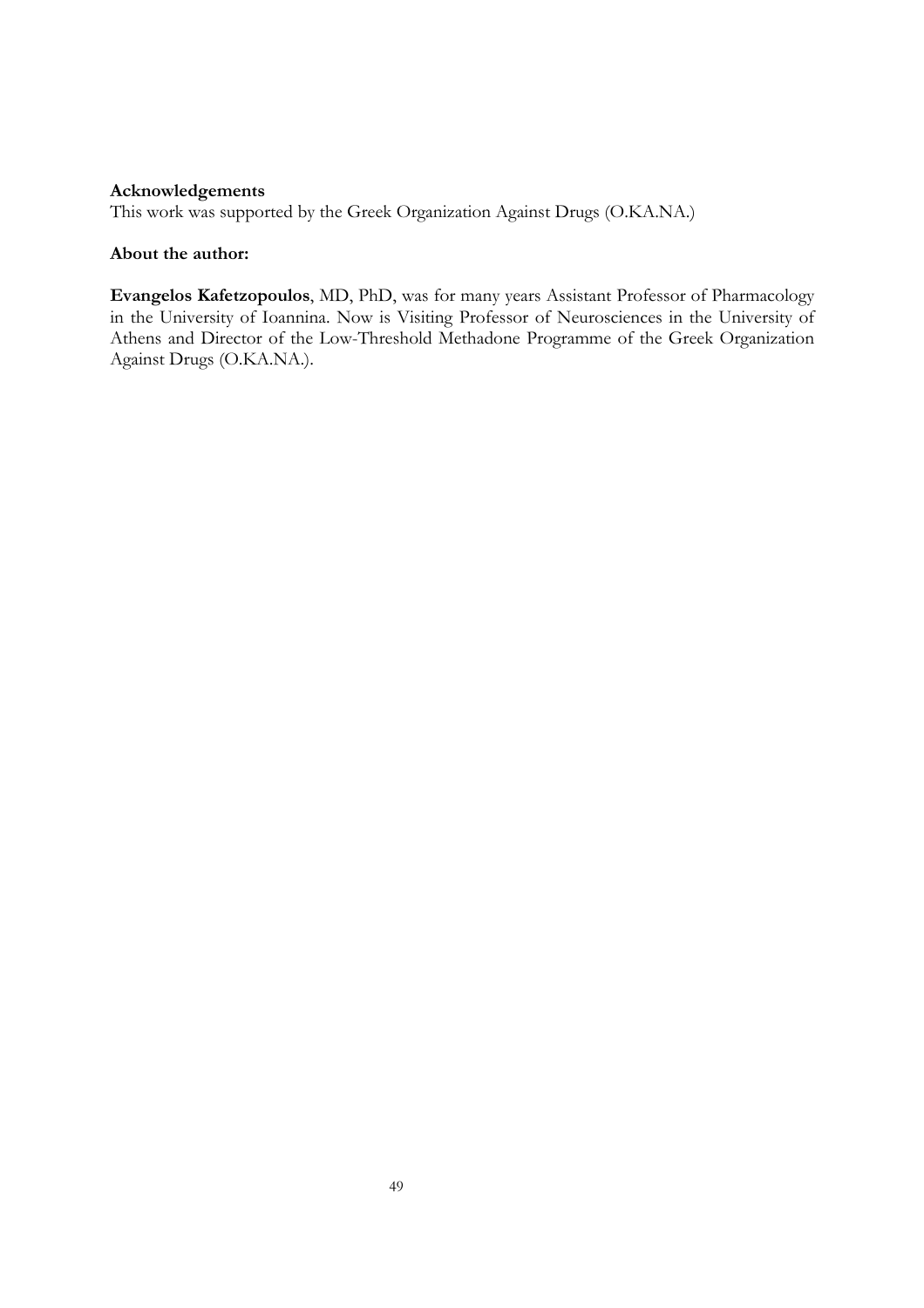**Acknowledgements**

This work was supported by the Greek Organization Against Drugs (O.KA.NA.)

**About the author:**

**Evangelos Kafetzopoulos**, MD, PhD, was for many years Assistant Professor of Pharmacology in the University of Ioannina. Now is Visiting Professor of Neurosciences in the University of Athens and Director of the Low-Threshold Methadone Programme of the Greek Organization Against Drugs (O.KA.NA.).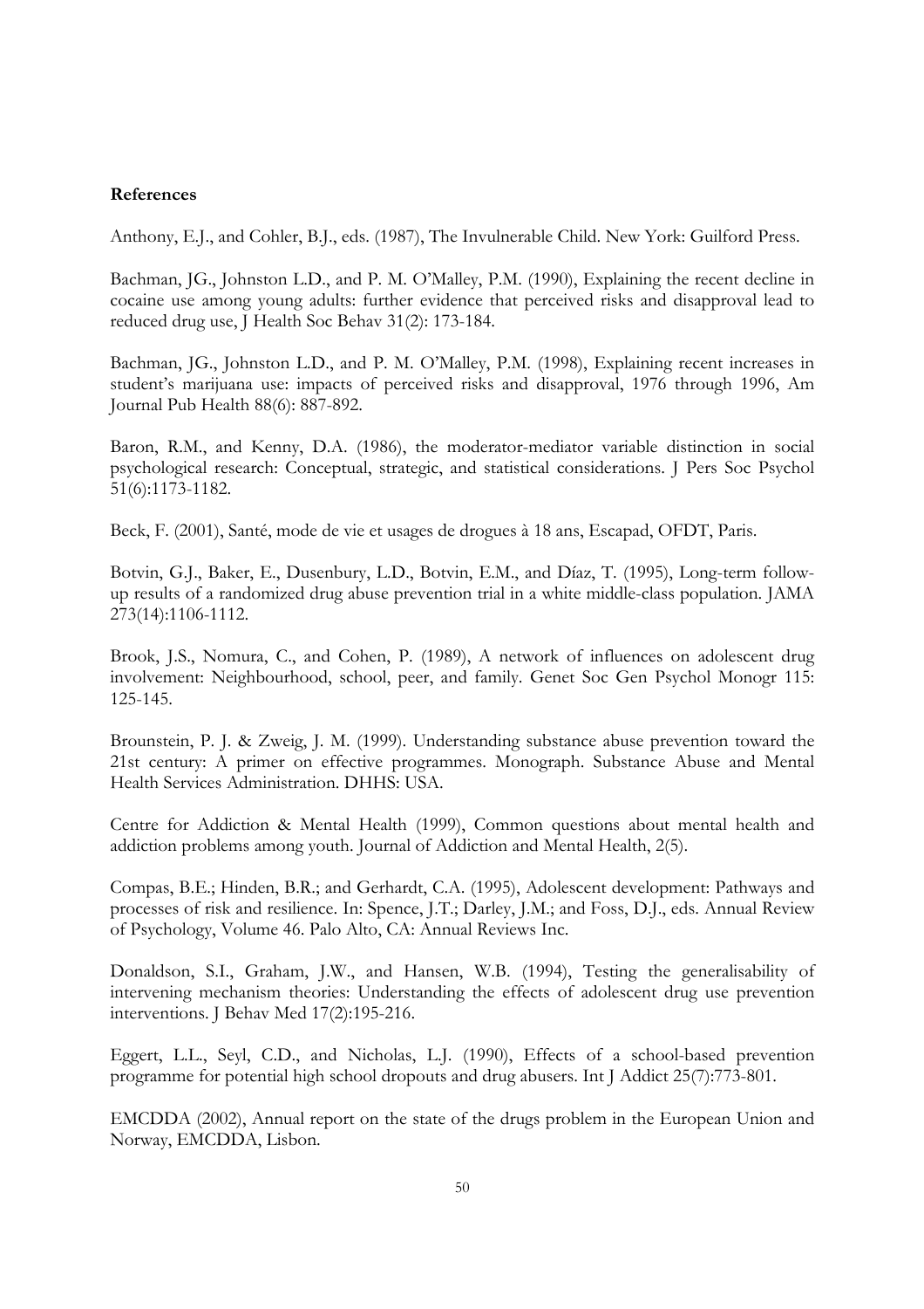**References**

Anthony, E.J., and Cohler, B.J., eds. (1987), The Invulnerable Child. New York: Guilford Press.

Bachman, JG., Johnston L.D., and P. M. O'Malley, P.M. (1990), Explaining the recent decline in cocaine use among young adults: further evidence that perceived risks and disapproval lead to reduced drug use, J Health Soc Behav 31(2): 173-184.

Bachman, JG., Johnston L.D., and P. M. O'Malley, P.M. (1998), Explaining recent increases in student's marijuana use: impacts of perceived risks and disapproval, 1976 through 1996, Am Journal Pub Health 88(6): 887-892.

Baron, R.M., and Kenny, D.A. (1986), the moderator-mediator variable distinction in social psychological research: Conceptual, strategic, and statistical considerations. J Pers Soc Psychol 51(6):1173-1182.

Beck, F. (2001), Santé, mode de vie et usages de drogues à 18 ans, Escapad, OFDT, Paris.

Botvin, G.J., Baker, E., Dusenbury, L.D., Botvin, E.M., and Díaz, T. (1995), Long-term follow-up results of a randomized drug abuse prevention trial in a white middle-class population. JAMA 273(14):1106-1112.

Brook, J.S., Nomura, C., and Cohen, P. (1989), A network of influences on adolescent drug involvement: Neighbourhood, school, peer, and family. Genet Soc Gen Psychol Monogr 115: 125-145.

Brounstein, P. J. & Zweig, J. M. (1999). Understanding substance abuse prevention toward the 21st century: A primer on effective programmes. Monograph. Substance Abuse and Mental Health Services Administration. DHHS: USA.

Centre for Addiction & Mental Health (1999), Common questions about mental health and addiction problems among youth. Journal of Addiction and Mental Health, 2(5).

Compas, B.E.; Hinden, B.R.; and Gerhardt, C.A. (1995), Adolescent development: Pathways and processes of risk and resilience. In: Spence, J.T.; Darley, J.M.; and Foss, D.J., eds. Annual Review of Psychology, Volume 46. Palo Alto, CA: Annual Reviews Inc.

Donaldson, S.I., Graham, J.W., and Hansen, W.B. (1994), Testing the generalisability of intervening mechanism theories: Understanding the effects of adolescent drug use prevention interventions. J Behav Med 17(2):195-216.

Eggert, L.L., Seyl, C.D., and Nicholas, L.J. (1990), Effects of a school-based prevention programme for potential high school dropouts and drug abusers. Int J Addict 25(7):773-801.

EMCDDA (2002), Annual report on the state of the drugs problem in the European Union and Norway, EMCDDA, Lisbon.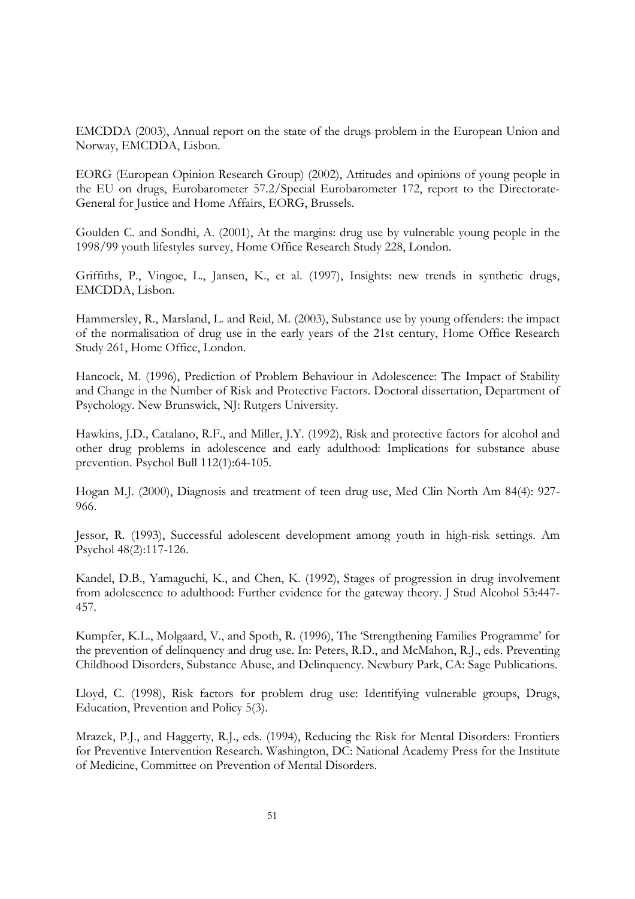EMCDDA (2003), Annual report on the state of the drugs problem in the European Union and Norway, EMCDDA, Lisbon.

EORG (European Opinion Research Group) (2002), Attitudes and opinions of young people in the EU on drugs, Eurobarometer 57.2/Special Eurobarometer 172, report to the Directorate-General for Justice and Home Affairs, EORG, Brussels.

Goulden C. and Sondhi, A. (2001), At the margins: drug use by vulnerable young people in the 1998/99 youth lifestyles survey, Home Office Research Study 228, London.

Griffiths, P., Vingoe, L., Jansen, K., et al. (1997), Insights: new trends in synthetic drugs, EMCDDA, Lisbon.

Hammersley, R., Marsland, L. and Reid, M. (2003), Substance use by young offenders: the impact of the normalisation of drug use in the early years of the 21st century, Home Office Research Study 261, Home Office, London.

Hancock, M. (1996), Prediction of Problem Behaviour in Adolescence: The Impact of Stability and Change in the Number of Risk and Protective Factors. Doctoral dissertation, Department of Psychology. New Brunswick, NJ: Rutgers University.

Hawkins, J.D., Catalano, R.F., and Miller, J.Y. (1992), Risk and protective factors for alcohol and other drug problems in adolescence and early adulthood: Implications for substance abuse prevention. Psychol Bull 112(1):64-105.

Hogan M.J. (2000), Diagnosis and treatment of teen drug use, Med Clin North Am 84(4): 927-966.

Jessor, R. (1993), Successful adolescent development among youth in high-risk settings. Am Psychol 48(2):117-126.

Kandel, D.B., Yamaguchi, K., and Chen, K. (1992), Stages of progression in drug involvement from adolescence to adulthood: Further evidence for the gateway theory. J Stud Alcohol 53:447-457.

Kumpfer, K.L., Molgaard, V., and Spoth, R. (1996), The 'Strengthening Families Programme' for the prevention of delinquency and drug use. In: Peters, R.D., and McMahon, R.J., eds. Preventing Childhood Disorders, Substance Abuse, and Delinquency. Newbury Park, CA: Sage Publications.

Lloyd, C. (1998), Risk factors for problem drug use: Identifying vulnerable groups, Drugs, Education, Prevention and Policy 5(3).

Mrazek, P.J., and Haggerty, R.J., eds. (1994), Reducing the Risk for Mental Disorders: Frontiers for Preventive Intervention Research. Washington, DC: National Academy Press for the Institute of Medicine, Committee on Prevention of Mental Disorders.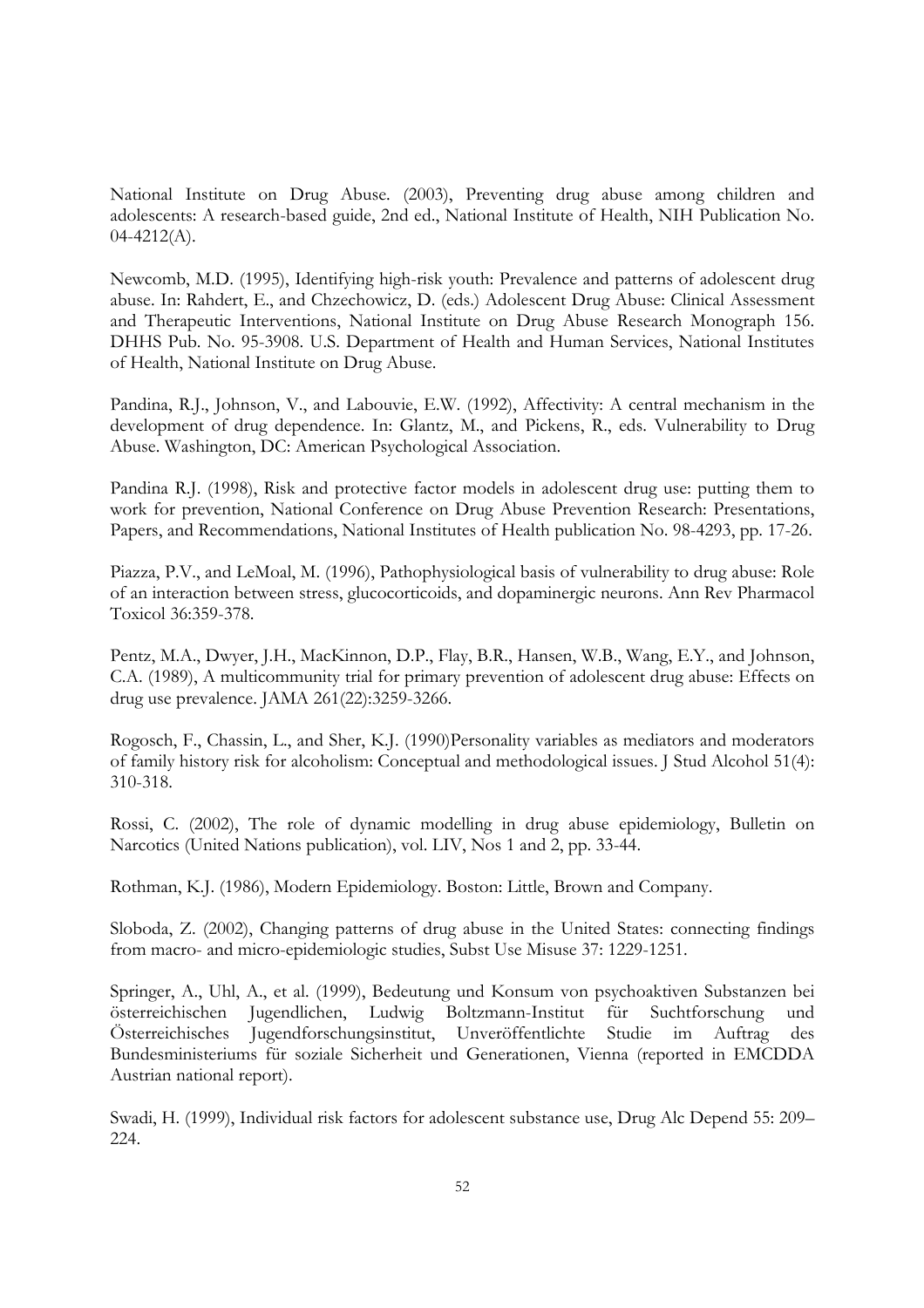National Institute on Drug Abuse. (2003), Preventing drug abuse among children and adolescents: A research-based guide, 2nd ed., National Institute of Health, NIH Publication No. 04-4212(A).

Newcomb, M.D. (1995), Identifying high-risk youth: Prevalence and patterns of adolescent drug abuse. In: Rahdert, E., and Chzechowicz, D. (eds.) Adolescent Drug Abuse: Clinical Assessment and Therapeutic Interventions, National Institute on Drug Abuse Research Monograph 156. DHHS Pub. No. 95-3908. U.S. Department of Health and Human Services, National Institutes of Health, National Institute on Drug Abuse.

Pandina, R.J., Johnson, V., and Labouvie, E.W. (1992), Affectivity: A central mechanism in the development of drug dependence. In: Glantz, M., and Pickens, R., eds. Vulnerability to Drug Abuse. Washington, DC: American Psychological Association.

Pandina R.J. (1998), Risk and protective factor models in adolescent drug use: putting them to work for prevention, National Conference on Drug Abuse Prevention Research: Presentations, Papers, and Recommendations, National Institutes of Health publication No. 98-4293, pp. 17-26.

Piazza, P.V., and LeMoal, M. (1996), Pathophysiological basis of vulnerability to drug abuse: Role of an interaction between stress, glucocorticoids, and dopaminergic neurons. Ann Rev Pharmacol Toxicol 36:359-378.

Pentz, M.A., Dwyer, J.H., MacKinnon, D.P., Flay, B.R., Hansen, W.B., Wang, E.Y., and Johnson, C.A. (1989), A multicommunity trial for primary prevention of adolescent drug abuse: Effects on drug use prevalence. JAMA 261(22):3259-3266.

Rogosch, F., Chassin, L., and Sher, K.J. (1990)Personality variables as mediators and moderators of family history risk for alcoholism: Conceptual and methodological issues. J Stud Alcohol 51(4): 310-318.

Rossi, C. (2002), The role of dynamic modelling in drug abuse epidemiology, Bulletin on Narcotics (United Nations publication), vol. LIV, Nos 1 and 2, pp. 33-44.

Rothman, K.J. (1986), Modern Epidemiology. Boston: Little, Brown and Company.

Sloboda, Z. (2002), Changing patterns of drug abuse in the United States: connecting findings from macro- and micro-epidemiologic studies, Subst Use Misuse 37: 1229-1251.

Springer, A., Uhl, A., et al. (1999), Bedeutung und Konsum von psychoaktiven Substanzen bei österreichischen Jugendlichen, Ludwig Boltzmann-Institut für Suchtforschung und Österreichisches Jugendforschungsinstitut, Unveröffentlichte Studie im Auftrag des Bundesministeriums für soziale Sicherheit und Generationen, Vienna (reported in EMCDDA Austrian national report).

Swadi, H. (1999), Individual risk factors for adolescent substance use, Drug Alc Depend 55: 209–224.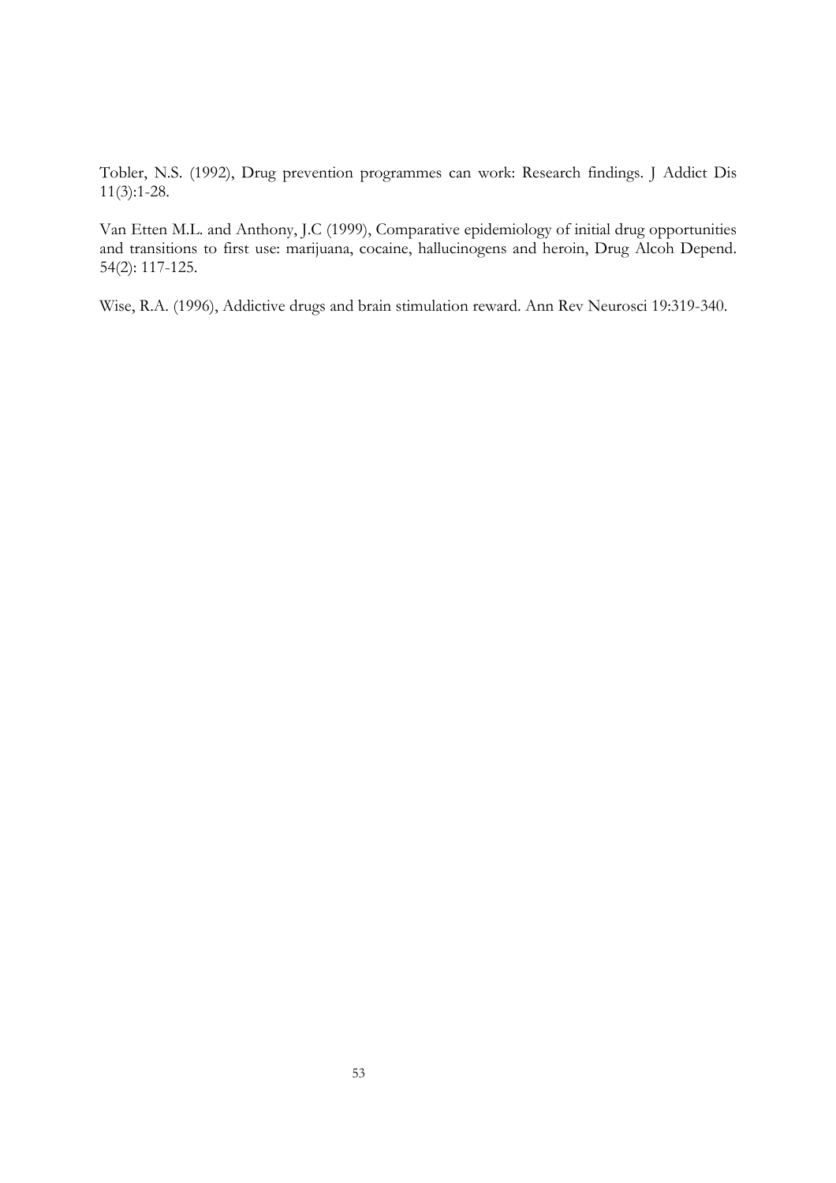Tobler, N.S. (1992), Drug prevention programmes can work: Research findings. J Addict Dis 11(3):1-28.

Van Etten M.L. and Anthony, J.C (1999), Comparative epidemiology of initial drug opportunities and transitions to first use: marijuana, cocaine, hallucinogens and heroin, Drug Alcoh Depend. 54(2): 117-125.

Wise, R.A. (1996), Addictive drugs and brain stimulation reward. Ann Rev Neurosci 19:319-340.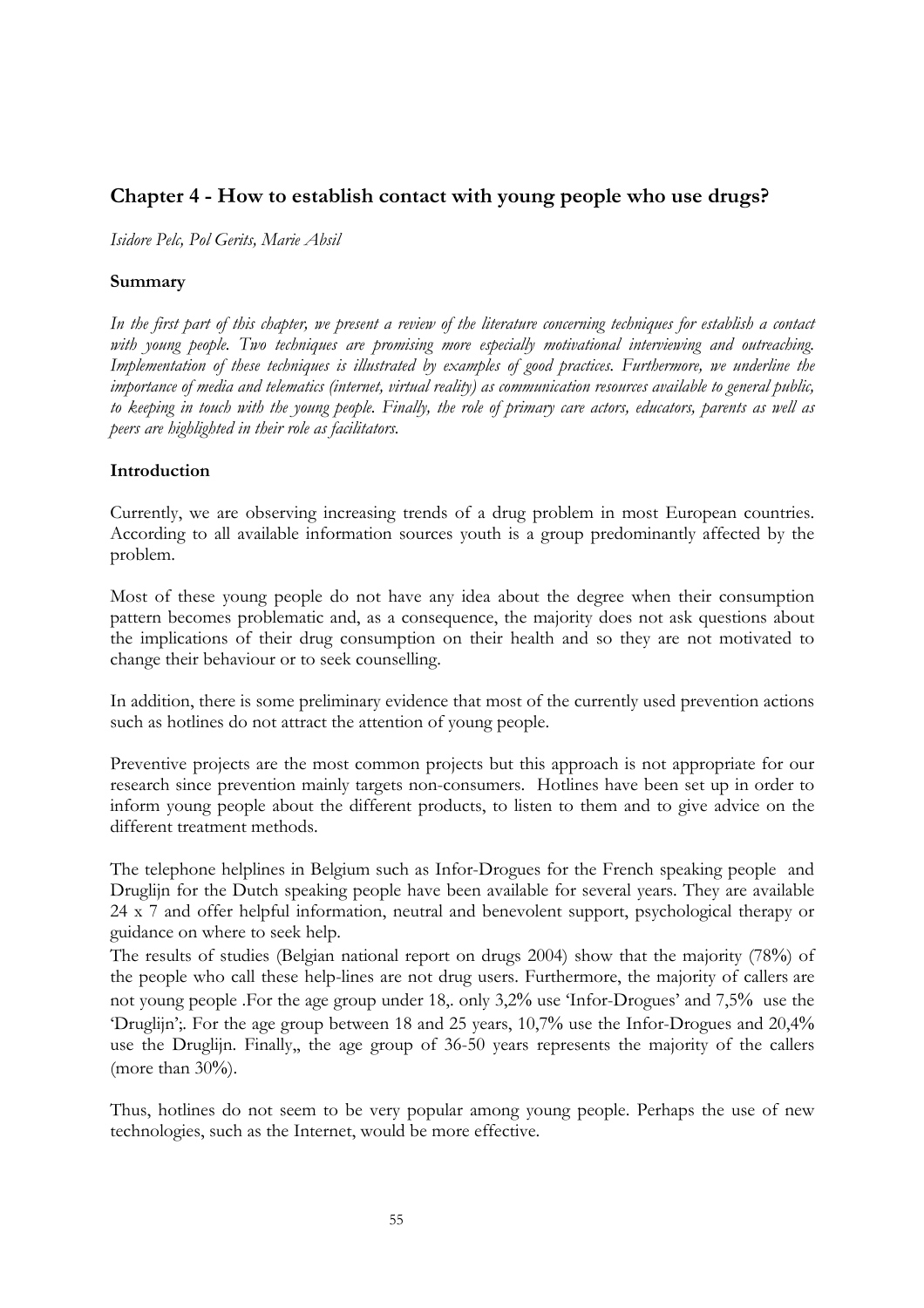## Chapter 4 - How to establish contact with young people who use drugs?

*Isidore Pelc, Pol Gerits, Marie Absil*

**Summary**

*In the first part of this chapter, we present a review of the literature concerning techniques for establish a contact with young people. Two techniques are promising more especially motivational interviewing and outreaching. Implementation of these techniques is illustrated by examples of good practices. Furthermore, we underline the importance of media and telematics (internet, virtual reality) as communication resources available to general public, to keeping in touch with the young people. Finally, the role of primary care actors, educators, parents as well as peers are highlighted in their role as facilitators.*

**Introduction**

Currently, we are observing increasing trends of a drug problem in most European countries. According to all available information sources youth is a group predominantly affected by the problem.

Most of these young people do not have any idea about the degree when their consumption pattern becomes problematic and, as a consequence, the majority does not ask questions about the implications of their drug consumption on their health and so they are not motivated to change their behaviour or to seek counselling.

In addition, there is some preliminary evidence that most of the currently used prevention actions such as hotlines do not attract the attention of young people.

Preventive projects are the most common projects but this approach is not appropriate for our research since prevention mainly targets non-consumers. Hotlines have been set up in order to inform young people about the different products, to listen to them and to give advice on the different treatment methods.

The telephone helplines in Belgium such as Infor-Drogues for the French speaking people and Druglijn for the Dutch speaking people have been available for several years. They are available 24 x 7 and offer helpful information, neutral and benevolent support, psychological therapy or guidance on where to seek help.
The results of studies (Belgian national report on drugs 2004) show that the majority (78%) of the people who call these help-lines are not drug users. Furthermore, the majority of callers are not young people .For the age group under 18,. only 3,2% use 'Infor-Drogues' and 7,5% use the 'Druglijn';. For the age group between 18 and 25 years, 10,7% use the Infor-Drogues and 20,4% use the Druglijn. Finally,, the age group of 36-50 years represents the majority of the callers (more than 30%).

Thus, hotlines do not seem to be very popular among young people. Perhaps the use of new technologies, such as the Internet, would be more effective.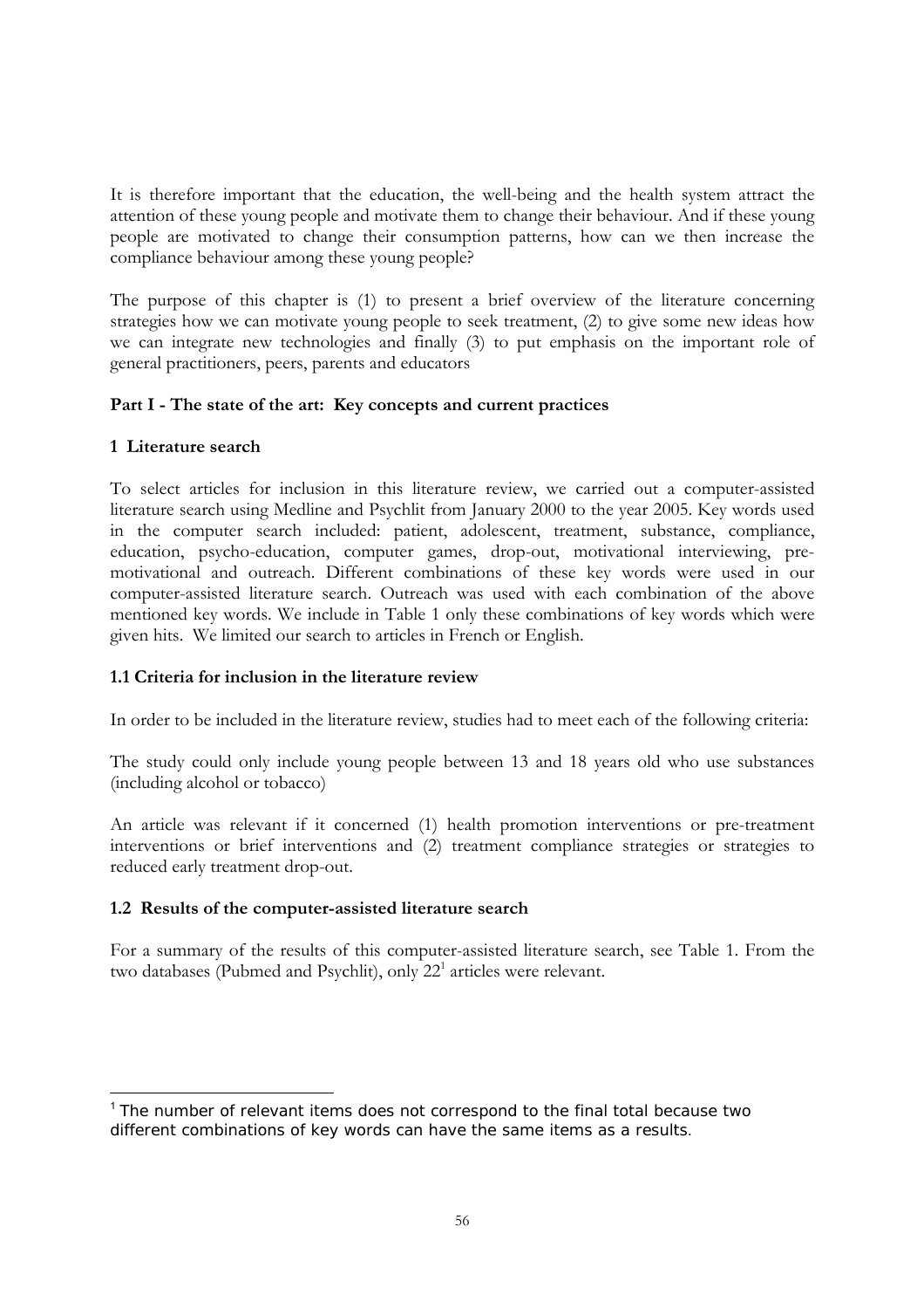It is therefore important that the education, the well-being and the health system attract the attention of these young people and motivate them to change their behaviour. And if these young people are motivated to change their consumption patterns, how can we then increase the compliance behaviour among these young people?

The purpose of this chapter is (1) to present a brief overview of the literature concerning strategies how we can motivate young people to seek treatment, (2) to give some new ideas how we can integrate new technologies and finally (3) to put emphasis on the important role of general practitioners, peers, parents and educators

## Part I - The state of the art: Key concepts and current practices

### 1 Literature search

To select articles for inclusion in this literature review, we carried out a computer-assisted literature search using Medline and Psychlit from January 2000 to the year 2005. Key words used in the computer search included: patient, adolescent, treatment, substance, compliance, education, psycho-education, computer games, drop-out, motivational interviewing, pre-motivational and outreach. Different combinations of these key words were used in our computer-assisted literature search. Outreach was used with each combination of the above mentioned key words. We include in Table 1 only these combinations of key words which were given hits. We limited our search to articles in French or English.

### 1.1 Criteria for inclusion in the literature review

In order to be included in the literature review, studies had to meet each of the following criteria:

The study could only include young people between 13 and 18 years old who use substances (including alcohol or tobacco)

An article was relevant if it concerned (1) health promotion interventions or pre-treatment interventions or brief interventions and (2) treatment compliance strategies or strategies to reduced early treatment drop-out.

### 1.2 Results of the computer-assisted literature search

For a summary of the results of this computer-assisted literature search, see Table 1. From the two databases (Pubmed and Psychlit), only 22[1] articles were relevant.

---

[1] The number of relevant items does not correspond to the final total because two different combinations of key words can have the same items as a results.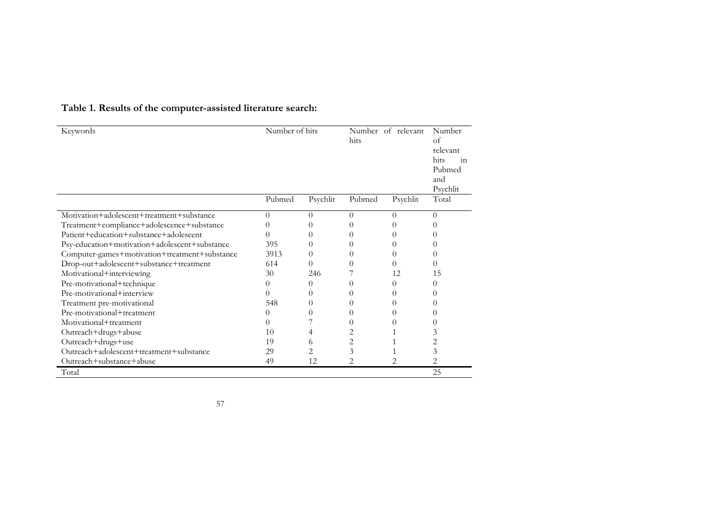**Table 1. Results of the computer-assisted literature search:**

| Keywords | Number of hits | | Number of relevant hits | | Number of relevant hits in Pubmed and Psychlit |
|---|---|---|---|---|---|
| | Pubmed | Psychlit | Pubmed | Psychlit | Total |
| Motivation+adolescent+treatment+substance | 0 | 0 | 0 | 0 | 0 |
| Treatment+compliance+adolescence+substance | 0 | 0 | 0 | 0 | 0 |
| Patient+education+substance+adolescent | 0 | 0 | 0 | 0 | 0 |
| Psy-education+motivation+adolescent+substance | 395 | 0 | 0 | 0 | 0 |
| Computer-games+motivation+treatment+substance | 3913 | 0 | 0 | 0 | 0 |
| Drop-out+adolescent+substance+treatment | 614 | 0 | 0 | 0 | 0 |
| Motivational+interviewing | 30 | 246 | 7 | 12 | 15 |
| Pre-motivational+technique | 0 | 0 | 0 | 0 | 0 |
| Pre-motivational+interview | 0 | 0 | 0 | 0 | 0 |
| Treatment pre-motivational | 548 | 0 | 0 | 0 | 0 |
| Pre-motivational+treatment | 0 | 0 | 0 | 0 | 0 |
| Motivational+treatment | 0 | 7 | 0 | 0 | 0 |
| Outreach+drugs+abuse | 10 | 4 | 2 | 1 | 3 |
| Outreach+drugs+use | 19 | 6 | 2 | 1 | 2 |
| Outreach+adolescent+treatment+substance | 29 | 2 | 3 | 1 | 3 |
| Outreach+substance+abuse | 49 | 12 | 2 | 2 | 2 |
| Total | | | | | 25 |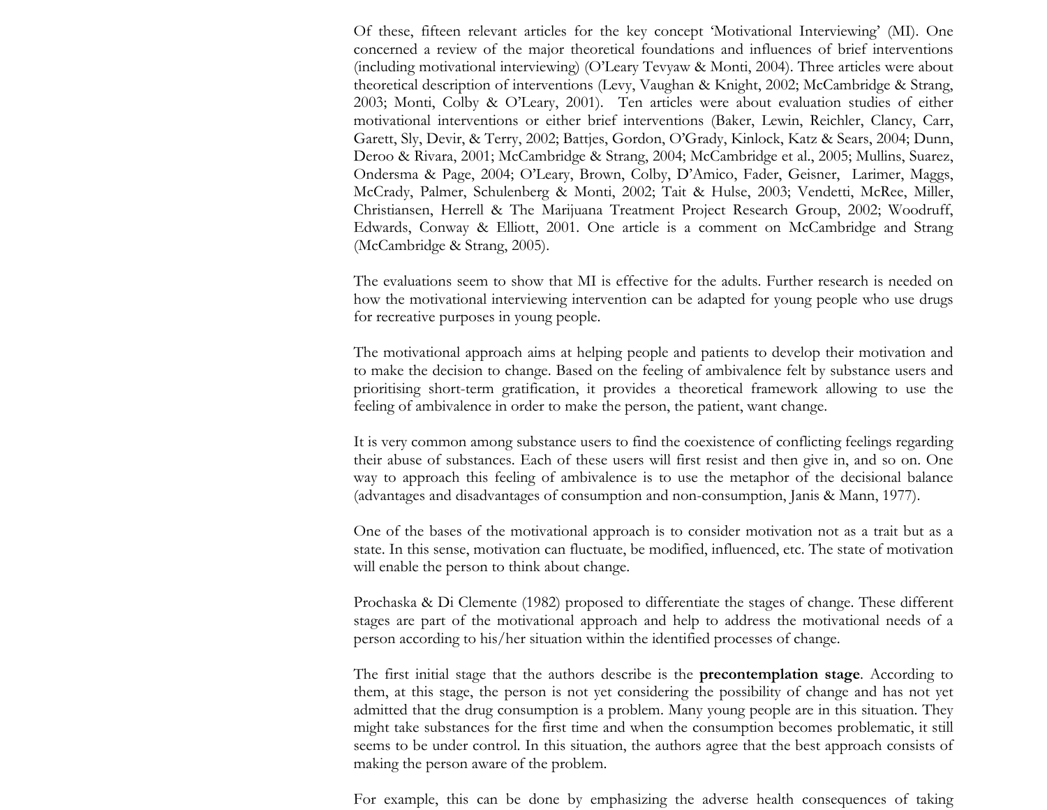Of these, fifteen relevant articles for the key concept 'Motivational Interviewing' (MI). One concerned a review of the major theoretical foundations and influences of brief interventions (including motivational interviewing) (O'Leary Tevyaw & Monti, 2004). Three articles were about theoretical description of interventions (Levy, Vaughan & Knight, 2002; McCambridge & Strang, 2003; Monti, Colby & O'Leary, 2001). Ten articles were about evaluation studies of either motivational interventions or either brief interventions (Baker, Lewin, Reichler, Clancy, Carr, Garett, Sly, Devir, & Terry, 2002; Battjes, Gordon, O'Grady, Kinlock, Katz & Sears, 2004; Dunn, Deroo & Rivara, 2001; McCambridge & Strang, 2004; McCambridge et al., 2005; Mullins, Suarez, Ondersma & Page, 2004; O'Leary, Brown, Colby, D'Amico, Fader, Geisner, Larimer, Maggs, McCrady, Palmer, Schulenberg & Monti, 2002; Tait & Hulse, 2003; Vendetti, McRee, Miller, Christiansen, Herrell & The Marijuana Treatment Project Research Group, 2002; Woodruff, Edwards, Conway & Elliott, 2001. One article is a comment on McCambridge and Strang (McCambridge & Strang, 2005).

The evaluations seem to show that MI is effective for the adults. Further research is needed on how the motivational interviewing intervention can be adapted for young people who use drugs for recreative purposes in young people.

The motivational approach aims at helping people and patients to develop their motivation and to make the decision to change. Based on the feeling of ambivalence felt by substance users and prioritising short-term gratification, it provides a theoretical framework allowing to use the feeling of ambivalence in order to make the person, the patient, want change.

It is very common among substance users to find the coexistence of conflicting feelings regarding their abuse of substances. Each of these users will first resist and then give in, and so on. One way to approach this feeling of ambivalence is to use the metaphor of the decisional balance (advantages and disadvantages of consumption and non-consumption, Janis & Mann, 1977).

One of the bases of the motivational approach is to consider motivation not as a trait but as a state. In this sense, motivation can fluctuate, be modified, influenced, etc. The state of motivation will enable the person to think about change.

Prochaska & Di Clemente (1982) proposed to differentiate the stages of change. These different stages are part of the motivational approach and help to address the motivational needs of a person according to his/her situation within the identified processes of change.

The first initial stage that the authors describe is the **precontemplation stage**. According to them, at this stage, the person is not yet considering the possibility of change and has not yet admitted that the drug consumption is a problem. Many young people are in this situation. They might take substances for the first time and when the consumption becomes problematic, it still seems to be under control. In this situation, the authors agree that the best approach consists of making the person aware of the problem.

For example, this can be done by emphasizing the adverse health consequences of taking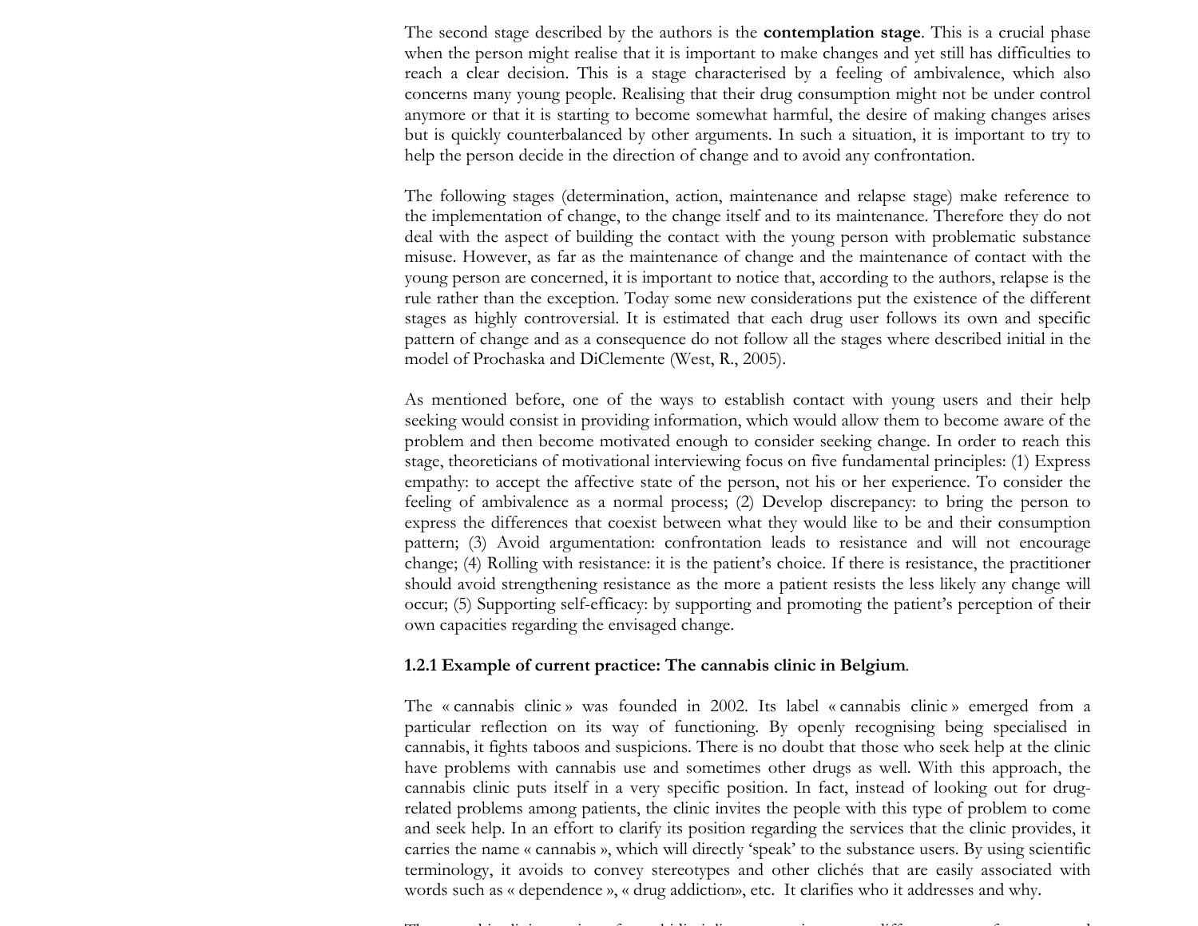The second stage described by the authors is the **contemplation stage**. This is a crucial phase when the person might realise that it is important to make changes and yet still has difficulties to reach a clear decision. This is a stage characterised by a feeling of ambivalence, which also concerns many young people. Realising that their drug consumption might not be under control anymore or that it is starting to become somewhat harmful, the desire of making changes arises but is quickly counterbalanced by other arguments. In such a situation, it is important to try to help the person decide in the direction of change and to avoid any confrontation.

The following stages (determination, action, maintenance and relapse stage) make reference to the implementation of change, to the change itself and to its maintenance. Therefore they do not deal with the aspect of building the contact with the young person with problematic substance misuse. However, as far as the maintenance of change and the maintenance of contact with the young person are concerned, it is important to notice that, according to the authors, relapse is the rule rather than the exception. Today some new considerations put the existence of the different stages as highly controversial. It is estimated that each drug user follows its own and specific pattern of change and as a consequence do not follow all the stages where described initial in the model of Prochaska and DiClemente (West, R., 2005).

As mentioned before, one of the ways to establish contact with young users and their help seeking would consist in providing information, which would allow them to become aware of the problem and then become motivated enough to consider seeking change. In order to reach this stage, theoreticians of motivational interviewing focus on five fundamental principles: (1) Express empathy: to accept the affective state of the person, not his or her experience. To consider the feeling of ambivalence as a normal process; (2) Develop discrepancy: to bring the person to express the differences that coexist between what they would like to be and their consumption pattern; (3) Avoid argumentation: confrontation leads to resistance and will not encourage change; (4) Rolling with resistance: it is the patient's choice. If there is resistance, the practitioner should avoid strengthening resistance as the more a patient resists the less likely any change will occur; (5) Supporting self-efficacy: by supporting and promoting the patient's perception of their own capacities regarding the envisaged change.

### 1.2.1 Example of current practice: The cannabis clinic in Belgium.

The « cannabis clinic » was founded in 2002. Its label « cannabis clinic » emerged from a particular reflection on its way of functioning. By openly recognising being specialised in cannabis, it fights taboos and suspicions. There is no doubt that those who seek help at the clinic have problems with cannabis use and sometimes other drugs as well. With this approach, the cannabis clinic puts itself in a very specific position. In fact, instead of looking out for drug-related problems among patients, the clinic invites the people with this type of problem to come and seek help. In an effort to clarify its position regarding the services that the clinic provides, it carries the name « cannabis », which will directly 'speak' to the substance users. By using scientific terminology, it avoids to convey stereotypes and other clichés that are easily associated with words such as « dependence », « drug addiction», etc. It clarifies who it addresses and why.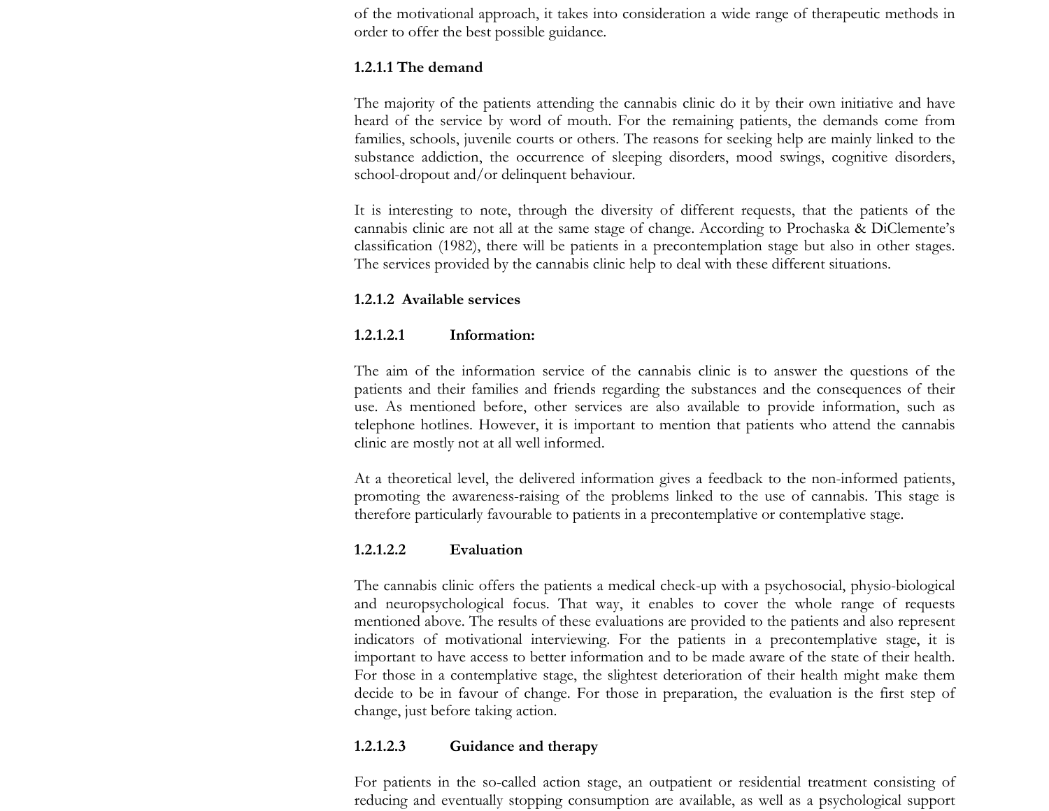of the motivational approach, it takes into consideration a wide range of therapeutic methods in order to offer the best possible guidance.

#### 1.2.1.1 The demand

The majority of the patients attending the cannabis clinic do it by their own initiative and have heard of the service by word of mouth. For the remaining patients, the demands come from families, schools, juvenile courts or others. The reasons for seeking help are mainly linked to the substance addiction, the occurrence of sleeping disorders, mood swings, cognitive disorders, school-dropout and/or delinquent behaviour.

It is interesting to note, through the diversity of different requests, that the patients of the cannabis clinic are not all at the same stage of change. According to Prochaska & DiClemente's classification (1982), there will be patients in a precontemplation stage but also in other stages. The services provided by the cannabis clinic help to deal with these different situations.

#### 1.2.1.2 Available services

##### 1.2.1.2.1 Information:

The aim of the information service of the cannabis clinic is to answer the questions of the patients and their families and friends regarding the substances and the consequences of their use. As mentioned before, other services are also available to provide information, such as telephone hotlines. However, it is important to mention that patients who attend the cannabis clinic are mostly not at all well informed.

At a theoretical level, the delivered information gives a feedback to the non-informed patients, promoting the awareness-raising of the problems linked to the use of cannabis. This stage is therefore particularly favourable to patients in a precontemplative or contemplative stage.

##### 1.2.1.2.2 Evaluation

The cannabis clinic offers the patients a medical check-up with a psychosocial, physio-biological and neuropsychological focus. That way, it enables to cover the whole range of requests mentioned above. The results of these evaluations are provided to the patients and also represent indicators of motivational interviewing. For the patients in a precontemplative stage, it is important to have access to better information and to be made aware of the state of their health. For those in a contemplative stage, the slightest deterioration of their health might make them decide to be in favour of change. For those in preparation, the evaluation is the first step of change, just before taking action.

##### 1.2.1.2.3 Guidance and therapy

For patients in the so-called action stage, an outpatient or residential treatment consisting of reducing and eventually stopping consumption are available, as well as a psychological support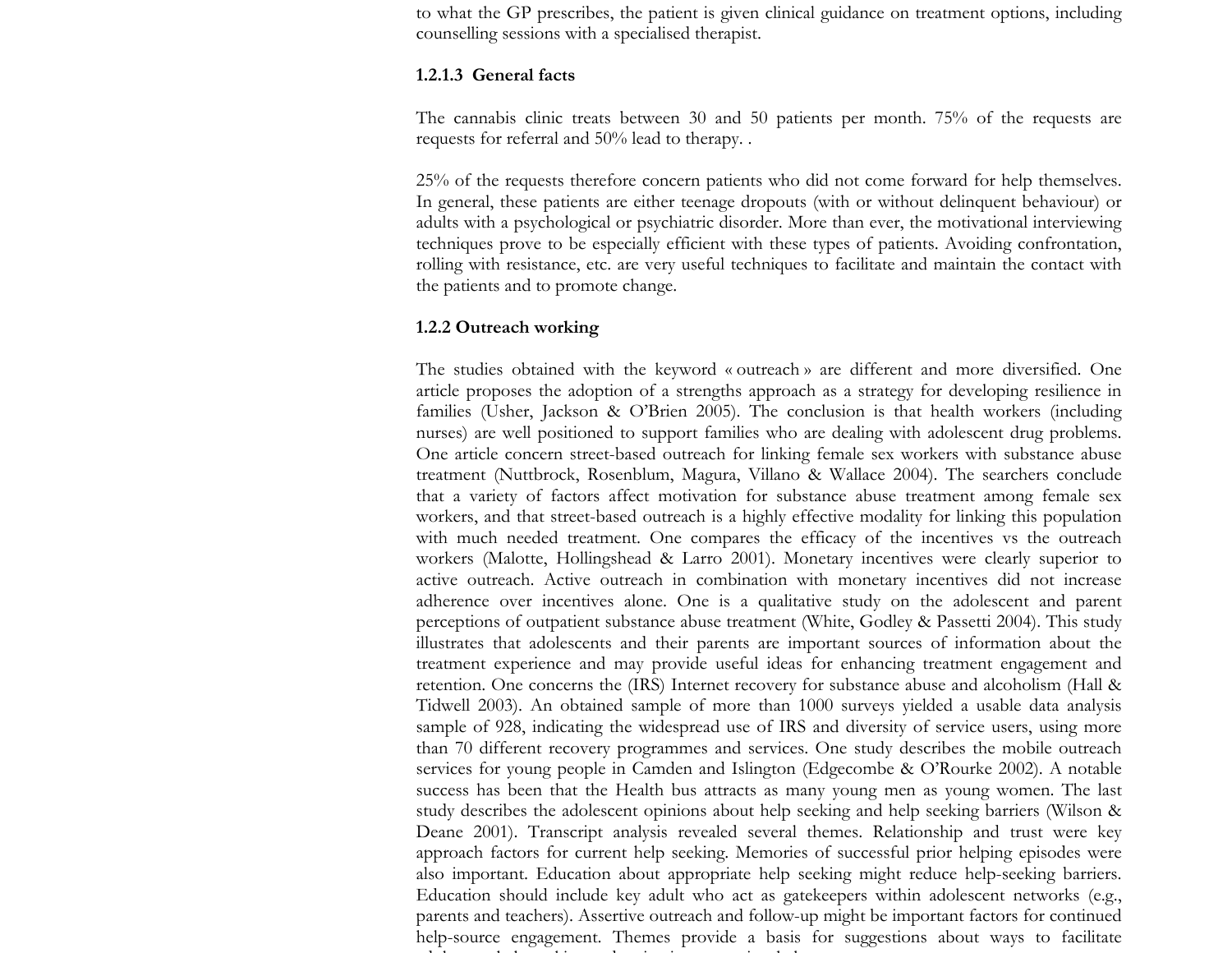to what the GP prescribes, the patient is given clinical guidance on treatment options, including counselling sessions with a specialised therapist.

#### 1.2.1.3 General facts

The cannabis clinic treats between 30 and 50 patients per month. 75% of the requests are requests for referral and 50% lead to therapy. .

25% of the requests therefore concern patients who did not come forward for help themselves. In general, these patients are either teenage dropouts (with or without delinquent behaviour) or adults with a psychological or psychiatric disorder. More than ever, the motivational interviewing techniques prove to be especially efficient with these types of patients. Avoiding confrontation, rolling with resistance, etc. are very useful techniques to facilitate and maintain the contact with the patients and to promote change.

### 1.2.2 Outreach working

The studies obtained with the keyword « outreach » are different and more diversified. One article proposes the adoption of a strengths approach as a strategy for developing resilience in families (Usher, Jackson & O'Brien 2005). The conclusion is that health workers (including nurses) are well positioned to support families who are dealing with adolescent drug problems. One article concern street-based outreach for linking female sex workers with substance abuse treatment (Nuttbrock, Rosenblum, Magura, Villano & Wallace 2004). The searchers conclude that a variety of factors affect motivation for substance abuse treatment among female sex workers, and that street-based outreach is a highly effective modality for linking this population with much needed treatment. One compares the efficacy of the incentives vs the outreach workers (Malotte, Hollingshead & Larro 2001). Monetary incentives were clearly superior to active outreach. Active outreach in combination with monetary incentives did not increase adherence over incentives alone. One is a qualitative study on the adolescent and parent perceptions of outpatient substance abuse treatment (White, Godley & Passetti 2004). This study illustrates that adolescents and their parents are important sources of information about the treatment experience and may provide useful ideas for enhancing treatment engagement and retention. One concerns the (IRS) Internet recovery for substance abuse and alcoholism (Hall & Tidwell 2003). An obtained sample of more than 1000 surveys yielded a usable data analysis sample of 928, indicating the widespread use of IRS and diversity of service users, using more than 70 different recovery programmes and services. One study describes the mobile outreach services for young people in Camden and Islington (Edgecombe & O'Rourke 2002). A notable success has been that the Health bus attracts as many young men as young women. The last study describes the adolescent opinions about help seeking and help seeking barriers (Wilson & Deane 2001). Transcript analysis revealed several themes. Relationship and trust were key approach factors for current help seeking. Memories of successful prior helping episodes were also important. Education about appropriate help seeking might reduce help-seeking barriers. Education should include key adult who act as gatekeepers within adolescent networks (e.g., parents and teachers). Assertive outreach and follow-up might be important factors for continued help-source engagement. Themes provide a basis for suggestions about ways to facilitate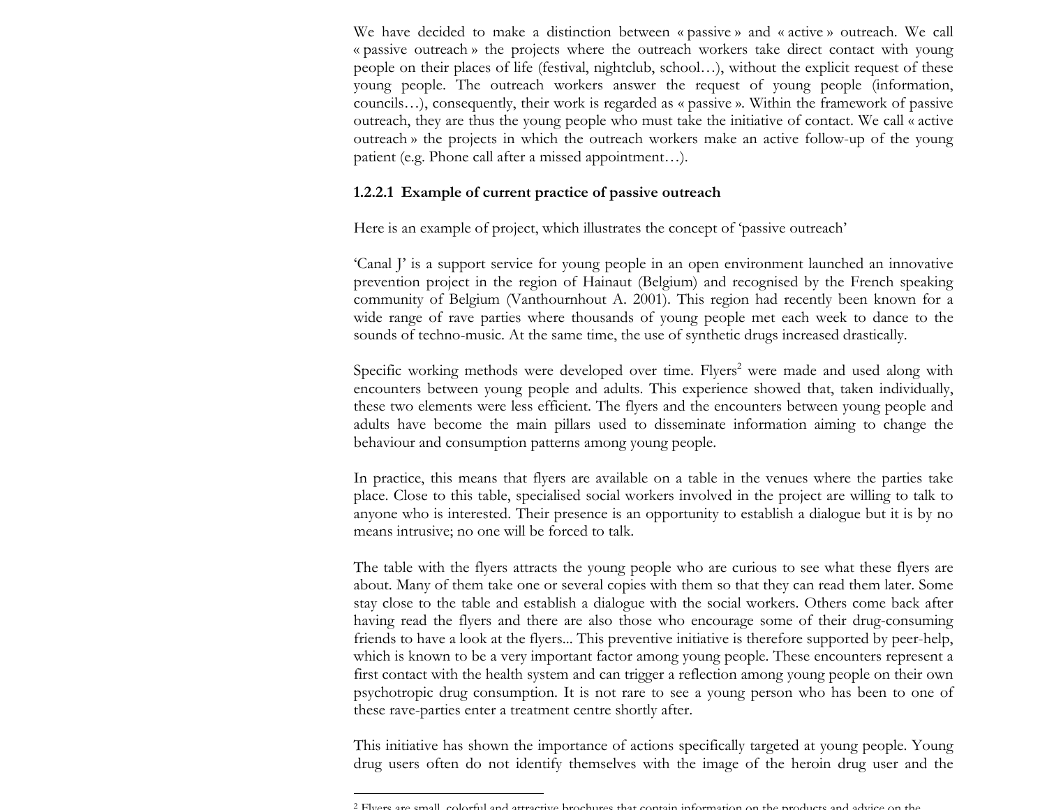We have decided to make a distinction between « passive » and « active » outreach. We call « passive outreach » the projects where the outreach workers take direct contact with young people on their places of life (festival, nightclub, school…), without the explicit request of these young people. The outreach workers answer the request of young people (information, councils…), consequently, their work is regarded as « passive ». Within the framework of passive outreach, they are thus the young people who must take the initiative of contact. We call « active outreach » the projects in which the outreach workers make an active follow-up of the young patient (e.g. Phone call after a missed appointment…).

#### 1.2.2.1 Example of current practice of passive outreach

Here is an example of project, which illustrates the concept of 'passive outreach'

'Canal J' is a support service for young people in an open environment launched an innovative prevention project in the region of Hainaut (Belgium) and recognised by the French speaking community of Belgium (Vanthournhout A. 2001). This region had recently been known for a wide range of rave parties where thousands of young people met each week to dance to the sounds of techno-music. At the same time, the use of synthetic drugs increased drastically.

Specific working methods were developed over time. Flyers[2] were made and used along with encounters between young people and adults. This experience showed that, taken individually, these two elements were less efficient. The flyers and the encounters between young people and adults have become the main pillars used to disseminate information aiming to change the behaviour and consumption patterns among young people.

In practice, this means that flyers are available on a table in the venues where the parties take place. Close to this table, specialised social workers involved in the project are willing to talk to anyone who is interested. Their presence is an opportunity to establish a dialogue but it is by no means intrusive; no one will be forced to talk.

The table with the flyers attracts the young people who are curious to see what these flyers are about. Many of them take one or several copies with them so that they can read them later. Some stay close to the table and establish a dialogue with the social workers. Others come back after having read the flyers and there are also those who encourage some of their drug-consuming friends to have a look at the flyers... This preventive initiative is therefore supported by peer-help, which is known to be a very important factor among young people. These encounters represent a first contact with the health system and can trigger a reflection among young people on their own psychotropic drug consumption. It is not rare to see a young person who has been to one of these rave-parties enter a treatment centre shortly after.

This initiative has shown the importance of actions specifically targeted at young people. Young drug users often do not identify themselves with the image of the heroin drug user and the

---

[2] Flyers are small, colorful and attractive brochures that contain information on the products and advice on the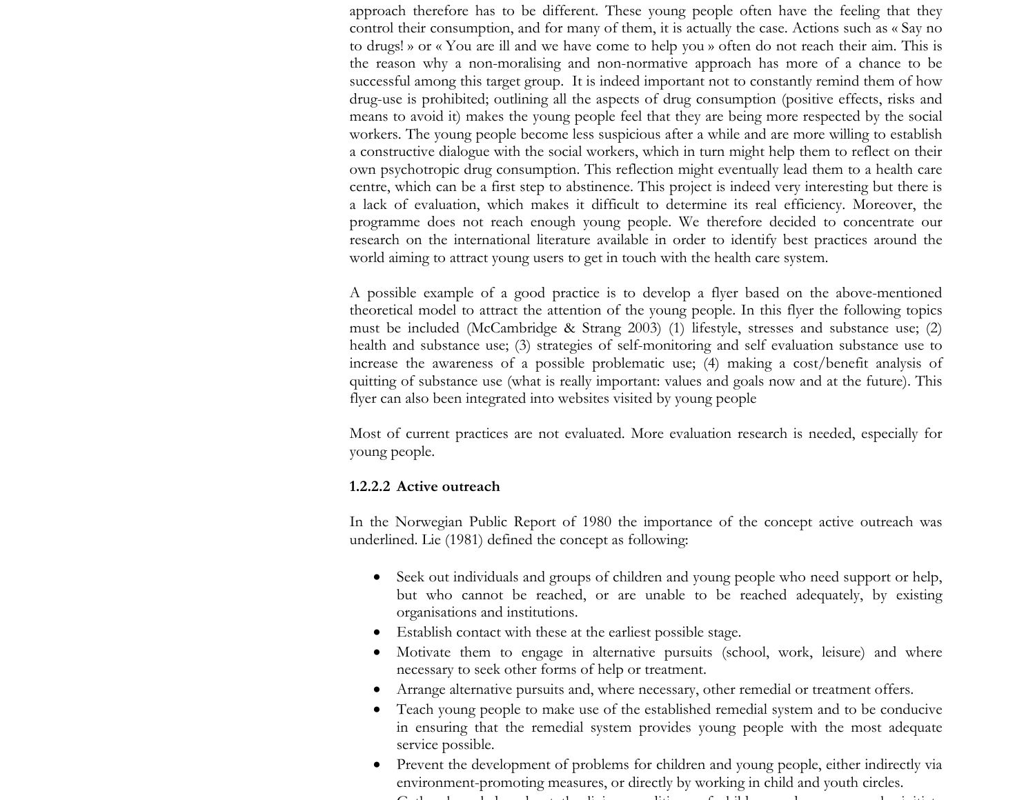approach therefore has to be different. These young people often have the feeling that they control their consumption, and for many of them, it is actually the case. Actions such as « Say no to drugs! » or « You are ill and we have come to help you » often do not reach their aim. This is the reason why a non-moralising and non-normative approach has more of a chance to be successful among this target group. It is indeed important not to constantly remind them of how drug-use is prohibited; outlining all the aspects of drug consumption (positive effects, risks and means to avoid it) makes the young people feel that they are being more respected by the social workers. The young people become less suspicious after a while and are more willing to establish a constructive dialogue with the social workers, which in turn might help them to reflect on their own psychotropic drug consumption. This reflection might eventually lead them to a health care centre, which can be a first step to abstinence. This project is indeed very interesting but there is a lack of evaluation, which makes it difficult to determine its real efficiency. Moreover, the programme does not reach enough young people. We therefore decided to concentrate our research on the international literature available in order to identify best practices around the world aiming to attract young users to get in touch with the health care system.

A possible example of a good practice is to develop a flyer based on the above-mentioned theoretical model to attract the attention of the young people. In this flyer the following topics must be included (McCambridge & Strang 2003) (1) lifestyle, stresses and substance use; (2) health and substance use; (3) strategies of self-monitoring and self evaluation substance use to increase the awareness of a possible problematic use; (4) making a cost/benefit analysis of quitting of substance use (what is really important: values and goals now and at the future). This flyer can also been integrated into websites visited by young people

Most of current practices are not evaluated. More evaluation research is needed, especially for young people.

#### 1.2.2.2 Active outreach

In the Norwegian Public Report of 1980 the importance of the concept active outreach was underlined. Lie (1981) defined the concept as following:

- Seek out individuals and groups of children and young people who need support or help, but who cannot be reached, or are unable to be reached adequately, by existing organisations and institutions.
- Establish contact with these at the earliest possible stage.
- Motivate them to engage in alternative pursuits (school, work, leisure) and where necessary to seek other forms of help or treatment.
- Arrange alternative pursuits and, where necessary, other remedial or treatment offers.
- Teach young people to make use of the established remedial system and to be conducive in ensuring that the remedial system provides young people with the most adequate service possible.
- Prevent the development of problems for children and young people, either indirectly via environment-promoting measures, or directly by working in child and youth circles.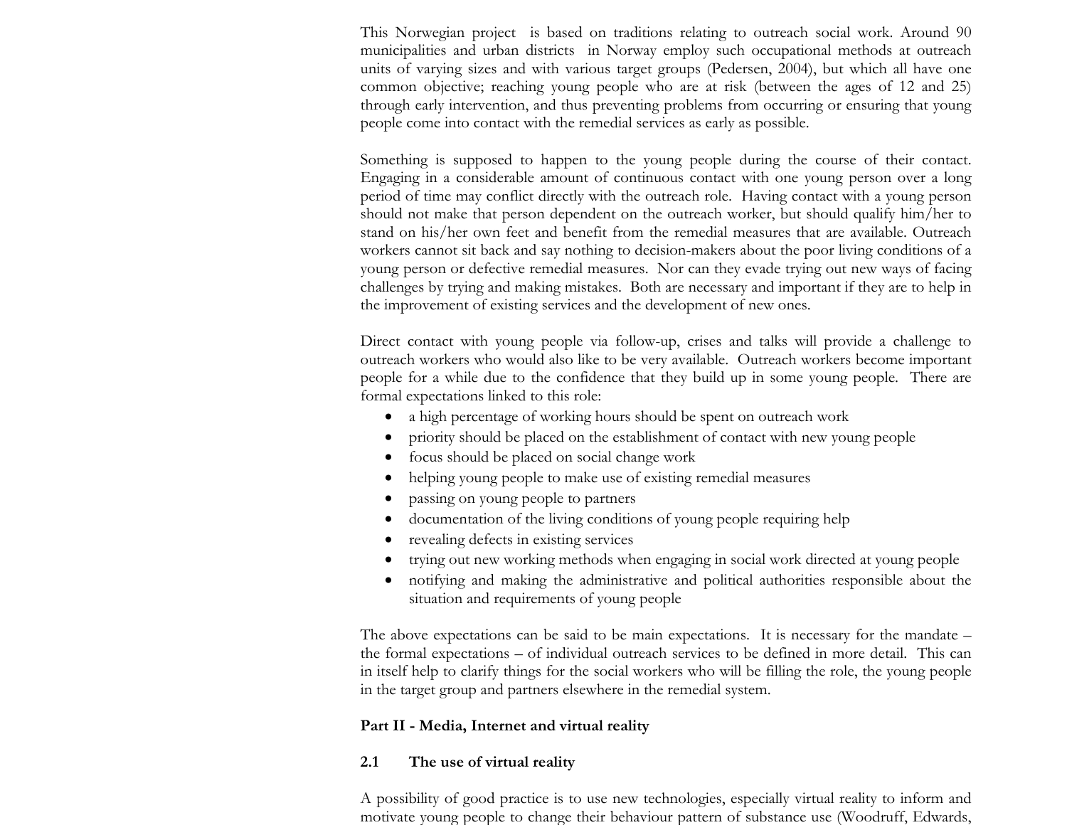This Norwegian project is based on traditions relating to outreach social work. Around 90 municipalities and urban districts in Norway employ such occupational methods at outreach units of varying sizes and with various target groups (Pedersen, 2004), but which all have one common objective; reaching young people who are at risk (between the ages of 12 and 25) through early intervention, and thus preventing problems from occurring or ensuring that young people come into contact with the remedial services as early as possible.

Something is supposed to happen to the young people during the course of their contact. Engaging in a considerable amount of continuous contact with one young person over a long period of time may conflict directly with the outreach role. Having contact with a young person should not make that person dependent on the outreach worker, but should qualify him/her to stand on his/her own feet and benefit from the remedial measures that are available. Outreach workers cannot sit back and say nothing to decision-makers about the poor living conditions of a young person or defective remedial measures. Nor can they evade trying out new ways of facing challenges by trying and making mistakes. Both are necessary and important if they are to help in the improvement of existing services and the development of new ones.

Direct contact with young people via follow-up, crises and talks will provide a challenge to outreach workers who would also like to be very available. Outreach workers become important people for a while due to the confidence that they build up in some young people. There are formal expectations linked to this role:

- a high percentage of working hours should be spent on outreach work
- priority should be placed on the establishment of contact with new young people
- focus should be placed on social change work
- helping young people to make use of existing remedial measures
- passing on young people to partners
- documentation of the living conditions of young people requiring help
- revealing defects in existing services
- trying out new working methods when engaging in social work directed at young people
- notifying and making the administrative and political authorities responsible about the situation and requirements of young people

The above expectations can be said to be main expectations. It is necessary for the mandate – the formal expectations – of individual outreach services to be defined in more detail. This can in itself help to clarify things for the social workers who will be filling the role, the young people in the target group and partners elsewhere in the remedial system.

## Part II - Media, Internet and virtual reality

### 2.1 The use of virtual reality

A possibility of good practice is to use new technologies, especially virtual reality to inform and motivate young people to change their behaviour pattern of substance use (Woodruff, Edwards,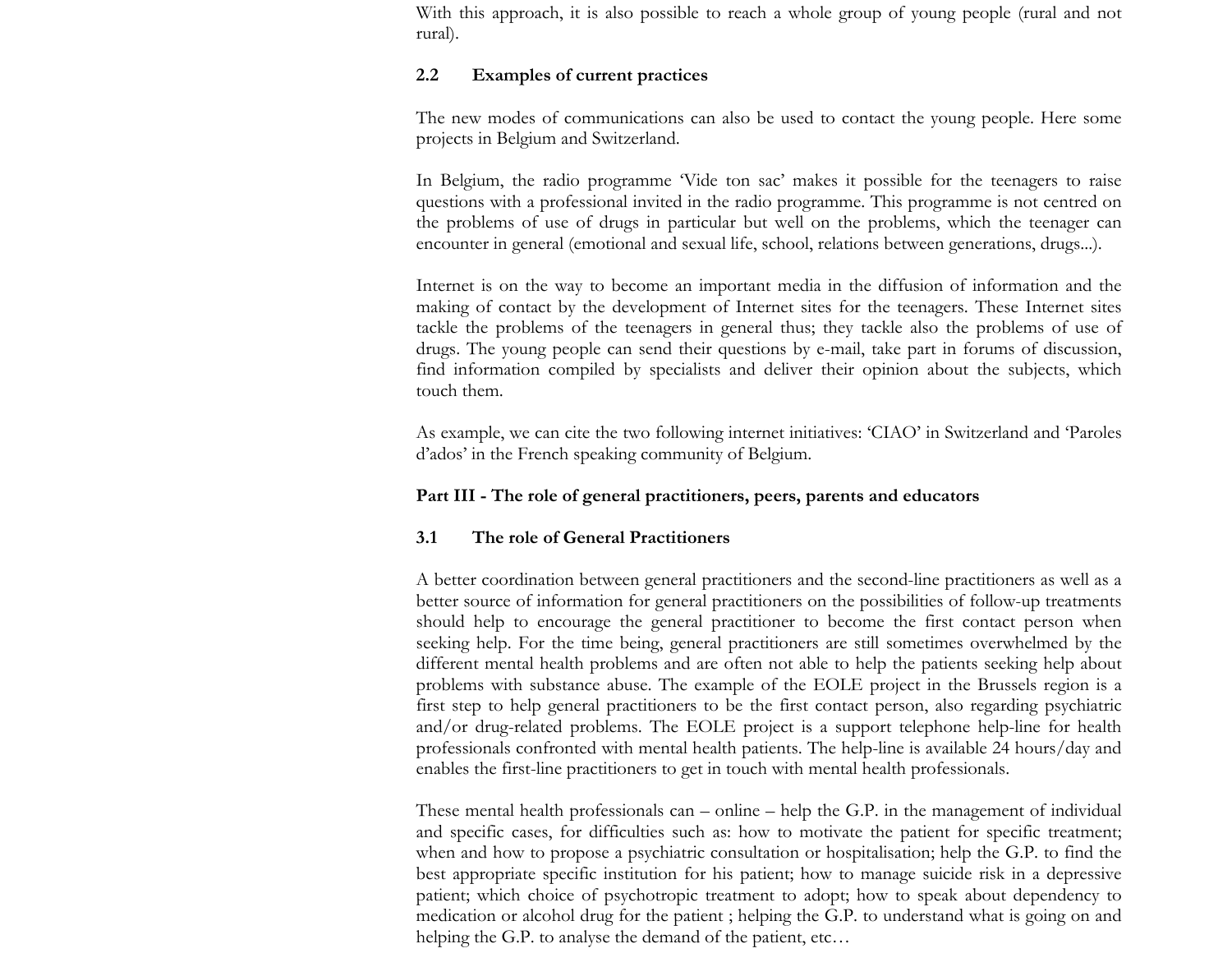With this approach, it is also possible to reach a whole group of young people (rural and not rural).

### 2.2 Examples of current practices

The new modes of communications can also be used to contact the young people. Here some projects in Belgium and Switzerland.

In Belgium, the radio programme 'Vide ton sac' makes it possible for the teenagers to raise questions with a professional invited in the radio programme. This programme is not centred on the problems of use of drugs in particular but well on the problems, which the teenager can encounter in general (emotional and sexual life, school, relations between generations, drugs...).

Internet is on the way to become an important media in the diffusion of information and the making of contact by the development of Internet sites for the teenagers. These Internet sites tackle the problems of the teenagers in general thus; they tackle also the problems of use of drugs. The young people can send their questions by e-mail, take part in forums of discussion, find information compiled by specialists and deliver their opinion about the subjects, which touch them.

As example, we can cite the two following internet initiatives: 'CIAO' in Switzerland and 'Paroles d'ados' in the French speaking community of Belgium.

## Part III - The role of general practitioners, peers, parents and educators

### 3.1 The role of General Practitioners

A better coordination between general practitioners and the second-line practitioners as well as a better source of information for general practitioners on the possibilities of follow-up treatments should help to encourage the general practitioner to become the first contact person when seeking help. For the time being, general practitioners are still sometimes overwhelmed by the different mental health problems and are often not able to help the patients seeking help about problems with substance abuse. The example of the EOLE project in the Brussels region is a first step to help general practitioners to be the first contact person, also regarding psychiatric and/or drug-related problems. The EOLE project is a support telephone help-line for health professionals confronted with mental health patients. The help-line is available 24 hours/day and enables the first-line practitioners to get in touch with mental health professionals.

These mental health professionals can – online – help the G.P. in the management of individual and specific cases, for difficulties such as: how to motivate the patient for specific treatment; when and how to propose a psychiatric consultation or hospitalisation; help the G.P. to find the best appropriate specific institution for his patient; how to manage suicide risk in a depressive patient; which choice of psychotropic treatment to adopt; how to speak about dependency to medication or alcohol drug for the patient ; helping the G.P. to understand what is going on and helping the G.P. to analyse the demand of the patient, etc…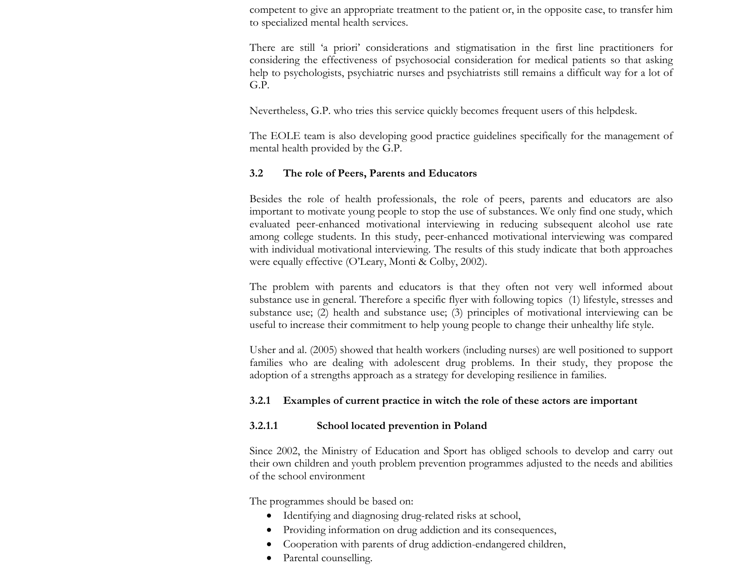competent to give an appropriate treatment to the patient or, in the opposite case, to transfer him to specialized mental health services.

There are still 'a priori' considerations and stigmatisation in the first line practitioners for considering the effectiveness of psychosocial consideration for medical patients so that asking help to psychologists, psychiatric nurses and psychiatrists still remains a difficult way for a lot of G.P.

Nevertheless, G.P. who tries this service quickly becomes frequent users of this helpdesk.

The EOLE team is also developing good practice guidelines specifically for the management of mental health provided by the G.P.

### 3.2 The role of Peers, Parents and Educators

Besides the role of health professionals, the role of peers, parents and educators are also important to motivate young people to stop the use of substances. We only find one study, which evaluated peer-enhanced motivational interviewing in reducing subsequent alcohol use rate among college students. In this study, peer-enhanced motivational interviewing was compared with individual motivational interviewing. The results of this study indicate that both approaches were equally effective (O'Leary, Monti & Colby, 2002).

The problem with parents and educators is that they often not very well informed about substance use in general. Therefore a specific flyer with following topics (1) lifestyle, stresses and substance use; (2) health and substance use; (3) principles of motivational interviewing can be useful to increase their commitment to help young people to change their unhealthy life style.

Usher and al. (2005) showed that health workers (including nurses) are well positioned to support families who are dealing with adolescent drug problems. In their study, they propose the adoption of a strengths approach as a strategy for developing resilience in families.

#### 3.2.1 Examples of current practice in witch the role of these actors are important

##### 3.2.1.1 School located prevention in Poland

Since 2002, the Ministry of Education and Sport has obliged schools to develop and carry out their own children and youth problem prevention programmes adjusted to the needs and abilities of the school environment

The programmes should be based on:

- Identifying and diagnosing drug-related risks at school,
- Providing information on drug addiction and its consequences,
- Cooperation with parents of drug addiction-endangered children,
- Parental counselling.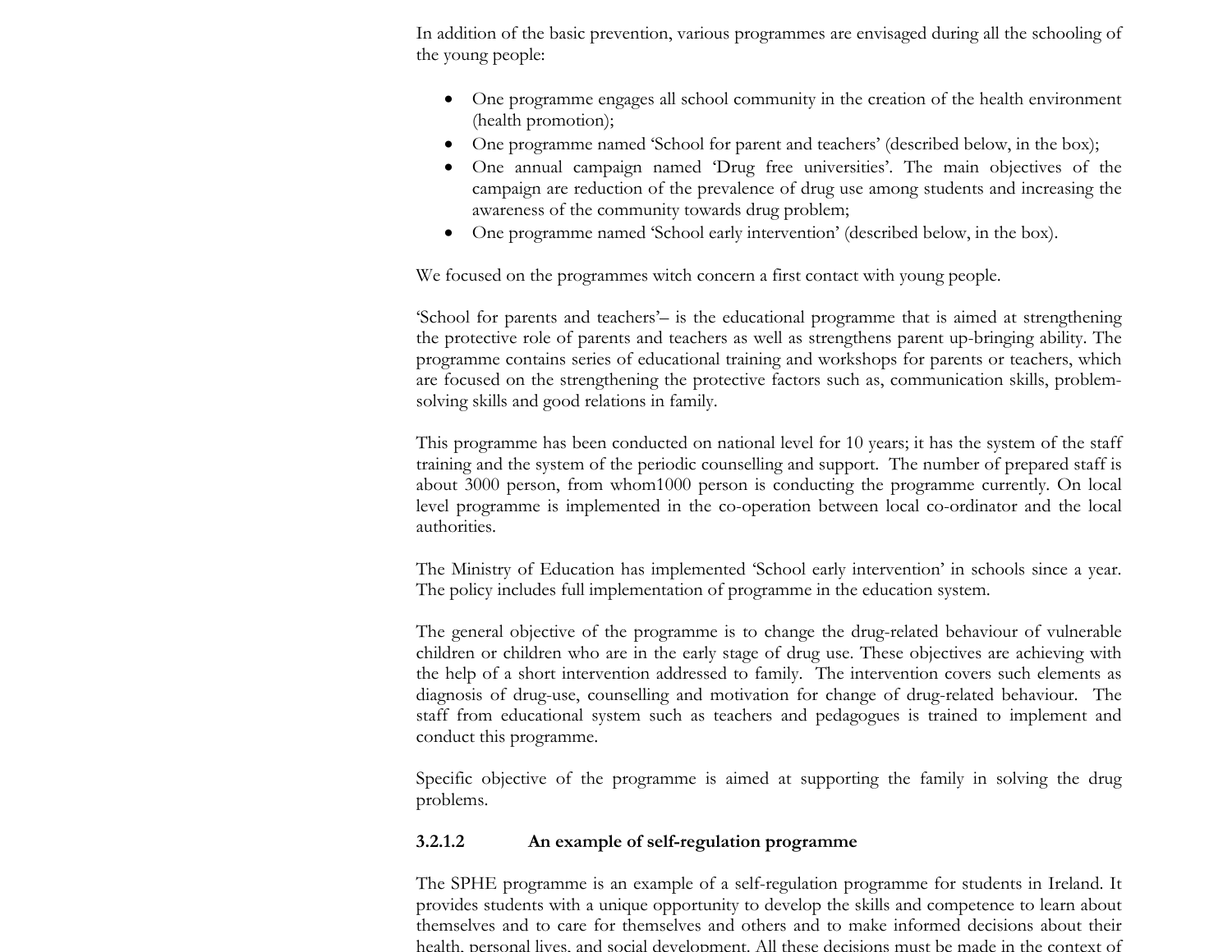In addition of the basic prevention, various programmes are envisaged during all the schooling of the young people:

- One programme engages all school community in the creation of the health environment (health promotion);
- One programme named 'School for parent and teachers' (described below, in the box);
- One annual campaign named 'Drug free universities'. The main objectives of the campaign are reduction of the prevalence of drug use among students and increasing the awareness of the community towards drug problem;
- One programme named 'School early intervention' (described below, in the box).

We focused on the programmes witch concern a first contact with young people.

'School for parents and teachers'– is the educational programme that is aimed at strengthening the protective role of parents and teachers as well as strengthens parent up-bringing ability. The programme contains series of educational training and workshops for parents or teachers, which are focused on the strengthening the protective factors such as, communication skills, problem-solving skills and good relations in family.

This programme has been conducted on national level for 10 years; it has the system of the staff training and the system of the periodic counselling and support. The number of prepared staff is about 3000 person, from whom1000 person is conducting the programme currently. On local level programme is implemented in the co-operation between local co-ordinator and the local authorities.

The Ministry of Education has implemented 'School early intervention' in schools since a year. The policy includes full implementation of programme in the education system.

The general objective of the programme is to change the drug-related behaviour of vulnerable children or children who are in the early stage of drug use. These objectives are achieving with the help of a short intervention addressed to family. The intervention covers such elements as diagnosis of drug-use, counselling and motivation for change of drug-related behaviour. The staff from educational system such as teachers and pedagogues is trained to implement and conduct this programme.

Specific objective of the programme is aimed at supporting the family in solving the drug problems.

#### 3.2.1.2 An example of self-regulation programme

The SPHE programme is an example of a self-regulation programme for students in Ireland. It provides students with a unique opportunity to develop the skills and competence to learn about themselves and to care for themselves and others and to make informed decisions about their health, personal lives, and social development. All these decisions must be made in the context of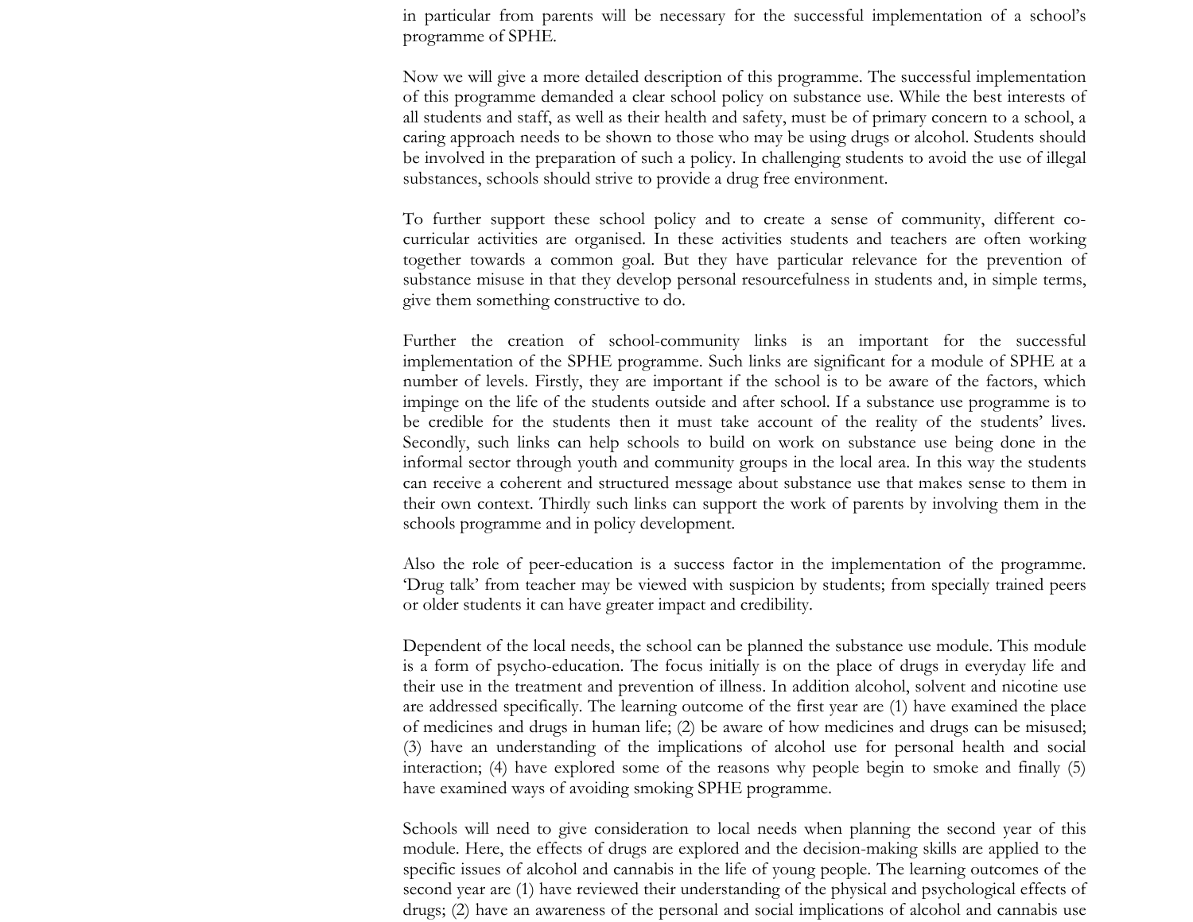in particular from parents will be necessary for the successful implementation of a school's programme of SPHE.

Now we will give a more detailed description of this programme. The successful implementation of this programme demanded a clear school policy on substance use. While the best interests of all students and staff, as well as their health and safety, must be of primary concern to a school, a caring approach needs to be shown to those who may be using drugs or alcohol. Students should be involved in the preparation of such a policy. In challenging students to avoid the use of illegal substances, schools should strive to provide a drug free environment.

To further support these school policy and to create a sense of community, different co-curricular activities are organised. In these activities students and teachers are often working together towards a common goal. But they have particular relevance for the prevention of substance misuse in that they develop personal resourcefulness in students and, in simple terms, give them something constructive to do.

Further the creation of school-community links is an important for the successful implementation of the SPHE programme. Such links are significant for a module of SPHE at a number of levels. Firstly, they are important if the school is to be aware of the factors, which impinge on the life of the students outside and after school. If a substance use programme is to be credible for the students then it must take account of the reality of the students' lives. Secondly, such links can help schools to build on work on substance use being done in the informal sector through youth and community groups in the local area. In this way the students can receive a coherent and structured message about substance use that makes sense to them in their own context. Thirdly such links can support the work of parents by involving them in the schools programme and in policy development.

Also the role of peer-education is a success factor in the implementation of the programme. 'Drug talk' from teacher may be viewed with suspicion by students; from specially trained peers or older students it can have greater impact and credibility.

Dependent of the local needs, the school can be planned the substance use module. This module is a form of psycho-education. The focus initially is on the place of drugs in everyday life and their use in the treatment and prevention of illness. In addition alcohol, solvent and nicotine use are addressed specifically. The learning outcome of the first year are (1) have examined the place of medicines and drugs in human life; (2) be aware of how medicines and drugs can be misused; (3) have an understanding of the implications of alcohol use for personal health and social interaction; (4) have explored some of the reasons why people begin to smoke and finally (5) have examined ways of avoiding smoking SPHE programme.

Schools will need to give consideration to local needs when planning the second year of this module. Here, the effects of drugs are explored and the decision-making skills are applied to the specific issues of alcohol and cannabis in the life of young people. The learning outcomes of the second year are (1) have reviewed their understanding of the physical and psychological effects of drugs; (2) have an awareness of the personal and social implications of alcohol and cannabis use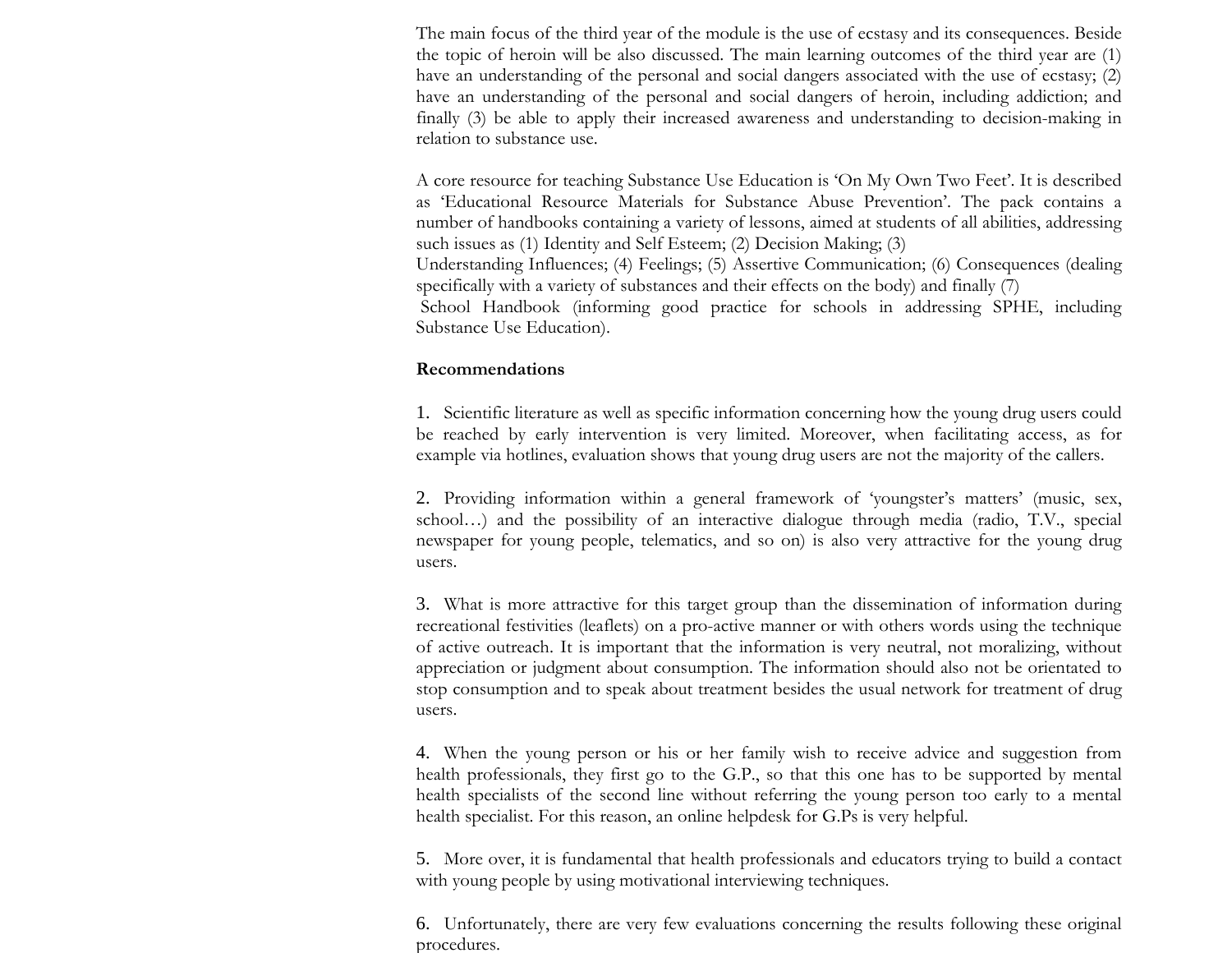The main focus of the third year of the module is the use of ecstasy and its consequences. Beside the topic of heroin will be also discussed. The main learning outcomes of the third year are (1) have an understanding of the personal and social dangers associated with the use of ecstasy; (2) have an understanding of the personal and social dangers of heroin, including addiction; and finally (3) be able to apply their increased awareness and understanding to decision-making in relation to substance use.

A core resource for teaching Substance Use Education is 'On My Own Two Feet'. It is described as 'Educational Resource Materials for Substance Abuse Prevention'. The pack contains a number of handbooks containing a variety of lessons, aimed at students of all abilities, addressing such issues as (1) Identity and Self Esteem; (2) Decision Making; (3) Understanding Influences; (4) Feelings; (5) Assertive Communication; (6) Consequences (dealing specifically with a variety of substances and their effects on the body) and finally (7) School Handbook (informing good practice for schools in addressing SPHE, including Substance Use Education).

**Recommendations**

1. Scientific literature as well as specific information concerning how the young drug users could be reached by early intervention is very limited. Moreover, when facilitating access, as for example via hotlines, evaluation shows that young drug users are not the majority of the callers.

2. Providing information within a general framework of 'youngster's matters' (music, sex, school…) and the possibility of an interactive dialogue through media (radio, T.V., special newspaper for young people, telematics, and so on) is also very attractive for the young drug users.

3. What is more attractive for this target group than the dissemination of information during recreational festivities (leaflets) on a pro-active manner or with others words using the technique of active outreach. It is important that the information is very neutral, not moralizing, without appreciation or judgment about consumption. The information should also not be orientated to stop consumption and to speak about treatment besides the usual network for treatment of drug users.

4. When the young person or his or her family wish to receive advice and suggestion from health professionals, they first go to the G.P., so that this one has to be supported by mental health specialists of the second line without referring the young person too early to a mental health specialist. For this reason, an online helpdesk for G.Ps is very helpful.

5. More over, it is fundamental that health professionals and educators trying to build a contact with young people by using motivational interviewing techniques.

6. Unfortunately, there are very few evaluations concerning the results following these original procedures.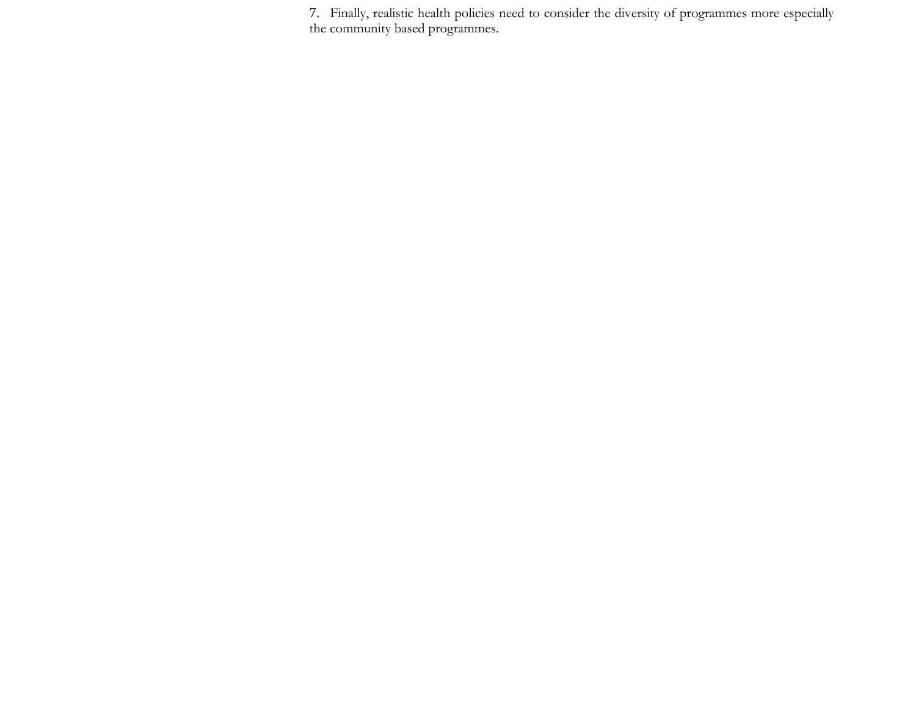7. Finally, realistic health policies need to consider the diversity of programmes more especially the community based programmes.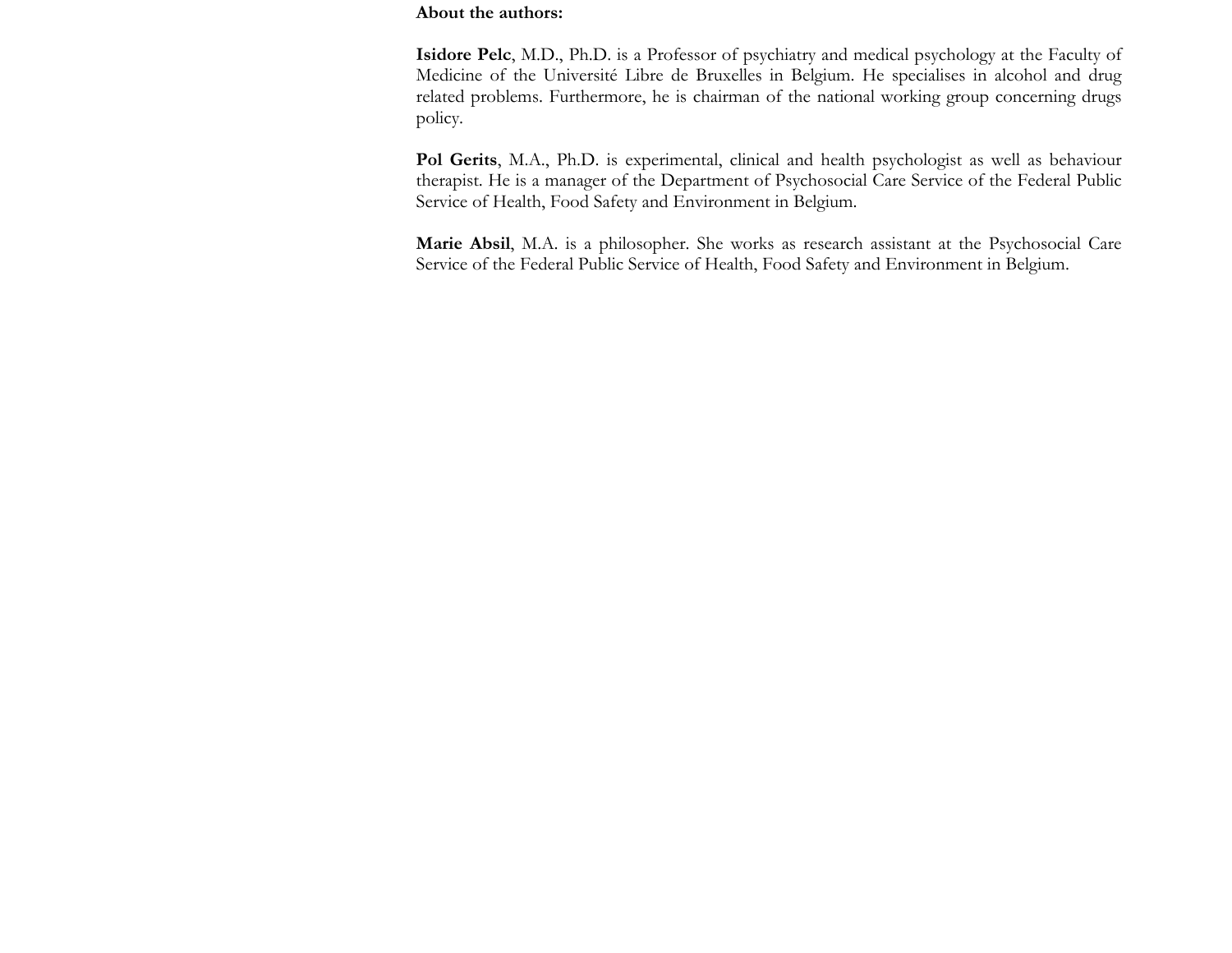**About the authors:**

**Isidore Pelc**, M.D., Ph.D. is a Professor of psychiatry and medical psychology at the Faculty of Medicine of the Université Libre de Bruxelles in Belgium. He specialises in alcohol and drug related problems. Furthermore, he is chairman of the national working group concerning drugs policy.

**Pol Gerits**, M.A., Ph.D. is experimental, clinical and health psychologist as well as behaviour therapist. He is a manager of the Department of Psychosocial Care Service of the Federal Public Service of Health, Food Safety and Environment in Belgium.

**Marie Absil**, M.A. is a philosopher. She works as research assistant at the Psychosocial Care Service of the Federal Public Service of Health, Food Safety and Environment in Belgium.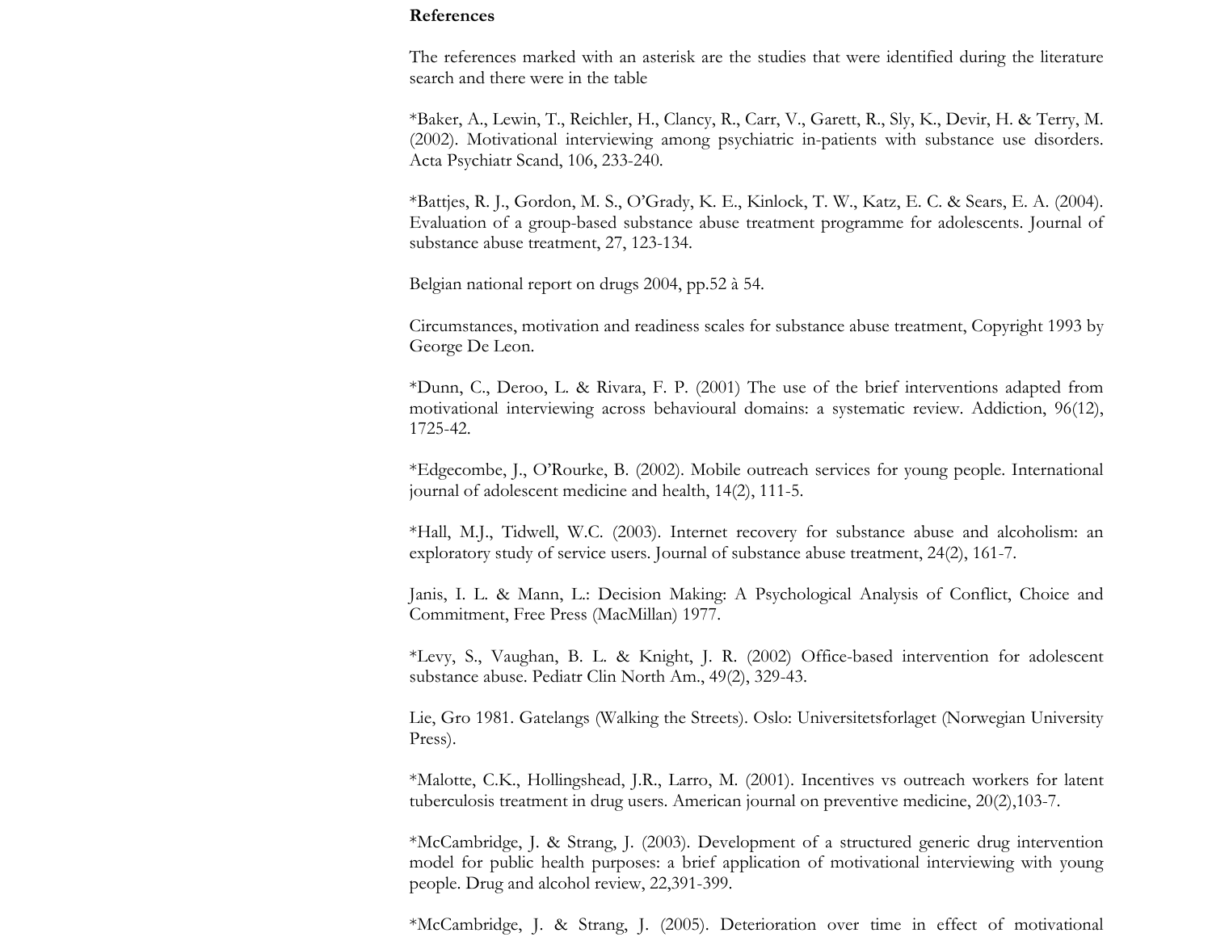**References**

The references marked with an asterisk are the studies that were identified during the literature search and there were in the table

*Baker, A., Lewin, T., Reichler, H., Clancy, R., Carr, V., Garett, R., Sly, K., Devir, H. & Terry, M. (2002). Motivational interviewing among psychiatric in-patients with substance use disorders. Acta Psychiatr Scand, 106, 233-240.

*Battjes, R. J., Gordon, M. S., O'Grady, K. E., Kinlock, T. W., Katz, E. C. & Sears, E. A. (2004). Evaluation of a group-based substance abuse treatment programme for adolescents. Journal of substance abuse treatment, 27, 123-134.

Belgian national report on drugs 2004, pp.52 à 54.

Circumstances, motivation and readiness scales for substance abuse treatment, Copyright 1993 by George De Leon.

*Dunn, C., Deroo, L. & Rivara, F. P. (2001) The use of the brief interventions adapted from motivational interviewing across behavioural domains: a systematic review. Addiction, 96(12), 1725-42.

*Edgecombe, J., O'Rourke, B. (2002). Mobile outreach services for young people. International journal of adolescent medicine and health, 14(2), 111-5.

*Hall, M.J., Tidwell, W.C. (2003). Internet recovery for substance abuse and alcoholism: an exploratory study of service users. Journal of substance abuse treatment, 24(2), 161-7.

Janis, I. L. & Mann, L.: Decision Making: A Psychological Analysis of Conflict, Choice and Commitment, Free Press (MacMillan) 1977.

*Levy, S., Vaughan, B. L. & Knight, J. R. (2002) Office-based intervention for adolescent substance abuse. Pediatr Clin North Am., 49(2), 329-43.

Lie, Gro 1981. Gatelangs (Walking the Streets). Oslo: Universitetsforlaget (Norwegian University Press).

*Malotte, C.K., Hollingshead, J.R., Larro, M. (2001). Incentives vs outreach workers for latent tuberculosis treatment in drug users. American journal on preventive medicine, 20(2),103-7.

*McCambridge, J. & Strang, J. (2003). Development of a structured generic drug intervention model for public health purposes: a brief application of motivational interviewing with young people. Drug and alcohol review, 22,391-399.

*McCambridge, J. & Strang, J. (2005). Deterioration over time in effect of motivational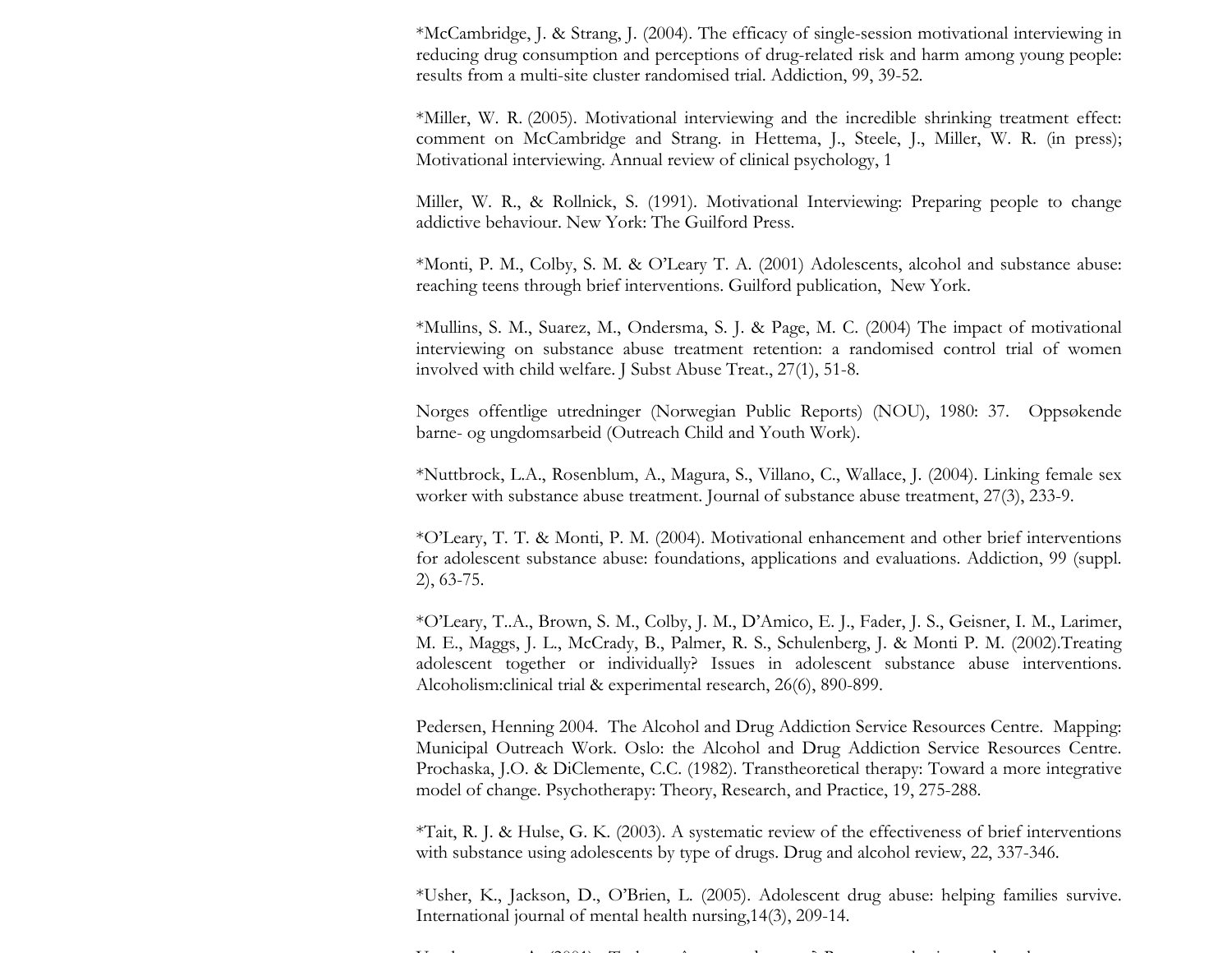*McCambridge, J. & Strang, J. (2004). The efficacy of single-session motivational interviewing in reducing drug consumption and perceptions of drug-related risk and harm among young people: results from a multi-site cluster randomised trial. Addiction, 99, 39-52.

*Miller, W. R. (2005). Motivational interviewing and the incredible shrinking treatment effect: comment on McCambridge and Strang. in Hettema, J., Steele, J., Miller, W. R. (in press); Motivational interviewing. Annual review of clinical psychology, 1

Miller, W. R., & Rollnick, S. (1991). Motivational Interviewing: Preparing people to change addictive behaviour. New York: The Guilford Press.

*Monti, P. M., Colby, S. M. & O'Leary T. A. (2001) Adolescents, alcohol and substance abuse: reaching teens through brief interventions. Guilford publication, New York.

*Mullins, S. M., Suarez, M., Ondersma, S. J. & Page, M. C. (2004) The impact of motivational interviewing on substance abuse treatment retention: a randomised control trial of women involved with child welfare. J Subst Abuse Treat., 27(1), 51-8.

Norges offentlige utredninger (Norwegian Public Reports) (NOU), 1980: 37. Oppsøkende barne- og ungdomsarbeid (Outreach Child and Youth Work).

*Nuttbrock, L.A., Rosenblum, A., Magura, S., Villano, C., Wallace, J. (2004). Linking female sex worker with substance abuse treatment. Journal of substance abuse treatment, 27(3), 233-9.

*O'Leary, T. T. & Monti, P. M. (2004). Motivational enhancement and other brief interventions for adolescent substance abuse: foundations, applications and evaluations. Addiction, 99 (suppl. 2), 63-75.

*O'Leary, T..A., Brown, S. M., Colby, J. M., D'Amico, E. J., Fader, J. S., Geisner, I. M., Larimer, M. E., Maggs, J. L., McCrady, B., Palmer, R. S., Schulenberg, J. & Monti P. M. (2002).Treating adolescent together or individually? Issues in adolescent substance abuse interventions. Alcoholism:clinical trial & experimental research, 26(6), 890-899.

Pedersen, Henning 2004. The Alcohol and Drug Addiction Service Resources Centre. Mapping: Municipal Outreach Work. Oslo: the Alcohol and Drug Addiction Service Resources Centre.
Prochaska, J.O. & DiClemente, C.C. (1982). Transtheoretical therapy: Toward a more integrative model of change. Psychotherapy: Theory, Research, and Practice, 19, 275-288.

*Tait, R. J. & Hulse, G. K. (2003). A systematic review of the effectiveness of brief interventions with substance using adolescents by type of drugs. Drug and alcohol review, 22, 337-346.

*Usher, K., Jackson, D., O'Brien, L. (2005). Adolescent drug abuse: helping families survive. International journal of mental health nursing,14(3), 209-14.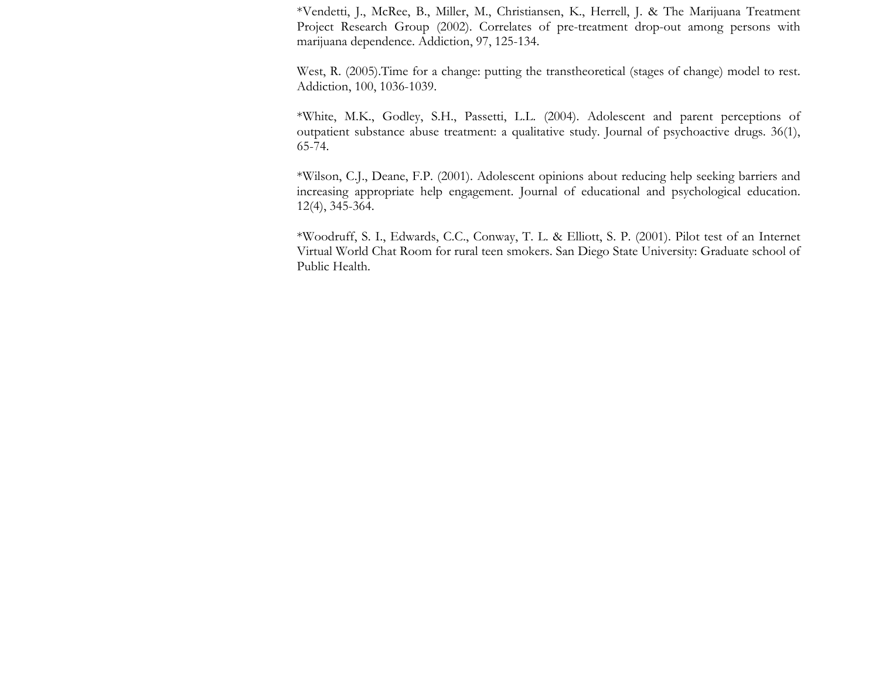*Vendetti, J., McRee, B., Miller, M., Christiansen, K., Herrell, J. & The Marijuana Treatment Project Research Group (2002). Correlates of pre-treatment drop-out among persons with marijuana dependence. Addiction, 97, 125-134.

West, R. (2005).Time for a change: putting the transtheoretical (stages of change) model to rest. Addiction, 100, 1036-1039.

*White, M.K., Godley, S.H., Passetti, L.L. (2004). Adolescent and parent perceptions of outpatient substance abuse treatment: a qualitative study. Journal of psychoactive drugs. 36(1), 65-74.

*Wilson, C.J., Deane, F.P. (2001). Adolescent opinions about reducing help seeking barriers and increasing appropriate help engagement. Journal of educational and psychological education. 12(4), 345-364.

*Woodruff, S. I., Edwards, C.C., Conway, T. L. & Elliott, S. P. (2001). Pilot test of an Internet Virtual World Chat Room for rural teen smokers. San Diego State University: Graduate school of Public Health.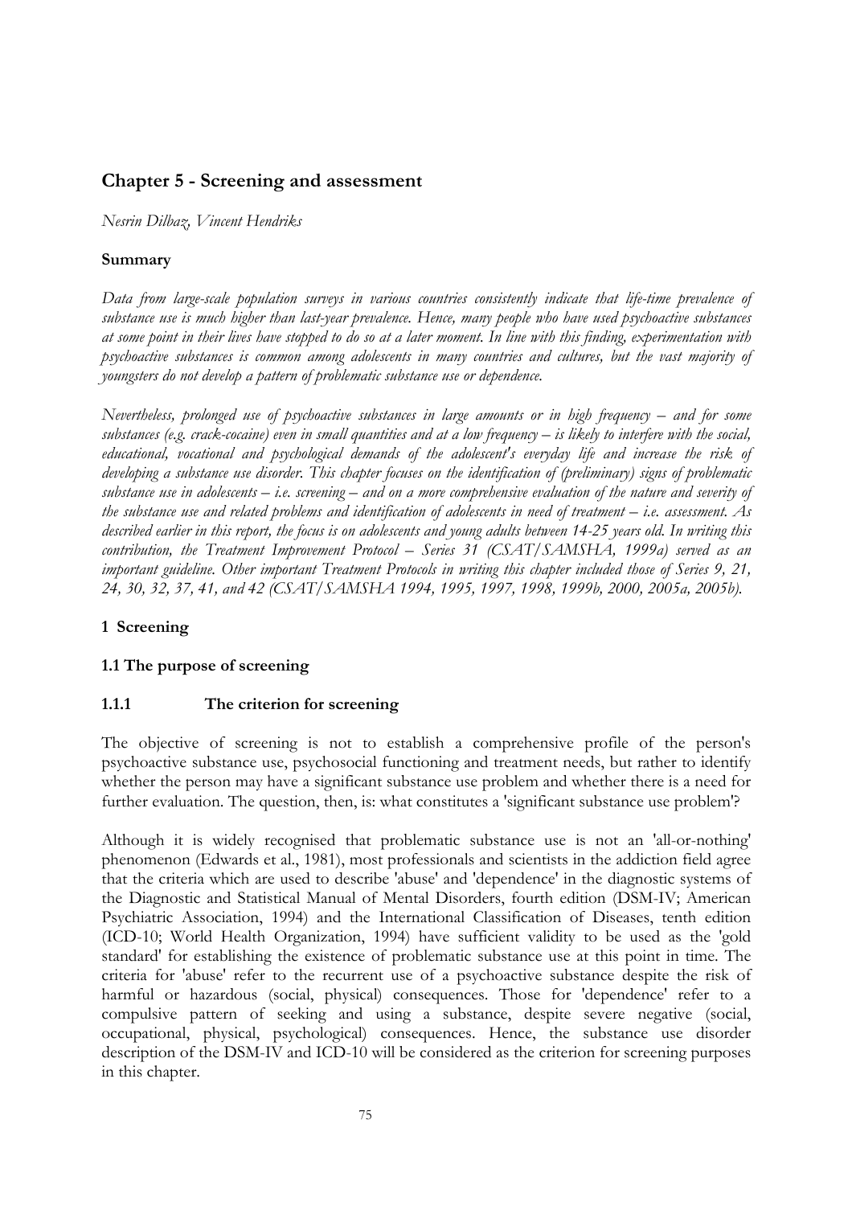# Chapter 5 - Screening and assessment

*Nesrin Dilbaz, Vincent Hendriks*

**Summary**

*Data from large-scale population surveys in various countries consistently indicate that life-time prevalence of substance use is much higher than last-year prevalence. Hence, many people who have used psychoactive substances at some point in their lives have stopped to do so at a later moment. In line with this finding, experimentation with psychoactive substances is common among adolescents in many countries and cultures, but the vast majority of youngsters do not develop a pattern of problematic substance use or dependence.*

*Nevertheless, prolonged use of psychoactive substances in large amounts or in high frequency – and for some substances (e.g. crack-cocaine) even in small quantities and at a low frequency – is likely to interfere with the social, educational, vocational and psychological demands of the adolescent's everyday life and increase the risk of developing a substance use disorder. This chapter focuses on the identification of (preliminary) signs of problematic substance use in adolescents – i.e. screening – and on a more comprehensive evaluation of the nature and severity of the substance use and related problems and identification of adolescents in need of treatment – i.e. assessment. As described earlier in this report, the focus is on adolescents and young adults between 14-25 years old. In writing this contribution, the Treatment Improvement Protocol – Series 31 (CSAT/SAMSHA, 1999a) served as an important guideline. Other important Treatment Protocols in writing this chapter included those of Series 9, 21, 24, 30, 32, 37, 41, and 42 (CSAT/SAMSHA 1994, 1995, 1997, 1998, 1999b, 2000, 2005a, 2005b).*

## 1 Screening

### 1.1 The purpose of screening

#### 1.1.1 The criterion for screening

The objective of screening is not to establish a comprehensive profile of the person's psychoactive substance use, psychosocial functioning and treatment needs, but rather to identify whether the person may have a significant substance use problem and whether there is a need for further evaluation. The question, then, is: what constitutes a 'significant substance use problem'?

Although it is widely recognised that problematic substance use is not an 'all-or-nothing' phenomenon (Edwards et al., 1981), most professionals and scientists in the addiction field agree that the criteria which are used to describe 'abuse' and 'dependence' in the diagnostic systems of the Diagnostic and Statistical Manual of Mental Disorders, fourth edition (DSM-IV; American Psychiatric Association, 1994) and the International Classification of Diseases, tenth edition (ICD-10; World Health Organization, 1994) have sufficient validity to be used as the 'gold standard' for establishing the existence of problematic substance use at this point in time. The criteria for 'abuse' refer to the recurrent use of a psychoactive substance despite the risk of harmful or hazardous (social, physical) consequences. Those for 'dependence' refer to a compulsive pattern of seeking and using a substance, despite severe negative (social, occupational, physical, psychological) consequences. Hence, the substance use disorder description of the DSM-IV and ICD-10 will be considered as the criterion for screening purposes in this chapter.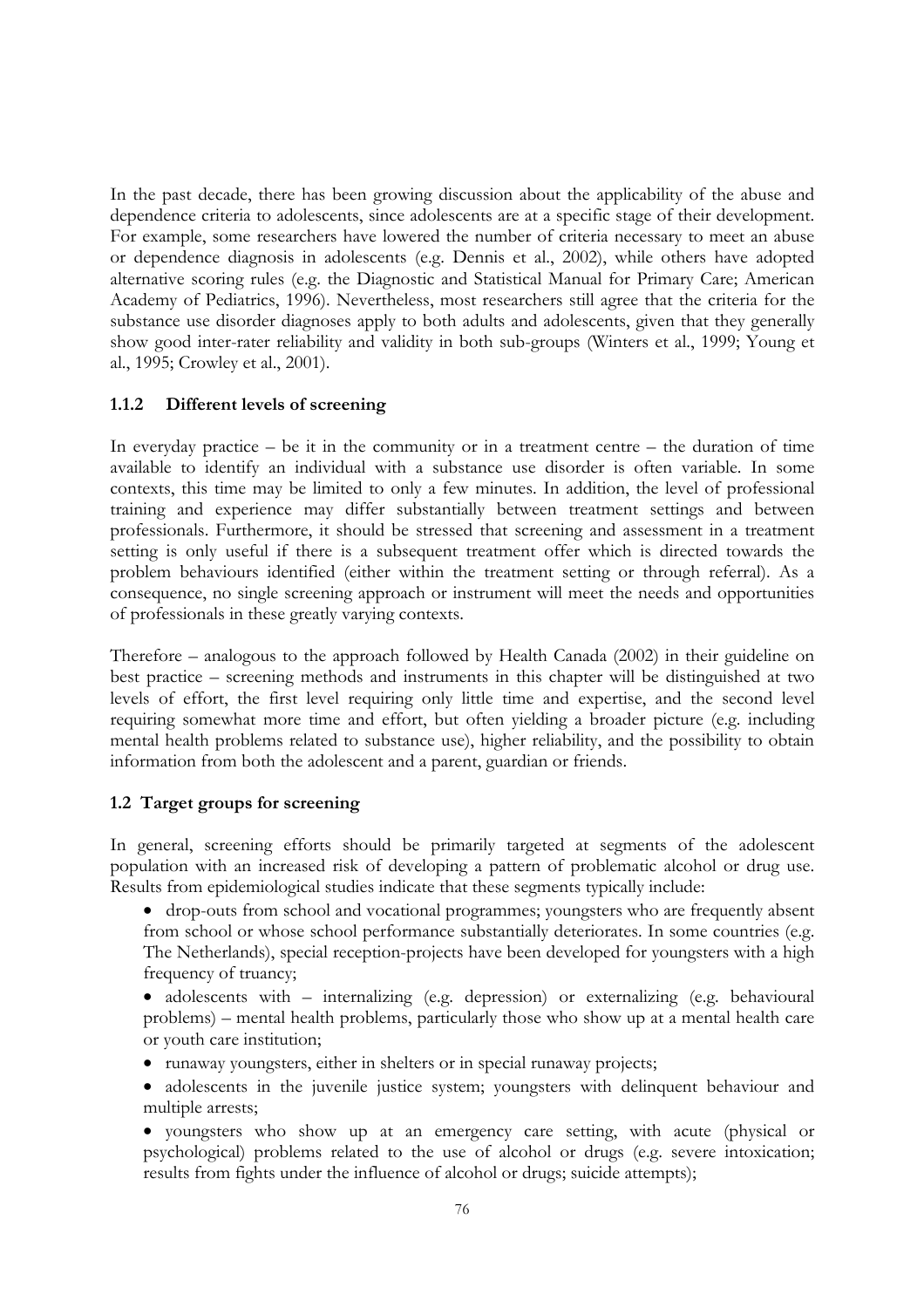In the past decade, there has been growing discussion about the applicability of the abuse and dependence criteria to adolescents, since adolescents are at a specific stage of their development. For example, some researchers have lowered the number of criteria necessary to meet an abuse or dependence diagnosis in adolescents (e.g. Dennis et al., 2002), while others have adopted alternative scoring rules (e.g. the Diagnostic and Statistical Manual for Primary Care; American Academy of Pediatrics, 1996). Nevertheless, most researchers still agree that the criteria for the substance use disorder diagnoses apply to both adults and adolescents, given that they generally show good inter-rater reliability and validity in both sub-groups (Winters et al., 1999; Young et al., 1995; Crowley et al., 2001).

### 1.1.2 Different levels of screening

In everyday practice – be it in the community or in a treatment centre – the duration of time available to identify an individual with a substance use disorder is often variable. In some contexts, this time may be limited to only a few minutes. In addition, the level of professional training and experience may differ substantially between treatment settings and between professionals. Furthermore, it should be stressed that screening and assessment in a treatment setting is only useful if there is a subsequent treatment offer which is directed towards the problem behaviours identified (either within the treatment setting or through referral). As a consequence, no single screening approach or instrument will meet the needs and opportunities of professionals in these greatly varying contexts.

Therefore – analogous to the approach followed by Health Canada (2002) in their guideline on best practice – screening methods and instruments in this chapter will be distinguished at two levels of effort, the first level requiring only little time and expertise, and the second level requiring somewhat more time and effort, but often yielding a broader picture (e.g. including mental health problems related to substance use), higher reliability, and the possibility to obtain information from both the adolescent and a parent, guardian or friends.

## 1.2 Target groups for screening

In general, screening efforts should be primarily targeted at segments of the adolescent population with an increased risk of developing a pattern of problematic alcohol or drug use. Results from epidemiological studies indicate that these segments typically include:

- drop-outs from school and vocational programmes; youngsters who are frequently absent from school or whose school performance substantially deteriorates. In some countries (e.g. The Netherlands), special reception-projects have been developed for youngsters with a high frequency of truancy;
- adolescents with – internalizing (e.g. depression) or externalizing (e.g. behavioural problems) – mental health problems, particularly those who show up at a mental health care or youth care institution;
- runaway youngsters, either in shelters or in special runaway projects;
- adolescents in the juvenile justice system; youngsters with delinquent behaviour and multiple arrests;
- youngsters who show up at an emergency care setting, with acute (physical or psychological) problems related to the use of alcohol or drugs (e.g. severe intoxication; results from fights under the influence of alcohol or drugs; suicide attempts);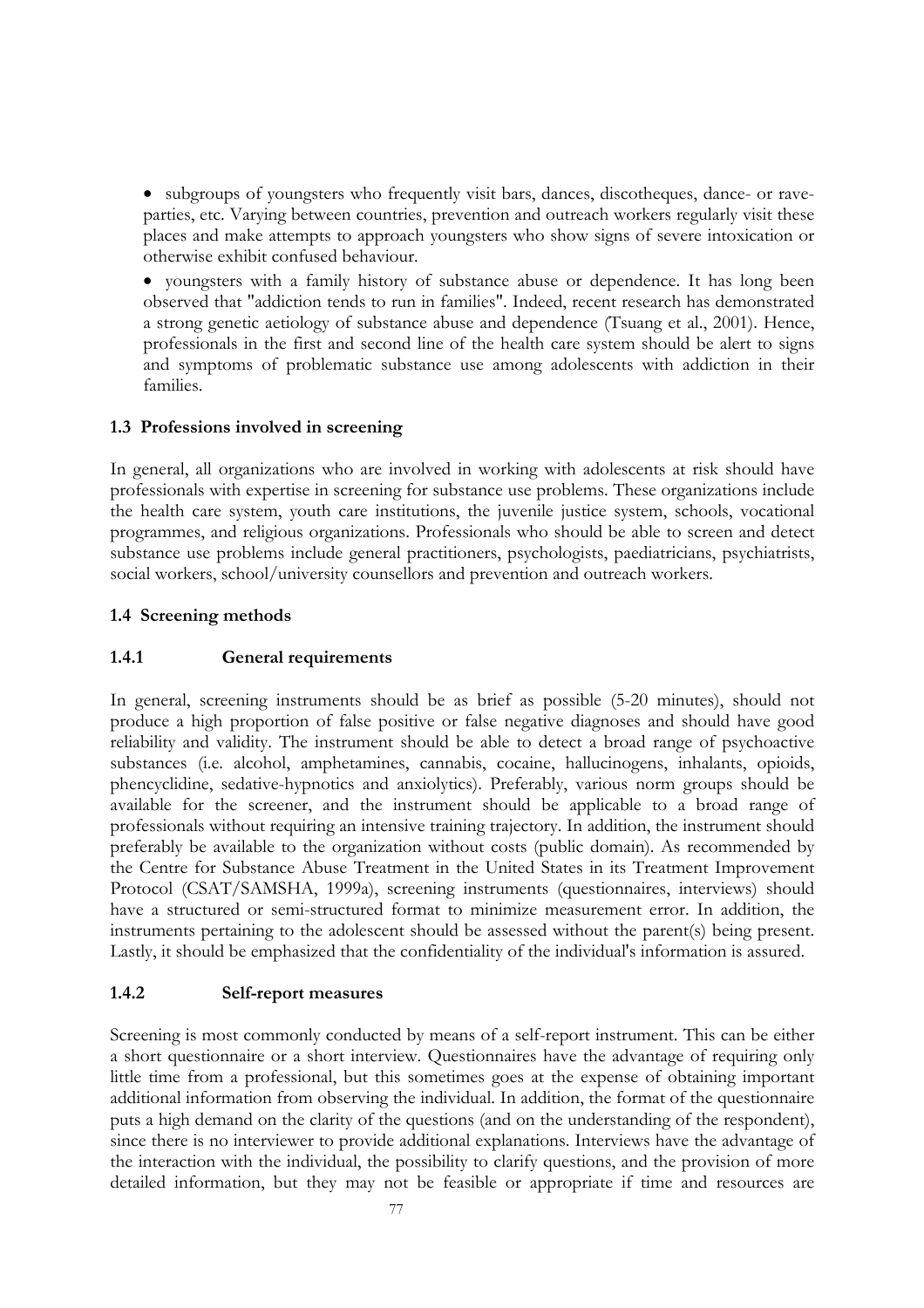- subgroups of youngsters who frequently visit bars, dances, discotheques, dance- or rave-parties, etc. Varying between countries, prevention and outreach workers regularly visit these places and make attempts to approach youngsters who show signs of severe intoxication or otherwise exhibit confused behaviour.
- youngsters with a family history of substance abuse or dependence. It has long been observed that "addiction tends to run in families". Indeed, recent research has demonstrated a strong genetic aetiology of substance abuse and dependence (Tsuang et al., 2001). Hence, professionals in the first and second line of the health care system should be alert to signs and symptoms of problematic substance use among adolescents with addiction in their families.

### 1.3 Professions involved in screening

In general, all organizations who are involved in working with adolescents at risk should have professionals with expertise in screening for substance use problems. These organizations include the health care system, youth care institutions, the juvenile justice system, schools, vocational programmes, and religious organizations. Professionals who should be able to screen and detect substance use problems include general practitioners, psychologists, paediatricians, psychiatrists, social workers, school/university counsellors and prevention and outreach workers.

### 1.4 Screening methods

#### 1.4.1 General requirements

In general, screening instruments should be as brief as possible (5-20 minutes), should not produce a high proportion of false positive or false negative diagnoses and should have good reliability and validity. The instrument should be able to detect a broad range of psychoactive substances (i.e. alcohol, amphetamines, cannabis, cocaine, hallucinogens, inhalants, opioids, phencyclidine, sedative-hypnotics and anxiolytics). Preferably, various norm groups should be available for the screener, and the instrument should be applicable to a broad range of professionals without requiring an intensive training trajectory. In addition, the instrument should preferably be available to the organization without costs (public domain). As recommended by the Centre for Substance Abuse Treatment in the United States in its Treatment Improvement Protocol (CSAT/SAMSHA, 1999a), screening instruments (questionnaires, interviews) should have a structured or semi-structured format to minimize measurement error. In addition, the instruments pertaining to the adolescent should be assessed without the parent(s) being present. Lastly, it should be emphasized that the confidentiality of the individual's information is assured.

#### 1.4.2 Self-report measures

Screening is most commonly conducted by means of a self-report instrument. This can be either a short questionnaire or a short interview. Questionnaires have the advantage of requiring only little time from a professional, but this sometimes goes at the expense of obtaining important additional information from observing the individual. In addition, the format of the questionnaire puts a high demand on the clarity of the questions (and on the understanding of the respondent), since there is no interviewer to provide additional explanations. Interviews have the advantage of the interaction with the individual, the possibility to clarify questions, and the provision of more detailed information, but they may not be feasible or appropriate if time and resources are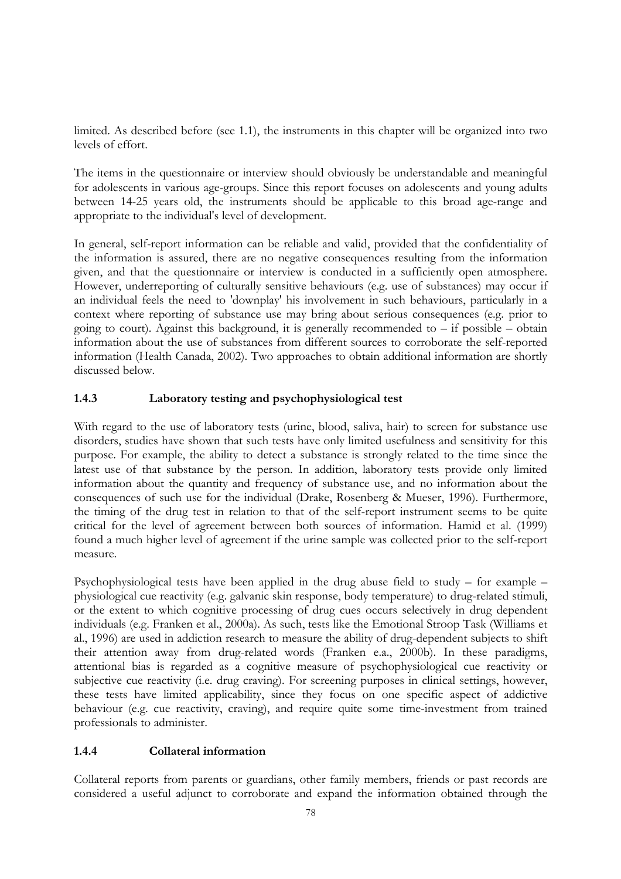limited. As described before (see 1.1), the instruments in this chapter will be organized into two levels of effort.

The items in the questionnaire or interview should obviously be understandable and meaningful for adolescents in various age-groups. Since this report focuses on adolescents and young adults between 14-25 years old, the instruments should be applicable to this broad age-range and appropriate to the individual's level of development.

In general, self-report information can be reliable and valid, provided that the confidentiality of the information is assured, there are no negative consequences resulting from the information given, and that the questionnaire or interview is conducted in a sufficiently open atmosphere. However, underreporting of culturally sensitive behaviours (e.g. use of substances) may occur if an individual feels the need to 'downplay' his involvement in such behaviours, particularly in a context where reporting of substance use may bring about serious consequences (e.g. prior to going to court). Against this background, it is generally recommended to – if possible – obtain information about the use of substances from different sources to corroborate the self-reported information (Health Canada, 2002). Two approaches to obtain additional information are shortly discussed below.

### 1.4.3 Laboratory testing and psychophysiological test

With regard to the use of laboratory tests (urine, blood, saliva, hair) to screen for substance use disorders, studies have shown that such tests have only limited usefulness and sensitivity for this purpose. For example, the ability to detect a substance is strongly related to the time since the latest use of that substance by the person. In addition, laboratory tests provide only limited information about the quantity and frequency of substance use, and no information about the consequences of such use for the individual (Drake, Rosenberg & Mueser, 1996). Furthermore, the timing of the drug test in relation to that of the self-report instrument seems to be quite critical for the level of agreement between both sources of information. Hamid et al. (1999) found a much higher level of agreement if the urine sample was collected prior to the self-report measure.

Psychophysiological tests have been applied in the drug abuse field to study – for example – physiological cue reactivity (e.g. galvanic skin response, body temperature) to drug-related stimuli, or the extent to which cognitive processing of drug cues occurs selectively in drug dependent individuals (e.g. Franken et al., 2000a). As such, tests like the Emotional Stroop Task (Williams et al., 1996) are used in addiction research to measure the ability of drug-dependent subjects to shift their attention away from drug-related words (Franken e.a., 2000b). In these paradigms, attentional bias is regarded as a cognitive measure of psychophysiological cue reactivity or subjective cue reactivity (i.e. drug craving). For screening purposes in clinical settings, however, these tests have limited applicability, since they focus on one specific aspect of addictive behaviour (e.g. cue reactivity, craving), and require quite some time-investment from trained professionals to administer.

### 1.4.4 Collateral information

Collateral reports from parents or guardians, other family members, friends or past records are considered a useful adjunct to corroborate and expand the information obtained through the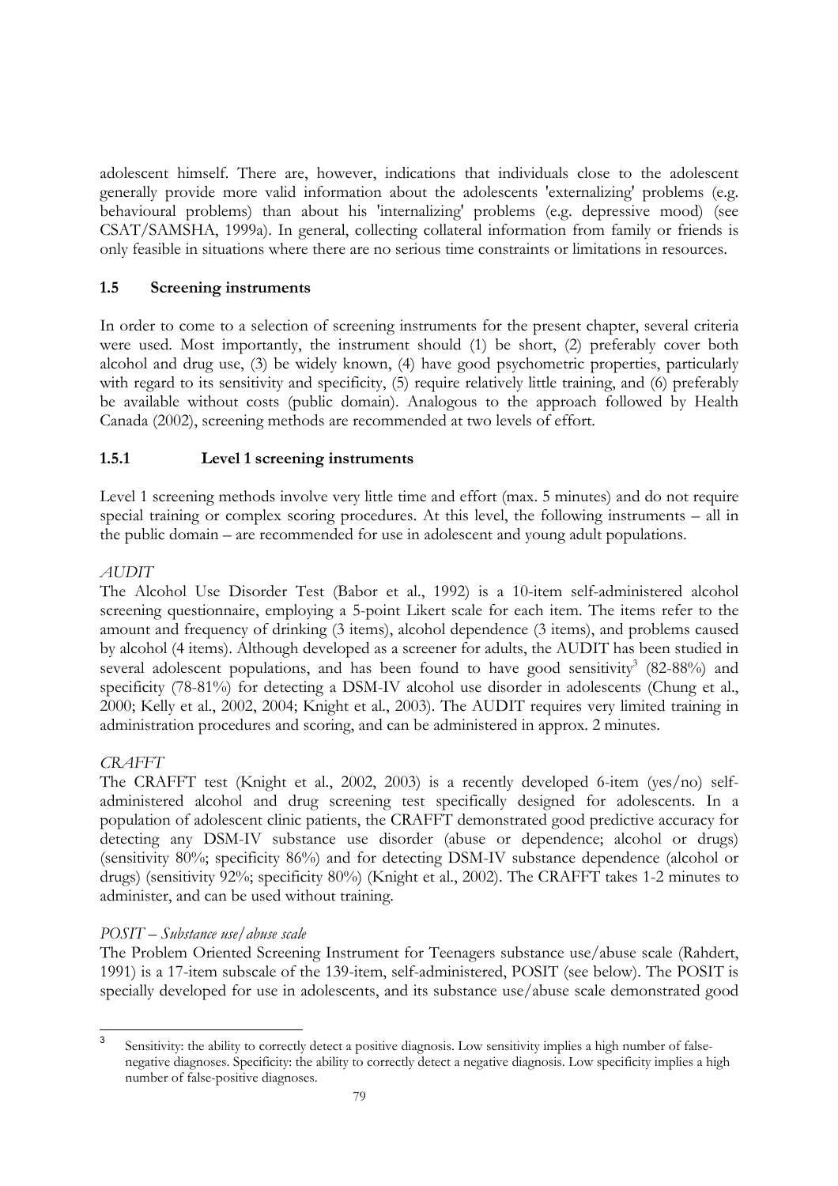adolescent himself. There are, however, indications that individuals close to the adolescent generally provide more valid information about the adolescents 'externalizing' problems (e.g. behavioural problems) than about his 'internalizing' problems (e.g. depressive mood) (see CSAT/SAMSHA, 1999a). In general, collecting collateral information from family or friends is only feasible in situations where there are no serious time constraints or limitations in resources.

### 1.5 Screening instruments

In order to come to a selection of screening instruments for the present chapter, several criteria were used. Most importantly, the instrument should (1) be short, (2) preferably cover both alcohol and drug use, (3) be widely known, (4) have good psychometric properties, particularly with regard to its sensitivity and specificity, (5) require relatively little training, and (6) preferably be available without costs (public domain). Analogous to the approach followed by Health Canada (2002), screening methods are recommended at two levels of effort.

#### 1.5.1 Level 1 screening instruments

Level 1 screening methods involve very little time and effort (max. 5 minutes) and do not require special training or complex scoring procedures. At this level, the following instruments – all in the public domain – are recommended for use in adolescent and young adult populations.

*AUDIT*

The Alcohol Use Disorder Test (Babor et al., 1992) is a 10-item self-administered alcohol screening questionnaire, employing a 5-point Likert scale for each item. The items refer to the amount and frequency of drinking (3 items), alcohol dependence (3 items), and problems caused by alcohol (4 items). Although developed as a screener for adults, the AUDIT has been studied in several adolescent populations, and has been found to have good sensitivity[3] (82-88%) and specificity (78-81%) for detecting a DSM-IV alcohol use disorder in adolescents (Chung et al., 2000; Kelly et al., 2002, 2004; Knight et al., 2003). The AUDIT requires very limited training in administration procedures and scoring, and can be administered in approx. 2 minutes.

*CRAFFT*

The CRAFFT test (Knight et al., 2002, 2003) is a recently developed 6-item (yes/no) self-administered alcohol and drug screening test specifically designed for adolescents. In a population of adolescent clinic patients, the CRAFFT demonstrated good predictive accuracy for detecting any DSM-IV substance use disorder (abuse or dependence; alcohol or drugs) (sensitivity 80%; specificity 86%) and for detecting DSM-IV substance dependence (alcohol or drugs) (sensitivity 92%; specificity 80%) (Knight et al., 2002). The CRAFFT takes 1-2 minutes to administer, and can be used without training.

*POSIT – Substance use/abuse scale*

The Problem Oriented Screening Instrument for Teenagers substance use/abuse scale (Rahdert, 1991) is a 17-item subscale of the 139-item, self-administered, POSIT (see below). The POSIT is specially developed for use in adolescents, and its substance use/abuse scale demonstrated good

---

[3] Sensitivity: the ability to correctly detect a positive diagnosis. Low sensitivity implies a high number of false-negative diagnoses. Specificity: the ability to correctly detect a negative diagnosis. Low specificity implies a high number of false-positive diagnoses.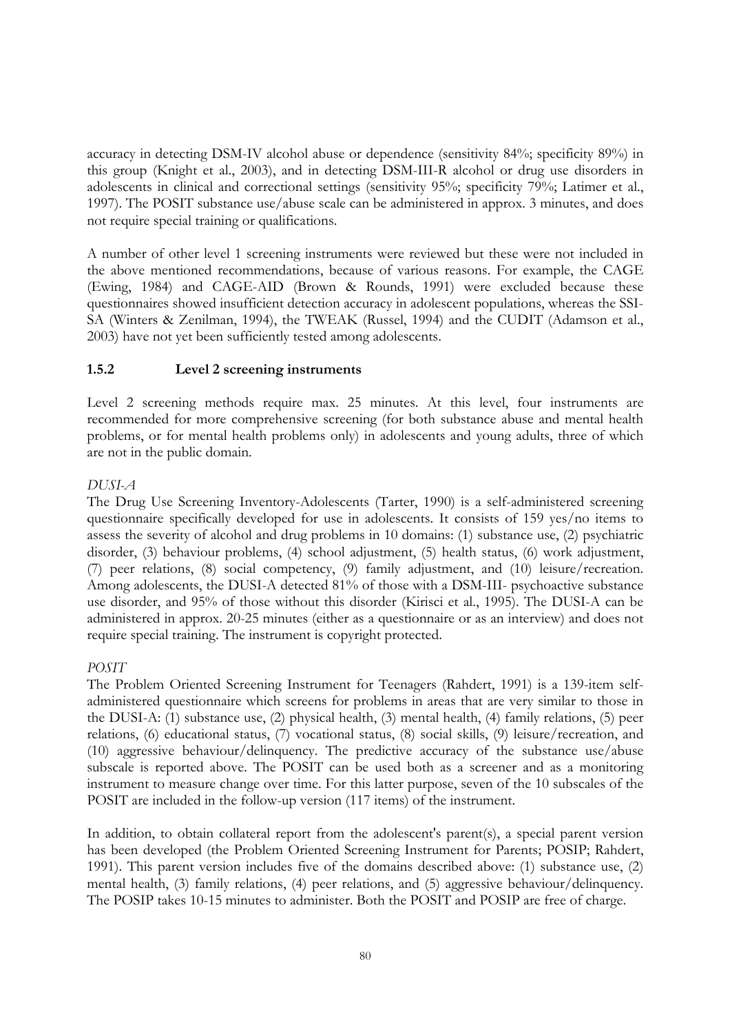accuracy in detecting DSM-IV alcohol abuse or dependence (sensitivity 84%; specificity 89%) in this group (Knight et al., 2003), and in detecting DSM-III-R alcohol or drug use disorders in adolescents in clinical and correctional settings (sensitivity 95%; specificity 79%; Latimer et al., 1997). The POSIT substance use/abuse scale can be administered in approx. 3 minutes, and does not require special training or qualifications.

A number of other level 1 screening instruments were reviewed but these were not included in the above mentioned recommendations, because of various reasons. For example, the CAGE (Ewing, 1984) and CAGE-AID (Brown & Rounds, 1991) were excluded because these questionnaires showed insufficient detection accuracy in adolescent populations, whereas the SSI-SA (Winters & Zenilman, 1994), the TWEAK (Russel, 1994) and the CUDIT (Adamson et al., 2003) have not yet been sufficiently tested among adolescents.

### 1.5.2 Level 2 screening instruments

Level 2 screening methods require max. 25 minutes. At this level, four instruments are recommended for more comprehensive screening (for both substance abuse and mental health problems, or for mental health problems only) in adolescents and young adults, three of which are not in the public domain.

*DUSI-A*

The Drug Use Screening Inventory-Adolescents (Tarter, 1990) is a self-administered screening questionnaire specifically developed for use in adolescents. It consists of 159 yes/no items to assess the severity of alcohol and drug problems in 10 domains: (1) substance use, (2) psychiatric disorder, (3) behaviour problems, (4) school adjustment, (5) health status, (6) work adjustment, (7) peer relations, (8) social competency, (9) family adjustment, and (10) leisure/recreation. Among adolescents, the DUSI-A detected 81% of those with a DSM-III- psychoactive substance use disorder, and 95% of those without this disorder (Kirisci et al., 1995). The DUSI-A can be administered in approx. 20-25 minutes (either as a questionnaire or as an interview) and does not require special training. The instrument is copyright protected.

*POSIT*

The Problem Oriented Screening Instrument for Teenagers (Rahdert, 1991) is a 139-item self-administered questionnaire which screens for problems in areas that are very similar to those in the DUSI-A: (1) substance use, (2) physical health, (3) mental health, (4) family relations, (5) peer relations, (6) educational status, (7) vocational status, (8) social skills, (9) leisure/recreation, and (10) aggressive behaviour/delinquency. The predictive accuracy of the substance use/abuse subscale is reported above. The POSIT can be used both as a screener and as a monitoring instrument to measure change over time. For this latter purpose, seven of the 10 subscales of the POSIT are included in the follow-up version (117 items) of the instrument.

In addition, to obtain collateral report from the adolescent's parent(s), a special parent version has been developed (the Problem Oriented Screening Instrument for Parents; POSIP; Rahdert, 1991). This parent version includes five of the domains described above: (1) substance use, (2) mental health, (3) family relations, (4) peer relations, and (5) aggressive behaviour/delinquency. The POSIP takes 10-15 minutes to administer. Both the POSIT and POSIP are free of charge.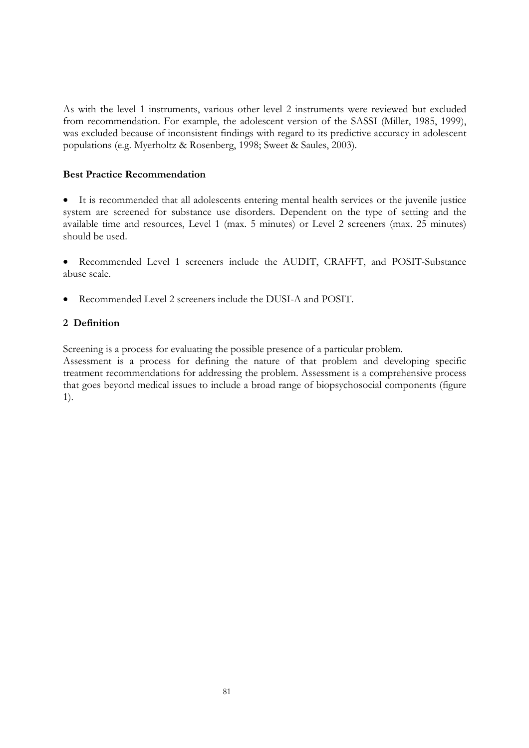As with the level 1 instruments, various other level 2 instruments were reviewed but excluded from recommendation. For example, the adolescent version of the SASSI (Miller, 1985, 1999), was excluded because of inconsistent findings with regard to its predictive accuracy in adolescent populations (e.g. Myerholtz & Rosenberg, 1998; Sweet & Saules, 2003).

**Best Practice Recommendation**

- It is recommended that all adolescents entering mental health services or the juvenile justice system are screened for substance use disorders. Dependent on the type of setting and the available time and resources, Level 1 (max. 5 minutes) or Level 2 screeners (max. 25 minutes) should be used.

- Recommended Level 1 screeners include the AUDIT, CRAFFT, and POSIT-Substance abuse scale.

- Recommended Level 2 screeners include the DUSI-A and POSIT.

## 2 Definition

Screening is a process for evaluating the possible presence of a particular problem.
Assessment is a process for defining the nature of that problem and developing specific treatment recommendations for addressing the problem. Assessment is a comprehensive process that goes beyond medical issues to include a broad range of biopsychosocial components (figure 1).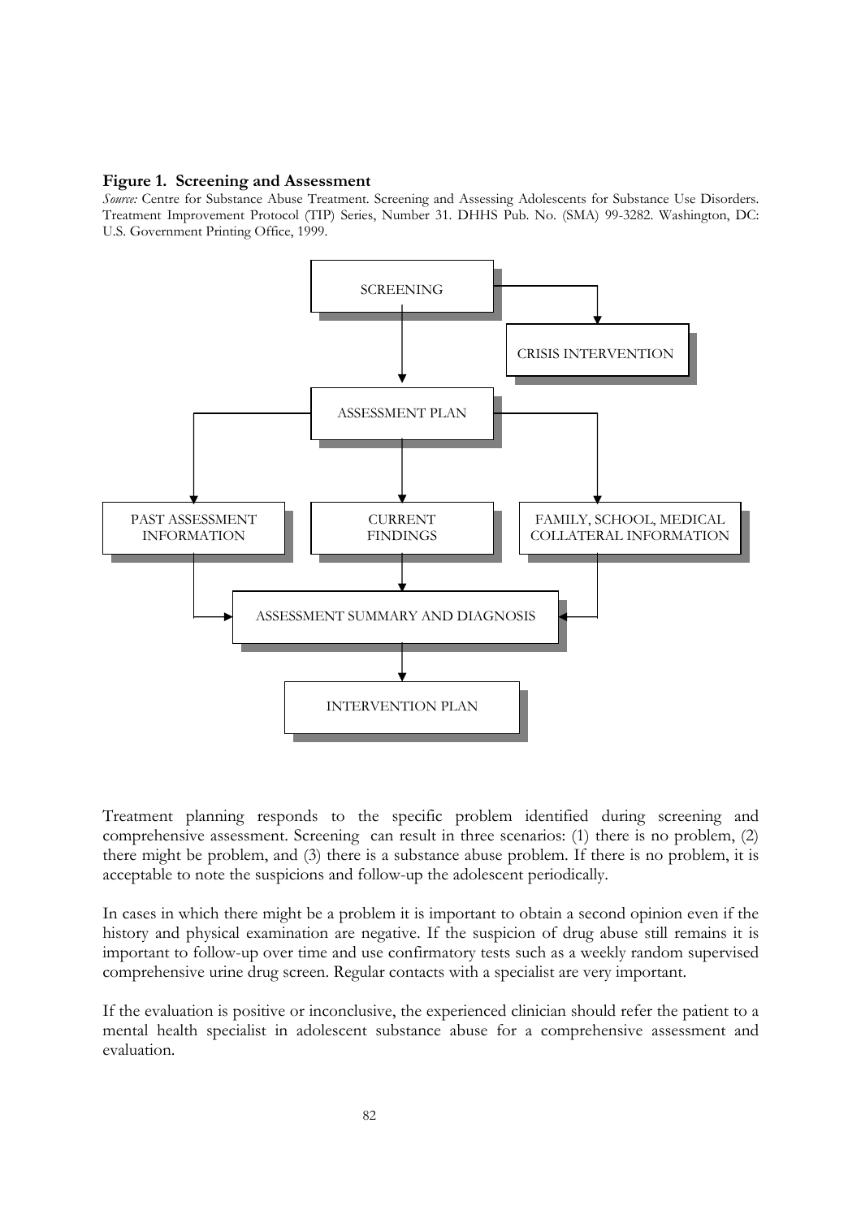**Figure 1. Screening and Assessment**

*Source:* Centre for Substance Abuse Treatment. Screening and Assessing Adolescents for Substance Use Disorders. Treatment Improvement Protocol (TIP) Series, Number 31. DHHS Pub. No. (SMA) 99-3282. Washington, DC: U.S. Government Printing Office, 1999.

SCREENING

CRISIS INTERVENTION

ASSESSMENT PLAN

PAST ASSESSMENT INFORMATION

CURRENT FINDINGS

FAMILY, SCHOOL, MEDICAL COLLATERAL INFORMATION

ASSESSMENT SUMMARY AND DIAGNOSIS

INTERVENTION PLAN

Treatment planning responds to the specific problem identified during screening and comprehensive assessment. Screening can result in three scenarios: (1) there is no problem, (2) there might be problem, and (3) there is a substance abuse problem. If there is no problem, it is acceptable to note the suspicions and follow-up the adolescent periodically.

In cases in which there might be a problem it is important to obtain a second opinion even if the history and physical examination are negative. If the suspicion of drug abuse still remains it is important to follow-up over time and use confirmatory tests such as a weekly random supervised comprehensive urine drug screen. Regular contacts with a specialist are very important.

If the evaluation is positive or inconclusive, the experienced clinician should refer the patient to a mental health specialist in adolescent substance abuse for a comprehensive assessment and evaluation.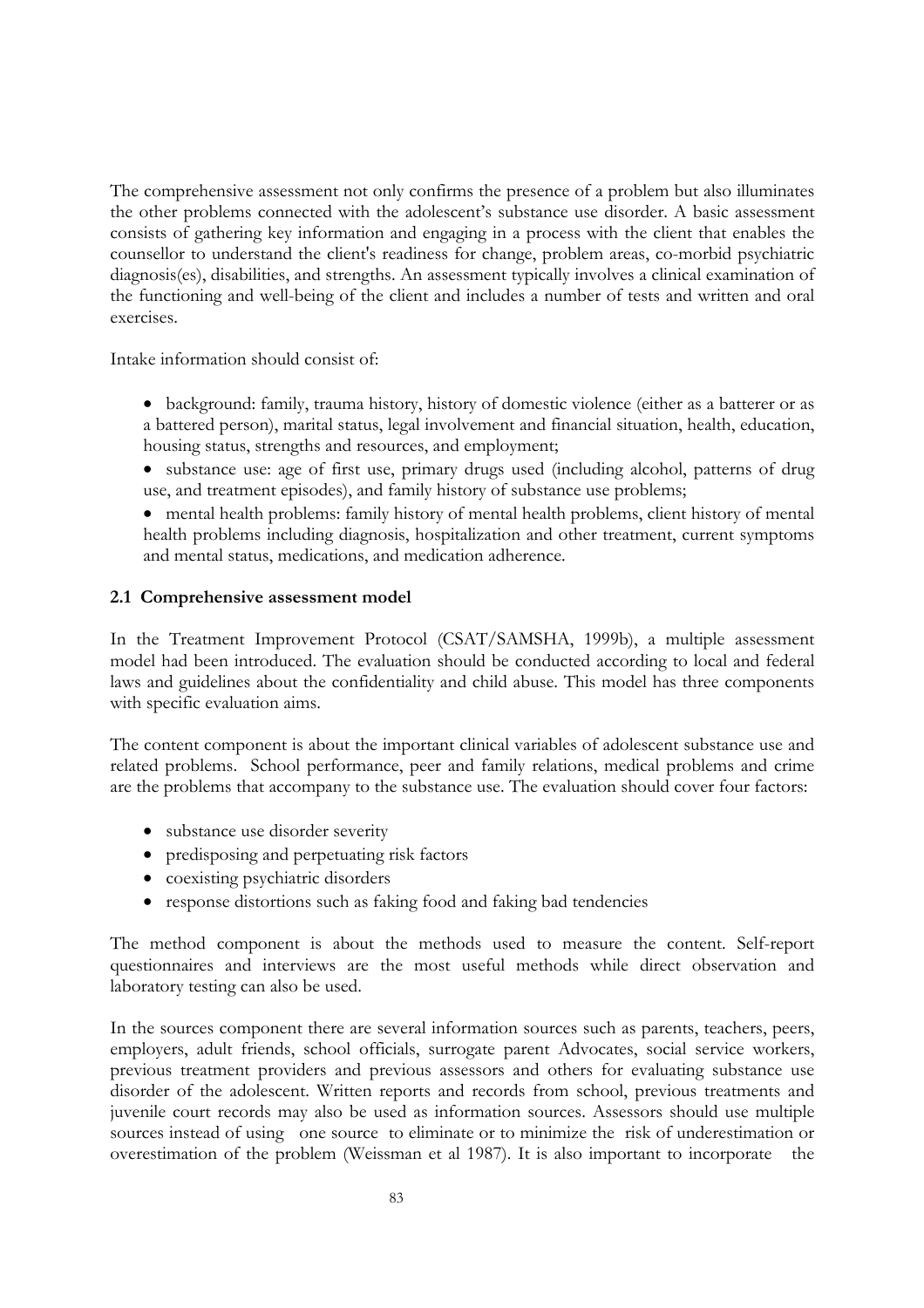The comprehensive assessment not only confirms the presence of a problem but also illuminates the other problems connected with the adolescent's substance use disorder. A basic assessment consists of gathering key information and engaging in a process with the client that enables the counsellor to understand the client's readiness for change, problem areas, co-morbid psychiatric diagnosis(es), disabilities, and strengths. An assessment typically involves a clinical examination of the functioning and well-being of the client and includes a number of tests and written and oral exercises.

Intake information should consist of:

- background: family, trauma history, history of domestic violence (either as a batterer or as a battered person), marital status, legal involvement and financial situation, health, education, housing status, strengths and resources, and employment;
- substance use: age of first use, primary drugs used (including alcohol, patterns of drug use, and treatment episodes), and family history of substance use problems;
- mental health problems: family history of mental health problems, client history of mental health problems including diagnosis, hospitalization and other treatment, current symptoms and mental status, medications, and medication adherence.

### 2.1 Comprehensive assessment model

In the Treatment Improvement Protocol (CSAT/SAMSHA, 1999b), a multiple assessment model had been introduced. The evaluation should be conducted according to local and federal laws and guidelines about the confidentiality and child abuse. This model has three components with specific evaluation aims.

The content component is about the important clinical variables of adolescent substance use and related problems. School performance, peer and family relations, medical problems and crime are the problems that accompany to the substance use. The evaluation should cover four factors:

- substance use disorder severity
- predisposing and perpetuating risk factors
- coexisting psychiatric disorders
- response distortions such as faking food and faking bad tendencies

The method component is about the methods used to measure the content. Self-report questionnaires and interviews are the most useful methods while direct observation and laboratory testing can also be used.

In the sources component there are several information sources such as parents, teachers, peers, employers, adult friends, school officials, surrogate parent Advocates, social service workers, previous treatment providers and previous assessors and others for evaluating substance use disorder of the adolescent. Written reports and records from school, previous treatments and juvenile court records may also be used as information sources. Assessors should use multiple sources instead of using one source to eliminate or to minimize the risk of underestimation or overestimation of the problem (Weissman et al 1987). It is also important to incorporate the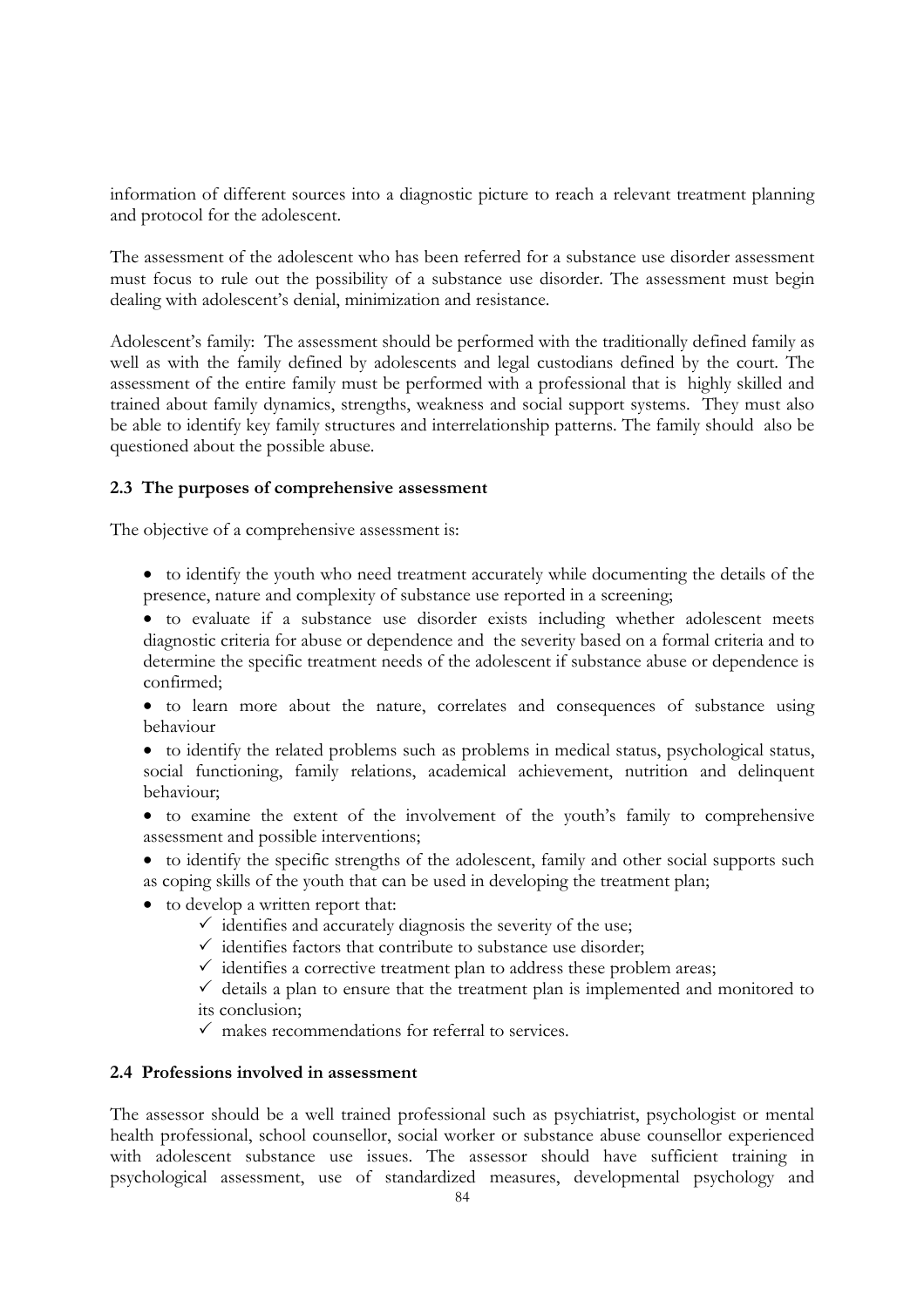information of different sources into a diagnostic picture to reach a relevant treatment planning and protocol for the adolescent.

The assessment of the adolescent who has been referred for a substance use disorder assessment must focus to rule out the possibility of a substance use disorder. The assessment must begin dealing with adolescent's denial, minimization and resistance.

Adolescent's family: The assessment should be performed with the traditionally defined family as well as with the family defined by adolescents and legal custodians defined by the court. The assessment of the entire family must be performed with a professional that is highly skilled and trained about family dynamics, strengths, weakness and social support systems. They must also be able to identify key family structures and interrelationship patterns. The family should also be questioned about the possible abuse.

### 2.3 The purposes of comprehensive assessment

The objective of a comprehensive assessment is:

- to identify the youth who need treatment accurately while documenting the details of the presence, nature and complexity of substance use reported in a screening;
- to evaluate if a substance use disorder exists including whether adolescent meets diagnostic criteria for abuse or dependence and the severity based on a formal criteria and to determine the specific treatment needs of the adolescent if substance abuse or dependence is confirmed;
- to learn more about the nature, correlates and consequences of substance using behaviour
- to identify the related problems such as problems in medical status, psychological status, social functioning, family relations, academical achievement, nutrition and delinquent behaviour;
- to examine the extent of the involvement of the youth's family to comprehensive assessment and possible interventions;
- to identify the specific strengths of the adolescent, family and other social supports such as coping skills of the youth that can be used in developing the treatment plan;
- to develop a written report that:
  - ✓ identifies and accurately diagnosis the severity of the use;
  - ✓ identifies factors that contribute to substance use disorder;
  - ✓ identifies a corrective treatment plan to address these problem areas;
  - ✓ details a plan to ensure that the treatment plan is implemented and monitored to its conclusion;
  - ✓ makes recommendations for referral to services.

### 2.4 Professions involved in assessment

The assessor should be a well trained professional such as psychiatrist, psychologist or mental health professional, school counsellor, social worker or substance abuse counsellor experienced with adolescent substance use issues. The assessor should have sufficient training in psychological assessment, use of standardized measures, developmental psychology and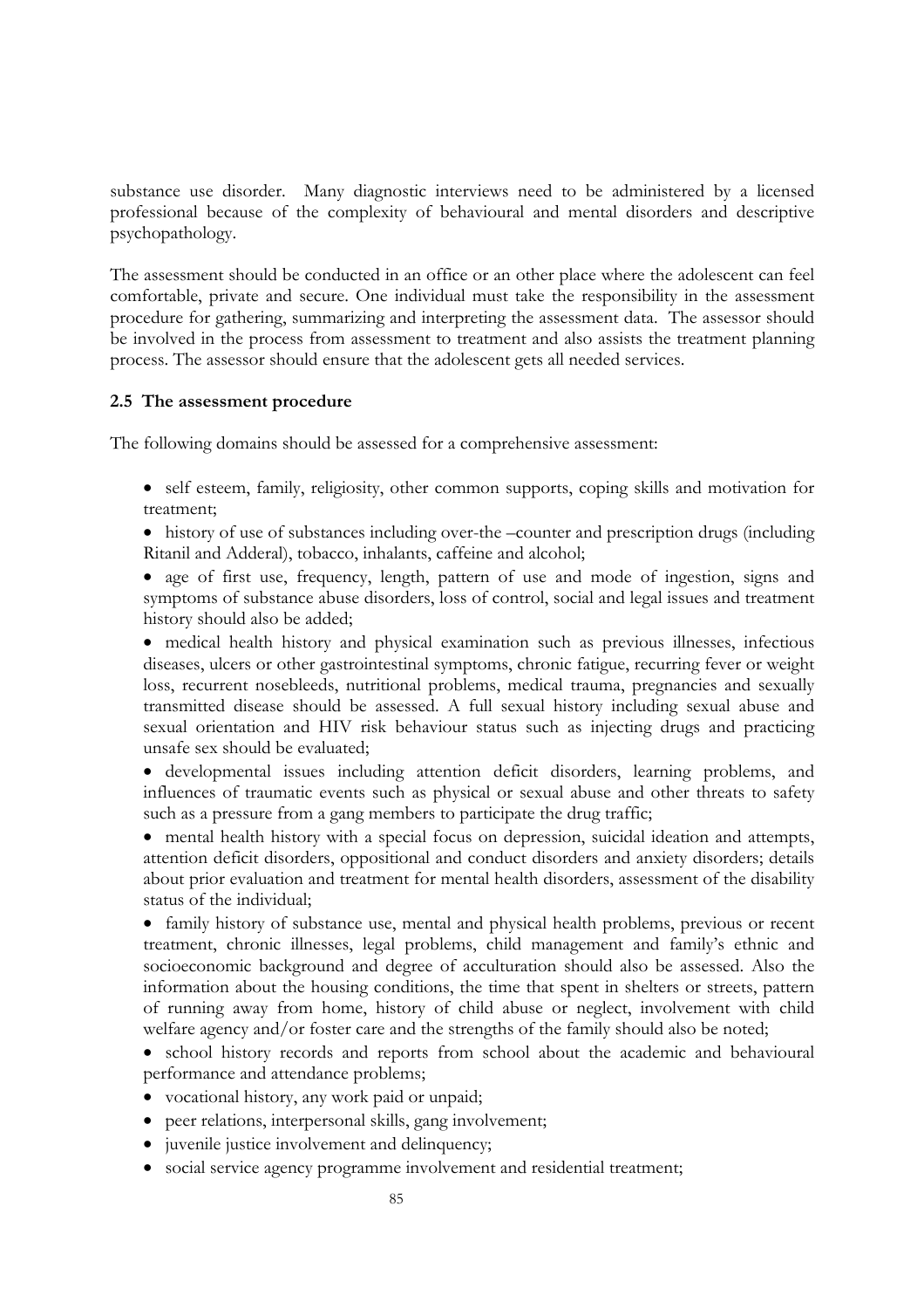substance use disorder. Many diagnostic interviews need to be administered by a licensed professional because of the complexity of behavioural and mental disorders and descriptive psychopathology.

The assessment should be conducted in an office or an other place where the adolescent can feel comfortable, private and secure. One individual must take the responsibility in the assessment procedure for gathering, summarizing and interpreting the assessment data. The assessor should be involved in the process from assessment to treatment and also assists the treatment planning process. The assessor should ensure that the adolescent gets all needed services.

### 2.5 The assessment procedure

The following domains should be assessed for a comprehensive assessment:

- self esteem, family, religiosity, other common supports, coping skills and motivation for treatment;
- history of use of substances including over-the –counter and prescription drugs (including Ritanil and Adderal), tobacco, inhalants, caffeine and alcohol;
- age of first use, frequency, length, pattern of use and mode of ingestion, signs and symptoms of substance abuse disorders, loss of control, social and legal issues and treatment history should also be added;
- medical health history and physical examination such as previous illnesses, infectious diseases, ulcers or other gastrointestinal symptoms, chronic fatigue, recurring fever or weight loss, recurrent nosebleeds, nutritional problems, medical trauma, pregnancies and sexually transmitted disease should be assessed. A full sexual history including sexual abuse and sexual orientation and HIV risk behaviour status such as injecting drugs and practicing unsafe sex should be evaluated;
- developmental issues including attention deficit disorders, learning problems, and influences of traumatic events such as physical or sexual abuse and other threats to safety such as a pressure from a gang members to participate the drug traffic;
- mental health history with a special focus on depression, suicidal ideation and attempts, attention deficit disorders, oppositional and conduct disorders and anxiety disorders; details about prior evaluation and treatment for mental health disorders, assessment of the disability status of the individual;
- family history of substance use, mental and physical health problems, previous or recent treatment, chronic illnesses, legal problems, child management and family's ethnic and socioeconomic background and degree of acculturation should also be assessed. Also the information about the housing conditions, the time that spent in shelters or streets, pattern of running away from home, history of child abuse or neglect, involvement with child welfare agency and/or foster care and the strengths of the family should also be noted;
- school history records and reports from school about the academic and behavioural performance and attendance problems;
- vocational history, any work paid or unpaid;
- peer relations, interpersonal skills, gang involvement;
- juvenile justice involvement and delinquency;
- social service agency programme involvement and residential treatment;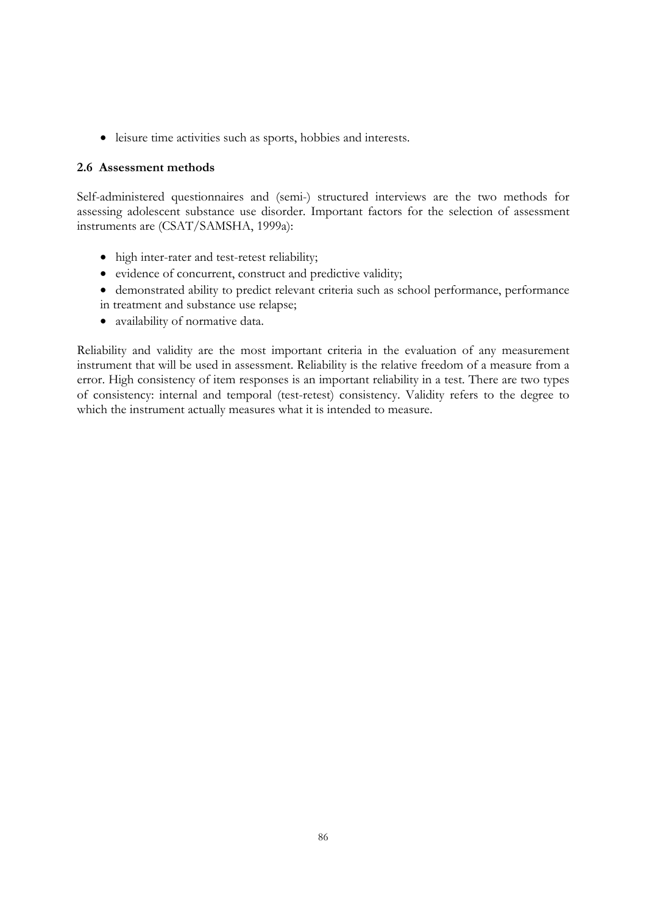- leisure time activities such as sports, hobbies and interests.

### 2.6 Assessment methods

Self-administered questionnaires and (semi-) structured interviews are the two methods for assessing adolescent substance use disorder. Important factors for the selection of assessment instruments are (CSAT/SAMSHA, 1999a):

- high inter-rater and test-retest reliability;
- evidence of concurrent, construct and predictive validity;
- demonstrated ability to predict relevant criteria such as school performance, performance in treatment and substance use relapse;
- availability of normative data.

Reliability and validity are the most important criteria in the evaluation of any measurement instrument that will be used in assessment. Reliability is the relative freedom of a measure from a error. High consistency of item responses is an important reliability in a test. There are two types of consistency: internal and temporal (test-retest) consistency. Validity refers to the degree to which the instrument actually measures what it is intended to measure.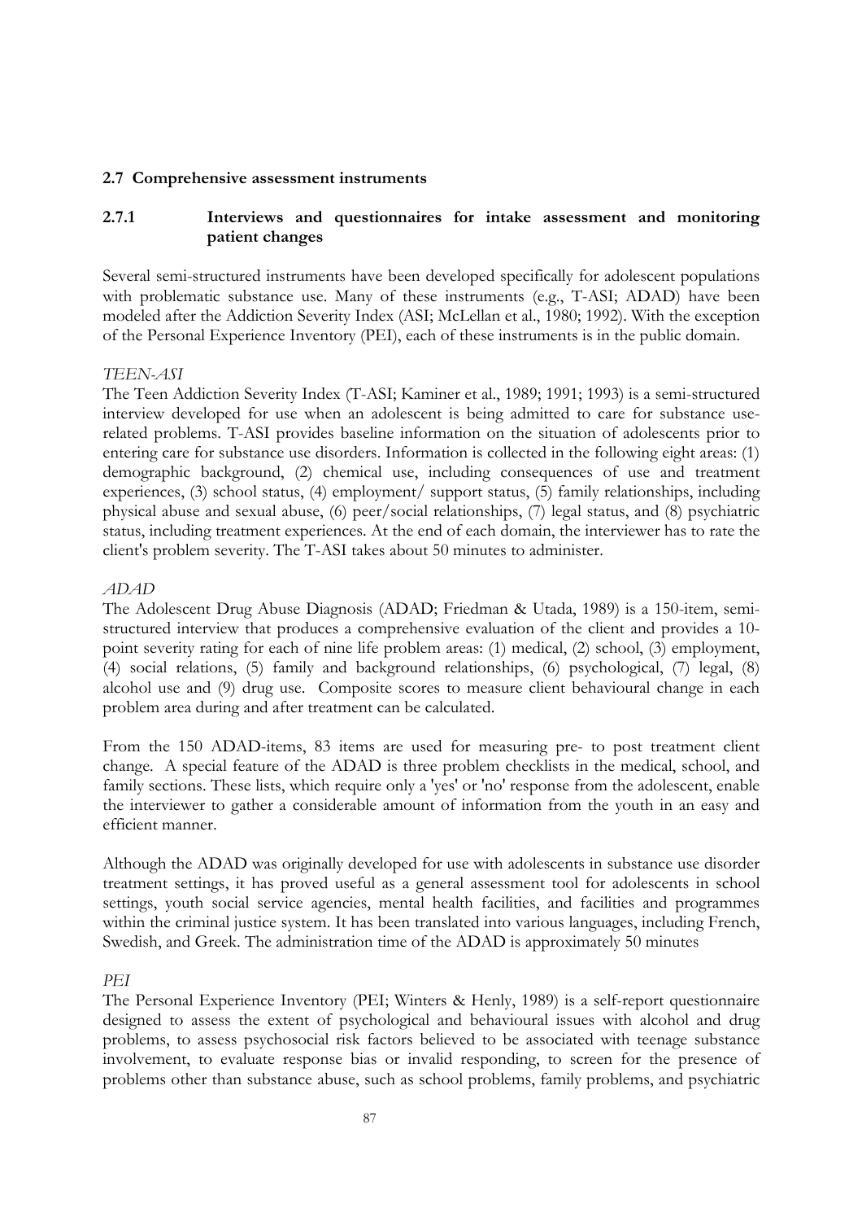## 2.7 Comprehensive assessment instruments

### 2.7.1 Interviews and questionnaires for intake assessment and monitoring patient changes

Several semi-structured instruments have been developed specifically for adolescent populations with problematic substance use. Many of these instruments (e.g., T-ASI; ADAD) have been modeled after the Addiction Severity Index (ASI; McLellan et al., 1980; 1992). With the exception of the Personal Experience Inventory (PEI), each of these instruments is in the public domain.

*TEEN-ASI*

The Teen Addiction Severity Index (T-ASI; Kaminer et al., 1989; 1991; 1993) is a semi-structured interview developed for use when an adolescent is being admitted to care for substance use-related problems. T-ASI provides baseline information on the situation of adolescents prior to entering care for substance use disorders. Information is collected in the following eight areas: (1) demographic background, (2) chemical use, including consequences of use and treatment experiences, (3) school status, (4) employment/ support status, (5) family relationships, including physical abuse and sexual abuse, (6) peer/social relationships, (7) legal status, and (8) psychiatric status, including treatment experiences. At the end of each domain, the interviewer has to rate the client's problem severity. The T-ASI takes about 50 minutes to administer.

*ADAD*

The Adolescent Drug Abuse Diagnosis (ADAD; Friedman & Utada, 1989) is a 150-item, semi-structured interview that produces a comprehensive evaluation of the client and provides a 10-point severity rating for each of nine life problem areas: (1) medical, (2) school, (3) employment, (4) social relations, (5) family and background relationships, (6) psychological, (7) legal, (8) alcohol use and (9) drug use. Composite scores to measure client behavioural change in each problem area during and after treatment can be calculated.

From the 150 ADAD-items, 83 items are used for measuring pre- to post treatment client change. A special feature of the ADAD is three problem checklists in the medical, school, and family sections. These lists, which require only a 'yes' or 'no' response from the adolescent, enable the interviewer to gather a considerable amount of information from the youth in an easy and efficient manner.

Although the ADAD was originally developed for use with adolescents in substance use disorder treatment settings, it has proved useful as a general assessment tool for adolescents in school settings, youth social service agencies, mental health facilities, and facilities and programmes within the criminal justice system. It has been translated into various languages, including French, Swedish, and Greek. The administration time of the ADAD is approximately 50 minutes

*PEI*

The Personal Experience Inventory (PEI; Winters & Henly, 1989) is a self-report questionnaire designed to assess the extent of psychological and behavioural issues with alcohol and drug problems, to assess psychosocial risk factors believed to be associated with teenage substance involvement, to evaluate response bias or invalid responding, to screen for the presence of problems other than substance abuse, such as school problems, family problems, and psychiatric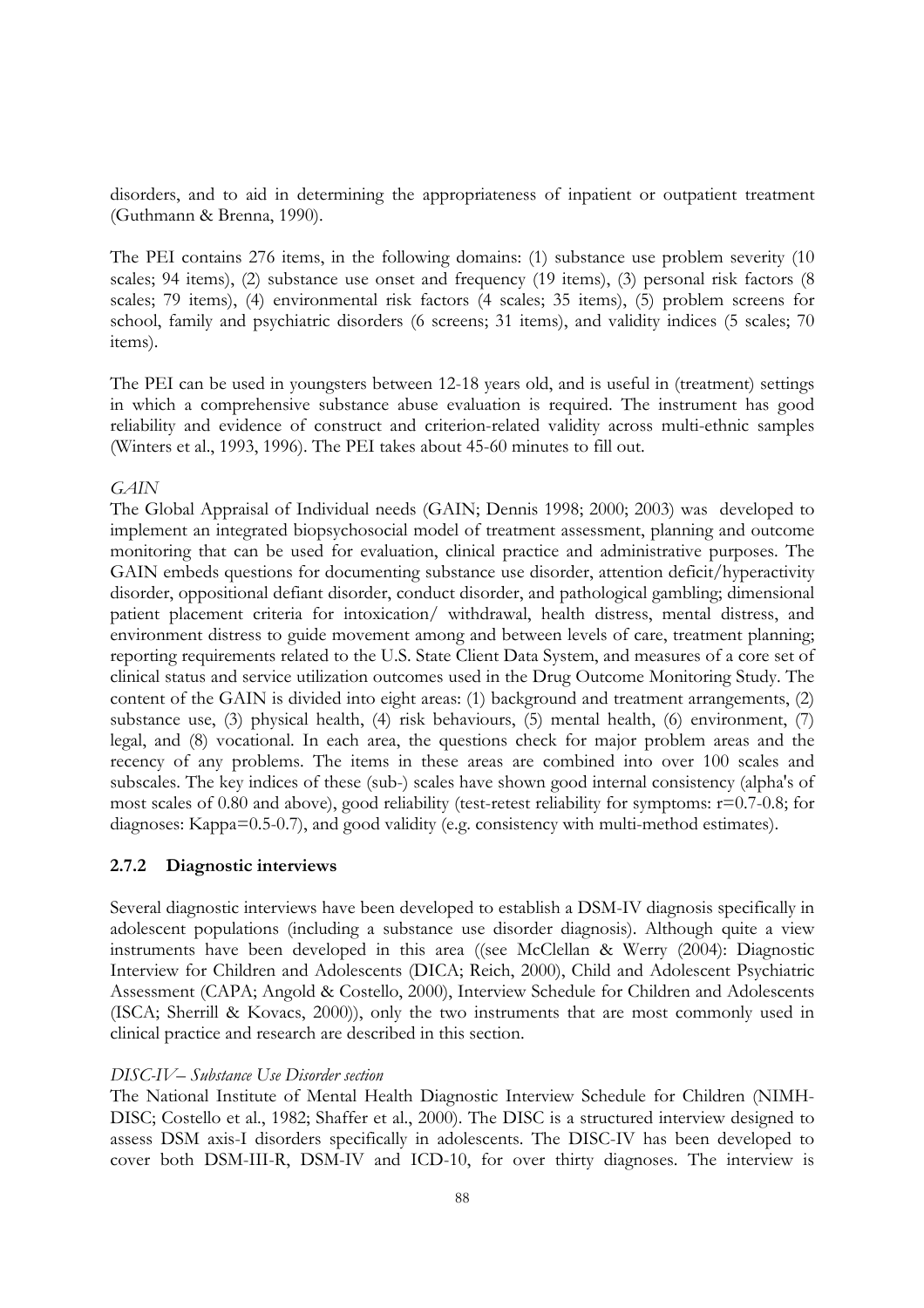disorders, and to aid in determining the appropriateness of inpatient or outpatient treatment (Guthmann & Brenna, 1990).

The PEI contains 276 items, in the following domains: (1) substance use problem severity (10 scales; 94 items), (2) substance use onset and frequency (19 items), (3) personal risk factors (8 scales; 79 items), (4) environmental risk factors (4 scales; 35 items), (5) problem screens for school, family and psychiatric disorders (6 screens; 31 items), and validity indices (5 scales; 70 items).

The PEI can be used in youngsters between 12-18 years old, and is useful in (treatment) settings in which a comprehensive substance abuse evaluation is required. The instrument has good reliability and evidence of construct and criterion-related validity across multi-ethnic samples (Winters et al., 1993, 1996). The PEI takes about 45-60 minutes to fill out.

*GAIN*

The Global Appraisal of Individual needs (GAIN; Dennis 1998; 2000; 2003) was developed to implement an integrated biopsychosocial model of treatment assessment, planning and outcome monitoring that can be used for evaluation, clinical practice and administrative purposes. The GAIN embeds questions for documenting substance use disorder, attention deficit/hyperactivity disorder, oppositional defiant disorder, conduct disorder, and pathological gambling; dimensional patient placement criteria for intoxication/ withdrawal, health distress, mental distress, and environment distress to guide movement among and between levels of care, treatment planning; reporting requirements related to the U.S. State Client Data System, and measures of a core set of clinical status and service utilization outcomes used in the Drug Outcome Monitoring Study. The content of the GAIN is divided into eight areas: (1) background and treatment arrangements, (2) substance use, (3) physical health, (4) risk behaviours, (5) mental health, (6) environment, (7) legal, and (8) vocational. In each area, the questions check for major problem areas and the recency of any problems. The items in these areas are combined into over 100 scales and subscales. The key indices of these (sub-) scales have shown good internal consistency (alpha's of most scales of 0.80 and above), good reliability (test-retest reliability for symptoms: r=0.7-0.8; for diagnoses: Kappa=0.5-0.7), and good validity (e.g. consistency with multi-method estimates).

### 2.7.2 Diagnostic interviews

Several diagnostic interviews have been developed to establish a DSM-IV diagnosis specifically in adolescent populations (including a substance use disorder diagnosis). Although quite a view instruments have been developed in this area ((see McClellan & Werry (2004): Diagnostic Interview for Children and Adolescents (DICA; Reich, 2000), Child and Adolescent Psychiatric Assessment (CAPA; Angold & Costello, 2000), Interview Schedule for Children and Adolescents (ISCA; Sherrill & Kovacs, 2000)), only the two instruments that are most commonly used in clinical practice and research are described in this section.

*DISC-IV– Substance Use Disorder section*

The National Institute of Mental Health Diagnostic Interview Schedule for Children (NIMH-DISC; Costello et al., 1982; Shaffer et al., 2000). The DISC is a structured interview designed to assess DSM axis-I disorders specifically in adolescents. The DISC-IV has been developed to cover both DSM-III-R, DSM-IV and ICD-10, for over thirty diagnoses. The interview is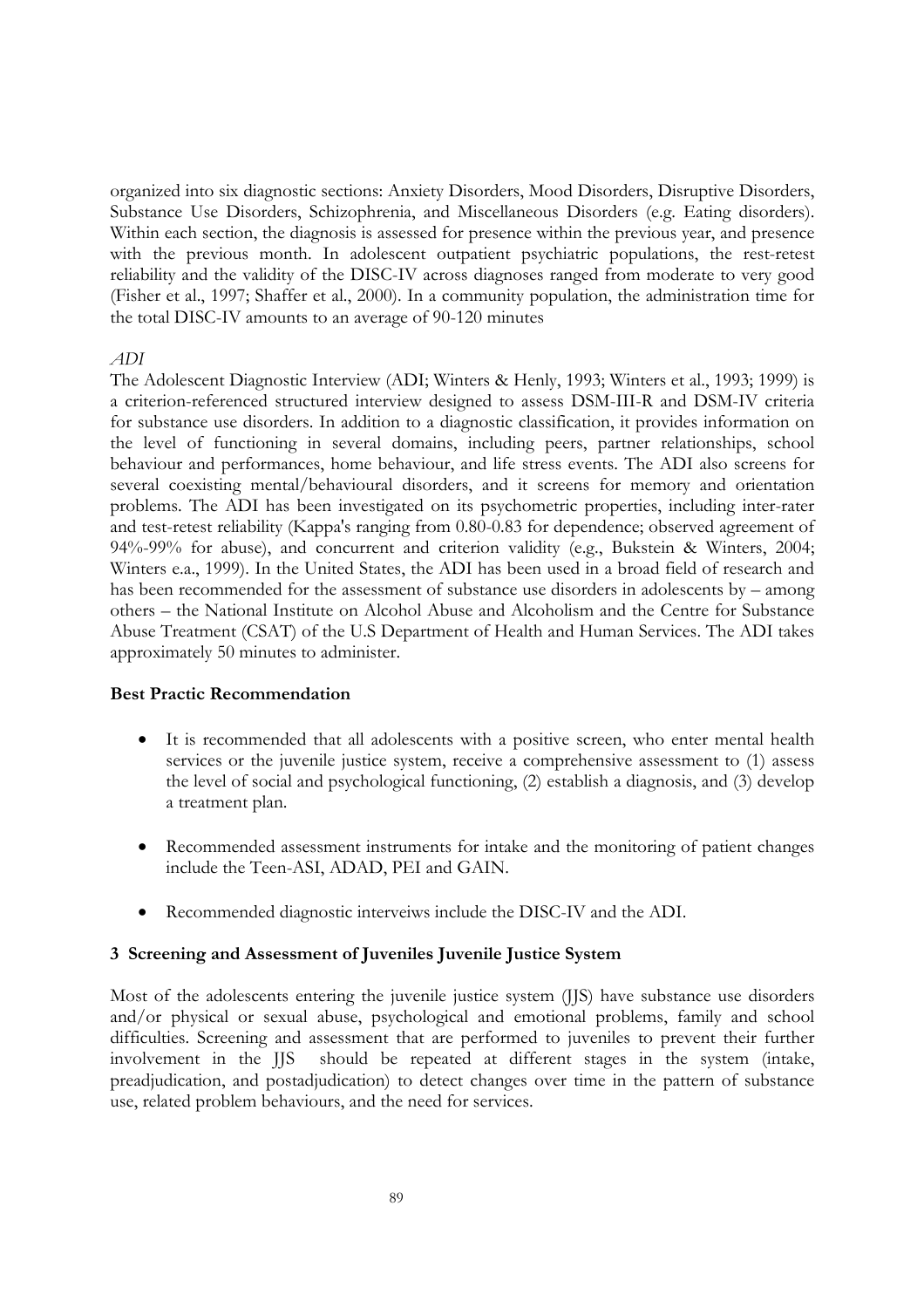organized into six diagnostic sections: Anxiety Disorders, Mood Disorders, Disruptive Disorders, Substance Use Disorders, Schizophrenia, and Miscellaneous Disorders (e.g. Eating disorders). Within each section, the diagnosis is assessed for presence within the previous year, and presence with the previous month. In adolescent outpatient psychiatric populations, the rest-retest reliability and the validity of the DISC-IV across diagnoses ranged from moderate to very good (Fisher et al., 1997; Shaffer et al., 2000). In a community population, the administration time for the total DISC-IV amounts to an average of 90-120 minutes

*ADI*

The Adolescent Diagnostic Interview (ADI; Winters & Henly, 1993; Winters et al., 1993; 1999) is a criterion-referenced structured interview designed to assess DSM-III-R and DSM-IV criteria for substance use disorders. In addition to a diagnostic classification, it provides information on the level of functioning in several domains, including peers, partner relationships, school behaviour and performances, home behaviour, and life stress events. The ADI also screens for several coexisting mental/behavioural disorders, and it screens for memory and orientation problems. The ADI has been investigated on its psychometric properties, including inter-rater and test-retest reliability (Kappa's ranging from 0.80-0.83 for dependence; observed agreement of 94%-99% for abuse), and concurrent and criterion validity (e.g., Bukstein & Winters, 2004; Winters e.a., 1999). In the United States, the ADI has been used in a broad field of research and has been recommended for the assessment of substance use disorders in adolescents by – among others – the National Institute on Alcohol Abuse and Alcoholism and the Centre for Substance Abuse Treatment (CSAT) of the U.S Department of Health and Human Services. The ADI takes approximately 50 minutes to administer.

**Best Practic Recommendation**

- It is recommended that all adolescents with a positive screen, who enter mental health services or the juvenile justice system, receive a comprehensive assessment to (1) assess the level of social and psychological functioning, (2) establish a diagnosis, and (3) develop a treatment plan.
- Recommended assessment instruments for intake and the monitoring of patient changes include the Teen-ASI, ADAD, PEI and GAIN.
- Recommended diagnostic interveiws include the DISC-IV and the ADI.

## 3 Screening and Assessment of Juveniles Juvenile Justice System

Most of the adolescents entering the juvenile justice system (JJS) have substance use disorders and/or physical or sexual abuse, psychological and emotional problems, family and school difficulties. Screening and assessment that are performed to juveniles to prevent their further involvement in the JJS should be repeated at different stages in the system (intake, preadjudication, and postadjudication) to detect changes over time in the pattern of substance use, related problem behaviours, and the need for services.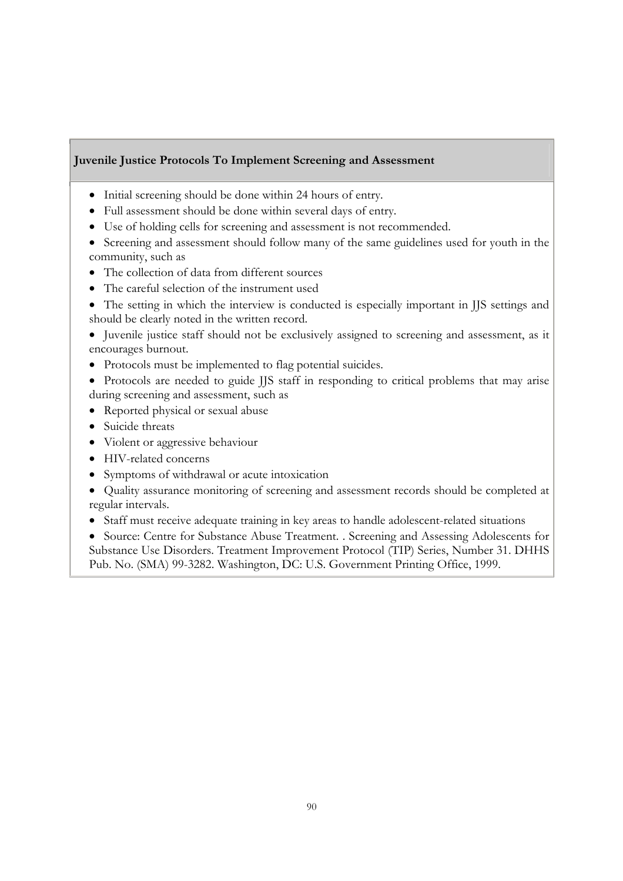**Juvenile Justice Protocols To Implement Screening and Assessment**

- Initial screening should be done within 24 hours of entry.
- Full assessment should be done within several days of entry.
- Use of holding cells for screening and assessment is not recommended.
- Screening and assessment should follow many of the same guidelines used for youth in the community, such as
- The collection of data from different sources
- The careful selection of the instrument used
- The setting in which the interview is conducted is especially important in JJS settings and should be clearly noted in the written record.
- Juvenile justice staff should not be exclusively assigned to screening and assessment, as it encourages burnout.
- Protocols must be implemented to flag potential suicides.
- Protocols are needed to guide JJS staff in responding to critical problems that may arise during screening and assessment, such as
- Reported physical or sexual abuse
- Suicide threats
- Violent or aggressive behaviour
- HIV-related concerns
- Symptoms of withdrawal or acute intoxication
- Quality assurance monitoring of screening and assessment records should be completed at regular intervals.
- Staff must receive adequate training in key areas to handle adolescent-related situations
- Source: Centre for Substance Abuse Treatment. . Screening and Assessing Adolescents for Substance Use Disorders. Treatment Improvement Protocol (TIP) Series, Number 31. DHHS Pub. No. (SMA) 99-3282. Washington, DC: U.S. Government Printing Office, 1999.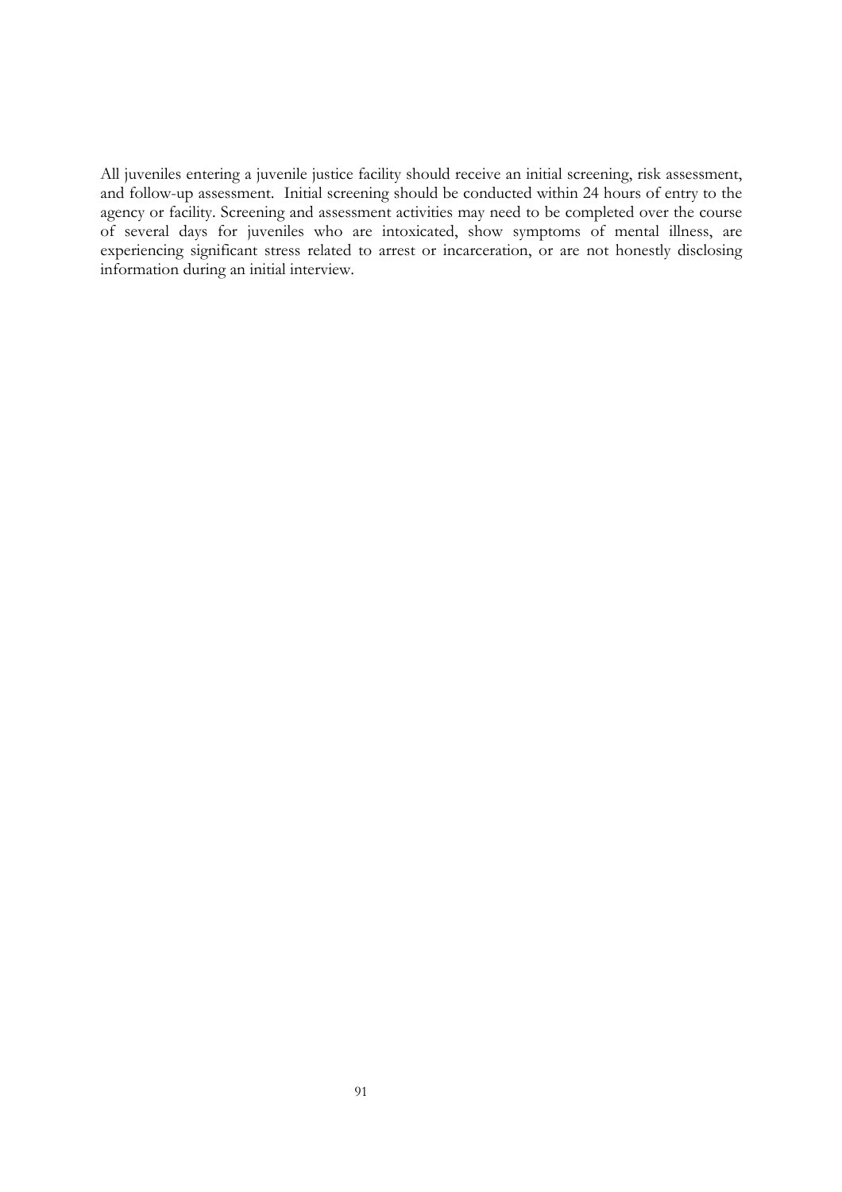All juveniles entering a juvenile justice facility should receive an initial screening, risk assessment, and follow-up assessment. Initial screening should be conducted within 24 hours of entry to the agency or facility. Screening and assessment activities may need to be completed over the course of several days for juveniles who are intoxicated, show symptoms of mental illness, are experiencing significant stress related to arrest or incarceration, or are not honestly disclosing information during an initial interview.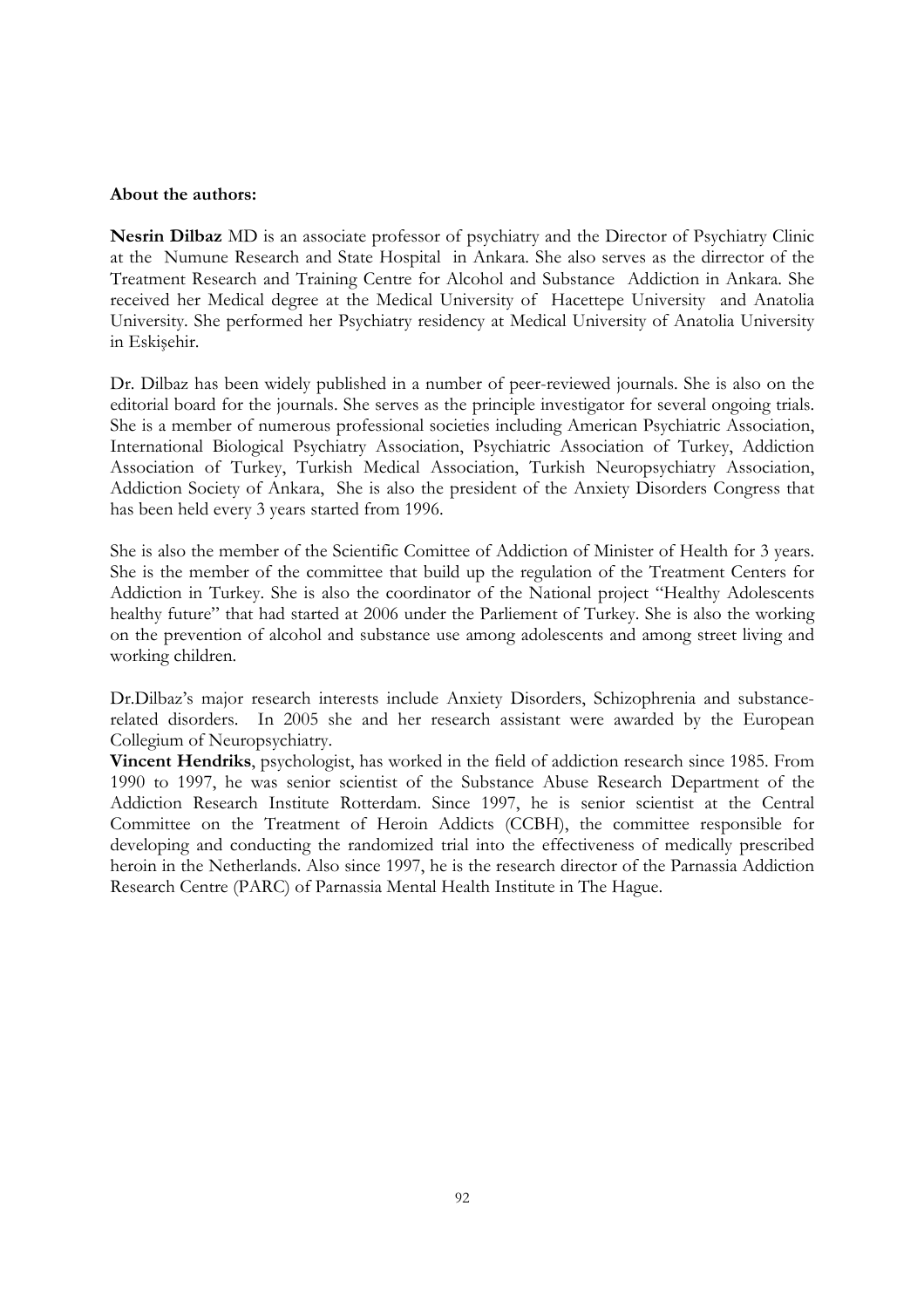**About the authors:**

**Nesrin Dilbaz** MD is an associate professor of psychiatry and the Director of Psychiatry Clinic at the Numune Research and State Hospital in Ankara. She also serves as the dirrector of the Treatment Research and Training Centre for Alcohol and Substance Addiction in Ankara. She received her Medical degree at the Medical University of Hacettepe University and Anatolia University. She performed her Psychiatry residency at Medical University of Anatolia University in Eskişehir.

Dr. Dilbaz has been widely published in a number of peer-reviewed journals. She is also on the editorial board for the journals. She serves as the principle investigator for several ongoing trials. She is a member of numerous professional societies including American Psychiatric Association, International Biological Psychiatry Association, Psychiatric Association of Turkey, Addiction Association of Turkey, Turkish Medical Association, Turkish Neuropsychiatry Association, Addiction Society of Ankara, She is also the president of the Anxiety Disorders Congress that has been held every 3 years started from 1996.

She is also the member of the Scientific Comittee of Addiction of Minister of Health for 3 years. She is the member of the committee that build up the regulation of the Treatment Centers for Addiction in Turkey. She is also the coordinator of the National project "Healthy Adolescents healthy future" that had started at 2006 under the Parliement of Turkey. She is also the working on the prevention of alcohol and substance use among adolescents and among street living and working children.

Dr.Dilbaz's major research interests include Anxiety Disorders, Schizophrenia and substance-related disorders. In 2005 she and her research assistant were awarded by the European Collegium of Neuropsychiatry.

**Vincent Hendriks**, psychologist, has worked in the field of addiction research since 1985. From 1990 to 1997, he was senior scientist of the Substance Abuse Research Department of the Addiction Research Institute Rotterdam. Since 1997, he is senior scientist at the Central Committee on the Treatment of Heroin Addicts (CCBH), the committee responsible for developing and conducting the randomized trial into the effectiveness of medically prescribed heroin in the Netherlands. Also since 1997, he is the research director of the Parnassia Addiction Research Centre (PARC) of Parnassia Mental Health Institute in The Hague.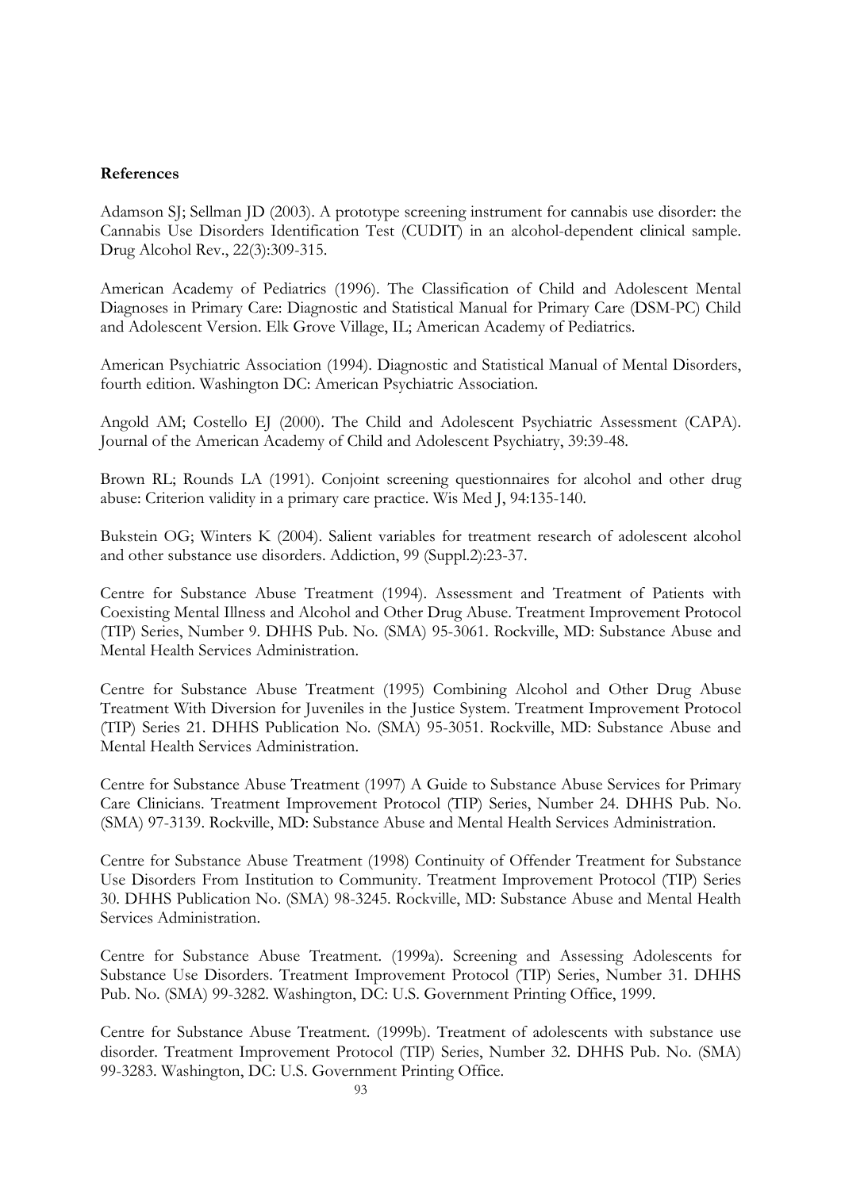**References**

Adamson SJ; Sellman JD (2003). A prototype screening instrument for cannabis use disorder: the Cannabis Use Disorders Identification Test (CUDIT) in an alcohol-dependent clinical sample. Drug Alcohol Rev., 22(3):309-315.

American Academy of Pediatrics (1996). The Classification of Child and Adolescent Mental Diagnoses in Primary Care: Diagnostic and Statistical Manual for Primary Care (DSM-PC) Child and Adolescent Version. Elk Grove Village, IL; American Academy of Pediatrics.

American Psychiatric Association (1994). Diagnostic and Statistical Manual of Mental Disorders, fourth edition. Washington DC: American Psychiatric Association.

Angold AM; Costello EJ (2000). The Child and Adolescent Psychiatric Assessment (CAPA). Journal of the American Academy of Child and Adolescent Psychiatry, 39:39-48.

Brown RL; Rounds LA (1991). Conjoint screening questionnaires for alcohol and other drug abuse: Criterion validity in a primary care practice. Wis Med J, 94:135-140.

Bukstein OG; Winters K (2004). Salient variables for treatment research of adolescent alcohol and other substance use disorders. Addiction, 99 (Suppl.2):23-37.

Centre for Substance Abuse Treatment (1994). Assessment and Treatment of Patients with Coexisting Mental Illness and Alcohol and Other Drug Abuse. Treatment Improvement Protocol (TIP) Series, Number 9. DHHS Pub. No. (SMA) 95-3061. Rockville, MD: Substance Abuse and Mental Health Services Administration.

Centre for Substance Abuse Treatment (1995) Combining Alcohol and Other Drug Abuse Treatment With Diversion for Juveniles in the Justice System. Treatment Improvement Protocol (TIP) Series 21. DHHS Publication No. (SMA) 95-3051. Rockville, MD: Substance Abuse and Mental Health Services Administration.

Centre for Substance Abuse Treatment (1997) A Guide to Substance Abuse Services for Primary Care Clinicians. Treatment Improvement Protocol (TIP) Series, Number 24. DHHS Pub. No. (SMA) 97-3139. Rockville, MD: Substance Abuse and Mental Health Services Administration.

Centre for Substance Abuse Treatment (1998) Continuity of Offender Treatment for Substance Use Disorders From Institution to Community. Treatment Improvement Protocol (TIP) Series 30. DHHS Publication No. (SMA) 98-3245. Rockville, MD: Substance Abuse and Mental Health Services Administration.

Centre for Substance Abuse Treatment. (1999a). Screening and Assessing Adolescents for Substance Use Disorders. Treatment Improvement Protocol (TIP) Series, Number 31. DHHS Pub. No. (SMA) 99-3282. Washington, DC: U.S. Government Printing Office, 1999.

Centre for Substance Abuse Treatment. (1999b). Treatment of adolescents with substance use disorder. Treatment Improvement Protocol (TIP) Series, Number 32. DHHS Pub. No. (SMA) 99-3283. Washington, DC: U.S. Government Printing Office.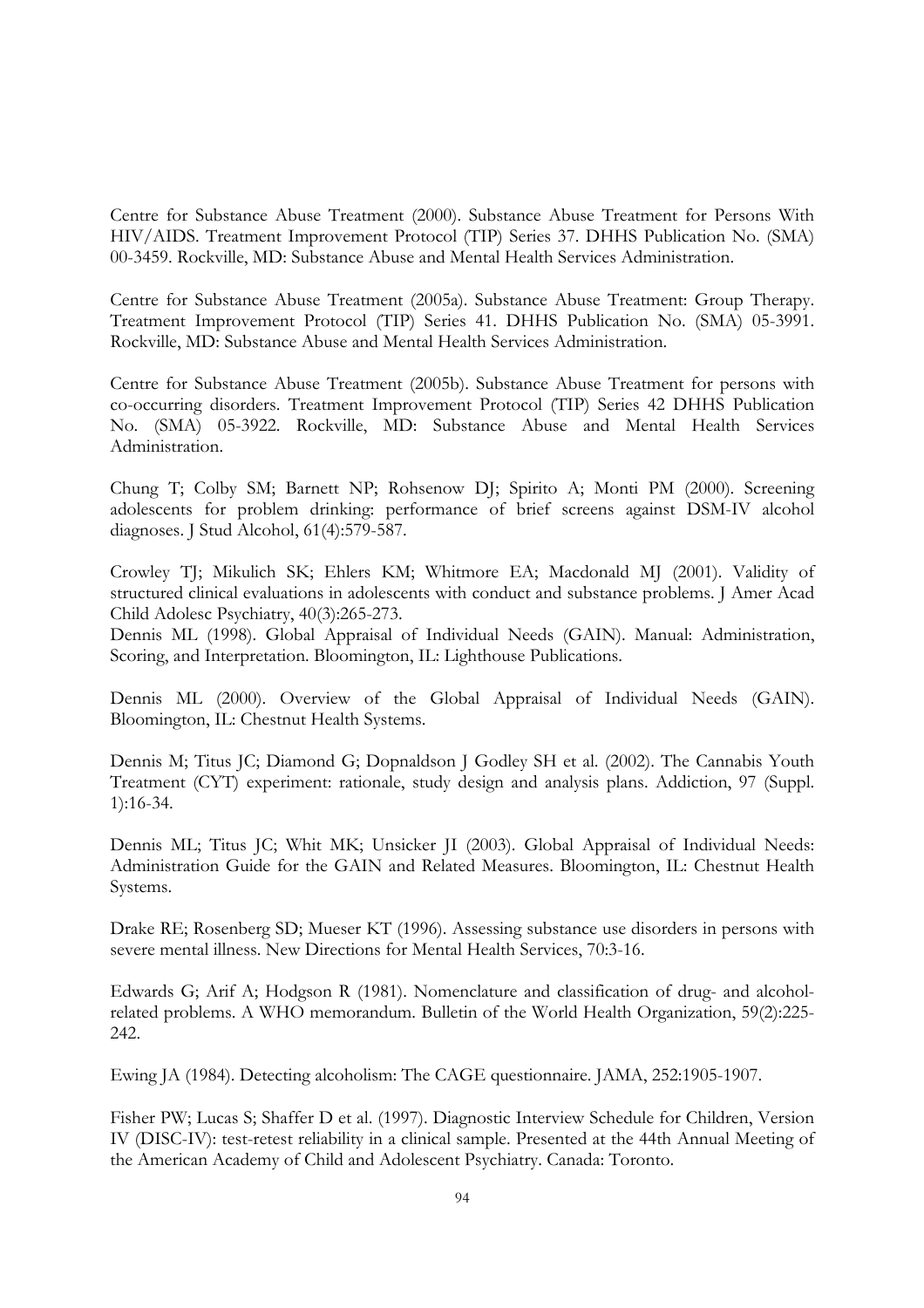Centre for Substance Abuse Treatment (2000). Substance Abuse Treatment for Persons With HIV/AIDS. Treatment Improvement Protocol (TIP) Series 37. DHHS Publication No. (SMA) 00-3459. Rockville, MD: Substance Abuse and Mental Health Services Administration.

Centre for Substance Abuse Treatment (2005a). Substance Abuse Treatment: Group Therapy. Treatment Improvement Protocol (TIP) Series 41. DHHS Publication No. (SMA) 05-3991. Rockville, MD: Substance Abuse and Mental Health Services Administration.

Centre for Substance Abuse Treatment (2005b). Substance Abuse Treatment for persons with co-occurring disorders. Treatment Improvement Protocol (TIP) Series 42 DHHS Publication No. (SMA) 05-3922. Rockville, MD: Substance Abuse and Mental Health Services Administration.

Chung T; Colby SM; Barnett NP; Rohsenow DJ; Spirito A; Monti PM (2000). Screening adolescents for problem drinking: performance of brief screens against DSM-IV alcohol diagnoses. J Stud Alcohol, 61(4):579-587.

Crowley TJ; Mikulich SK; Ehlers KM; Whitmore EA; Macdonald MJ (2001). Validity of structured clinical evaluations in adolescents with conduct and substance problems. J Amer Acad Child Adolesc Psychiatry, 40(3):265-273.
Dennis ML (1998). Global Appraisal of Individual Needs (GAIN). Manual: Administration, Scoring, and Interpretation. Bloomington, IL: Lighthouse Publications.

Dennis ML (2000). Overview of the Global Appraisal of Individual Needs (GAIN). Bloomington, IL: Chestnut Health Systems.

Dennis M; Titus JC; Diamond G; Dopnaldson J Godley SH et al. (2002). The Cannabis Youth Treatment (CYT) experiment: rationale, study design and analysis plans. Addiction, 97 (Suppl. 1):16-34.

Dennis ML; Titus JC; Whit MK; Unsicker JI (2003). Global Appraisal of Individual Needs: Administration Guide for the GAIN and Related Measures. Bloomington, IL: Chestnut Health Systems.

Drake RE; Rosenberg SD; Mueser KT (1996). Assessing substance use disorders in persons with severe mental illness. New Directions for Mental Health Services, 70:3-16.

Edwards G; Arif A; Hodgson R (1981). Nomenclature and classification of drug- and alcohol-related problems. A WHO memorandum. Bulletin of the World Health Organization, 59(2):225-242.

Ewing JA (1984). Detecting alcoholism: The CAGE questionnaire. JAMA, 252:1905-1907.

Fisher PW; Lucas S; Shaffer D et al. (1997). Diagnostic Interview Schedule for Children, Version IV (DISC-IV): test-retest reliability in a clinical sample. Presented at the 44th Annual Meeting of the American Academy of Child and Adolescent Psychiatry. Canada: Toronto.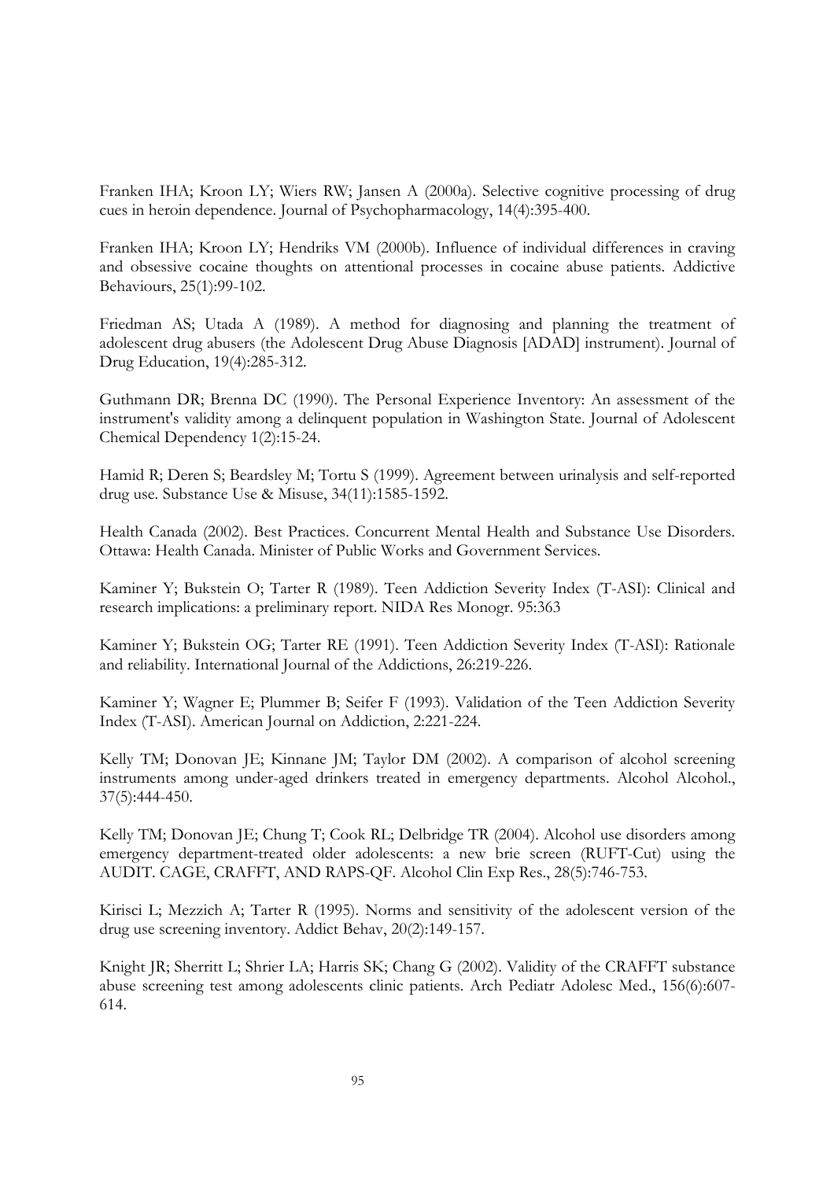Franken IHA; Kroon LY; Wiers RW; Jansen A (2000a). Selective cognitive processing of drug cues in heroin dependence. Journal of Psychopharmacology, 14(4):395-400.

Franken IHA; Kroon LY; Hendriks VM (2000b). Influence of individual differences in craving and obsessive cocaine thoughts on attentional processes in cocaine abuse patients. Addictive Behaviours, 25(1):99-102.

Friedman AS; Utada A (1989). A method for diagnosing and planning the treatment of adolescent drug abusers (the Adolescent Drug Abuse Diagnosis [ADAD] instrument). Journal of Drug Education, 19(4):285-312.

Guthmann DR; Brenna DC (1990). The Personal Experience Inventory: An assessment of the instrument's validity among a delinquent population in Washington State. Journal of Adolescent Chemical Dependency 1(2):15-24.

Hamid R; Deren S; Beardsley M; Tortu S (1999). Agreement between urinalysis and self-reported drug use. Substance Use & Misuse, 34(11):1585-1592.

Health Canada (2002). Best Practices. Concurrent Mental Health and Substance Use Disorders. Ottawa: Health Canada. Minister of Public Works and Government Services.

Kaminer Y; Bukstein O; Tarter R (1989). Teen Addiction Severity Index (T-ASI): Clinical and research implications: a preliminary report. NIDA Res Monogr. 95:363

Kaminer Y; Bukstein OG; Tarter RE (1991). Teen Addiction Severity Index (T-ASI): Rationale and reliability. International Journal of the Addictions, 26:219-226.

Kaminer Y; Wagner E; Plummer B; Seifer F (1993). Validation of the Teen Addiction Severity Index (T-ASI). American Journal on Addiction, 2:221-224.

Kelly TM; Donovan JE; Kinnane JM; Taylor DM (2002). A comparison of alcohol screening instruments among under-aged drinkers treated in emergency departments. Alcohol Alcohol., 37(5):444-450.

Kelly TM; Donovan JE; Chung T; Cook RL; Delbridge TR (2004). Alcohol use disorders among emergency department-treated older adolescents: a new brie screen (RUFT-Cut) using the AUDIT. CAGE, CRAFFT, AND RAPS-QF. Alcohol Clin Exp Res., 28(5):746-753.

Kirisci L; Mezzich A; Tarter R (1995). Norms and sensitivity of the adolescent version of the drug use screening inventory. Addict Behav, 20(2):149-157.

Knight JR; Sherritt L; Shrier LA; Harris SK; Chang G (2002). Validity of the CRAFFT substance abuse screening test among adolescents clinic patients. Arch Pediatr Adolesc Med., 156(6):607-614.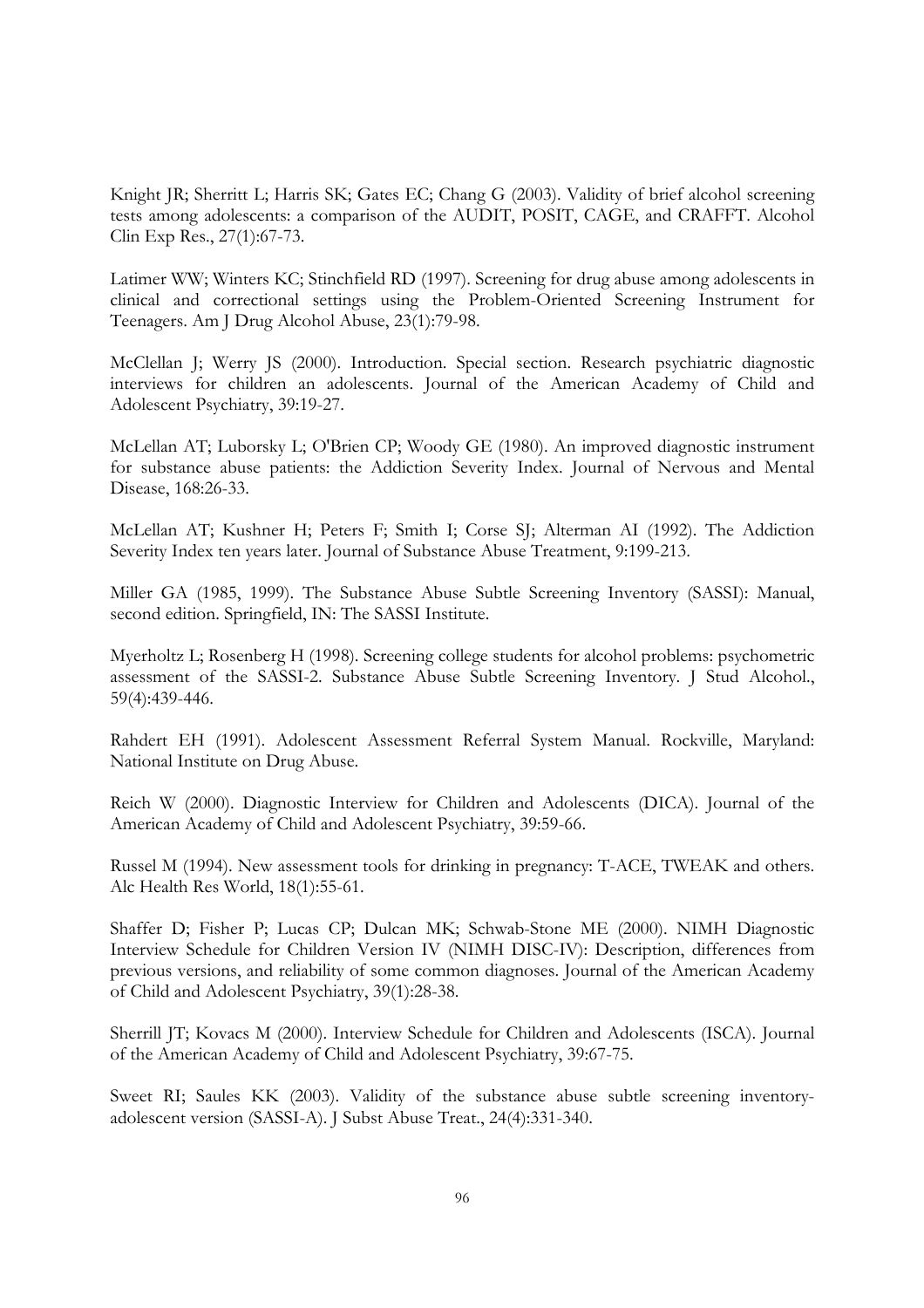Knight JR; Sherritt L; Harris SK; Gates EC; Chang G (2003). Validity of brief alcohol screening tests among adolescents: a comparison of the AUDIT, POSIT, CAGE, and CRAFFT. Alcohol Clin Exp Res., 27(1):67-73.

Latimer WW; Winters KC; Stinchfield RD (1997). Screening for drug abuse among adolescents in clinical and correctional settings using the Problem-Oriented Screening Instrument for Teenagers. Am J Drug Alcohol Abuse, 23(1):79-98.

McClellan J; Werry JS (2000). Introduction. Special section. Research psychiatric diagnostic interviews for children an adolescents. Journal of the American Academy of Child and Adolescent Psychiatry, 39:19-27.

McLellan AT; Luborsky L; O'Brien CP; Woody GE (1980). An improved diagnostic instrument for substance abuse patients: the Addiction Severity Index. Journal of Nervous and Mental Disease, 168:26-33.

McLellan AT; Kushner H; Peters F; Smith I; Corse SJ; Alterman AI (1992). The Addiction Severity Index ten years later. Journal of Substance Abuse Treatment, 9:199-213.

Miller GA (1985, 1999). The Substance Abuse Subtle Screening Inventory (SASSI): Manual, second edition. Springfield, IN: The SASSI Institute.

Myerholtz L; Rosenberg H (1998). Screening college students for alcohol problems: psychometric assessment of the SASSI-2. Substance Abuse Subtle Screening Inventory. J Stud Alcohol., 59(4):439-446.

Rahdert EH (1991). Adolescent Assessment Referral System Manual. Rockville, Maryland: National Institute on Drug Abuse.

Reich W (2000). Diagnostic Interview for Children and Adolescents (DICA). Journal of the American Academy of Child and Adolescent Psychiatry, 39:59-66.

Russel M (1994). New assessment tools for drinking in pregnancy: T-ACE, TWEAK and others. Alc Health Res World, 18(1):55-61.

Shaffer D; Fisher P; Lucas CP; Dulcan MK; Schwab-Stone ME (2000). NIMH Diagnostic Interview Schedule for Children Version IV (NIMH DISC-IV): Description, differences from previous versions, and reliability of some common diagnoses. Journal of the American Academy of Child and Adolescent Psychiatry, 39(1):28-38.

Sherrill JT; Kovacs M (2000). Interview Schedule for Children and Adolescents (ISCA). Journal of the American Academy of Child and Adolescent Psychiatry, 39:67-75.

Sweet RI; Saules KK (2003). Validity of the substance abuse subtle screening inventory-adolescent version (SASSI-A). J Subst Abuse Treat., 24(4):331-340.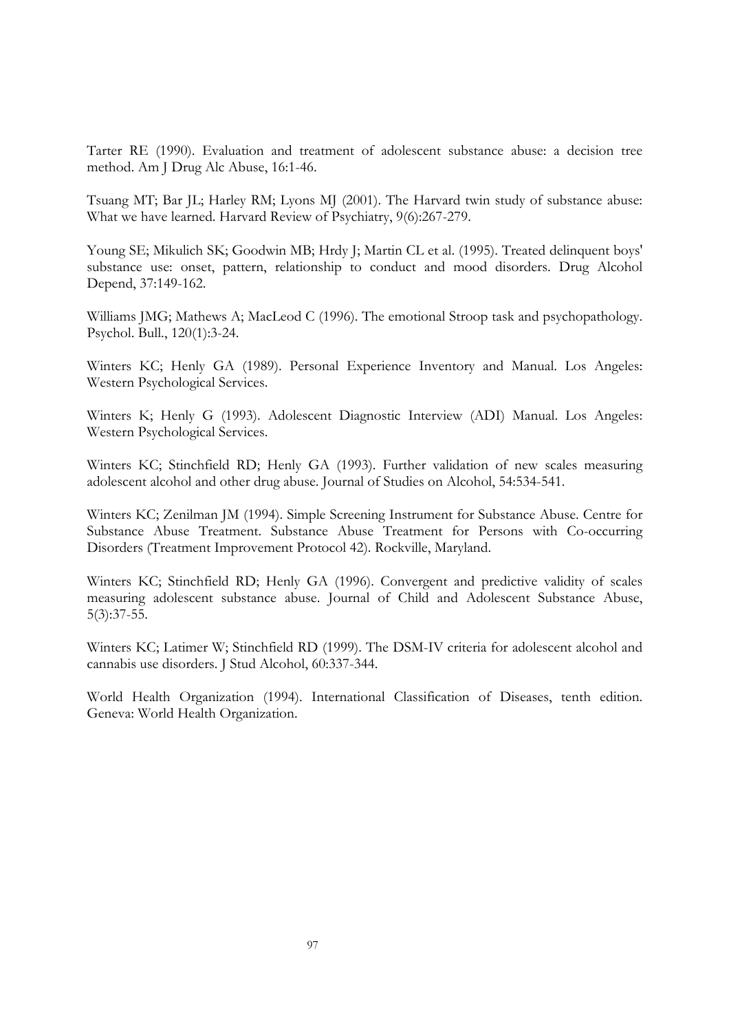Tarter RE (1990). Evaluation and treatment of adolescent substance abuse: a decision tree method. Am J Drug Alc Abuse, 16:1-46.

Tsuang MT; Bar JL; Harley RM; Lyons MJ (2001). The Harvard twin study of substance abuse: What we have learned. Harvard Review of Psychiatry, 9(6):267-279.

Young SE; Mikulich SK; Goodwin MB; Hrdy J; Martin CL et al. (1995). Treated delinquent boys' substance use: onset, pattern, relationship to conduct and mood disorders. Drug Alcohol Depend, 37:149-162.

Williams JMG; Mathews A; MacLeod C (1996). The emotional Stroop task and psychopathology. Psychol. Bull., 120(1):3-24.

Winters KC; Henly GA (1989). Personal Experience Inventory and Manual. Los Angeles: Western Psychological Services.

Winters K; Henly G (1993). Adolescent Diagnostic Interview (ADI) Manual. Los Angeles: Western Psychological Services.

Winters KC; Stinchfield RD; Henly GA (1993). Further validation of new scales measuring adolescent alcohol and other drug abuse. Journal of Studies on Alcohol, 54:534-541.

Winters KC; Zenilman JM (1994). Simple Screening Instrument for Substance Abuse. Centre for Substance Abuse Treatment. Substance Abuse Treatment for Persons with Co-occurring Disorders (Treatment Improvement Protocol 42). Rockville, Maryland.

Winters KC; Stinchfield RD; Henly GA (1996). Convergent and predictive validity of scales measuring adolescent substance abuse. Journal of Child and Adolescent Substance Abuse, 5(3):37-55.

Winters KC; Latimer W; Stinchfield RD (1999). The DSM-IV criteria for adolescent alcohol and cannabis use disorders. J Stud Alcohol, 60:337-344.

World Health Organization (1994). International Classification of Diseases, tenth edition. Geneva: World Health Organization.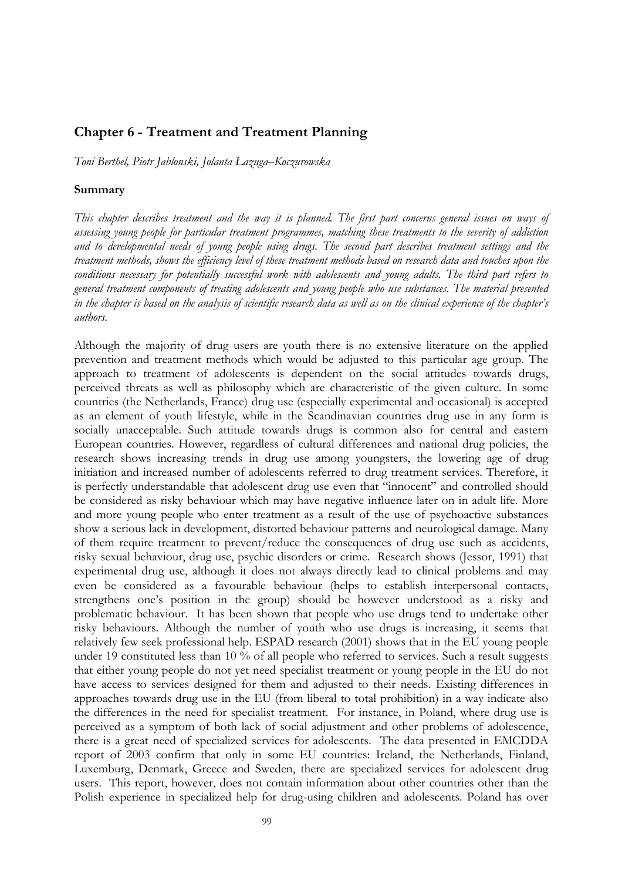## Chapter 6 - Treatment and Treatment Planning

*Toni Berthel, Piotr Jablonski, Jolanta Łazuga–Koczurowska*

### Summary

*This chapter describes treatment and the way it is planned. The first part concerns general issues on ways of assessing young people for particular treatment programmes, matching these treatments to the severity of addiction and to developmental needs of young people using drugs. The second part describes treatment settings and the treatment methods, shows the efficiency level of these treatment methods based on research data and touches upon the conditions necessary for potentially successful work with adolescents and young adults. The third part refers to general treatment components of treating adolescents and young people who use substances. The material presented in the chapter is based on the analysis of scientific research data as well as on the clinical experience of the chapter's authors.*

Although the majority of drug users are youth there is no extensive literature on the applied prevention and treatment methods which would be adjusted to this particular age group. The approach to treatment of adolescents is dependent on the social attitudes towards drugs, perceived threats as well as philosophy which are characteristic of the given culture. In some countries (the Netherlands, France) drug use (especially experimental and occasional) is accepted as an element of youth lifestyle, while in the Scandinavian countries drug use in any form is socially unacceptable. Such attitude towards drugs is common also for central and eastern European countries. However, regardless of cultural differences and national drug policies, the research shows increasing trends in drug use among youngsters, the lowering age of drug initiation and increased number of adolescents referred to drug treatment services. Therefore, it is perfectly understandable that adolescent drug use even that "innocent" and controlled should be considered as risky behaviour which may have negative influence later on in adult life. More and more young people who enter treatment as a result of the use of psychoactive substances show a serious lack in development, distorted behaviour patterns and neurological damage. Many of them require treatment to prevent/reduce the consequences of drug use such as accidents, risky sexual behaviour, drug use, psychic disorders or crime. Research shows (Jessor, 1991) that experimental drug use, although it does not always directly lead to clinical problems and may even be considered as a favourable behaviour (helps to establish interpersonal contacts, strengthens one's position in the group) should be however understood as a risky and problematic behaviour. It has been shown that people who use drugs tend to undertake other risky behaviours. Although the number of youth who use drugs is increasing, it seems that relatively few seek professional help. ESPAD research (2001) shows that in the EU young people under 19 constituted less than 10 % of all people who referred to services. Such a result suggests that either young people do not yet need specialist treatment or young people in the EU do not have access to services designed for them and adjusted to their needs. Existing differences in approaches towards drug use in the EU (from liberal to total prohibition) in a way indicate also the differences in the need for specialist treatment. For instance, in Poland, where drug use is perceived as a symptom of both lack of social adjustment and other problems of adolescence, there is a great need of specialized services for adolescents. The data presented in EMCDDA report of 2003 confirm that only in some EU countries: Ireland, the Netherlands, Finland, Luxemburg, Denmark, Greece and Sweden, there are specialized services for adolescent drug users. This report, however, does not contain information about other countries other than the Polish experience in specialized help for drug-using children and adolescents. Poland has over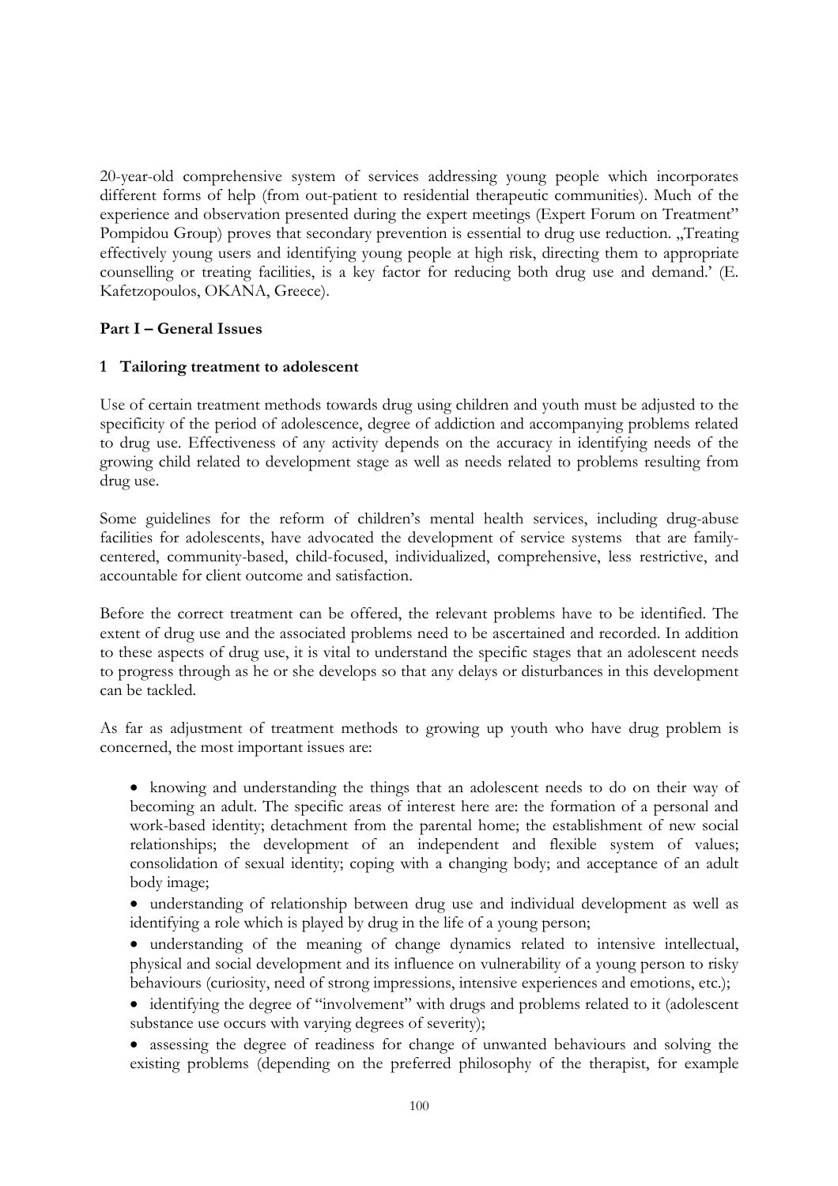20-year-old comprehensive system of services addressing young people which incorporates different forms of help (from out-patient to residential therapeutic communities). Much of the experience and observation presented during the expert meetings (Expert Forum on Treatment" Pompidou Group) proves that secondary prevention is essential to drug use reduction. „Treating effectively young users and identifying young people at high risk, directing them to appropriate counselling or treating facilities, is a key factor for reducing both drug use and demand.' (E. Kafetzopoulos, OKANA, Greece).

**Part I – General Issues**

**1 Tailoring treatment to adolescent**

Use of certain treatment methods towards drug using children and youth must be adjusted to the specificity of the period of adolescence, degree of addiction and accompanying problems related to drug use. Effectiveness of any activity depends on the accuracy in identifying needs of the growing child related to development stage as well as needs related to problems resulting from drug use.

Some guidelines for the reform of children's mental health services, including drug-abuse facilities for adolescents, have advocated the development of service systems that are family-centered, community-based, child-focused, individualized, comprehensive, less restrictive, and accountable for client outcome and satisfaction.

Before the correct treatment can be offered, the relevant problems have to be identified. The extent of drug use and the associated problems need to be ascertained and recorded. In addition to these aspects of drug use, it is vital to understand the specific stages that an adolescent needs to progress through as he or she develops so that any delays or disturbances in this development can be tackled.

As far as adjustment of treatment methods to growing up youth who have drug problem is concerned, the most important issues are:

- knowing and understanding the things that an adolescent needs to do on their way of becoming an adult. The specific areas of interest here are: the formation of a personal and work-based identity; detachment from the parental home; the establishment of new social relationships; the development of an independent and flexible system of values; consolidation of sexual identity; coping with a changing body; and acceptance of an adult body image;
- understanding of relationship between drug use and individual development as well as identifying a role which is played by drug in the life of a young person;
- understanding of the meaning of change dynamics related to intensive intellectual, physical and social development and its influence on vulnerability of a young person to risky behaviours (curiosity, need of strong impressions, intensive experiences and emotions, etc.);
- identifying the degree of "involvement" with drugs and problems related to it (adolescent substance use occurs with varying degrees of severity);
- assessing the degree of readiness for change of unwanted behaviours and solving the existing problems (depending on the preferred philosophy of the therapist, for example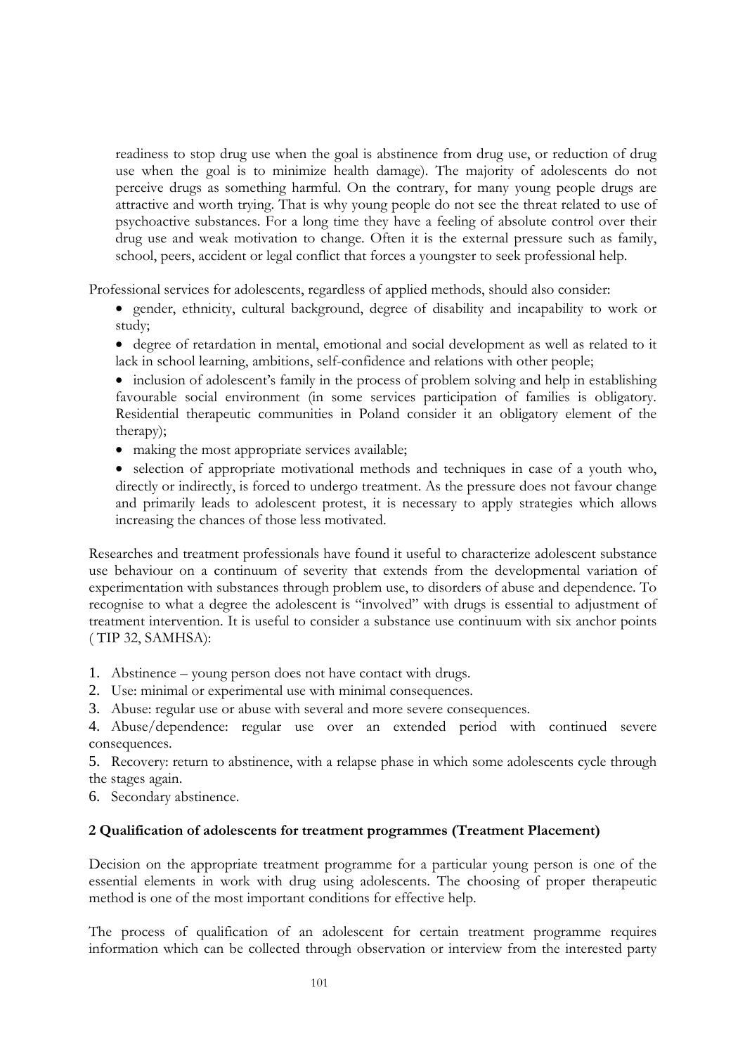readiness to stop drug use when the goal is abstinence from drug use, or reduction of drug use when the goal is to minimize health damage). The majority of adolescents do not perceive drugs as something harmful. On the contrary, for many young people drugs are attractive and worth trying. That is why young people do not see the threat related to use of psychoactive substances. For a long time they have a feeling of absolute control over their drug use and weak motivation to change. Often it is the external pressure such as family, school, peers, accident or legal conflict that forces a youngster to seek professional help.

Professional services for adolescents, regardless of applied methods, should also consider:

- gender, ethnicity, cultural background, degree of disability and incapability to work or study;
- degree of retardation in mental, emotional and social development as well as related to it lack in school learning, ambitions, self-confidence and relations with other people;
- inclusion of adolescent's family in the process of problem solving and help in establishing favourable social environment (in some services participation of families is obligatory. Residential therapeutic communities in Poland consider it an obligatory element of the therapy);
- making the most appropriate services available;
- selection of appropriate motivational methods and techniques in case of a youth who, directly or indirectly, is forced to undergo treatment. As the pressure does not favour change and primarily leads to adolescent protest, it is necessary to apply strategies which allows increasing the chances of those less motivated.

Researches and treatment professionals have found it useful to characterize adolescent substance use behaviour on a continuum of severity that extends from the developmental variation of experimentation with substances through problem use, to disorders of abuse and dependence. To recognise to what a degree the adolescent is "involved" with drugs is essential to adjustment of treatment intervention. It is useful to consider a substance use continuum with six anchor points ( TIP 32, SAMHSA):

1. Abstinence – young person does not have contact with drugs.
2. Use: minimal or experimental use with minimal consequences.
3. Abuse: regular use or abuse with several and more severe consequences.
4. Abuse/dependence: regular use over an extended period with continued severe consequences.
5. Recovery: return to abstinence, with a relapse phase in which some adolescents cycle through the stages again.
6. Secondary abstinence.

## 2 Qualification of adolescents for treatment programmes (Treatment Placement)

Decision on the appropriate treatment programme for a particular young person is one of the essential elements in work with drug using adolescents. The choosing of proper therapeutic method is one of the most important conditions for effective help.

The process of qualification of an adolescent for certain treatment programme requires information which can be collected through observation or interview from the interested party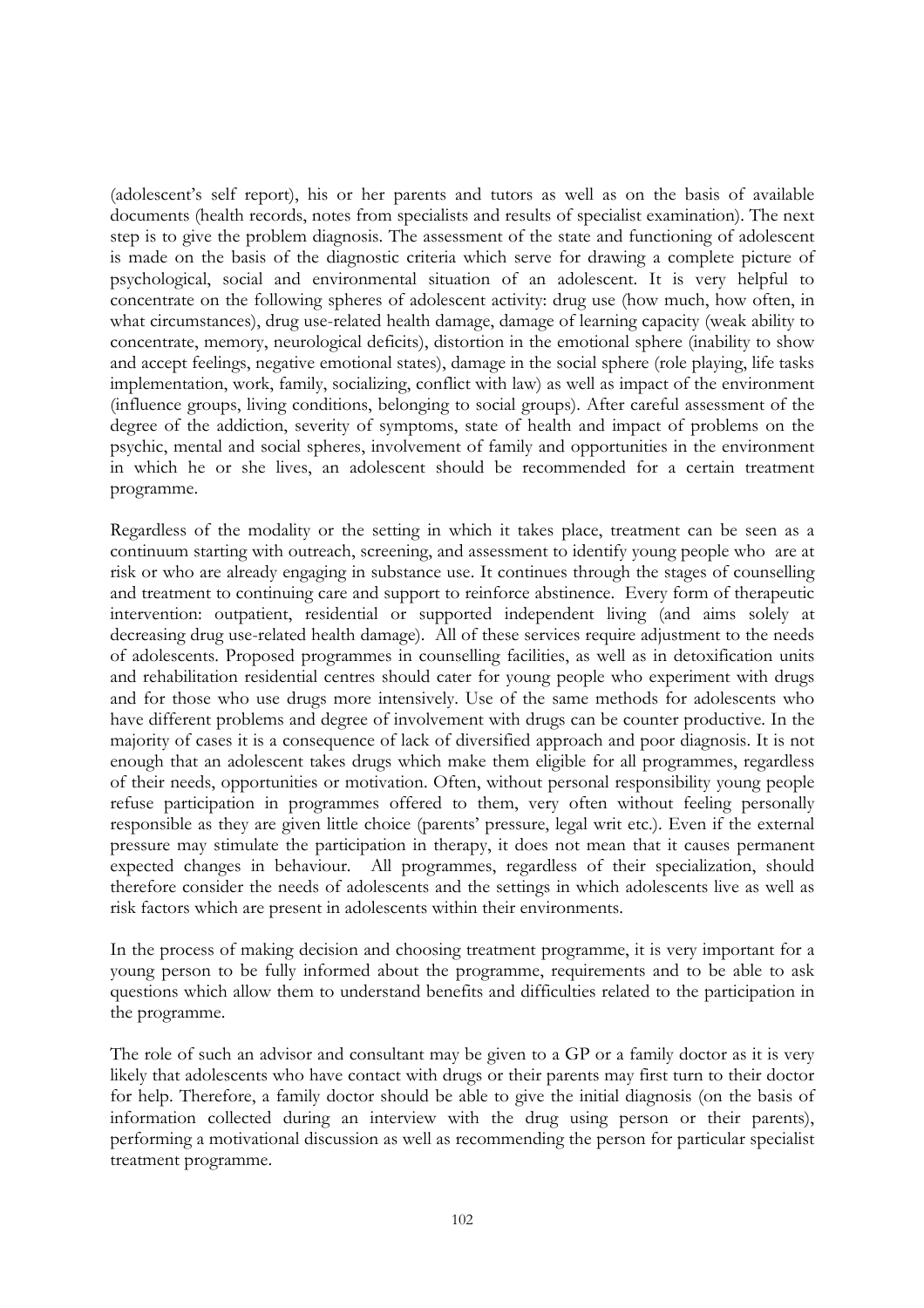(adolescent's self report), his or her parents and tutors as well as on the basis of available documents (health records, notes from specialists and results of specialist examination). The next step is to give the problem diagnosis. The assessment of the state and functioning of adolescent is made on the basis of the diagnostic criteria which serve for drawing a complete picture of psychological, social and environmental situation of an adolescent. It is very helpful to concentrate on the following spheres of adolescent activity: drug use (how much, how often, in what circumstances), drug use-related health damage, damage of learning capacity (weak ability to concentrate, memory, neurological deficits), distortion in the emotional sphere (inability to show and accept feelings, negative emotional states), damage in the social sphere (role playing, life tasks implementation, work, family, socializing, conflict with law) as well as impact of the environment (influence groups, living conditions, belonging to social groups). After careful assessment of the degree of the addiction, severity of symptoms, state of health and impact of problems on the psychic, mental and social spheres, involvement of family and opportunities in the environment in which he or she lives, an adolescent should be recommended for a certain treatment programme.

Regardless of the modality or the setting in which it takes place, treatment can be seen as a continuum starting with outreach, screening, and assessment to identify young people who are at risk or who are already engaging in substance use. It continues through the stages of counselling and treatment to continuing care and support to reinforce abstinence. Every form of therapeutic intervention: outpatient, residential or supported independent living (and aims solely at decreasing drug use-related health damage). All of these services require adjustment to the needs of adolescents. Proposed programmes in counselling facilities, as well as in detoxification units and rehabilitation residential centres should cater for young people who experiment with drugs and for those who use drugs more intensively. Use of the same methods for adolescents who have different problems and degree of involvement with drugs can be counter productive. In the majority of cases it is a consequence of lack of diversified approach and poor diagnosis. It is not enough that an adolescent takes drugs which make them eligible for all programmes, regardless of their needs, opportunities or motivation. Often, without personal responsibility young people refuse participation in programmes offered to them, very often without feeling personally responsible as they are given little choice (parents' pressure, legal writ etc.). Even if the external pressure may stimulate the participation in therapy, it does not mean that it causes permanent expected changes in behaviour. All programmes, regardless of their specialization, should therefore consider the needs of adolescents and the settings in which adolescents live as well as risk factors which are present in adolescents within their environments.

In the process of making decision and choosing treatment programme, it is very important for a young person to be fully informed about the programme, requirements and to be able to ask questions which allow them to understand benefits and difficulties related to the participation in the programme.

The role of such an advisor and consultant may be given to a GP or a family doctor as it is very likely that adolescents who have contact with drugs or their parents may first turn to their doctor for help. Therefore, a family doctor should be able to give the initial diagnosis (on the basis of information collected during an interview with the drug using person or their parents), performing a motivational discussion as well as recommending the person for particular specialist treatment programme.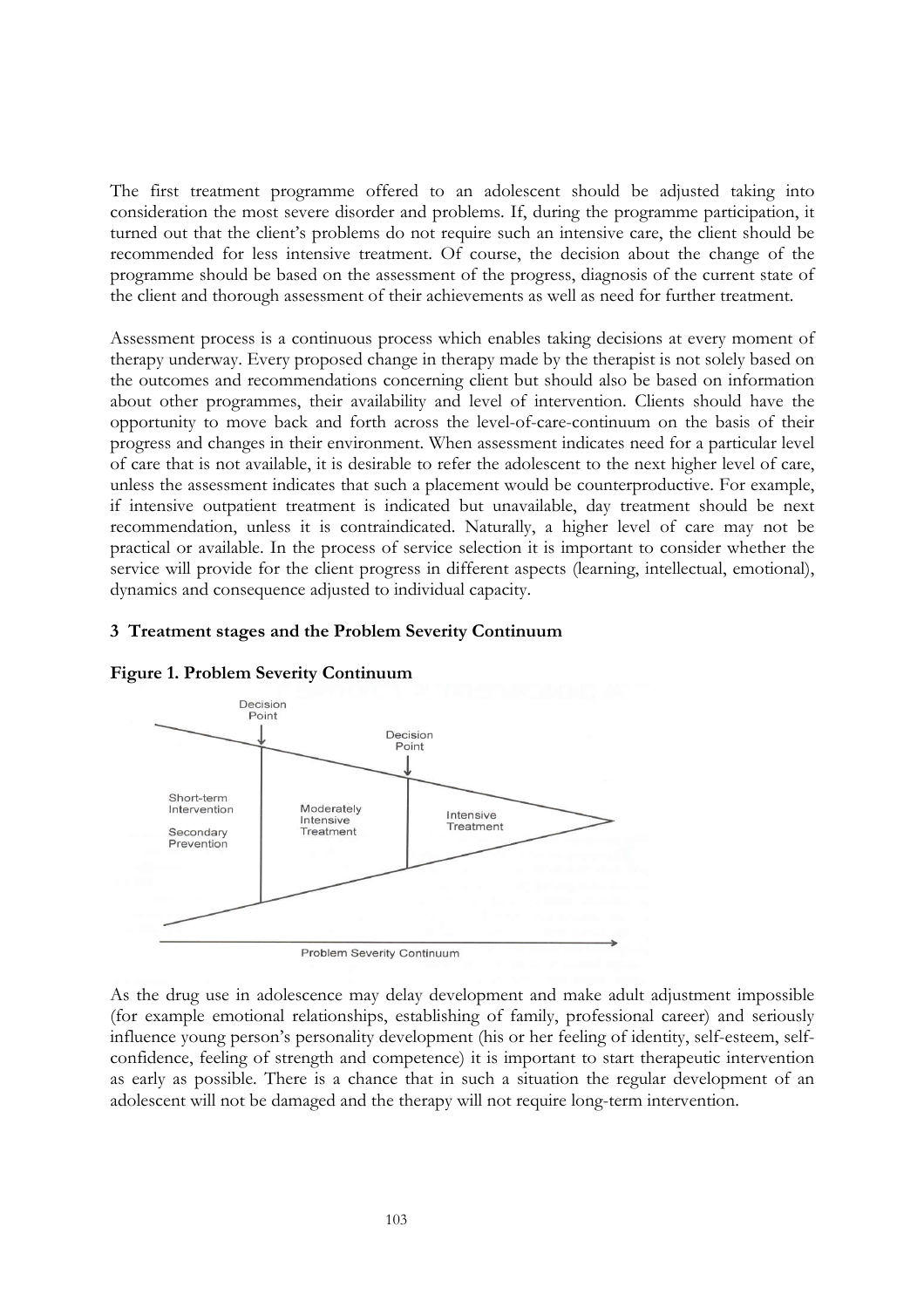The first treatment programme offered to an adolescent should be adjusted taking into consideration the most severe disorder and problems. If, during the programme participation, it turned out that the client's problems do not require such an intensive care, the client should be recommended for less intensive treatment. Of course, the decision about the change of the programme should be based on the assessment of the progress, diagnosis of the current state of the client and thorough assessment of their achievements as well as need for further treatment.

Assessment process is a continuous process which enables taking decisions at every moment of therapy underway. Every proposed change in therapy made by the therapist is not solely based on the outcomes and recommendations concerning client but should also be based on information about other programmes, their availability and level of intervention. Clients should have the opportunity to move back and forth across the level-of-care-continuum on the basis of their progress and changes in their environment. When assessment indicates need for a particular level of care that is not available, it is desirable to refer the adolescent to the next higher level of care, unless the assessment indicates that such a placement would be counterproductive. For example, if intensive outpatient treatment is indicated but unavailable, day treatment should be next recommendation, unless it is contraindicated. Naturally, a higher level of care may not be practical or available. In the process of service selection it is important to consider whether the service will provide for the client progress in different aspects (learning, intellectual, emotional), dynamics and consequence adjusted to individual capacity.

## 3 Treatment stages and the Problem Severity Continuum

**Figure 1. Problem Severity Continuum**

Decision Point

Decision Point

Short-term Intervention

Secondary Prevention

Moderately Intensive Treatment

Intensive Treatment

Problem Severity Continuum

As the drug use in adolescence may delay development and make adult adjustment impossible (for example emotional relationships, establishing of family, professional career) and seriously influence young person's personality development (his or her feeling of identity, self-esteem, self-confidence, feeling of strength and competence) it is important to start therapeutic intervention as early as possible. There is a chance that in such a situation the regular development of an adolescent will not be damaged and the therapy will not require long-term intervention.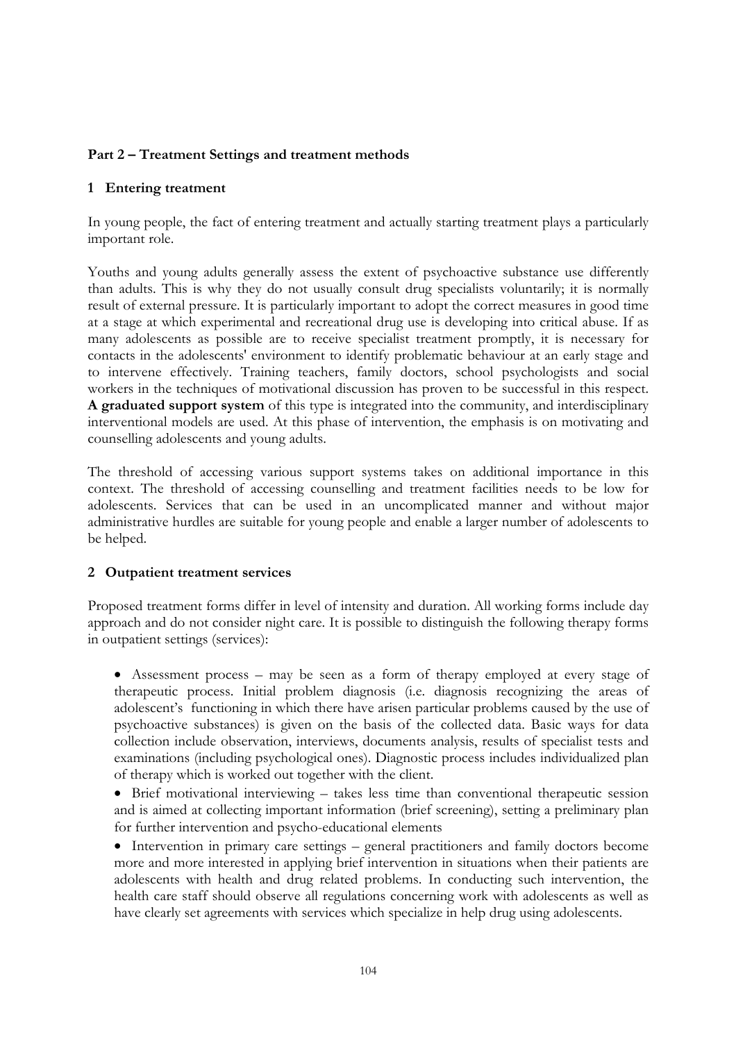## Part 2 – Treatment Settings and treatment methods

### 1 Entering treatment

In young people, the fact of entering treatment and actually starting treatment plays a particularly important role.

Youths and young adults generally assess the extent of psychoactive substance use differently than adults. This is why they do not usually consult drug specialists voluntarily; it is normally result of external pressure. It is particularly important to adopt the correct measures in good time at a stage at which experimental and recreational drug use is developing into critical abuse. If as many adolescents as possible are to receive specialist treatment promptly, it is necessary for contacts in the adolescents' environment to identify problematic behaviour at an early stage and to intervene effectively. Training teachers, family doctors, school psychologists and social workers in the techniques of motivational discussion has proven to be successful in this respect. **A graduated support system** of this type is integrated into the community, and interdisciplinary interventional models are used. At this phase of intervention, the emphasis is on motivating and counselling adolescents and young adults.

The threshold of accessing various support systems takes on additional importance in this context. The threshold of accessing counselling and treatment facilities needs to be low for adolescents. Services that can be used in an uncomplicated manner and without major administrative hurdles are suitable for young people and enable a larger number of adolescents to be helped.

### 2 Outpatient treatment services

Proposed treatment forms differ in level of intensity and duration. All working forms include day approach and do not consider night care. It is possible to distinguish the following therapy forms in outpatient settings (services):

- Assessment process – may be seen as a form of therapy employed at every stage of therapeutic process. Initial problem diagnosis (i.e. diagnosis recognizing the areas of adolescent's functioning in which there have arisen particular problems caused by the use of psychoactive substances) is given on the basis of the collected data. Basic ways for data collection include observation, interviews, documents analysis, results of specialist tests and examinations (including psychological ones). Diagnostic process includes individualized plan of therapy which is worked out together with the client.
- Brief motivational interviewing – takes less time than conventional therapeutic session and is aimed at collecting important information (brief screening), setting a preliminary plan for further intervention and psycho-educational elements
- Intervention in primary care settings – general practitioners and family doctors become more and more interested in applying brief intervention in situations when their patients are adolescents with health and drug related problems. In conducting such intervention, the health care staff should observe all regulations concerning work with adolescents as well as have clearly set agreements with services which specialize in help drug using adolescents.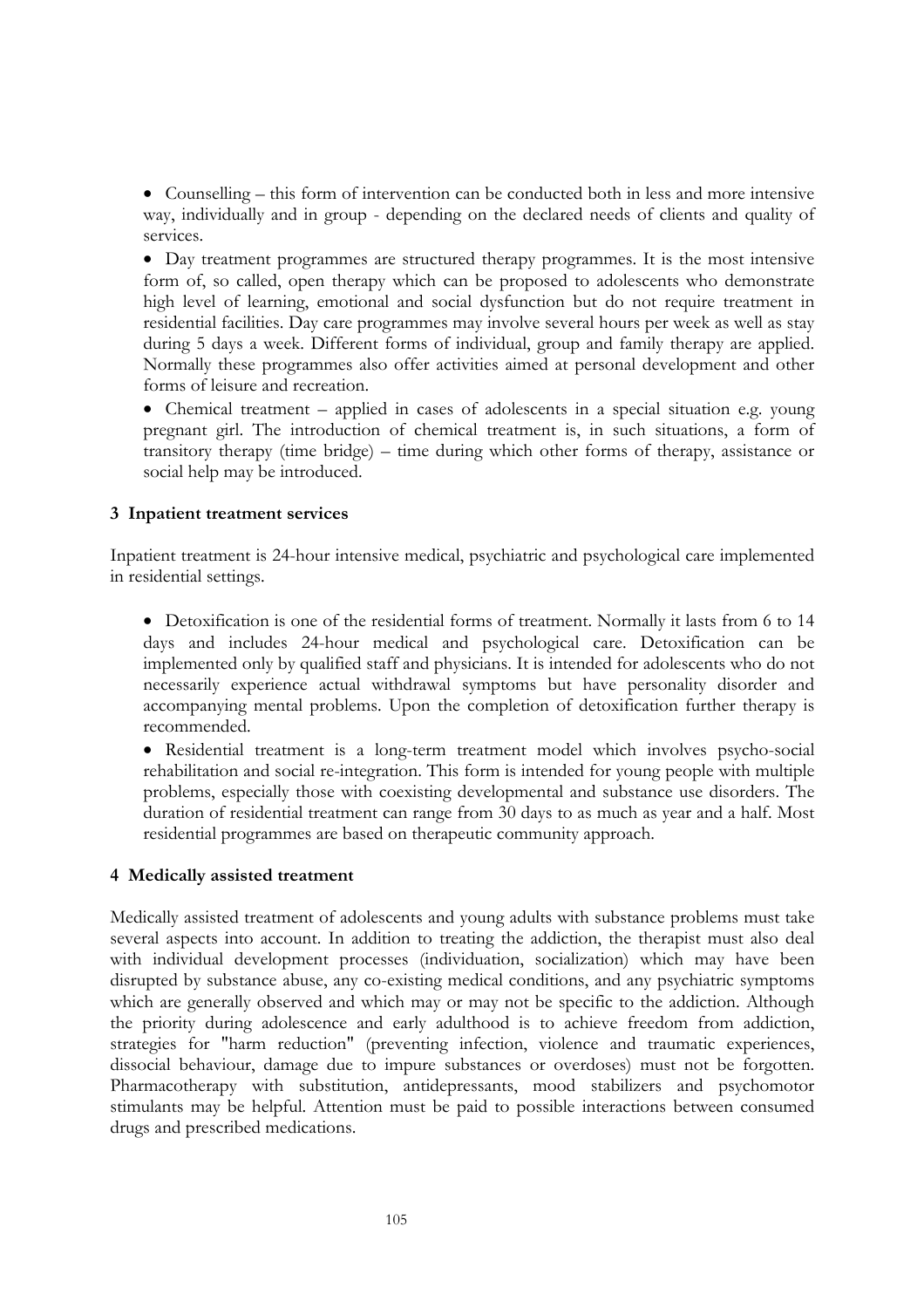- Counselling – this form of intervention can be conducted both in less and more intensive way, individually and in group - depending on the declared needs of clients and quality of services.
- Day treatment programmes are structured therapy programmes. It is the most intensive form of, so called, open therapy which can be proposed to adolescents who demonstrate high level of learning, emotional and social dysfunction but do not require treatment in residential facilities. Day care programmes may involve several hours per week as well as stay during 5 days a week. Different forms of individual, group and family therapy are applied. Normally these programmes also offer activities aimed at personal development and other forms of leisure and recreation.
- Chemical treatment – applied in cases of adolescents in a special situation e.g. young pregnant girl. The introduction of chemical treatment is, in such situations, a form of transitory therapy (time bridge) – time during which other forms of therapy, assistance or social help may be introduced.

### 3 Inpatient treatment services

Inpatient treatment is 24-hour intensive medical, psychiatric and psychological care implemented in residential settings.

- Detoxification is one of the residential forms of treatment. Normally it lasts from 6 to 14 days and includes 24-hour medical and psychological care. Detoxification can be implemented only by qualified staff and physicians. It is intended for adolescents who do not necessarily experience actual withdrawal symptoms but have personality disorder and accompanying mental problems. Upon the completion of detoxification further therapy is recommended.
- Residential treatment is a long-term treatment model which involves psycho-social rehabilitation and social re-integration. This form is intended for young people with multiple problems, especially those with coexisting developmental and substance use disorders. The duration of residential treatment can range from 30 days to as much as year and a half. Most residential programmes are based on therapeutic community approach.

### 4 Medically assisted treatment

Medically assisted treatment of adolescents and young adults with substance problems must take several aspects into account. In addition to treating the addiction, the therapist must also deal with individual development processes (individuation, socialization) which may have been disrupted by substance abuse, any co-existing medical conditions, and any psychiatric symptoms which are generally observed and which may or may not be specific to the addiction. Although the priority during adolescence and early adulthood is to achieve freedom from addiction, strategies for "harm reduction" (preventing infection, violence and traumatic experiences, dissocial behaviour, damage due to impure substances or overdoses) must not be forgotten. Pharmacotherapy with substitution, antidepressants, mood stabilizers and psychomotor stimulants may be helpful. Attention must be paid to possible interactions between consumed drugs and prescribed medications.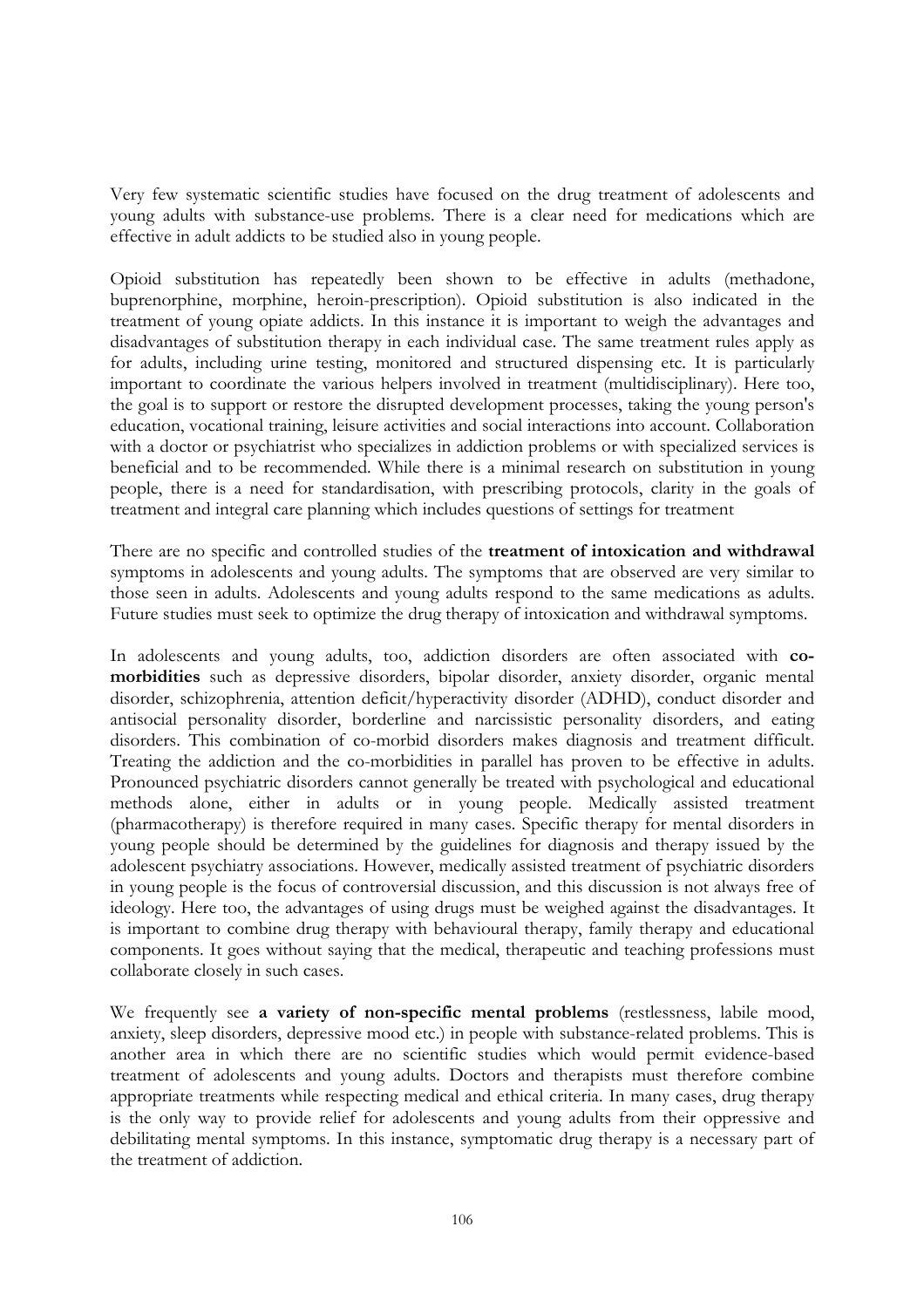Very few systematic scientific studies have focused on the drug treatment of adolescents and young adults with substance-use problems. There is a clear need for medications which are effective in adult addicts to be studied also in young people.

Opioid substitution has repeatedly been shown to be effective in adults (methadone, buprenorphine, morphine, heroin-prescription). Opioid substitution is also indicated in the treatment of young opiate addicts. In this instance it is important to weigh the advantages and disadvantages of substitution therapy in each individual case. The same treatment rules apply as for adults, including urine testing, monitored and structured dispensing etc. It is particularly important to coordinate the various helpers involved in treatment (multidisciplinary). Here too, the goal is to support or restore the disrupted development processes, taking the young person's education, vocational training, leisure activities and social interactions into account. Collaboration with a doctor or psychiatrist who specializes in addiction problems or with specialized services is beneficial and to be recommended. While there is a minimal research on substitution in young people, there is a need for standardisation, with prescribing protocols, clarity in the goals of treatment and integral care planning which includes questions of settings for treatment

There are no specific and controlled studies of the **treatment of intoxication and withdrawal** symptoms in adolescents and young adults. The symptoms that are observed are very similar to those seen in adults. Adolescents and young adults respond to the same medications as adults. Future studies must seek to optimize the drug therapy of intoxication and withdrawal symptoms.

In adolescents and young adults, too, addiction disorders are often associated with **co-morbidities** such as depressive disorders, bipolar disorder, anxiety disorder, organic mental disorder, schizophrenia, attention deficit/hyperactivity disorder (ADHD), conduct disorder and antisocial personality disorder, borderline and narcissistic personality disorders, and eating disorders. This combination of co-morbid disorders makes diagnosis and treatment difficult. Treating the addiction and the co-morbidities in parallel has proven to be effective in adults. Pronounced psychiatric disorders cannot generally be treated with psychological and educational methods alone, either in adults or in young people. Medically assisted treatment (pharmacotherapy) is therefore required in many cases. Specific therapy for mental disorders in young people should be determined by the guidelines for diagnosis and therapy issued by the adolescent psychiatry associations. However, medically assisted treatment of psychiatric disorders in young people is the focus of controversial discussion, and this discussion is not always free of ideology. Here too, the advantages of using drugs must be weighed against the disadvantages. It is important to combine drug therapy with behavioural therapy, family therapy and educational components. It goes without saying that the medical, therapeutic and teaching professions must collaborate closely in such cases.

We frequently see **a variety of non-specific mental problems** (restlessness, labile mood, anxiety, sleep disorders, depressive mood etc.) in people with substance-related problems. This is another area in which there are no scientific studies which would permit evidence-based treatment of adolescents and young adults. Doctors and therapists must therefore combine appropriate treatments while respecting medical and ethical criteria. In many cases, drug therapy is the only way to provide relief for adolescents and young adults from their oppressive and debilitating mental symptoms. In this instance, symptomatic drug therapy is a necessary part of the treatment of addiction.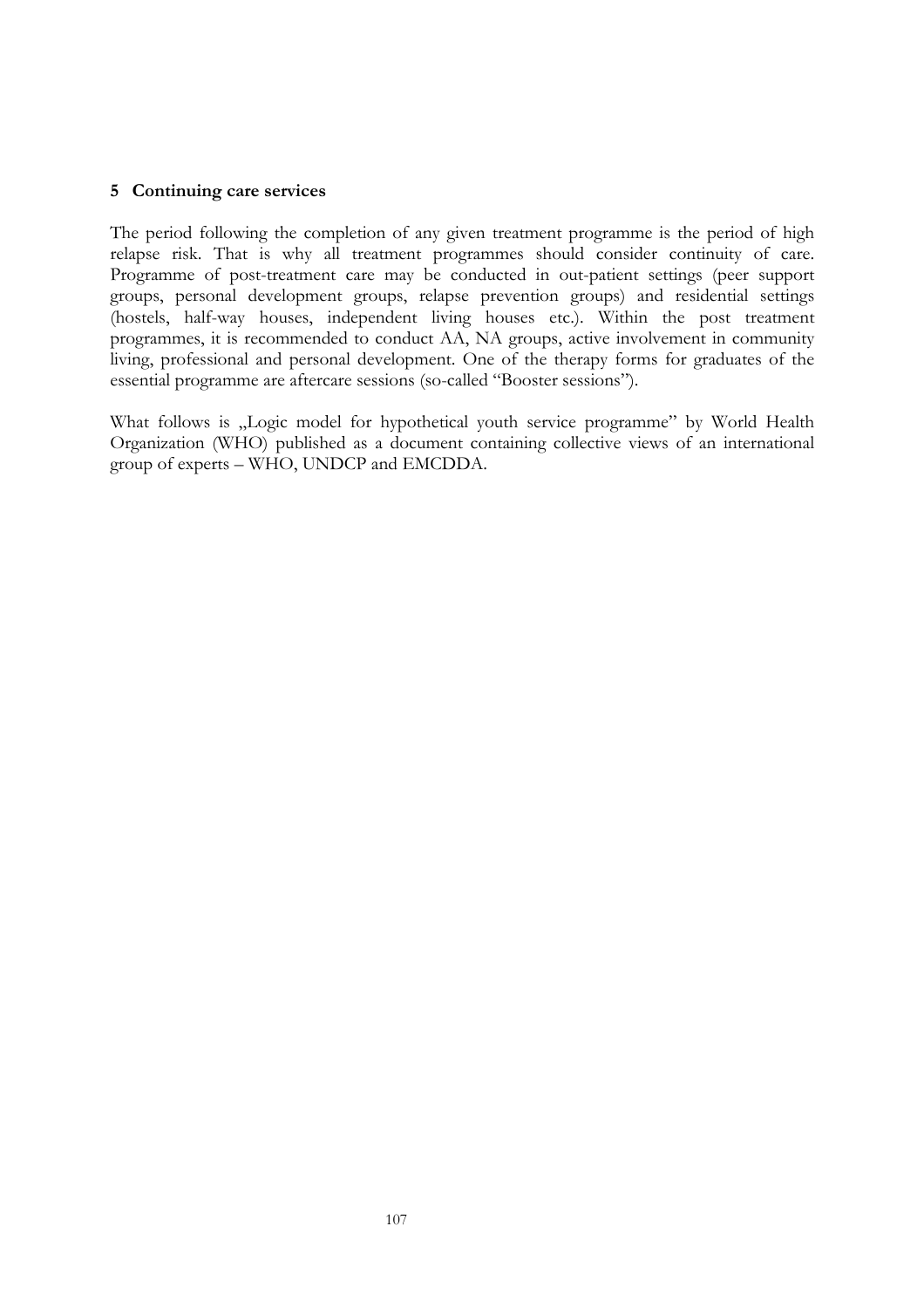## 5 Continuing care services

The period following the completion of any given treatment programme is the period of high relapse risk. That is why all treatment programmes should consider continuity of care. Programme of post-treatment care may be conducted in out-patient settings (peer support groups, personal development groups, relapse prevention groups) and residential settings (hostels, half-way houses, independent living houses etc.). Within the post treatment programmes, it is recommended to conduct AA, NA groups, active involvement in community living, professional and personal development. One of the therapy forms for graduates of the essential programme are aftercare sessions (so-called "Booster sessions").

What follows is „Logic model for hypothetical youth service programme" by World Health Organization (WHO) published as a document containing collective views of an international group of experts – WHO, UNDCP and EMCDDA.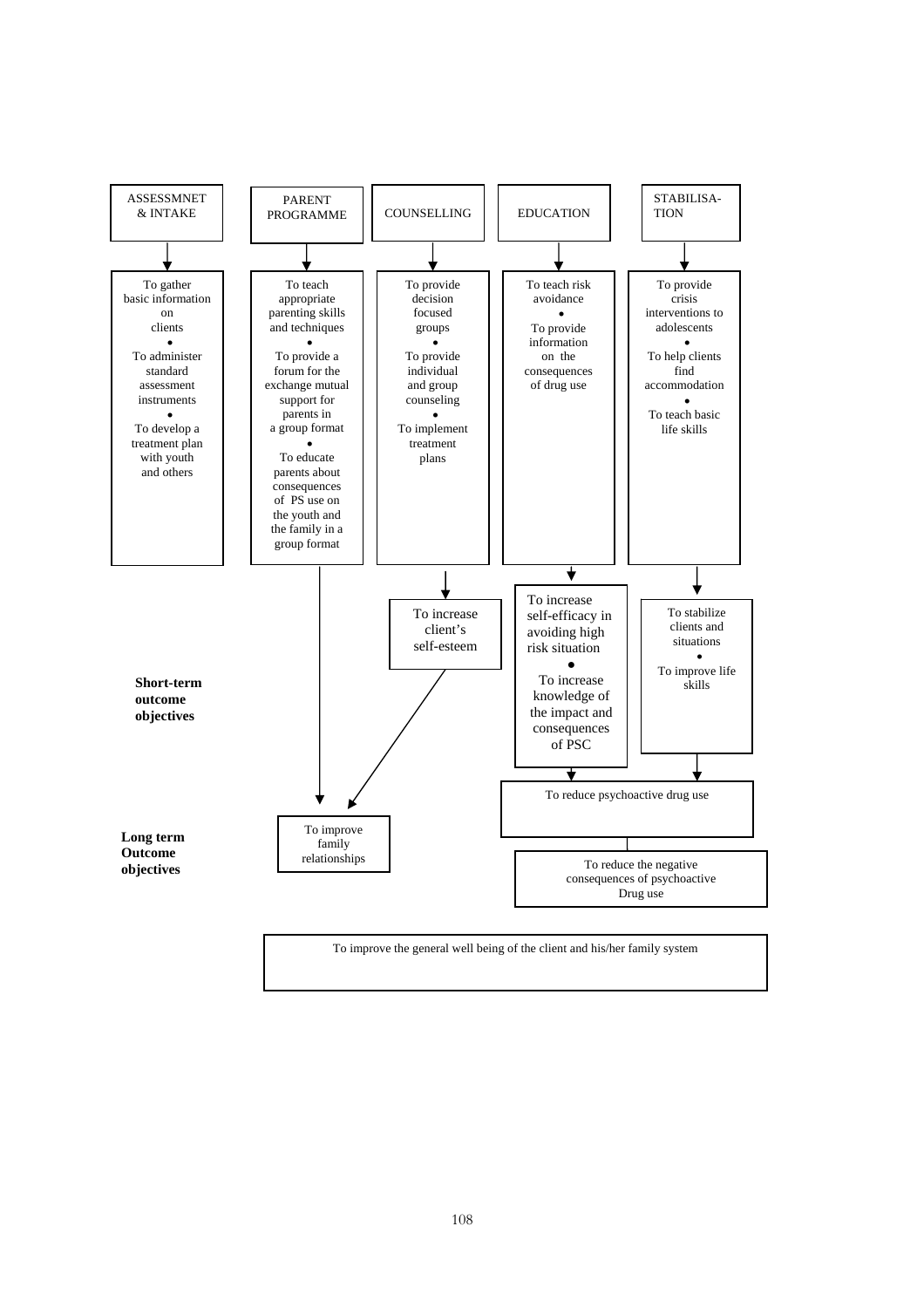**ASSESSMNET & INTAKE**
- To gather basic information on clients
- To administer standard assessment instruments
- To develop a treatment plan with youth and others

**PARENT PROGRAMME**
- To teach appropriate parenting skills and techniques
- To provide a forum for the exchange mutual support for parents in a group format
- To educate parents about consequences of PS use on the youth and the family in a group format

**COUNSELLING**
- To provide decision focused groups
- To provide individual and group counseling
- To implement treatment plans

**EDUCATION**
- To teach risk avoidance
- To provide information on the consequences of drug use

**STABILISA-TION**
- To provide crisis interventions to adolescents
- To help clients find accommodation
- To teach basic life skills

**Short-term outcome objectives**

- Counselling → To increase client's self-esteem
- Education → To increase self-efficacy in avoiding high risk situation; To increase knowledge of the impact and consequences of PSC
- Stabilisation → To stabilize clients and situations; To improve life skills

**Long term Outcome objectives**

- Parent Programme and "To increase client's self-esteem" → To improve family relationships
- Education and Stabilisation short-term objectives → To reduce psychoactive drug use → To reduce the negative consequences of psychoactive Drug use

To improve the general well being of the client and his/her family system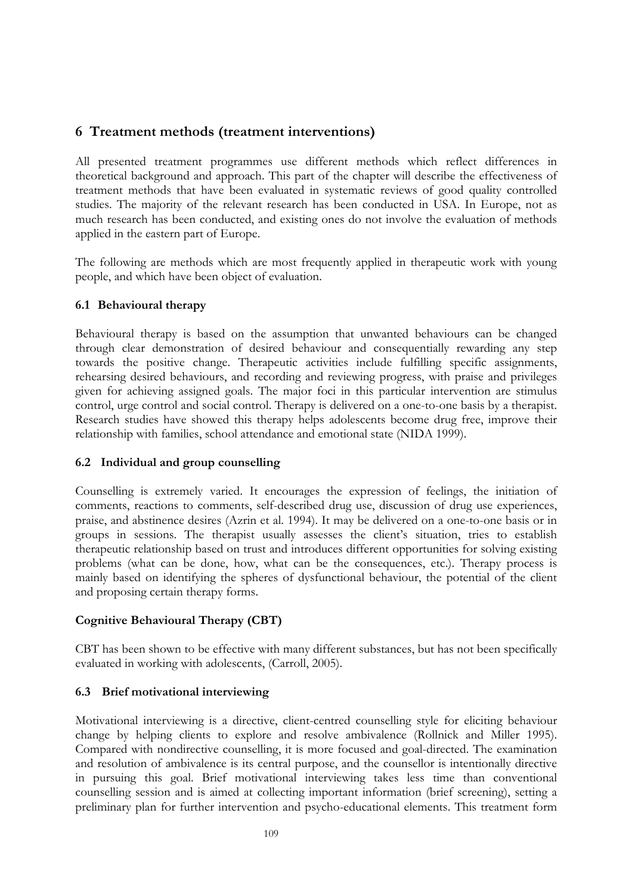## 6 Treatment methods (treatment interventions)

All presented treatment programmes use different methods which reflect differences in theoretical background and approach. This part of the chapter will describe the effectiveness of treatment methods that have been evaluated in systematic reviews of good quality controlled studies. The majority of the relevant research has been conducted in USA. In Europe, not as much research has been conducted, and existing ones do not involve the evaluation of methods applied in the eastern part of Europe.

The following are methods which are most frequently applied in therapeutic work with young people, and which have been object of evaluation.

### 6.1 Behavioural therapy

Behavioural therapy is based on the assumption that unwanted behaviours can be changed through clear demonstration of desired behaviour and consequentially rewarding any step towards the positive change. Therapeutic activities include fulfilling specific assignments, rehearsing desired behaviours, and recording and reviewing progress, with praise and privileges given for achieving assigned goals. The major foci in this particular intervention are stimulus control, urge control and social control. Therapy is delivered on a one-to-one basis by a therapist. Research studies have showed this therapy helps adolescents become drug free, improve their relationship with families, school attendance and emotional state (NIDA 1999).

### 6.2 Individual and group counselling

Counselling is extremely varied. It encourages the expression of feelings, the initiation of comments, reactions to comments, self-described drug use, discussion of drug use experiences, praise, and abstinence desires (Azrin et al. 1994). It may be delivered on a one-to-one basis or in groups in sessions. The therapist usually assesses the client's situation, tries to establish therapeutic relationship based on trust and introduces different opportunities for solving existing problems (what can be done, how, what can be the consequences, etc.). Therapy process is mainly based on identifying the spheres of dysfunctional behaviour, the potential of the client and proposing certain therapy forms.

#### Cognitive Behavioural Therapy (CBT)

CBT has been shown to be effective with many different substances, but has not been specifically evaluated in working with adolescents, (Carroll, 2005).

### 6.3 Brief motivational interviewing

Motivational interviewing is a directive, client-centred counselling style for eliciting behaviour change by helping clients to explore and resolve ambivalence (Rollnick and Miller 1995). Compared with nondirective counselling, it is more focused and goal-directed. The examination and resolution of ambivalence is its central purpose, and the counsellor is intentionally directive in pursuing this goal. Brief motivational interviewing takes less time than conventional counselling session and is aimed at collecting important information (brief screening), setting a preliminary plan for further intervention and psycho-educational elements. This treatment form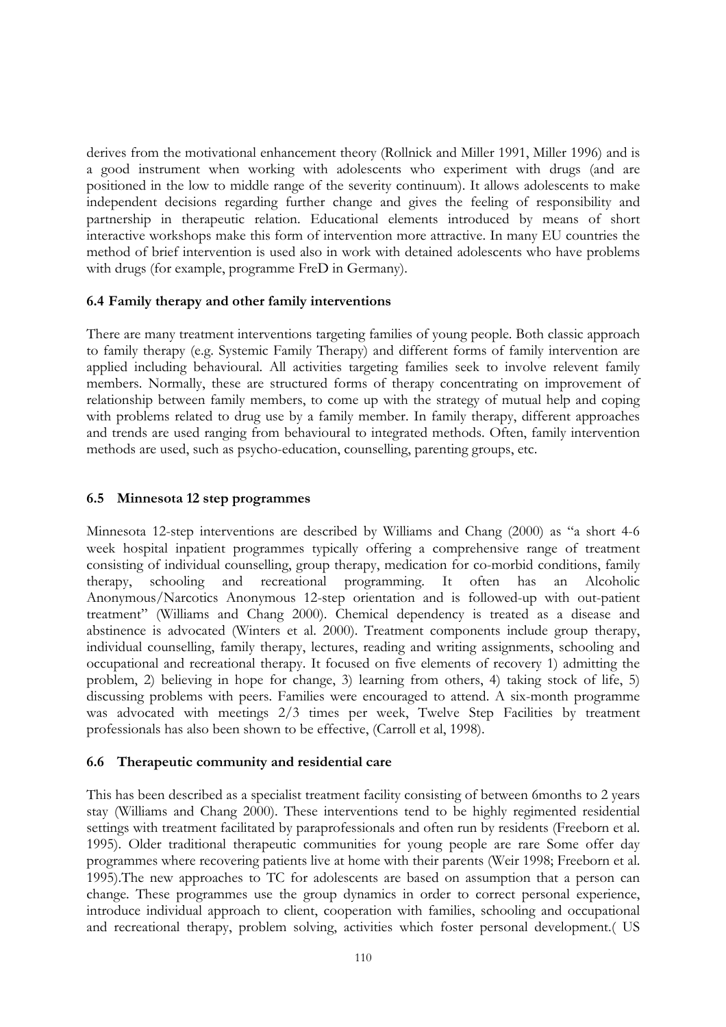derives from the motivational enhancement theory (Rollnick and Miller 1991, Miller 1996) and is a good instrument when working with adolescents who experiment with drugs (and are positioned in the low to middle range of the severity continuum). It allows adolescents to make independent decisions regarding further change and gives the feeling of responsibility and partnership in therapeutic relation. Educational elements introduced by means of short interactive workshops make this form of intervention more attractive. In many EU countries the method of brief intervention is used also in work with detained adolescents who have problems with drugs (for example, programme FreD in Germany).

### 6.4 Family therapy and other family interventions

There are many treatment interventions targeting families of young people. Both classic approach to family therapy (e.g. Systemic Family Therapy) and different forms of family intervention are applied including behavioural. All activities targeting families seek to involve relevent family members. Normally, these are structured forms of therapy concentrating on improvement of relationship between family members, to come up with the strategy of mutual help and coping with problems related to drug use by a family member. In family therapy, different approaches and trends are used ranging from behavioural to integrated methods. Often, family intervention methods are used, such as psycho-education, counselling, parenting groups, etc.

### 6.5 Minnesota 12 step programmes

Minnesota 12-step interventions are described by Williams and Chang (2000) as "a short 4-6 week hospital inpatient programmes typically offering a comprehensive range of treatment consisting of individual counselling, group therapy, medication for co-morbid conditions, family therapy, schooling and recreational programming. It often has an Alcoholic Anonymous/Narcotics Anonymous 12-step orientation and is followed-up with out-patient treatment" (Williams and Chang 2000). Chemical dependency is treated as a disease and abstinence is advocated (Winters et al. 2000). Treatment components include group therapy, individual counselling, family therapy, lectures, reading and writing assignments, schooling and occupational and recreational therapy. It focused on five elements of recovery 1) admitting the problem, 2) believing in hope for change, 3) learning from others, 4) taking stock of life, 5) discussing problems with peers. Families were encouraged to attend. A six-month programme was advocated with meetings 2/3 times per week, Twelve Step Facilities by treatment professionals has also been shown to be effective, (Carroll et al, 1998).

### 6.6 Therapeutic community and residential care

This has been described as a specialist treatment facility consisting of between 6months to 2 years stay (Williams and Chang 2000). These interventions tend to be highly regimented residential settings with treatment facilitated by paraprofessionals and often run by residents (Freeborn et al. 1995). Older traditional therapeutic communities for young people are rare Some offer day programmes where recovering patients live at home with their parents (Weir 1998; Freeborn et al. 1995).The new approaches to TC for adolescents are based on assumption that a person can change. These programmes use the group dynamics in order to correct personal experience, introduce individual approach to client, cooperation with families, schooling and occupational and recreational therapy, problem solving, activities which foster personal development.( US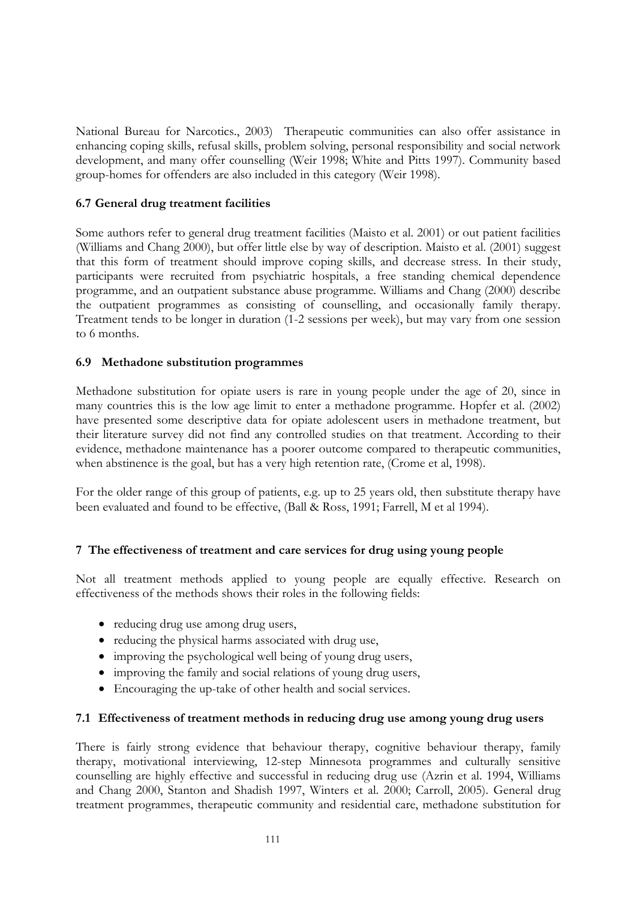National Bureau for Narcotics., 2003) Therapeutic communities can also offer assistance in enhancing coping skills, refusal skills, problem solving, personal responsibility and social network development, and many offer counselling (Weir 1998; White and Pitts 1997). Community based group-homes for offenders are also included in this category (Weir 1998).

### 6.7 General drug treatment facilities

Some authors refer to general drug treatment facilities (Maisto et al. 2001) or out patient facilities (Williams and Chang 2000), but offer little else by way of description. Maisto et al. (2001) suggest that this form of treatment should improve coping skills, and decrease stress. In their study, participants were recruited from psychiatric hospitals, a free standing chemical dependence programme, and an outpatient substance abuse programme. Williams and Chang (2000) describe the outpatient programmes as consisting of counselling, and occasionally family therapy. Treatment tends to be longer in duration (1-2 sessions per week), but may vary from one session to 6 months.

### 6.9 Methadone substitution programmes

Methadone substitution for opiate users is rare in young people under the age of 20, since in many countries this is the low age limit to enter a methadone programme. Hopfer et al. (2002) have presented some descriptive data for opiate adolescent users in methadone treatment, but their literature survey did not find any controlled studies on that treatment. According to their evidence, methadone maintenance has a poorer outcome compared to therapeutic communities, when abstinence is the goal, but has a very high retention rate, (Crome et al, 1998).

For the older range of this group of patients, e.g. up to 25 years old, then substitute therapy have been evaluated and found to be effective, (Ball & Ross, 1991; Farrell, M et al 1994).

## 7 The effectiveness of treatment and care services for drug using young people

Not all treatment methods applied to young people are equally effective. Research on effectiveness of the methods shows their roles in the following fields:

- reducing drug use among drug users,
- reducing the physical harms associated with drug use,
- improving the psychological well being of young drug users,
- improving the family and social relations of young drug users,
- Encouraging the up-take of other health and social services.

### 7.1 Effectiveness of treatment methods in reducing drug use among young drug users

There is fairly strong evidence that behaviour therapy, cognitive behaviour therapy, family therapy, motivational interviewing, 12-step Minnesota programmes and culturally sensitive counselling are highly effective and successful in reducing drug use (Azrin et al. 1994, Williams and Chang 2000, Stanton and Shadish 1997, Winters et al. 2000; Carroll, 2005). General drug treatment programmes, therapeutic community and residential care, methadone substitution for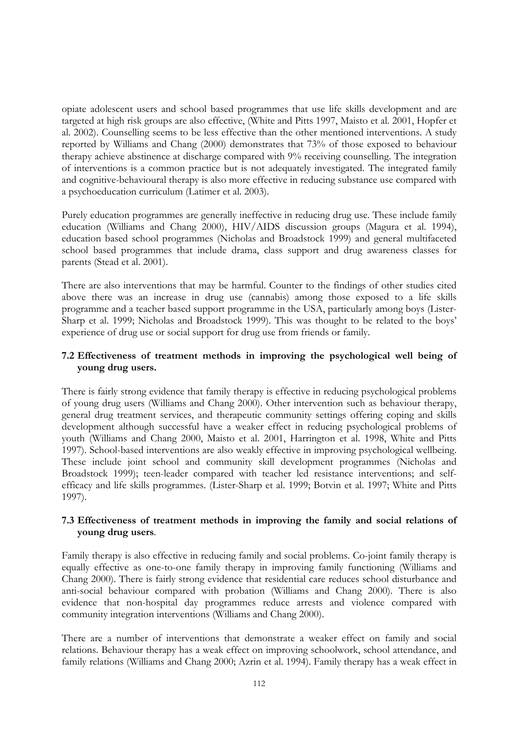opiate adolescent users and school based programmes that use life skills development and are targeted at high risk groups are also effective, (White and Pitts 1997, Maisto et al. 2001, Hopfer et al. 2002). Counselling seems to be less effective than the other mentioned interventions. A study reported by Williams and Chang (2000) demonstrates that 73% of those exposed to behaviour therapy achieve abstinence at discharge compared with 9% receiving counselling. The integration of interventions is a common practice but is not adequately investigated. The integrated family and cognitive-behavioural therapy is also more effective in reducing substance use compared with a psychoeducation curriculum (Latimer et al. 2003).

Purely education programmes are generally ineffective in reducing drug use. These include family education (Williams and Chang 2000), HIV/AIDS discussion groups (Magura et al. 1994), education based school programmes (Nicholas and Broadstock 1999) and general multifaceted school based programmes that include drama, class support and drug awareness classes for parents (Stead et al. 2001).

There are also interventions that may be harmful. Counter to the findings of other studies cited above there was an increase in drug use (cannabis) among those exposed to a life skills programme and a teacher based support programme in the USA, particularly among boys (Lister-Sharp et al. 1999; Nicholas and Broadstock 1999). This was thought to be related to the boys' experience of drug use or social support for drug use from friends or family.

## 7.2 Effectiveness of treatment methods in improving the psychological well being of young drug users.

There is fairly strong evidence that family therapy is effective in reducing psychological problems of young drug users (Williams and Chang 2000). Other intervention such as behaviour therapy, general drug treatment services, and therapeutic community settings offering coping and skills development although successful have a weaker effect in reducing psychological problems of youth (Williams and Chang 2000, Maisto et al. 2001, Harrington et al. 1998, White and Pitts 1997). School-based interventions are also weakly effective in improving psychological wellbeing. These include joint school and community skill development programmes (Nicholas and Broadstock 1999); teen-leader compared with teacher led resistance interventions; and self-efficacy and life skills programmes. (Lister-Sharp et al. 1999; Botvin et al. 1997; White and Pitts 1997).

## 7.3 Effectiveness of treatment methods in improving the family and social relations of young drug users.

Family therapy is also effective in reducing family and social problems. Co-joint family therapy is equally effective as one-to-one family therapy in improving family functioning (Williams and Chang 2000). There is fairly strong evidence that residential care reduces school disturbance and anti-social behaviour compared with probation (Williams and Chang 2000). There is also evidence that non-hospital day programmes reduce arrests and violence compared with community integration interventions (Williams and Chang 2000).

There are a number of interventions that demonstrate a weaker effect on family and social relations. Behaviour therapy has a weak effect on improving schoolwork, school attendance, and family relations (Williams and Chang 2000; Azrin et al. 1994). Family therapy has a weak effect in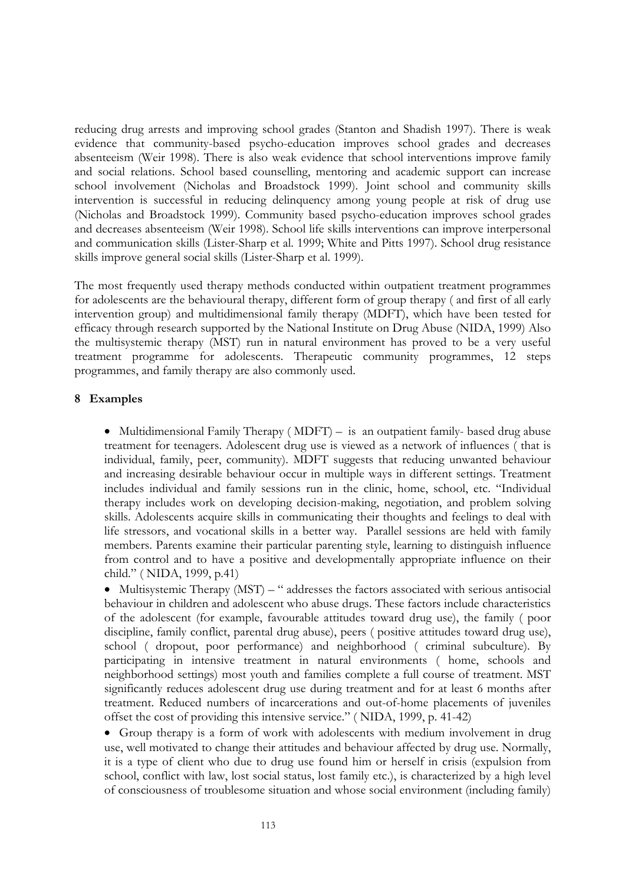reducing drug arrests and improving school grades (Stanton and Shadish 1997). There is weak evidence that community-based psycho-education improves school grades and decreases absenteeism (Weir 1998). There is also weak evidence that school interventions improve family and social relations. School based counselling, mentoring and academic support can increase school involvement (Nicholas and Broadstock 1999). Joint school and community skills intervention is successful in reducing delinquency among young people at risk of drug use (Nicholas and Broadstock 1999). Community based psycho-education improves school grades and decreases absenteeism (Weir 1998). School life skills interventions can improve interpersonal and communication skills (Lister-Sharp et al. 1999; White and Pitts 1997). School drug resistance skills improve general social skills (Lister-Sharp et al. 1999).

The most frequently used therapy methods conducted within outpatient treatment programmes for adolescents are the behavioural therapy, different form of group therapy ( and first of all early intervention group) and multidimensional family therapy (MDFT), which have been tested for efficacy through research supported by the National Institute on Drug Abuse (NIDA, 1999) Also the multisystemic therapy (MST) run in natural environment has proved to be a very useful treatment programme for adolescents. Therapeutic community programmes, 12 steps programmes, and family therapy are also commonly used.

## 8 Examples

- Multidimensional Family Therapy ( MDFT) – is an outpatient family- based drug abuse treatment for teenagers. Adolescent drug use is viewed as a network of influences ( that is individual, family, peer, community). MDFT suggests that reducing unwanted behaviour and increasing desirable behaviour occur in multiple ways in different settings. Treatment includes individual and family sessions run in the clinic, home, school, etc. "Individual therapy includes work on developing decision-making, negotiation, and problem solving skills. Adolescents acquire skills in communicating their thoughts and feelings to deal with life stressors, and vocational skills in a better way. Parallel sessions are held with family members. Parents examine their particular parenting style, learning to distinguish influence from control and to have a positive and developmentally appropriate influence on their child." ( NIDA, 1999, p.41)
- Multisystemic Therapy (MST) – " addresses the factors associated with serious antisocial behaviour in children and adolescent who abuse drugs. These factors include characteristics of the adolescent (for example, favourable attitudes toward drug use), the family ( poor discipline, family conflict, parental drug abuse), peers ( positive attitudes toward drug use), school ( dropout, poor performance) and neighborhood ( criminal subculture). By participating in intensive treatment in natural environments ( home, schools and neighborhood settings) most youth and families complete a full course of treatment. MST significantly reduces adolescent drug use during treatment and for at least 6 months after treatment. Reduced numbers of incarcerations and out-of-home placements of juveniles offset the cost of providing this intensive service." ( NIDA, 1999, p. 41-42)
- Group therapy is a form of work with adolescents with medium involvement in drug use, well motivated to change their attitudes and behaviour affected by drug use. Normally, it is a type of client who due to drug use found him or herself in crisis (expulsion from school, conflict with law, lost social status, lost family etc.), is characterized by a high level of consciousness of troublesome situation and whose social environment (including family)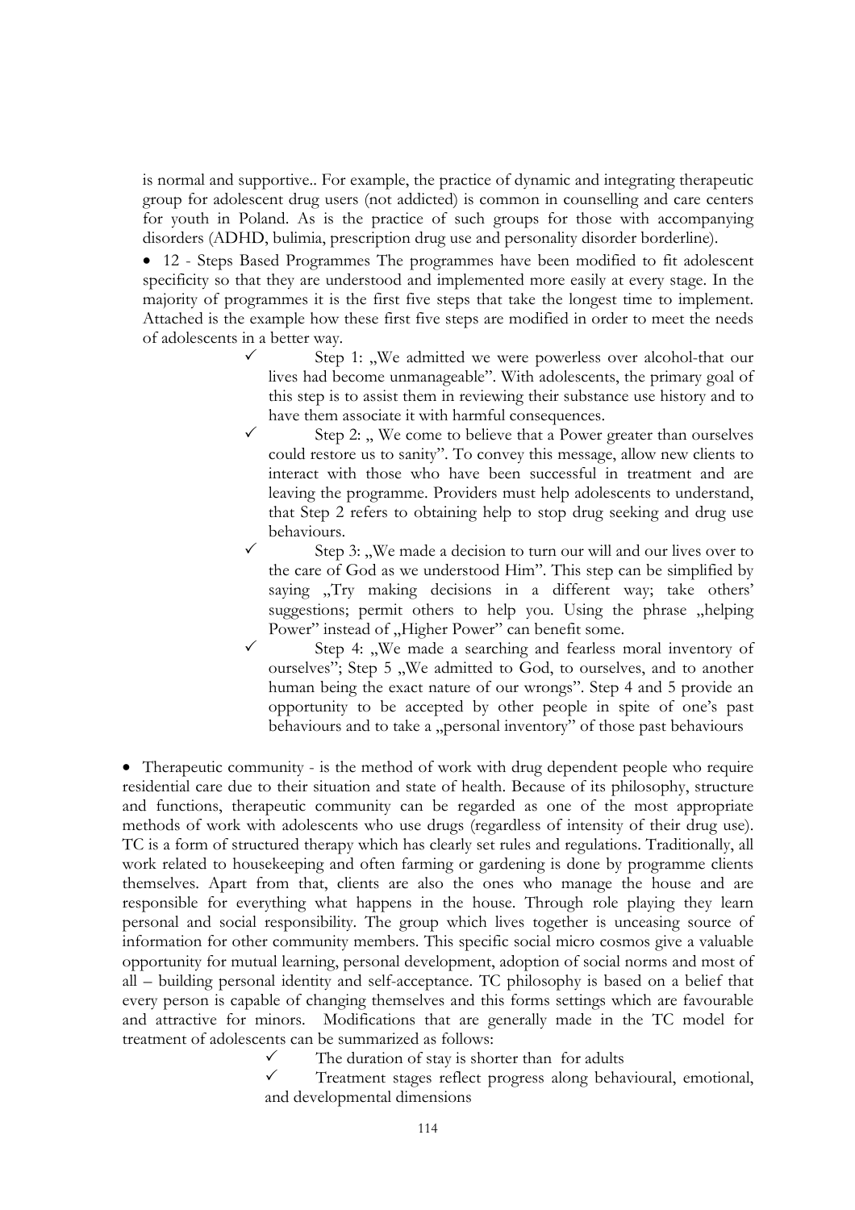is normal and supportive.. For example, the practice of dynamic and integrating therapeutic group for adolescent drug users (not addicted) is common in counselling and care centers for youth in Poland. As is the practice of such groups for those with accompanying disorders (ADHD, bulimia, prescription drug use and personality disorder borderline).

- 12 - Steps Based Programmes The programmes have been modified to fit adolescent specificity so that they are understood and implemented more easily at every stage. In the majority of programmes it is the first five steps that take the longest time to implement. Attached is the example how these first five steps are modified in order to meet the needs of adolescents in a better way.
  - ✓ Step 1: „We admitted we were powerless over alcohol-that our lives had become unmanageable". With adolescents, the primary goal of this step is to assist them in reviewing their substance use history and to have them associate it with harmful consequences.
  - ✓ Step 2: „ We come to believe that a Power greater than ourselves could restore us to sanity". To convey this message, allow new clients to interact with those who have been successful in treatment and are leaving the programme. Providers must help adolescents to understand, that Step 2 refers to obtaining help to stop drug seeking and drug use behaviours.
  - ✓ Step 3: „We made a decision to turn our will and our lives over to the care of God as we understood Him". This step can be simplified by saying „Try making decisions in a different way; take others' suggestions; permit others to help you. Using the phrase „helping Power" instead of „Higher Power" can benefit some.
  - ✓ Step 4: „We made a searching and fearless moral inventory of ourselves"; Step 5 „We admitted to God, to ourselves, and to another human being the exact nature of our wrongs". Step 4 and 5 provide an opportunity to be accepted by other people in spite of one's past behaviours and to take a „personal inventory" of those past behaviours

- Therapeutic community - is the method of work with drug dependent people who require residential care due to their situation and state of health. Because of its philosophy, structure and functions, therapeutic community can be regarded as one of the most appropriate methods of work with adolescents who use drugs (regardless of intensity of their drug use). TC is a form of structured therapy which has clearly set rules and regulations. Traditionally, all work related to housekeeping and often farming or gardening is done by programme clients themselves. Apart from that, clients are also the ones who manage the house and are responsible for everything what happens in the house. Through role playing they learn personal and social responsibility. The group which lives together is unceasing source of information for other community members. This specific social micro cosmos give a valuable opportunity for mutual learning, personal development, adoption of social norms and most of all – building personal identity and self-acceptance. TC philosophy is based on a belief that every person is capable of changing themselves and this forms settings which are favourable and attractive for minors. Modifications that are generally made in the TC model for treatment of adolescents can be summarized as follows:
  - ✓ The duration of stay is shorter than for adults
  - ✓ Treatment stages reflect progress along behavioural, emotional, and developmental dimensions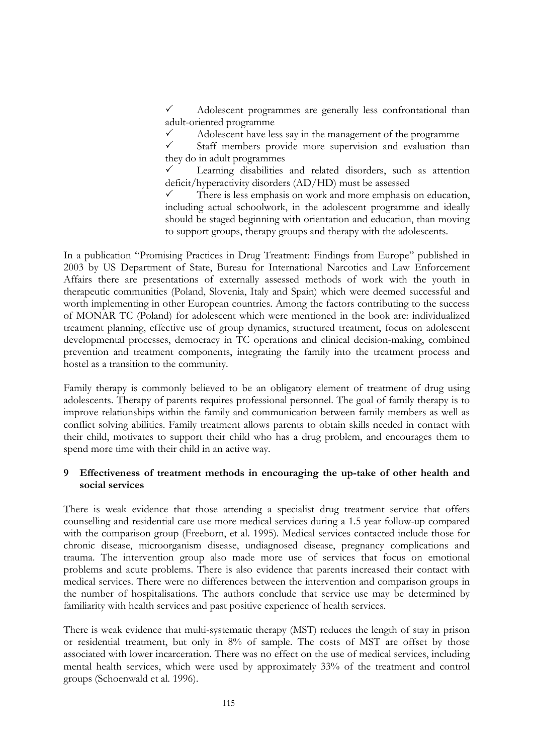- ✓ Adolescent programmes are generally less confrontational than adult-oriented programme
- ✓ Adolescent have less say in the management of the programme
- ✓ Staff members provide more supervision and evaluation than they do in adult programmes
- ✓ Learning disabilities and related disorders, such as attention deficit/hyperactivity disorders (AD/HD) must be assessed
- ✓ There is less emphasis on work and more emphasis on education, including actual schoolwork, in the adolescent programme and ideally should be staged beginning with orientation and education, than moving to support groups, therapy groups and therapy with the adolescents.

In a publication "Promising Practices in Drug Treatment: Findings from Europe" published in 2003 by US Department of State, Bureau for International Narcotics and Law Enforcement Affairs there are presentations of externally assessed methods of work with the youth in therapeutic communities (Poland, Slovenia, Italy and Spain) which were deemed successful and worth implementing in other European countries. Among the factors contributing to the success of MONAR TC (Poland) for adolescent which were mentioned in the book are: individualized treatment planning, effective use of group dynamics, structured treatment, focus on adolescent developmental processes, democracy in TC operations and clinical decision-making, combined prevention and treatment components, integrating the family into the treatment process and hostel as a transition to the community.

Family therapy is commonly believed to be an obligatory element of treatment of drug using adolescents. Therapy of parents requires professional personnel. The goal of family therapy is to improve relationships within the family and communication between family members as well as conflict solving abilities. Family treatment allows parents to obtain skills needed in contact with their child, motivates to support their child who has a drug problem, and encourages them to spend more time with their child in an active way.

## 9 Effectiveness of treatment methods in encouraging the up-take of other health and social services

There is weak evidence that those attending a specialist drug treatment service that offers counselling and residential care use more medical services during a 1.5 year follow-up compared with the comparison group (Freeborn, et al. 1995). Medical services contacted include those for chronic disease, microorganism disease, undiagnosed disease, pregnancy complications and trauma. The intervention group also made more use of services that focus on emotional problems and acute problems. There is also evidence that parents increased their contact with medical services. There were no differences between the intervention and comparison groups in the number of hospitalisations. The authors conclude that service use may be determined by familiarity with health services and past positive experience of health services.

There is weak evidence that multi-systematic therapy (MST) reduces the length of stay in prison or residential treatment, but only in 8% of sample. The costs of MST are offset by those associated with lower incarceration. There was no effect on the use of medical services, including mental health services, which were used by approximately 33% of the treatment and control groups (Schoenwald et al. 1996).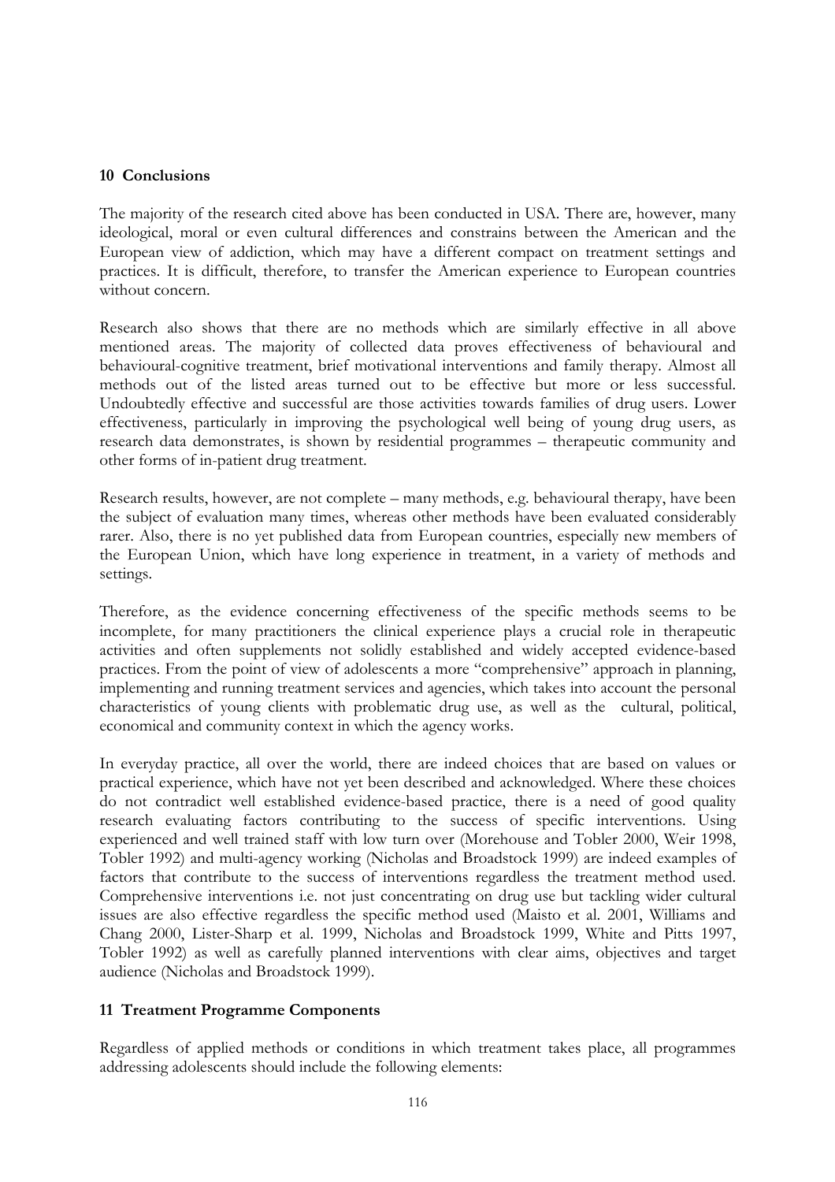## 10 Conclusions

The majority of the research cited above has been conducted in USA. There are, however, many ideological, moral or even cultural differences and constrains between the American and the European view of addiction, which may have a different compact on treatment settings and practices. It is difficult, therefore, to transfer the American experience to European countries without concern.

Research also shows that there are no methods which are similarly effective in all above mentioned areas. The majority of collected data proves effectiveness of behavioural and behavioural-cognitive treatment, brief motivational interventions and family therapy. Almost all methods out of the listed areas turned out to be effective but more or less successful. Undoubtedly effective and successful are those activities towards families of drug users. Lower effectiveness, particularly in improving the psychological well being of young drug users, as research data demonstrates, is shown by residential programmes – therapeutic community and other forms of in-patient drug treatment.

Research results, however, are not complete – many methods, e.g. behavioural therapy, have been the subject of evaluation many times, whereas other methods have been evaluated considerably rarer. Also, there is no yet published data from European countries, especially new members of the European Union, which have long experience in treatment, in a variety of methods and settings.

Therefore, as the evidence concerning effectiveness of the specific methods seems to be incomplete, for many practitioners the clinical experience plays a crucial role in therapeutic activities and often supplements not solidly established and widely accepted evidence-based practices. From the point of view of adolescents a more "comprehensive" approach in planning, implementing and running treatment services and agencies, which takes into account the personal characteristics of young clients with problematic drug use, as well as the cultural, political, economical and community context in which the agency works.

In everyday practice, all over the world, there are indeed choices that are based on values or practical experience, which have not yet been described and acknowledged. Where these choices do not contradict well established evidence-based practice, there is a need of good quality research evaluating factors contributing to the success of specific interventions. Using experienced and well trained staff with low turn over (Morehouse and Tobler 2000, Weir 1998, Tobler 1992) and multi-agency working (Nicholas and Broadstock 1999) are indeed examples of factors that contribute to the success of interventions regardless the treatment method used. Comprehensive interventions i.e. not just concentrating on drug use but tackling wider cultural issues are also effective regardless the specific method used (Maisto et al. 2001, Williams and Chang 2000, Lister-Sharp et al. 1999, Nicholas and Broadstock 1999, White and Pitts 1997, Tobler 1992) as well as carefully planned interventions with clear aims, objectives and target audience (Nicholas and Broadstock 1999).

## 11 Treatment Programme Components

Regardless of applied methods or conditions in which treatment takes place, all programmes addressing adolescents should include the following elements: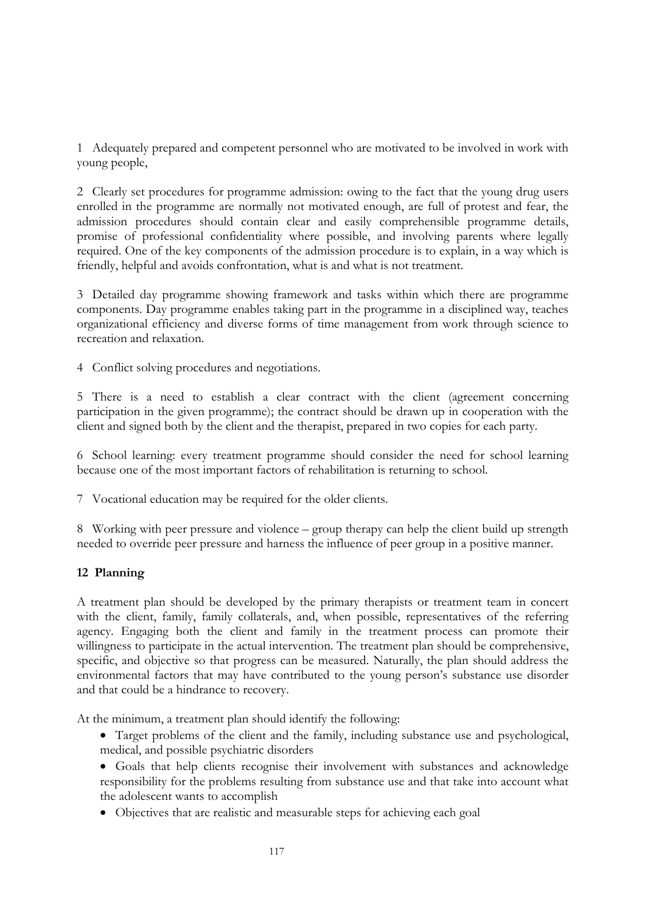1 Adequately prepared and competent personnel who are motivated to be involved in work with young people,

2 Clearly set procedures for programme admission: owing to the fact that the young drug users enrolled in the programme are normally not motivated enough, are full of protest and fear, the admission procedures should contain clear and easily comprehensible programme details, promise of professional confidentiality where possible, and involving parents where legally required. One of the key components of the admission procedure is to explain, in a way which is friendly, helpful and avoids confrontation, what is and what is not treatment.

3 Detailed day programme showing framework and tasks within which there are programme components. Day programme enables taking part in the programme in a disciplined way, teaches organizational efficiency and diverse forms of time management from work through science to recreation and relaxation.

4 Conflict solving procedures and negotiations.

5 There is a need to establish a clear contract with the client (agreement concerning participation in the given programme); the contract should be drawn up in cooperation with the client and signed both by the client and the therapist, prepared in two copies for each party.

6 School learning: every treatment programme should consider the need for school learning because one of the most important factors of rehabilitation is returning to school.

7 Vocational education may be required for the older clients.

8 Working with peer pressure and violence – group therapy can help the client build up strength needed to override peer pressure and harness the influence of peer group in a positive manner.

## 12 Planning

A treatment plan should be developed by the primary therapists or treatment team in concert with the client, family, family collaterals, and, when possible, representatives of the referring agency. Engaging both the client and family in the treatment process can promote their willingness to participate in the actual intervention. The treatment plan should be comprehensive, specific, and objective so that progress can be measured. Naturally, the plan should address the environmental factors that may have contributed to the young person's substance use disorder and that could be a hindrance to recovery.

At the minimum, a treatment plan should identify the following:

- Target problems of the client and the family, including substance use and psychological, medical, and possible psychiatric disorders
- Goals that help clients recognise their involvement with substances and acknowledge responsibility for the problems resulting from substance use and that take into account what the adolescent wants to accomplish
- Objectives that are realistic and measurable steps for achieving each goal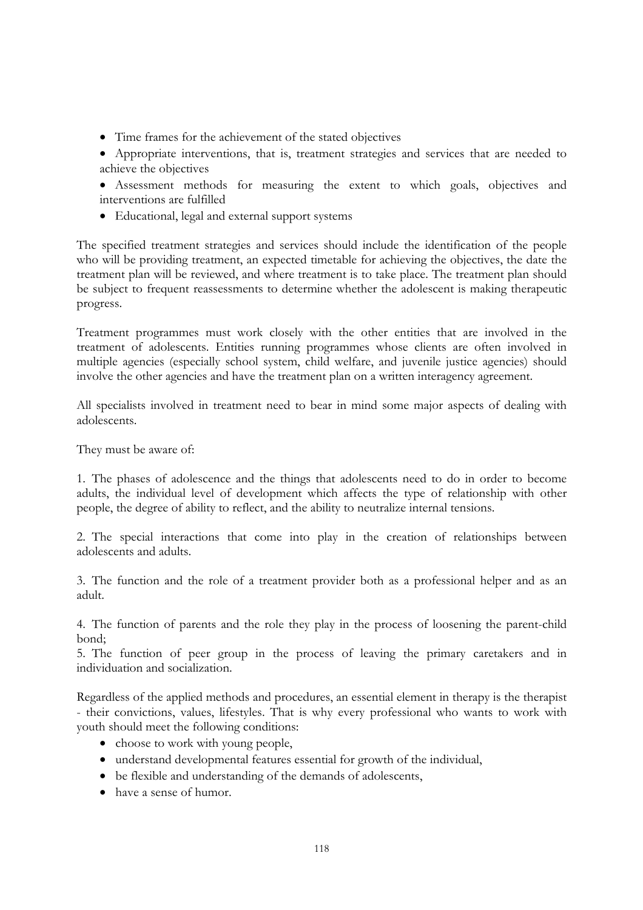- Time frames for the achievement of the stated objectives
- Appropriate interventions, that is, treatment strategies and services that are needed to achieve the objectives
- Assessment methods for measuring the extent to which goals, objectives and interventions are fulfilled
- Educational, legal and external support systems

The specified treatment strategies and services should include the identification of the people who will be providing treatment, an expected timetable for achieving the objectives, the date the treatment plan will be reviewed, and where treatment is to take place. The treatment plan should be subject to frequent reassessments to determine whether the adolescent is making therapeutic progress.

Treatment programmes must work closely with the other entities that are involved in the treatment of adolescents. Entities running programmes whose clients are often involved in multiple agencies (especially school system, child welfare, and juvenile justice agencies) should involve the other agencies and have the treatment plan on a written interagency agreement.

All specialists involved in treatment need to bear in mind some major aspects of dealing with adolescents.

They must be aware of:

1. The phases of adolescence and the things that adolescents need to do in order to become adults, the individual level of development which affects the type of relationship with other people, the degree of ability to reflect, and the ability to neutralize internal tensions.

2. The special interactions that come into play in the creation of relationships between adolescents and adults.

3. The function and the role of a treatment provider both as a professional helper and as an adult.

4. The function of parents and the role they play in the process of loosening the parent-child bond;

5. The function of peer group in the process of leaving the primary caretakers and in individuation and socialization.

Regardless of the applied methods and procedures, an essential element in therapy is the therapist - their convictions, values, lifestyles. That is why every professional who wants to work with youth should meet the following conditions:

- choose to work with young people,
- understand developmental features essential for growth of the individual,
- be flexible and understanding of the demands of adolescents,
- have a sense of humor.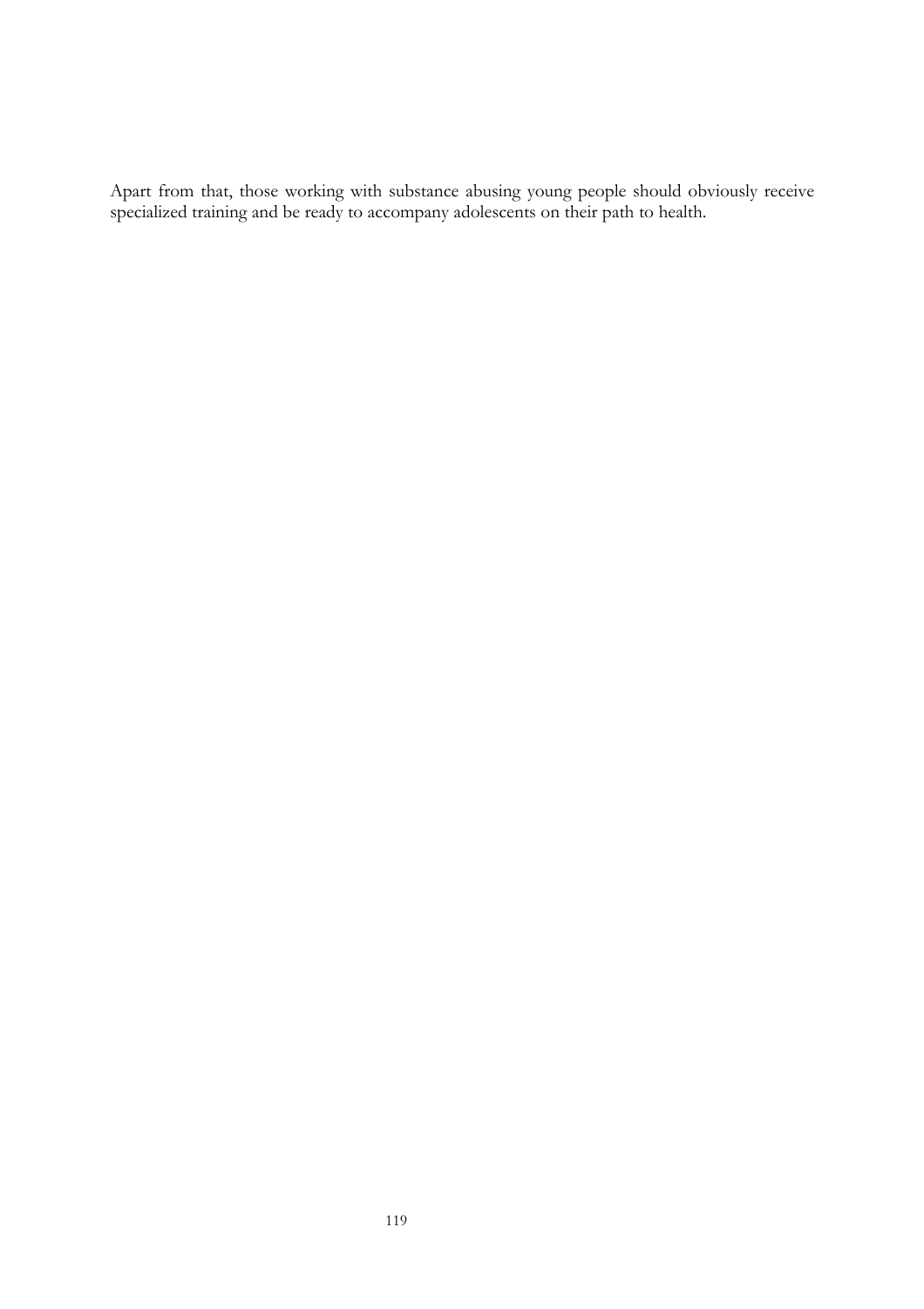Apart from that, those working with substance abusing young people should obviously receive specialized training and be ready to accompany adolescents on their path to health.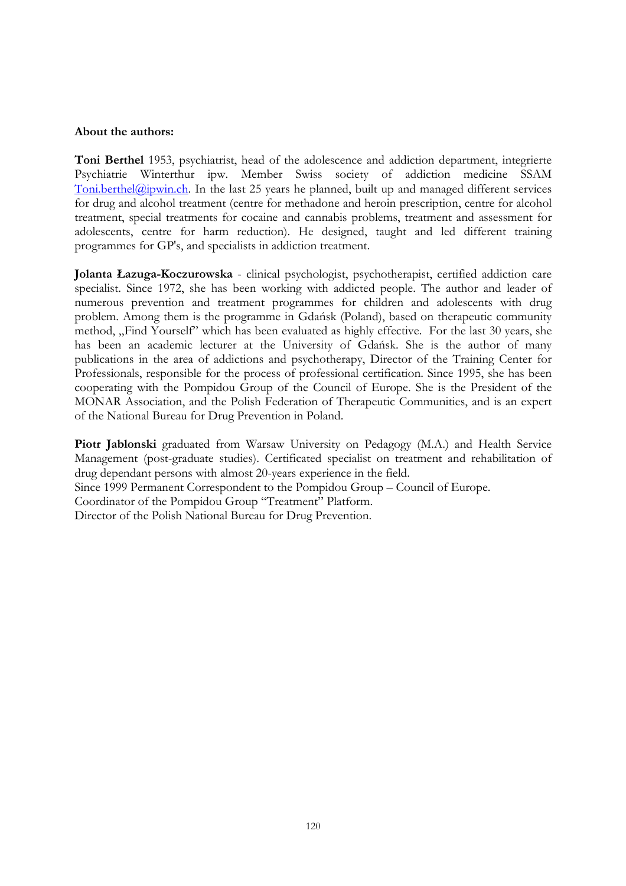**About the authors:**

**Toni Berthel** 1953, psychiatrist, head of the adolescence and addiction department, integrierte Psychiatrie Winterthur ipw. Member Swiss society of addiction medicine SSAM Toni.berthel@ipwin.ch. In the last 25 years he planned, built up and managed different services for drug and alcohol treatment (centre for methadone and heroin prescription, centre for alcohol treatment, special treatments for cocaine and cannabis problems, treatment and assessment for adolescents, centre for harm reduction). He designed, taught and led different training programmes for GP's, and specialists in addiction treatment.

**Jolanta Łazuga-Koczurowska** - clinical psychologist, psychotherapist, certified addiction care specialist. Since 1972, she has been working with addicted people. The author and leader of numerous prevention and treatment programmes for children and adolescents with drug problem. Among them is the programme in Gdańsk (Poland), based on therapeutic community method, „Find Yourself" which has been evaluated as highly effective. For the last 30 years, she has been an academic lecturer at the University of Gdańsk. She is the author of many publications in the area of addictions and psychotherapy, Director of the Training Center for Professionals, responsible for the process of professional certification. Since 1995, she has been cooperating with the Pompidou Group of the Council of Europe. She is the President of the MONAR Association, and the Polish Federation of Therapeutic Communities, and is an expert of the National Bureau for Drug Prevention in Poland.

**Piotr Jablonski** graduated from Warsaw University on Pedagogy (M.A.) and Health Service Management (post-graduate studies). Certificated specialist on treatment and rehabilitation of drug dependant persons with almost 20-years experience in the field.
Since 1999 Permanent Correspondent to the Pompidou Group – Council of Europe.
Coordinator of the Pompidou Group "Treatment" Platform.
Director of the Polish National Bureau for Drug Prevention.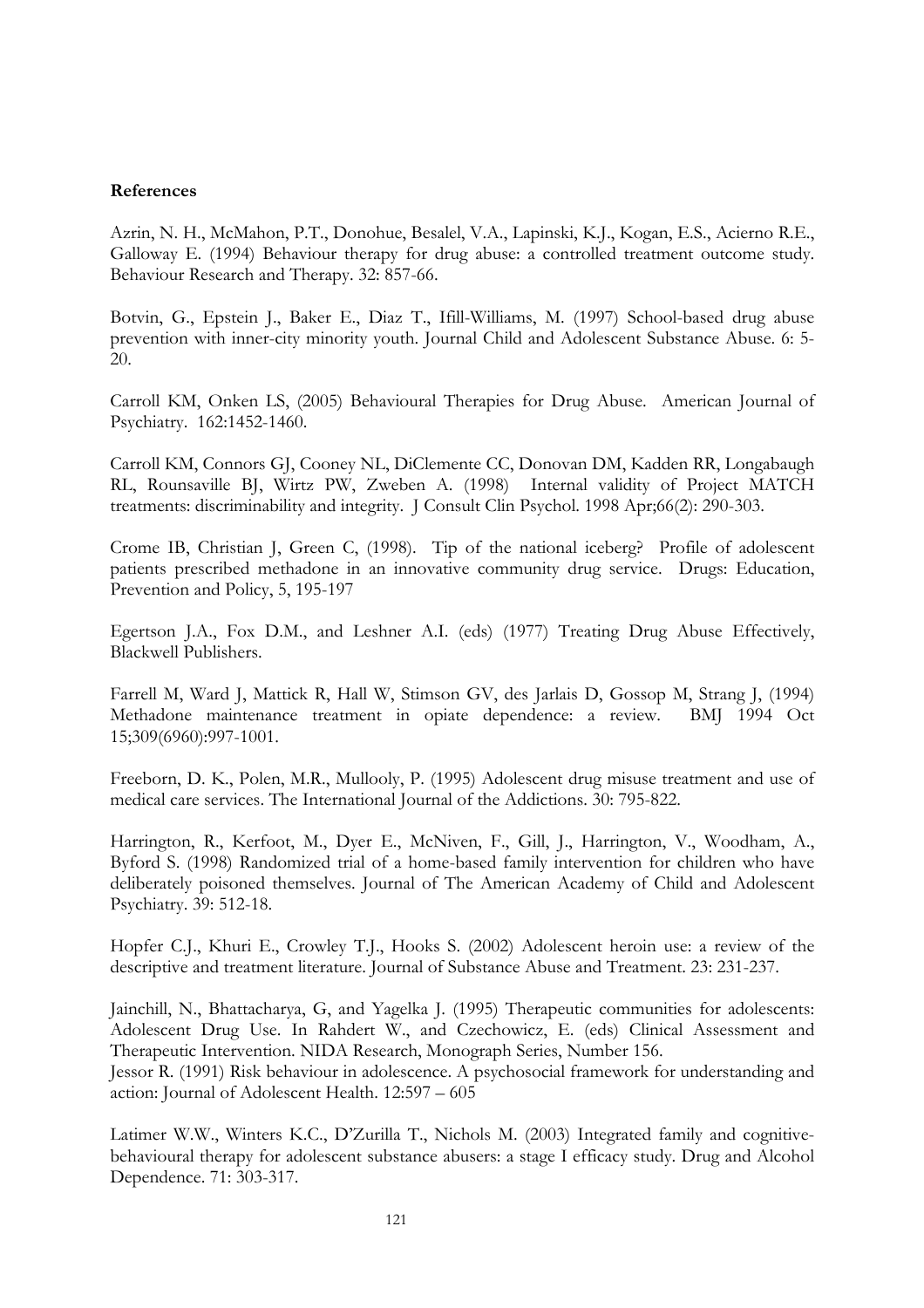**References**

Azrin, N. H., McMahon, P.T., Donohue, Besalel, V.A., Lapinski, K.J., Kogan, E.S., Acierno R.E., Galloway E. (1994) Behaviour therapy for drug abuse: a controlled treatment outcome study. Behaviour Research and Therapy. 32: 857-66.

Botvin, G., Epstein J., Baker E., Diaz T., Ifill-Williams, M. (1997) School-based drug abuse prevention with inner-city minority youth. Journal Child and Adolescent Substance Abuse. 6: 5-20.

Carroll KM, Onken LS, (2005) Behavioural Therapies for Drug Abuse. American Journal of Psychiatry. 162:1452-1460.

Carroll KM, Connors GJ, Cooney NL, DiClemente CC, Donovan DM, Kadden RR, Longabaugh RL, Rounsaville BJ, Wirtz PW, Zweben A. (1998) Internal validity of Project MATCH treatments: discriminability and integrity. J Consult Clin Psychol. 1998 Apr;66(2): 290-303.

Crome IB, Christian J, Green C, (1998). Tip of the national iceberg? Profile of adolescent patients prescribed methadone in an innovative community drug service. Drugs: Education, Prevention and Policy, 5, 195-197

Egertson J.A., Fox D.M., and Leshner A.I. (eds) (1977) Treating Drug Abuse Effectively, Blackwell Publishers.

Farrell M, Ward J, Mattick R, Hall W, Stimson GV, des Jarlais D, Gossop M, Strang J, (1994) Methadone maintenance treatment in opiate dependence: a review. BMJ 1994 Oct 15;309(6960):997-1001.

Freeborn, D. K., Polen, M.R., Mullooly, P. (1995) Adolescent drug misuse treatment and use of medical care services. The International Journal of the Addictions. 30: 795-822.

Harrington, R., Kerfoot, M., Dyer E., McNiven, F., Gill, J., Harrington, V., Woodham, A., Byford S. (1998) Randomized trial of a home-based family intervention for children who have deliberately poisoned themselves. Journal of The American Academy of Child and Adolescent Psychiatry. 39: 512-18.

Hopfer C.J., Khuri E., Crowley T.J., Hooks S. (2002) Adolescent heroin use: a review of the descriptive and treatment literature. Journal of Substance Abuse and Treatment. 23: 231-237.

Jainchill, N., Bhattacharya, G, and Yagelka J. (1995) Therapeutic communities for adolescents: Adolescent Drug Use. In Rahdert W., and Czechowicz, E. (eds) Clinical Assessment and Therapeutic Intervention. NIDA Research, Monograph Series, Number 156.

Jessor R. (1991) Risk behaviour in adolescence. A psychosocial framework for understanding and action: Journal of Adolescent Health. 12:597 – 605

Latimer W.W., Winters K.C., D'Zurilla T., Nichols M. (2003) Integrated family and cognitive-behavioural therapy for adolescent substance abusers: a stage I efficacy study. Drug and Alcohol Dependence. 71: 303-317.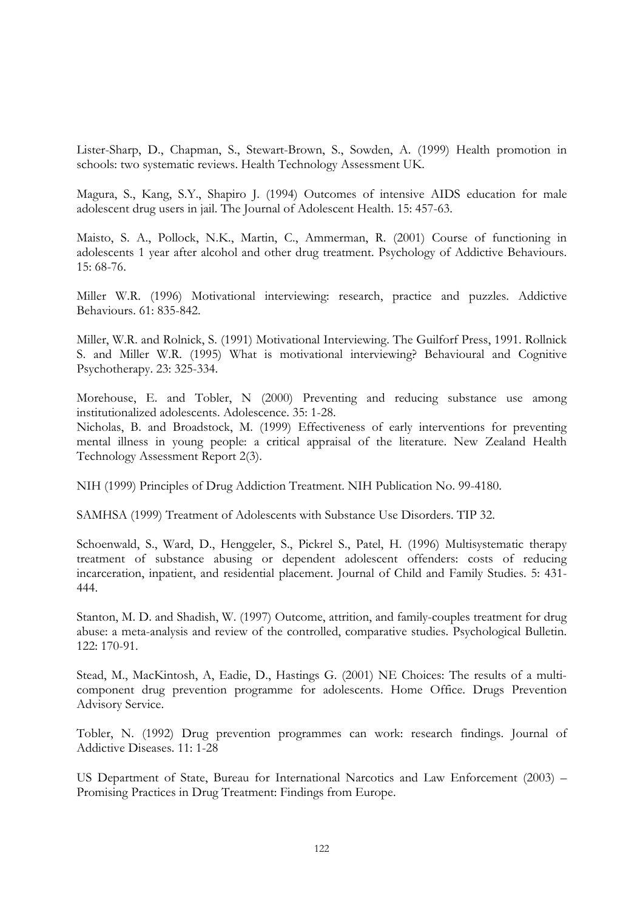Lister-Sharp, D., Chapman, S., Stewart-Brown, S., Sowden, A. (1999) Health promotion in schools: two systematic reviews. Health Technology Assessment UK.

Magura, S., Kang, S.Y., Shapiro J. (1994) Outcomes of intensive AIDS education for male adolescent drug users in jail. The Journal of Adolescent Health. 15: 457-63.

Maisto, S. A., Pollock, N.K., Martin, C., Ammerman, R. (2001) Course of functioning in adolescents 1 year after alcohol and other drug treatment. Psychology of Addictive Behaviours. 15: 68-76.

Miller W.R. (1996) Motivational interviewing: research, practice and puzzles. Addictive Behaviours. 61: 835-842.

Miller, W.R. and Rolnick, S. (1991) Motivational Interviewing. The Guilforf Press, 1991. Rollnick S. and Miller W.R. (1995) What is motivational interviewing? Behavioural and Cognitive Psychotherapy. 23: 325-334.

Morehouse, E. and Tobler, N (2000) Preventing and reducing substance use among institutionalized adolescents. Adolescence. 35: 1-28.

Nicholas, B. and Broadstock, M. (1999) Effectiveness of early interventions for preventing mental illness in young people: a critical appraisal of the literature. New Zealand Health Technology Assessment Report 2(3).

NIH (1999) Principles of Drug Addiction Treatment. NIH Publication No. 99-4180.

SAMHSA (1999) Treatment of Adolescents with Substance Use Disorders. TIP 32.

Schoenwald, S., Ward, D., Henggeler, S., Pickrel S., Patel, H. (1996) Multisystematic therapy treatment of substance abusing or dependent adolescent offenders: costs of reducing incarceration, inpatient, and residential placement. Journal of Child and Family Studies. 5: 431-444.

Stanton, M. D. and Shadish, W. (1997) Outcome, attrition, and family-couples treatment for drug abuse: a meta-analysis and review of the controlled, comparative studies. Psychological Bulletin. 122: 170-91.

Stead, M., MacKintosh, A, Eadie, D., Hastings G. (2001) NE Choices: The results of a multi-component drug prevention programme for adolescents. Home Office. Drugs Prevention Advisory Service.

Tobler, N. (1992) Drug prevention programmes can work: research findings. Journal of Addictive Diseases. 11: 1-28

US Department of State, Bureau for International Narcotics and Law Enforcement (2003) – Promising Practices in Drug Treatment: Findings from Europe.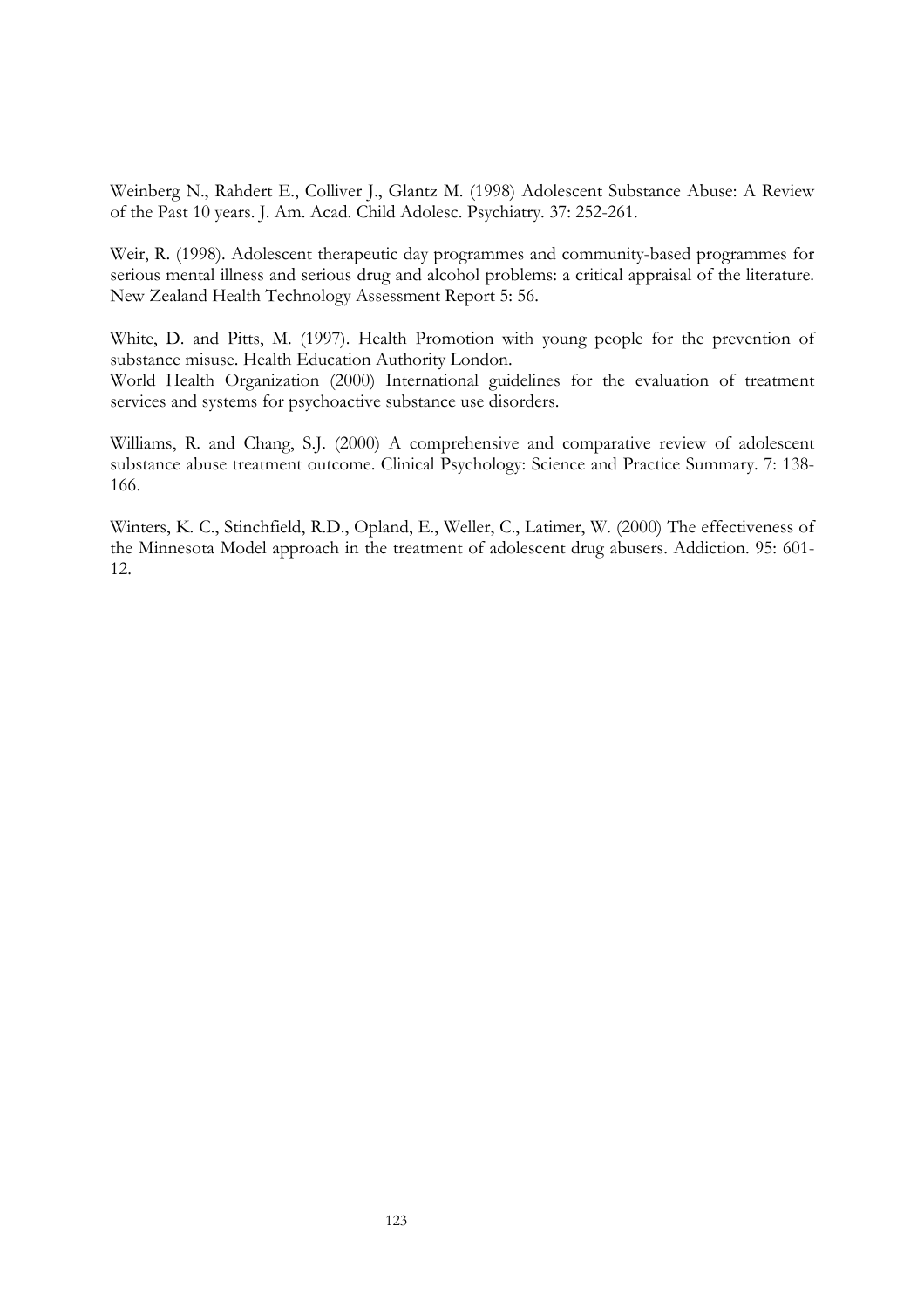Weinberg N., Rahdert E., Colliver J., Glantz M. (1998) Adolescent Substance Abuse: A Review of the Past 10 years. J. Am. Acad. Child Adolesc. Psychiatry. 37: 252-261.

Weir, R. (1998). Adolescent therapeutic day programmes and community-based programmes for serious mental illness and serious drug and alcohol problems: a critical appraisal of the literature. New Zealand Health Technology Assessment Report 5: 56.

White, D. and Pitts, M. (1997). Health Promotion with young people for the prevention of substance misuse. Health Education Authority London.

World Health Organization (2000) International guidelines for the evaluation of treatment services and systems for psychoactive substance use disorders.

Williams, R. and Chang, S.J. (2000) A comprehensive and comparative review of adolescent substance abuse treatment outcome. Clinical Psychology: Science and Practice Summary. 7: 138-166.

Winters, K. C., Stinchfield, R.D., Opland, E., Weller, C., Latimer, W. (2000) The effectiveness of the Minnesota Model approach in the treatment of adolescent drug abusers. Addiction. 95: 601-12.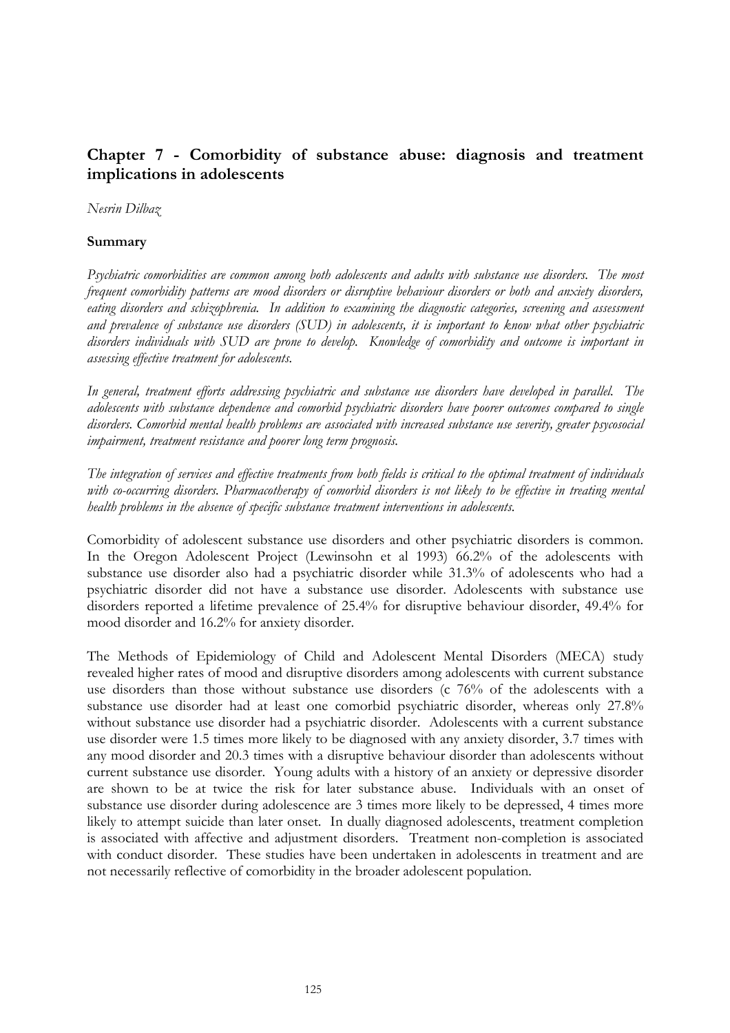## Chapter 7 - Comorbidity of substance abuse: diagnosis and treatment implications in adolescents

*Nesrin Dilbaz*

**Summary**

*Psychiatric comorbidities are common among both adolescents and adults with substance use disorders. The most frequent comorbidity patterns are mood disorders or disruptive behaviour disorders or both and anxiety disorders, eating disorders and schizophrenia. In addition to examining the diagnostic categories, screening and assessment and prevalence of substance use disorders (SUD) in adolescents, it is important to know what other psychiatric disorders individuals with SUD are prone to develop. Knowledge of comorbidity and outcome is important in assessing effective treatment for adolescents.*

*In general, treatment efforts addressing psychiatric and substance use disorders have developed in parallel. The adolescents with substance dependence and comorbid psychiatric disorders have poorer outcomes compared to single disorders. Comorbid mental health problems are associated with increased substance use severity, greater psycosocial impairment, treatment resistance and poorer long term prognosis.*

*The integration of services and effective treatments from both fields is critical to the optimal treatment of individuals with co-occurring disorders. Pharmacotherapy of comorbid disorders is not likely to be effective in treating mental health problems in the absence of specific substance treatment interventions in adolescents.*

Comorbidity of adolescent substance use disorders and other psychiatric disorders is common. In the Oregon Adolescent Project (Lewinsohn et al 1993) 66.2% of the adolescents with substance use disorder also had a psychiatric disorder while 31.3% of adolescents who had a psychiatric disorder did not have a substance use disorder. Adolescents with substance use disorders reported a lifetime prevalence of 25.4% for disruptive behaviour disorder, 49.4% for mood disorder and 16.2% for anxiety disorder.

The Methods of Epidemiology of Child and Adolescent Mental Disorders (MECA) study revealed higher rates of mood and disruptive disorders among adolescents with current substance use disorders than those without substance use disorders (c 76% of the adolescents with a substance use disorder had at least one comorbid psychiatric disorder, whereas only 27.8% without substance use disorder had a psychiatric disorder. Adolescents with a current substance use disorder were 1.5 times more likely to be diagnosed with any anxiety disorder, 3.7 times with any mood disorder and 20.3 times with a disruptive behaviour disorder than adolescents without current substance use disorder. Young adults with a history of an anxiety or depressive disorder are shown to be at twice the risk for later substance abuse. Individuals with an onset of substance use disorder during adolescence are 3 times more likely to be depressed, 4 times more likely to attempt suicide than later onset. In dually diagnosed adolescents, treatment completion is associated with affective and adjustment disorders. Treatment non-completion is associated with conduct disorder. These studies have been undertaken in adolescents in treatment and are not necessarily reflective of comorbidity in the broader adolescent population.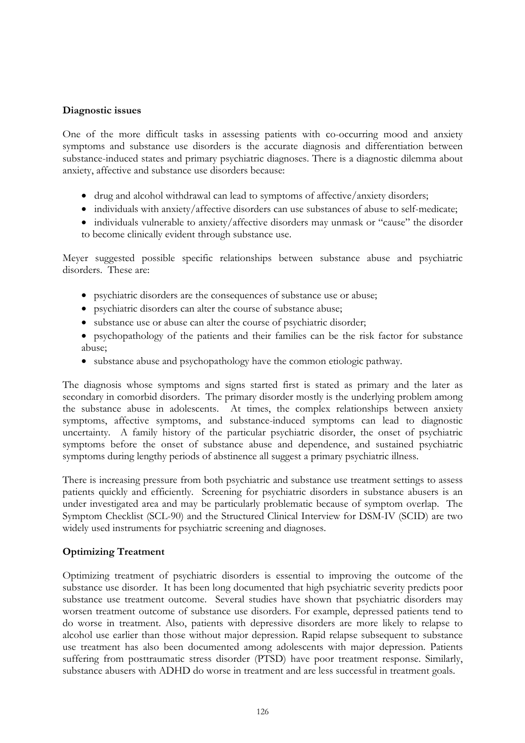**Diagnostic issues**

One of the more difficult tasks in assessing patients with co-occurring mood and anxiety symptoms and substance use disorders is the accurate diagnosis and differentiation between substance-induced states and primary psychiatric diagnoses. There is a diagnostic dilemma about anxiety, affective and substance use disorders because:

- drug and alcohol withdrawal can lead to symptoms of affective/anxiety disorders;
- individuals with anxiety/affective disorders can use substances of abuse to self-medicate;
- individuals vulnerable to anxiety/affective disorders may unmask or "cause" the disorder to become clinically evident through substance use.

Meyer suggested possible specific relationships between substance abuse and psychiatric disorders. These are:

- psychiatric disorders are the consequences of substance use or abuse;
- psychiatric disorders can alter the course of substance abuse;
- substance use or abuse can alter the course of psychiatric disorder;
- psychopathology of the patients and their families can be the risk factor for substance abuse;
- substance abuse and psychopathology have the common etiologic pathway.

The diagnosis whose symptoms and signs started first is stated as primary and the later as secondary in comorbid disorders. The primary disorder mostly is the underlying problem among the substance abuse in adolescents. At times, the complex relationships between anxiety symptoms, affective symptoms, and substance-induced symptoms can lead to diagnostic uncertainty. A family history of the particular psychiatric disorder, the onset of psychiatric symptoms before the onset of substance abuse and dependence, and sustained psychiatric symptoms during lengthy periods of abstinence all suggest a primary psychiatric illness.

There is increasing pressure from both psychiatric and substance use treatment settings to assess patients quickly and efficiently. Screening for psychiatric disorders in substance abusers is an under investigated area and may be particularly problematic because of symptom overlap. The Symptom Checklist (SCL-90) and the Structured Clinical Interview for DSM-IV (SCID) are two widely used instruments for psychiatric screening and diagnoses.

**Optimizing Treatment**

Optimizing treatment of psychiatric disorders is essential to improving the outcome of the substance use disorder. It has been long documented that high psychiatric severity predicts poor substance use treatment outcome. Several studies have shown that psychiatric disorders may worsen treatment outcome of substance use disorders. For example, depressed patients tend to do worse in treatment. Also, patients with depressive disorders are more likely to relapse to alcohol use earlier than those without major depression. Rapid relapse subsequent to substance use treatment has also been documented among adolescents with major depression. Patients suffering from posttraumatic stress disorder (PTSD) have poor treatment response. Similarly, substance abusers with ADHD do worse in treatment and are less successful in treatment goals.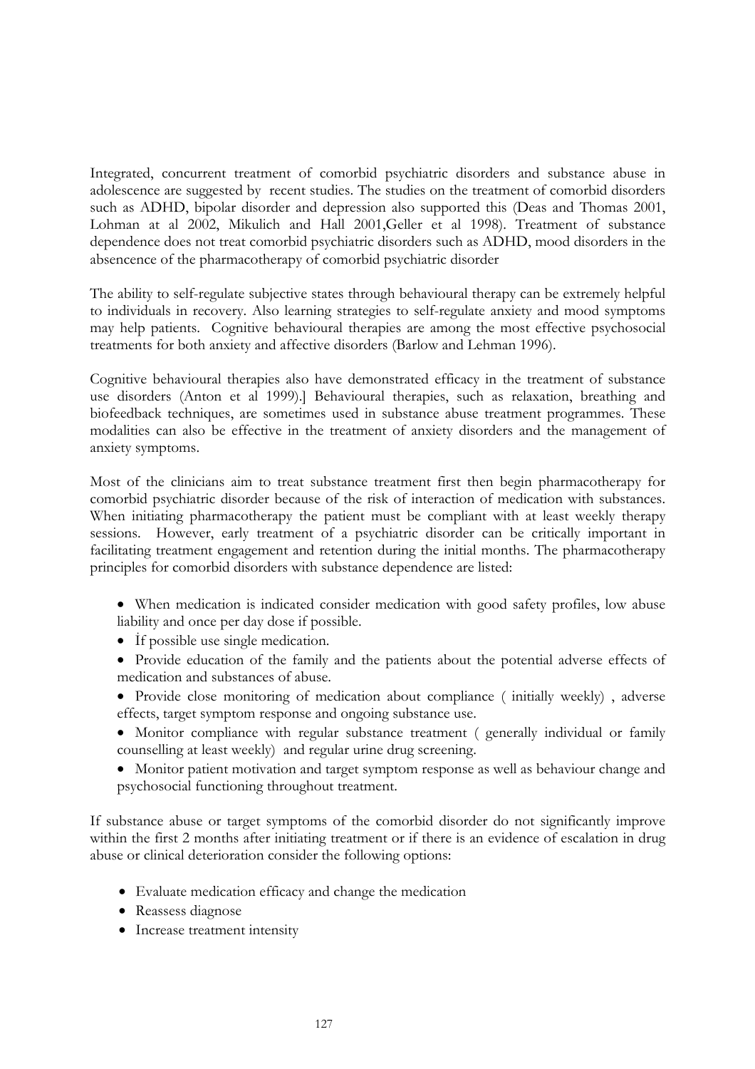Integrated, concurrent treatment of comorbid psychiatric disorders and substance abuse in adolescence are suggested by recent studies. The studies on the treatment of comorbid disorders such as ADHD, bipolar disorder and depression also supported this (Deas and Thomas 2001, Lohman at al 2002, Mikulich and Hall 2001,Geller et al 1998). Treatment of substance dependence does not treat comorbid psychiatric disorders such as ADHD, mood disorders in the absencence of the pharmacotherapy of comorbid psychiatric disorder

The ability to self-regulate subjective states through behavioural therapy can be extremely helpful to individuals in recovery. Also learning strategies to self-regulate anxiety and mood symptoms may help patients. Cognitive behavioural therapies are among the most effective psychosocial treatments for both anxiety and affective disorders (Barlow and Lehman 1996).

Cognitive behavioural therapies also have demonstrated efficacy in the treatment of substance use disorders (Anton et al 1999).] Behavioural therapies, such as relaxation, breathing and biofeedback techniques, are sometimes used in substance abuse treatment programmes. These modalities can also be effective in the treatment of anxiety disorders and the management of anxiety symptoms.

Most of the clinicians aim to treat substance treatment first then begin pharmacotherapy for comorbid psychiatric disorder because of the risk of interaction of medication with substances. When initiating pharmacotherapy the patient must be compliant with at least weekly therapy sessions. However, early treatment of a psychiatric disorder can be critically important in facilitating treatment engagement and retention during the initial months. The pharmacotherapy principles for comorbid disorders with substance dependence are listed:

- When medication is indicated consider medication with good safety profiles, low abuse liability and once per day dose if possible.
- İf possible use single medication.
- Provide education of the family and the patients about the potential adverse effects of medication and substances of abuse.
- Provide close monitoring of medication about compliance ( initially weekly) , adverse effects, target symptom response and ongoing substance use.
- Monitor compliance with regular substance treatment ( generally individual or family counselling at least weekly) and regular urine drug screening.
- Monitor patient motivation and target symptom response as well as behaviour change and psychosocial functioning throughout treatment.

If substance abuse or target symptoms of the comorbid disorder do not significantly improve within the first 2 months after initiating treatment or if there is an evidence of escalation in drug abuse or clinical deterioration consider the following options:

- Evaluate medication efficacy and change the medication
- Reassess diagnose
- Increase treatment intensity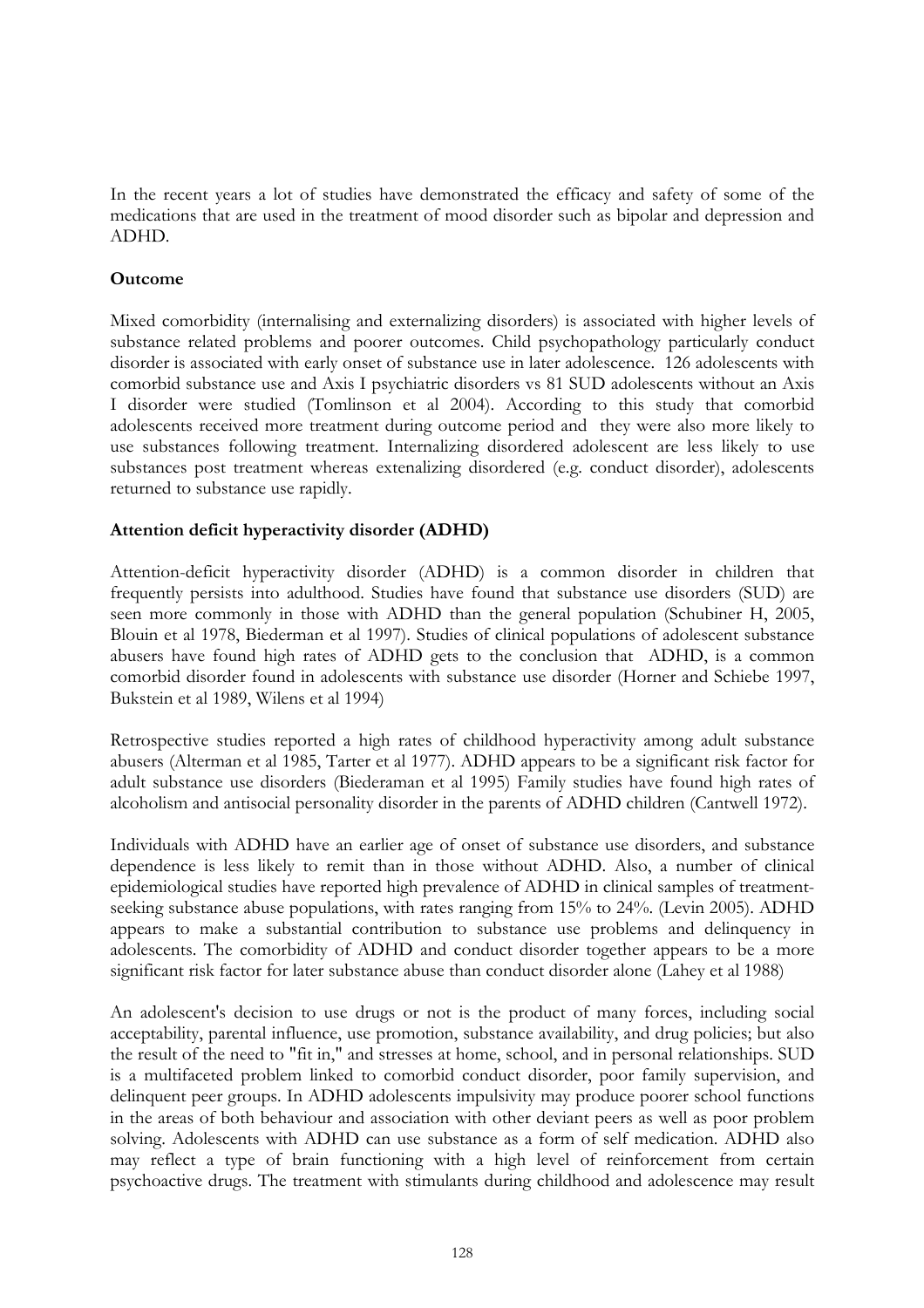In the recent years a lot of studies have demonstrated the efficacy and safety of some of the medications that are used in the treatment of mood disorder such as bipolar and depression and ADHD.

**Outcome**

Mixed comorbidity (internalising and externalizing disorders) is associated with higher levels of substance related problems and poorer outcomes. Child psychopathology particularly conduct disorder is associated with early onset of substance use in later adolescence. 126 adolescents with comorbid substance use and Axis I psychiatric disorders vs 81 SUD adolescents without an Axis I disorder were studied (Tomlinson et al 2004). According to this study that comorbid adolescents received more treatment during outcome period and they were also more likely to use substances following treatment. Internalizing disordered adolescent are less likely to use substances post treatment whereas extenalizing disordered (e.g. conduct disorder), adolescents returned to substance use rapidly.

**Attention deficit hyperactivity disorder (ADHD)**

Attention-deficit hyperactivity disorder (ADHD) is a common disorder in children that frequently persists into adulthood. Studies have found that substance use disorders (SUD) are seen more commonly in those with ADHD than the general population (Schubiner H, 2005, Blouin et al 1978, Biederman et al 1997). Studies of clinical populations of adolescent substance abusers have found high rates of ADHD gets to the conclusion that ADHD, is a common comorbid disorder found in adolescents with substance use disorder (Horner and Schiebe 1997, Bukstein et al 1989, Wilens et al 1994)

Retrospective studies reported a high rates of childhood hyperactivity among adult substance abusers (Alterman et al 1985, Tarter et al 1977). ADHD appears to be a significant risk factor for adult substance use disorders (Biederaman et al 1995) Family studies have found high rates of alcoholism and antisocial personality disorder in the parents of ADHD children (Cantwell 1972).

Individuals with ADHD have an earlier age of onset of substance use disorders, and substance dependence is less likely to remit than in those without ADHD. Also, a number of clinical epidemiological studies have reported high prevalence of ADHD in clinical samples of treatment-seeking substance abuse populations, with rates ranging from 15% to 24%. (Levin 2005). ADHD appears to make a substantial contribution to substance use problems and delinquency in adolescents. The comorbidity of ADHD and conduct disorder together appears to be a more significant risk factor for later substance abuse than conduct disorder alone (Lahey et al 1988)

An adolescent's decision to use drugs or not is the product of many forces, including social acceptability, parental influence, use promotion, substance availability, and drug policies; but also the result of the need to "fit in," and stresses at home, school, and in personal relationships. SUD is a multifaceted problem linked to comorbid conduct disorder, poor family supervision, and delinquent peer groups. In ADHD adolescents impulsivity may produce poorer school functions in the areas of both behaviour and association with other deviant peers as well as poor problem solving. Adolescents with ADHD can use substance as a form of self medication. ADHD also may reflect a type of brain functioning with a high level of reinforcement from certain psychoactive drugs. The treatment with stimulants during childhood and adolescence may result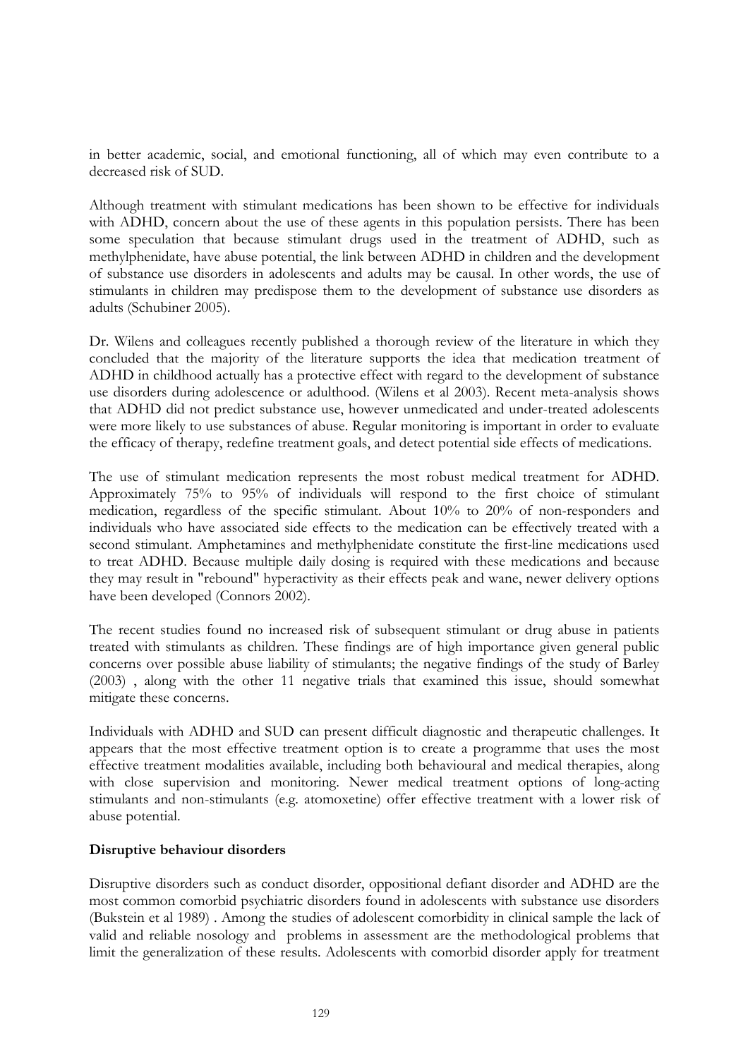in better academic, social, and emotional functioning, all of which may even contribute to a decreased risk of SUD.

Although treatment with stimulant medications has been shown to be effective for individuals with ADHD, concern about the use of these agents in this population persists. There has been some speculation that because stimulant drugs used in the treatment of ADHD, such as methylphenidate, have abuse potential, the link between ADHD in children and the development of substance use disorders in adolescents and adults may be causal. In other words, the use of stimulants in children may predispose them to the development of substance use disorders as adults (Schubiner 2005).

Dr. Wilens and colleagues recently published a thorough review of the literature in which they concluded that the majority of the literature supports the idea that medication treatment of ADHD in childhood actually has a protective effect with regard to the development of substance use disorders during adolescence or adulthood. (Wilens et al 2003). Recent meta-analysis shows that ADHD did not predict substance use, however unmedicated and under-treated adolescents were more likely to use substances of abuse. Regular monitoring is important in order to evaluate the efficacy of therapy, redefine treatment goals, and detect potential side effects of medications.

The use of stimulant medication represents the most robust medical treatment for ADHD. Approximately 75% to 95% of individuals will respond to the first choice of stimulant medication, regardless of the specific stimulant. About 10% to 20% of non-responders and individuals who have associated side effects to the medication can be effectively treated with a second stimulant. Amphetamines and methylphenidate constitute the first-line medications used to treat ADHD. Because multiple daily dosing is required with these medications and because they may result in "rebound" hyperactivity as their effects peak and wane, newer delivery options have been developed (Connors 2002).

The recent studies found no increased risk of subsequent stimulant or drug abuse in patients treated with stimulants as children. These findings are of high importance given general public concerns over possible abuse liability of stimulants; the negative findings of the study of Barley (2003) , along with the other 11 negative trials that examined this issue, should somewhat mitigate these concerns.

Individuals with ADHD and SUD can present difficult diagnostic and therapeutic challenges. It appears that the most effective treatment option is to create a programme that uses the most effective treatment modalities available, including both behavioural and medical therapies, along with close supervision and monitoring. Newer medical treatment options of long-acting stimulants and non-stimulants (e.g. atomoxetine) offer effective treatment with a lower risk of abuse potential.

**Disruptive behaviour disorders**

Disruptive disorders such as conduct disorder, oppositional defiant disorder and ADHD are the most common comorbid psychiatric disorders found in adolescents with substance use disorders (Bukstein et al 1989) . Among the studies of adolescent comorbidity in clinical sample the lack of valid and reliable nosology and problems in assessment are the methodological problems that limit the generalization of these results. Adolescents with comorbid disorder apply for treatment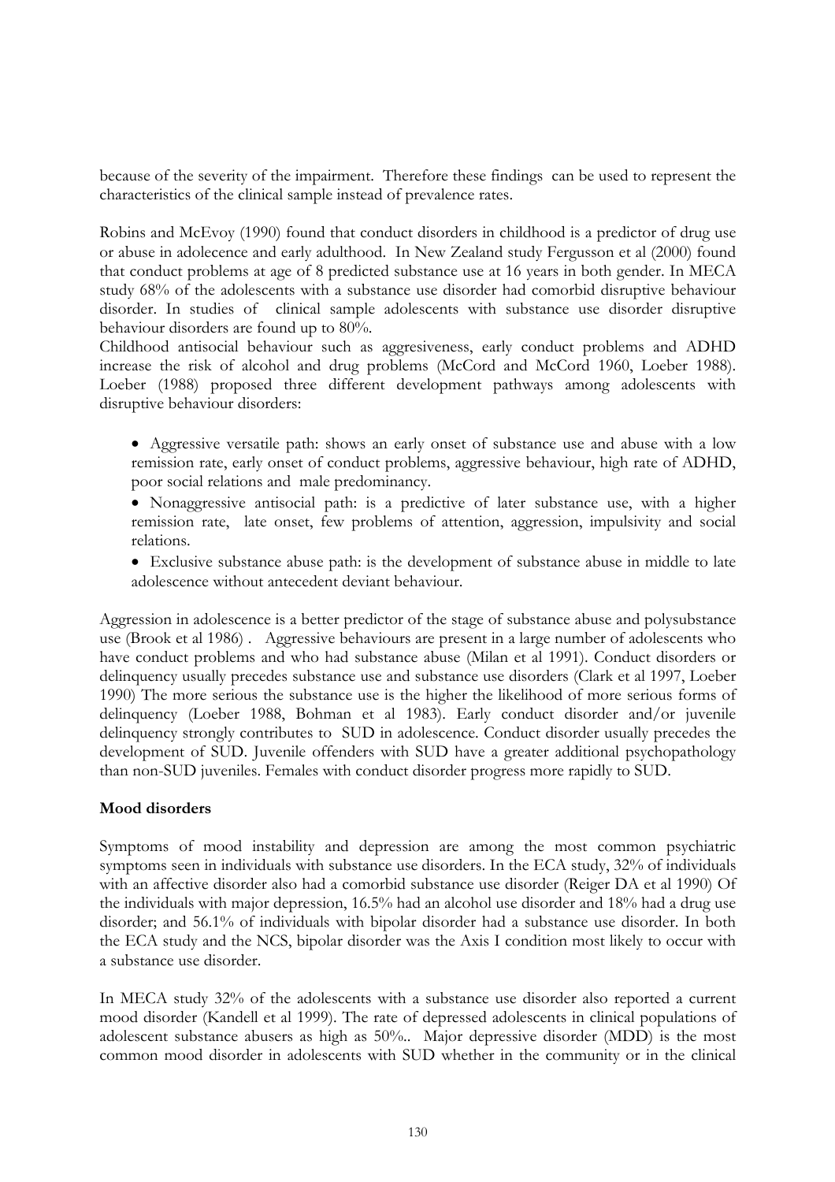because of the severity of the impairment. Therefore these findings can be used to represent the characteristics of the clinical sample instead of prevalence rates.

Robins and McEvoy (1990) found that conduct disorders in childhood is a predictor of drug use or abuse in adolecence and early adulthood. In New Zealand study Fergusson et al (2000) found that conduct problems at age of 8 predicted substance use at 16 years in both gender. In MECA study 68% of the adolescents with a substance use disorder had comorbid disruptive behaviour disorder. In studies of clinical sample adolescents with substance use disorder disruptive behaviour disorders are found up to 80%.

Childhood antisocial behaviour such as aggresiveness, early conduct problems and ADHD increase the risk of alcohol and drug problems (McCord and McCord 1960, Loeber 1988). Loeber (1988) proposed three different development pathways among adolescents with disruptive behaviour disorders:

- Aggressive versatile path: shows an early onset of substance use and abuse with a low remission rate, early onset of conduct problems, aggressive behaviour, high rate of ADHD, poor social relations and male predominancy.
- Nonaggressive antisocial path: is a predictive of later substance use, with a higher remission rate, late onset, few problems of attention, aggression, impulsivity and social relations.
- Exclusive substance abuse path: is the development of substance abuse in middle to late adolescence without antecedent deviant behaviour.

Aggression in adolescence is a better predictor of the stage of substance abuse and polysubstance use (Brook et al 1986) . Aggressive behaviours are present in a large number of adolescents who have conduct problems and who had substance abuse (Milan et al 1991). Conduct disorders or delinquency usually precedes substance use and substance use disorders (Clark et al 1997, Loeber 1990) The more serious the substance use is the higher the likelihood of more serious forms of delinquency (Loeber 1988, Bohman et al 1983). Early conduct disorder and/or juvenile delinquency strongly contributes to SUD in adolescence. Conduct disorder usually precedes the development of SUD. Juvenile offenders with SUD have a greater additional psychopathology than non-SUD juveniles. Females with conduct disorder progress more rapidly to SUD.

**Mood disorders**

Symptoms of mood instability and depression are among the most common psychiatric symptoms seen in individuals with substance use disorders. In the ECA study, 32% of individuals with an affective disorder also had a comorbid substance use disorder (Reiger DA et al 1990) Of the individuals with major depression, 16.5% had an alcohol use disorder and 18% had a drug use disorder; and 56.1% of individuals with bipolar disorder had a substance use disorder. In both the ECA study and the NCS, bipolar disorder was the Axis I condition most likely to occur with a substance use disorder.

In MECA study 32% of the adolescents with a substance use disorder also reported a current mood disorder (Kandell et al 1999). The rate of depressed adolescents in clinical populations of adolescent substance abusers as high as 50%.. Major depressive disorder (MDD) is the most common mood disorder in adolescents with SUD whether in the community or in the clinical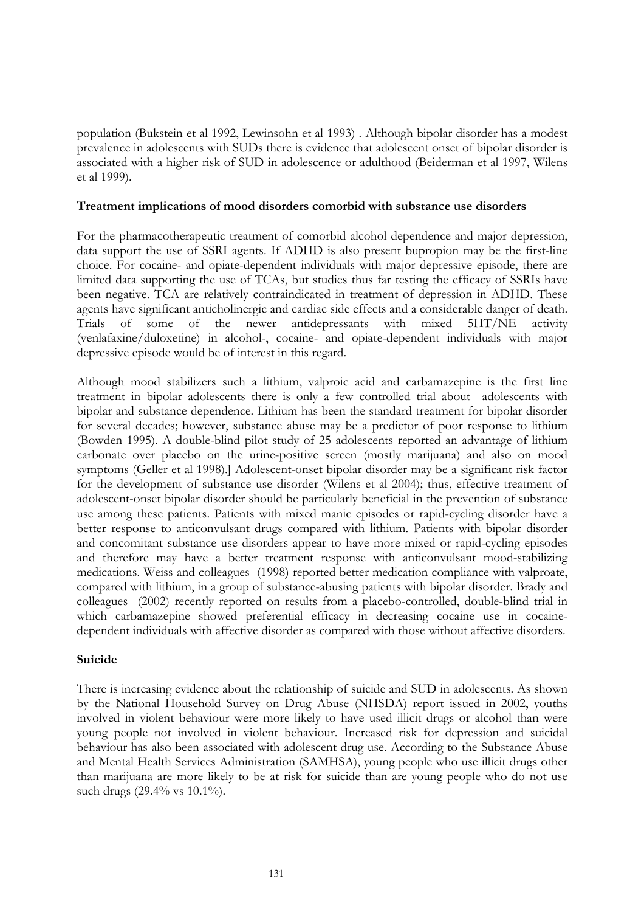population (Bukstein et al 1992, Lewinsohn et al 1993) . Although bipolar disorder has a modest prevalence in adolescents with SUDs there is evidence that adolescent onset of bipolar disorder is associated with a higher risk of SUD in adolescence or adulthood (Beiderman et al 1997, Wilens et al 1999).

**Treatment implications of mood disorders comorbid with substance use disorders**

For the pharmacotherapeutic treatment of comorbid alcohol dependence and major depression, data support the use of SSRI agents. If ADHD is also present bupropion may be the first-line choice. For cocaine- and opiate-dependent individuals with major depressive episode, there are limited data supporting the use of TCAs, but studies thus far testing the efficacy of SSRIs have been negative. TCA are relatively contraindicated in treatment of depression in ADHD. These agents have significant anticholinergic and cardiac side effects and a considerable danger of death. Trials of some of the newer antidepressants with mixed 5HT/NE activity (venlafaxine/duloxetine) in alcohol-, cocaine- and opiate-dependent individuals with major depressive episode would be of interest in this regard.

Although mood stabilizers such a lithium, valproic acid and carbamazepine is the first line treatment in bipolar adolescents there is only a few controlled trial about adolescents with bipolar and substance dependence. Lithium has been the standard treatment for bipolar disorder for several decades; however, substance abuse may be a predictor of poor response to lithium (Bowden 1995). A double-blind pilot study of 25 adolescents reported an advantage of lithium carbonate over placebo on the urine-positive screen (mostly marijuana) and also on mood symptoms (Geller et al 1998).] Adolescent-onset bipolar disorder may be a significant risk factor for the development of substance use disorder (Wilens et al 2004); thus, effective treatment of adolescent-onset bipolar disorder should be particularly beneficial in the prevention of substance use among these patients. Patients with mixed manic episodes or rapid-cycling disorder have a better response to anticonvulsant drugs compared with lithium. Patients with bipolar disorder and concomitant substance use disorders appear to have more mixed or rapid-cycling episodes and therefore may have a better treatment response with anticonvulsant mood-stabilizing medications. Weiss and colleagues (1998) reported better medication compliance with valproate, compared with lithium, in a group of substance-abusing patients with bipolar disorder. Brady and colleagues (2002) recently reported on results from a placebo-controlled, double-blind trial in which carbamazepine showed preferential efficacy in decreasing cocaine use in cocaine-dependent individuals with affective disorder as compared with those without affective disorders.

**Suicide**

There is increasing evidence about the relationship of suicide and SUD in adolescents. As shown by the National Household Survey on Drug Abuse (NHSDA) report issued in 2002, youths involved in violent behaviour were more likely to have used illicit drugs or alcohol than were young people not involved in violent behaviour. Increased risk for depression and suicidal behaviour has also been associated with adolescent drug use. According to the Substance Abuse and Mental Health Services Administration (SAMHSA), young people who use illicit drugs other than marijuana are more likely to be at risk for suicide than are young people who do not use such drugs (29.4% vs 10.1%).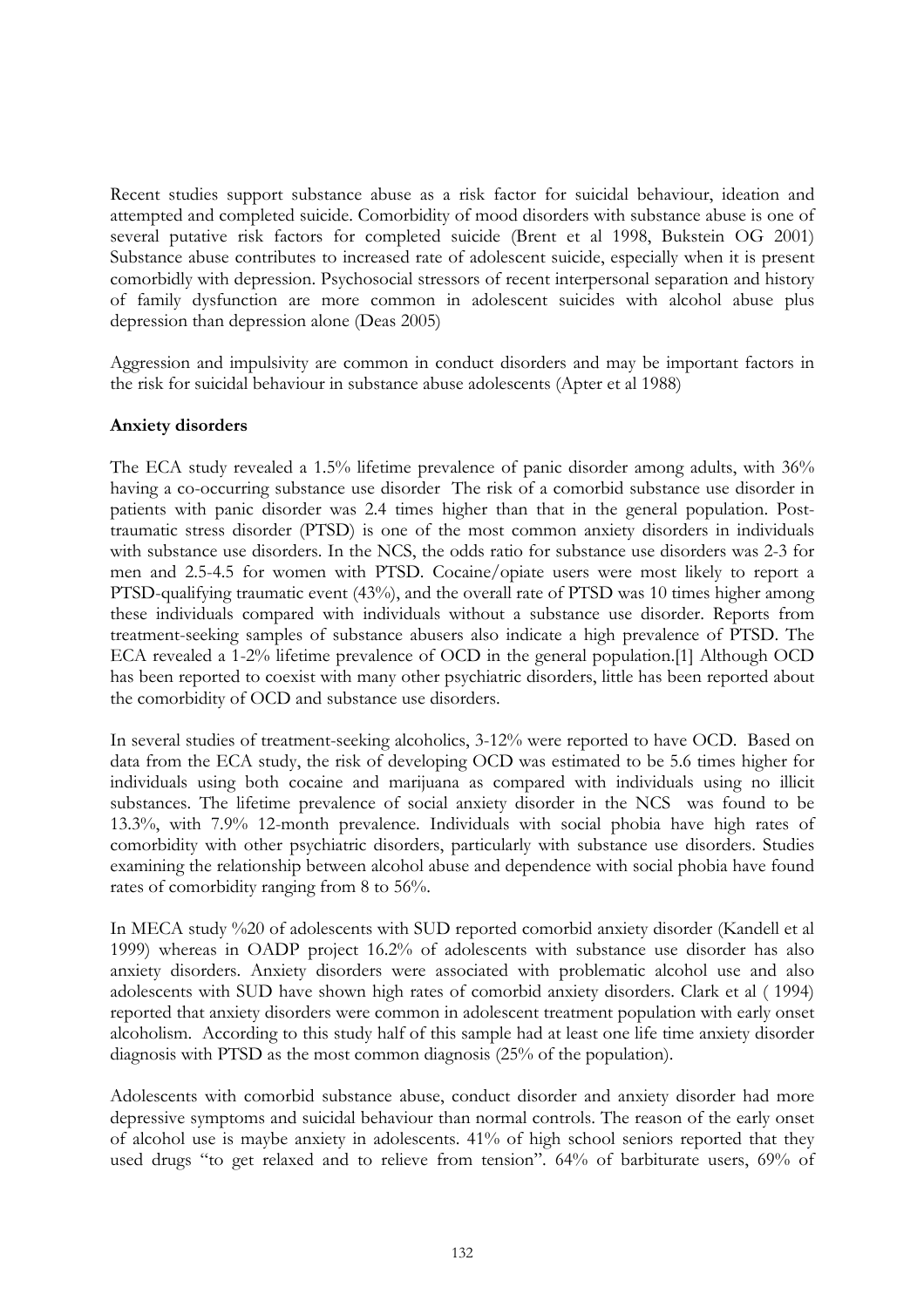Recent studies support substance abuse as a risk factor for suicidal behaviour, ideation and attempted and completed suicide. Comorbidity of mood disorders with substance abuse is one of several putative risk factors for completed suicide (Brent et al 1998, Bukstein OG 2001) Substance abuse contributes to increased rate of adolescent suicide, especially when it is present comorbidly with depression. Psychosocial stressors of recent interpersonal separation and history of family dysfunction are more common in adolescent suicides with alcohol abuse plus depression than depression alone (Deas 2005)

Aggression and impulsivity are common in conduct disorders and may be important factors in the risk for suicidal behaviour in substance abuse adolescents (Apter et al 1988)

**Anxiety disorders**

The ECA study revealed a 1.5% lifetime prevalence of panic disorder among adults, with 36% having a co-occurring substance use disorder The risk of a comorbid substance use disorder in patients with panic disorder was 2.4 times higher than that in the general population. Post-traumatic stress disorder (PTSD) is one of the most common anxiety disorders in individuals with substance use disorders. In the NCS, the odds ratio for substance use disorders was 2-3 for men and 2.5-4.5 for women with PTSD. Cocaine/opiate users were most likely to report a PTSD-qualifying traumatic event (43%), and the overall rate of PTSD was 10 times higher among these individuals compared with individuals without a substance use disorder. Reports from treatment-seeking samples of substance abusers also indicate a high prevalence of PTSD. The ECA revealed a 1-2% lifetime prevalence of OCD in the general population.[1] Although OCD has been reported to coexist with many other psychiatric disorders, little has been reported about the comorbidity of OCD and substance use disorders.

In several studies of treatment-seeking alcoholics, 3-12% were reported to have OCD. Based on data from the ECA study, the risk of developing OCD was estimated to be 5.6 times higher for individuals using both cocaine and marijuana as compared with individuals using no illicit substances. The lifetime prevalence of social anxiety disorder in the NCS was found to be 13.3%, with 7.9% 12-month prevalence. Individuals with social phobia have high rates of comorbidity with other psychiatric disorders, particularly with substance use disorders. Studies examining the relationship between alcohol abuse and dependence with social phobia have found rates of comorbidity ranging from 8 to 56%.

In MECA study %20 of adolescents with SUD reported comorbid anxiety disorder (Kandell et al 1999) whereas in OADP project 16.2% of adolescents with substance use disorder has also anxiety disorders. Anxiety disorders were associated with problematic alcohol use and also adolescents with SUD have shown high rates of comorbid anxiety disorders. Clark et al ( 1994) reported that anxiety disorders were common in adolescent treatment population with early onset alcoholism. According to this study half of this sample had at least one life time anxiety disorder diagnosis with PTSD as the most common diagnosis (25% of the population).

Adolescents with comorbid substance abuse, conduct disorder and anxiety disorder had more depressive symptoms and suicidal behaviour than normal controls. The reason of the early onset of alcohol use is maybe anxiety in adolescents. 41% of high school seniors reported that they used drugs "to get relaxed and to relieve from tension". 64% of barbiturate users, 69% of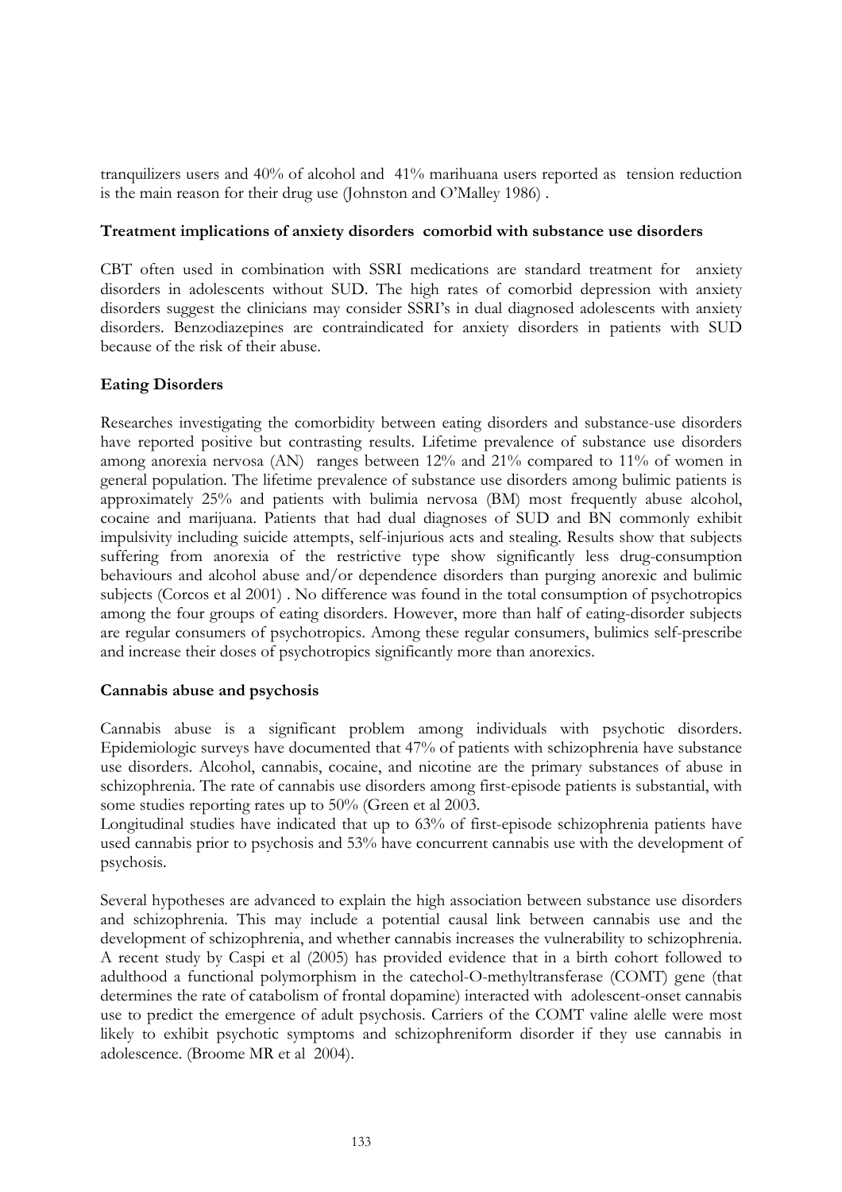tranquilizers users and 40% of alcohol and 41% marihuana users reported as tension reduction is the main reason for their drug use (Johnston and O'Malley 1986) .

**Treatment implications of anxiety disorders comorbid with substance use disorders**

CBT often used in combination with SSRI medications are standard treatment for anxiety disorders in adolescents without SUD. The high rates of comorbid depression with anxiety disorders suggest the clinicians may consider SSRI's in dual diagnosed adolescents with anxiety disorders. Benzodiazepines are contraindicated for anxiety disorders in patients with SUD because of the risk of their abuse.

**Eating Disorders**

Researches investigating the comorbidity between eating disorders and substance-use disorders have reported positive but contrasting results. Lifetime prevalence of substance use disorders among anorexia nervosa (AN) ranges between 12% and 21% compared to 11% of women in general population. The lifetime prevalence of substance use disorders among bulimic patients is approximately 25% and patients with bulimia nervosa (BM) most frequently abuse alcohol, cocaine and marijuana. Patients that had dual diagnoses of SUD and BN commonly exhibit impulsivity including suicide attempts, self-injurious acts and stealing. Results show that subjects suffering from anorexia of the restrictive type show significantly less drug-consumption behaviours and alcohol abuse and/or dependence disorders than purging anorexic and bulimic subjects (Corcos et al 2001) . No difference was found in the total consumption of psychotropics among the four groups of eating disorders. However, more than half of eating-disorder subjects are regular consumers of psychotropics. Among these regular consumers, bulimics self-prescribe and increase their doses of psychotropics significantly more than anorexics.

**Cannabis abuse and psychosis**

Cannabis abuse is a significant problem among individuals with psychotic disorders. Epidemiologic surveys have documented that 47% of patients with schizophrenia have substance use disorders. Alcohol, cannabis, cocaine, and nicotine are the primary substances of abuse in schizophrenia. The rate of cannabis use disorders among first-episode patients is substantial, with some studies reporting rates up to 50% (Green et al 2003.
Longitudinal studies have indicated that up to 63% of first-episode schizophrenia patients have used cannabis prior to psychosis and 53% have concurrent cannabis use with the development of psychosis.

Several hypotheses are advanced to explain the high association between substance use disorders and schizophrenia. This may include a potential causal link between cannabis use and the development of schizophrenia, and whether cannabis increases the vulnerability to schizophrenia. A recent study by Caspi et al (2005) has provided evidence that in a birth cohort followed to adulthood a functional polymorphism in the catechol-O-methyltransferase (COMT) gene (that determines the rate of catabolism of frontal dopamine) interacted with adolescent-onset cannabis use to predict the emergence of adult psychosis. Carriers of the COMT valine alelle were most likely to exhibit psychotic symptoms and schizophreniform disorder if they use cannabis in adolescence. (Broome MR et al 2004).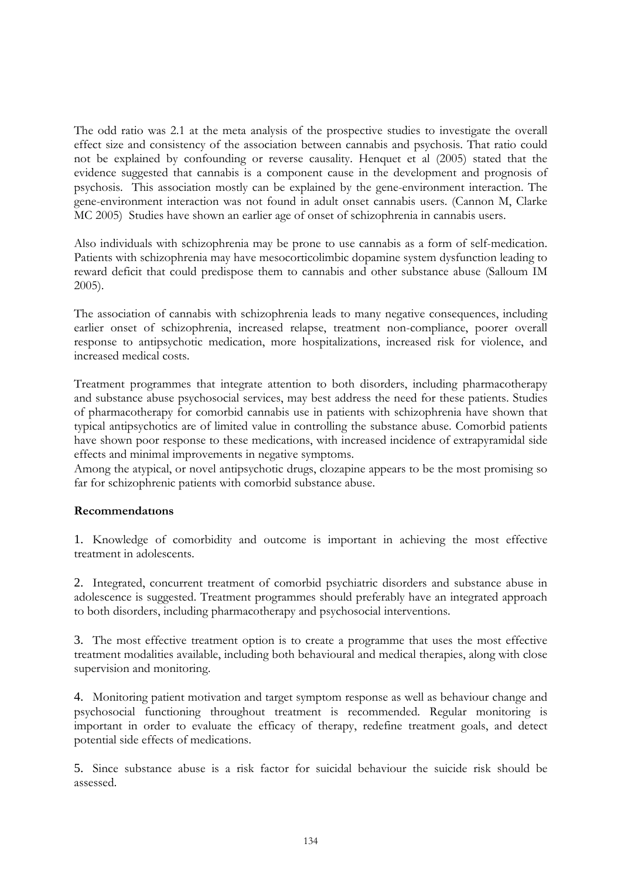The odd ratio was 2.1 at the meta analysis of the prospective studies to investigate the overall effect size and consistency of the association between cannabis and psychosis. That ratio could not be explained by confounding or reverse causality. Henquet et al (2005) stated that the evidence suggested that cannabis is a component cause in the development and prognosis of psychosis. This association mostly can be explained by the gene-environment interaction. The gene-environment interaction was not found in adult onset cannabis users. (Cannon M, Clarke MC 2005) Studies have shown an earlier age of onset of schizophrenia in cannabis users.

Also individuals with schizophrenia may be prone to use cannabis as a form of self-medication. Patients with schizophrenia may have mesocorticolimbic dopamine system dysfunction leading to reward deficit that could predispose them to cannabis and other substance abuse (Salloum IM 2005).

The association of cannabis with schizophrenia leads to many negative consequences, including earlier onset of schizophrenia, increased relapse, treatment non-compliance, poorer overall response to antipsychotic medication, more hospitalizations, increased risk for violence, and increased medical costs.

Treatment programmes that integrate attention to both disorders, including pharmacotherapy and substance abuse psychosocial services, may best address the need for these patients. Studies of pharmacotherapy for comorbid cannabis use in patients with schizophrenia have shown that typical antipsychotics are of limited value in controlling the substance abuse. Comorbid patients have shown poor response to these medications, with increased incidence of extrapyramidal side effects and minimal improvements in negative symptoms.
Among the atypical, or novel antipsychotic drugs, clozapine appears to be the most promising so far for schizophrenic patients with comorbid substance abuse.

**Recommendations**

1. Knowledge of comorbidity and outcome is important in achieving the most effective treatment in adolescents.

2. Integrated, concurrent treatment of comorbid psychiatric disorders and substance abuse in adolescence is suggested. Treatment programmes should preferably have an integrated approach to both disorders, including pharmacotherapy and psychosocial interventions.

3. The most effective treatment option is to create a programme that uses the most effective treatment modalities available, including both behavioural and medical therapies, along with close supervision and monitoring.

4. Monitoring patient motivation and target symptom response as well as behaviour change and psychosocial functioning throughout treatment is recommended. Regular monitoring is important in order to evaluate the efficacy of therapy, redefine treatment goals, and detect potential side effects of medications.

5. Since substance abuse is a risk factor for suicidal behaviour the suicide risk should be assessed.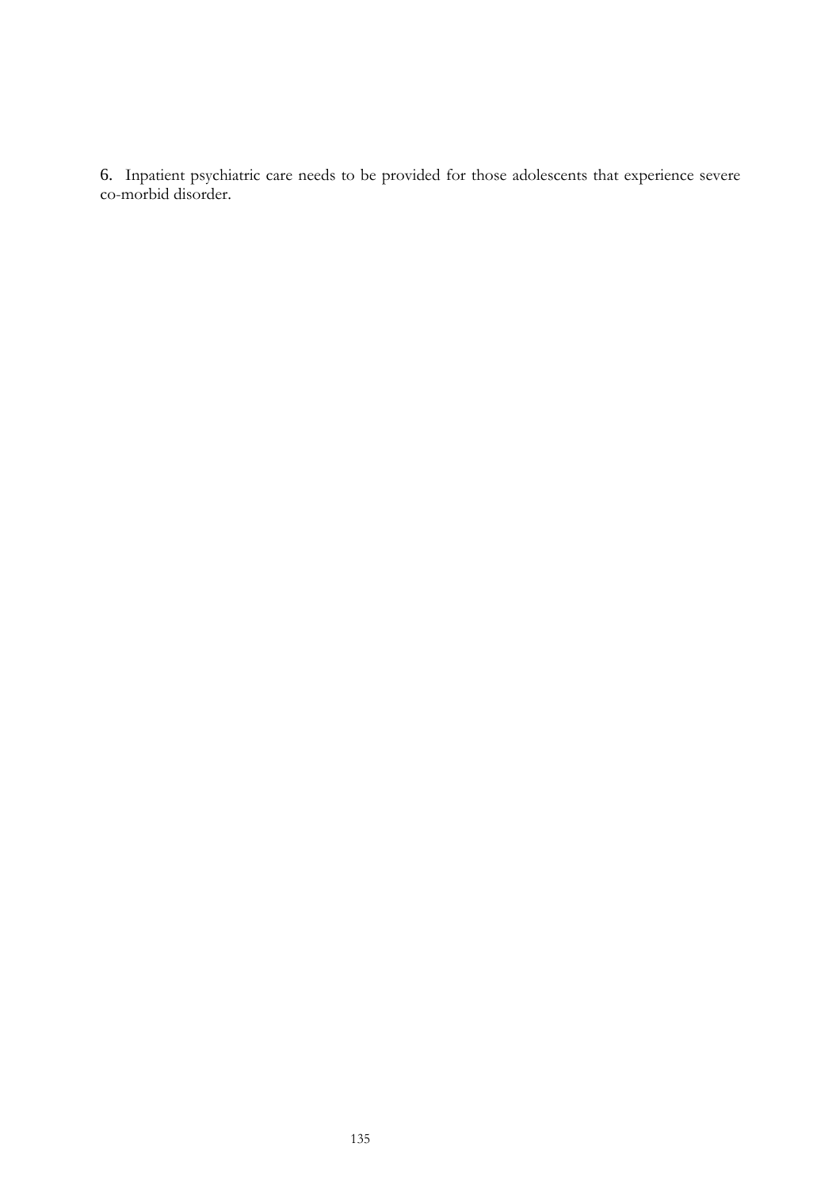6. Inpatient psychiatric care needs to be provided for those adolescents that experience severe co-morbid disorder.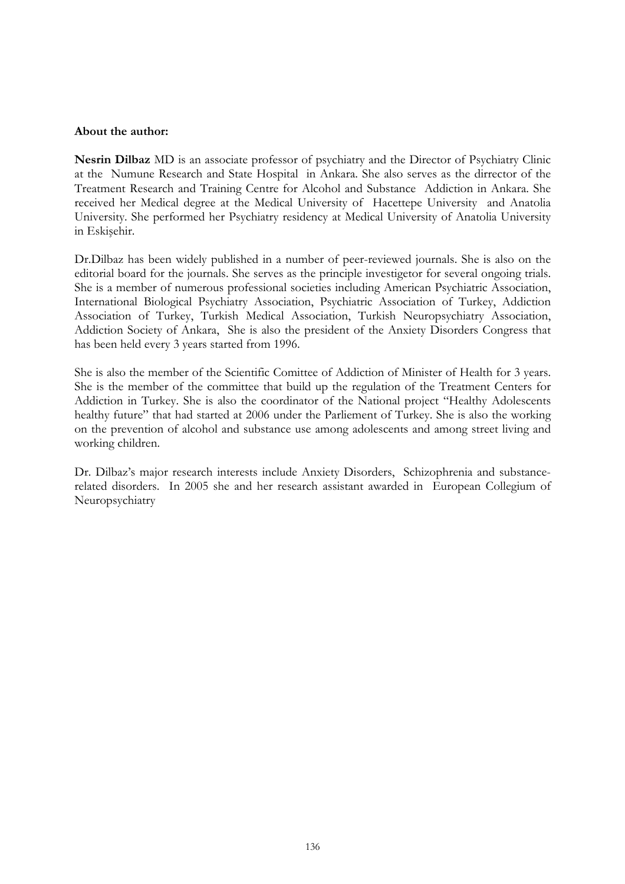**About the author:**

**Nesrin Dilbaz** MD is an associate professor of psychiatry and the Director of Psychiatry Clinic at the Numune Research and State Hospital in Ankara. She also serves as the dirrector of the Treatment Research and Training Centre for Alcohol and Substance Addiction in Ankara. She received her Medical degree at the Medical University of Hacettepe University and Anatolia University. She performed her Psychiatry residency at Medical University of Anatolia University in Eskişehir.

Dr.Dilbaz has been widely published in a number of peer-reviewed journals. She is also on the editorial board for the journals. She serves as the principle investigetor for several ongoing trials. She is a member of numerous professional societies including American Psychiatric Association, International Biological Psychiatry Association, Psychiatric Association of Turkey, Addiction Association of Turkey, Turkish Medical Association, Turkish Neuropsychiatry Association, Addiction Society of Ankara, She is also the president of the Anxiety Disorders Congress that has been held every 3 years started from 1996.

She is also the member of the Scientific Comittee of Addiction of Minister of Health for 3 years. She is the member of the committee that build up the regulation of the Treatment Centers for Addiction in Turkey. She is also the coordinator of the National project "Healthy Adolescents healthy future" that had started at 2006 under the Parliement of Turkey. She is also the working on the prevention of alcohol and substance use among adolescents and among street living and working children.

Dr. Dilbaz's major research interests include Anxiety Disorders, Schizophrenia and substance-related disorders. In 2005 she and her research assistant awarded in European Collegium of Neuropsychiatry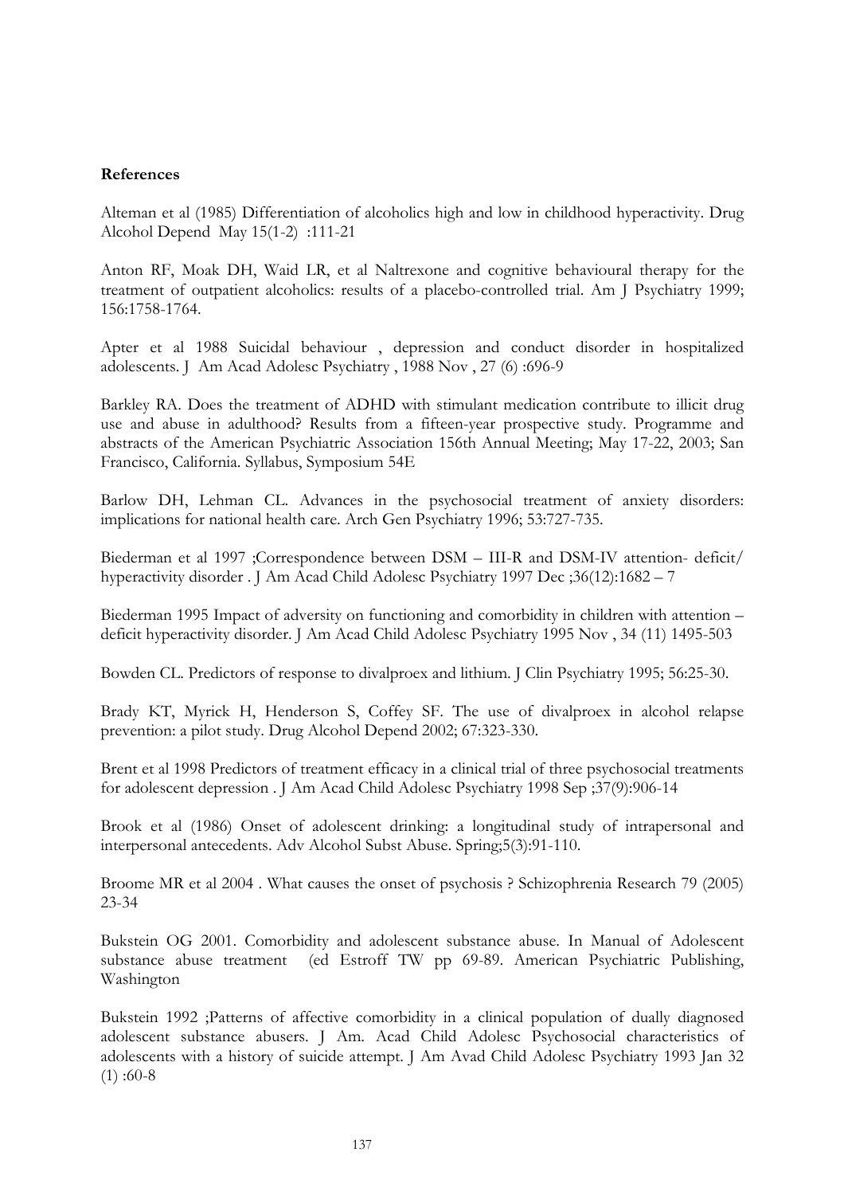**References**

Alteman et al (1985) Differentiation of alcoholics high and low in childhood hyperactivity. Drug Alcohol Depend May 15(1-2) :111-21

Anton RF, Moak DH, Waid LR, et al Naltrexone and cognitive behavioural therapy for the treatment of outpatient alcoholics: results of a placebo-controlled trial. Am J Psychiatry 1999; 156:1758-1764.

Apter et al 1988 Suicidal behaviour , depression and conduct disorder in hospitalized adolescents. J Am Acad Adolesc Psychiatry , 1988 Nov , 27 (6) :696-9

Barkley RA. Does the treatment of ADHD with stimulant medication contribute to illicit drug use and abuse in adulthood? Results from a fifteen-year prospective study. Programme and abstracts of the American Psychiatric Association 156th Annual Meeting; May 17-22, 2003; San Francisco, California. Syllabus, Symposium 54E

Barlow DH, Lehman CL. Advances in the psychosocial treatment of anxiety disorders: implications for national health care. Arch Gen Psychiatry 1996; 53:727-735.

Biederman et al 1997 ;Correspondence between DSM – III-R and DSM-IV attention- deficit/ hyperactivity disorder . J Am Acad Child Adolesc Psychiatry 1997 Dec ;36(12):1682 – 7

Biederman 1995 Impact of adversity on functioning and comorbidity in children with attention – deficit hyperactivity disorder. J Am Acad Child Adolesc Psychiatry 1995 Nov , 34 (11) 1495-503

Bowden CL. Predictors of response to divalproex and lithium. J Clin Psychiatry 1995; 56:25-30.

Brady KT, Myrick H, Henderson S, Coffey SF. The use of divalproex in alcohol relapse prevention: a pilot study. Drug Alcohol Depend 2002; 67:323-330.

Brent et al 1998 Predictors of treatment efficacy in a clinical trial of three psychosocial treatments for adolescent depression . J Am Acad Child Adolesc Psychiatry 1998 Sep ;37(9):906-14

Brook et al (1986) Onset of adolescent drinking: a longitudinal study of intrapersonal and interpersonal antecedents. Adv Alcohol Subst Abuse. Spring;5(3):91-110.

Broome MR et al 2004 . What causes the onset of psychosis ? Schizophrenia Research 79 (2005) 23-34

Bukstein OG 2001. Comorbidity and adolescent substance abuse. In Manual of Adolescent substance abuse treatment (ed Estroff TW pp 69-89. American Psychiatric Publishing, Washington

Bukstein 1992 ;Patterns of affective comorbidity in a clinical population of dually diagnosed adolescent substance abusers. J Am. Acad Child Adolesc Psychosocial characteristics of adolescents with a history of suicide attempt. J Am Avad Child Adolesc Psychiatry 1993 Jan 32 (1) :60-8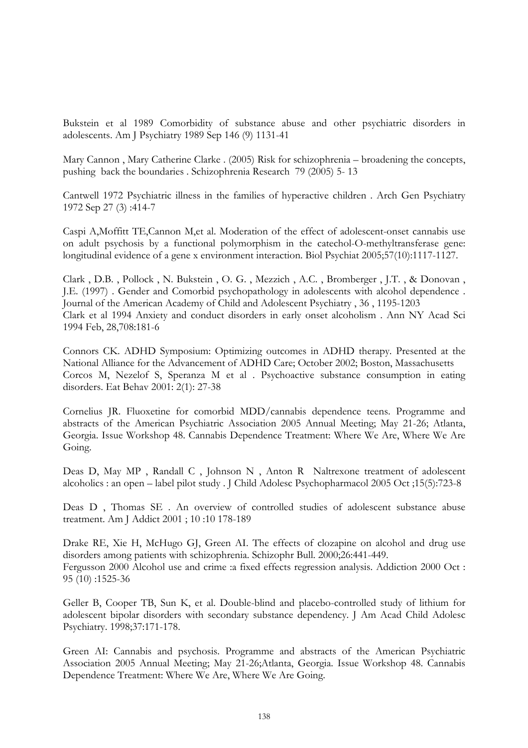Bukstein et al 1989 Comorbidity of substance abuse and other psychiatric disorders in adolescents. Am J Psychiatry 1989 Sep 146 (9) 1131-41

Mary Cannon , Mary Catherine Clarke . (2005) Risk for schizophrenia – broadening the concepts, pushing back the boundaries . Schizophrenia Research 79 (2005) 5- 13

Cantwell 1972 Psychiatric illness in the families of hyperactive children . Arch Gen Psychiatry 1972 Sep 27 (3) :414-7

Caspi A,Moffitt TE,Cannon M,et al. Moderation of the effect of adolescent-onset cannabis use on adult psychosis by a functional polymorphism in the catechol-O-methyltransferase gene: longitudinal evidence of a gene x environment interaction. Biol Psychiat 2005;57(10):1117-1127.

Clark , D.B. , Pollock , N. Bukstein , O. G. , Mezzich , A.C. , Bromberger , J.T. , & Donovan , J.E. (1997) . Gender and Comorbid psychopathology in adolescents with alcohol dependence . Journal of the American Academy of Child and Adolescent Psychiatry , 36 , 1195-1203

Clark et al 1994 Anxiety and conduct disorders in early onset alcoholism . Ann NY Acad Sci 1994 Feb, 28,708:181-6

Connors CK. ADHD Symposium: Optimizing outcomes in ADHD therapy. Presented at the National Alliance for the Advancement of ADHD Care; October 2002; Boston, Massachusetts

Corcos M, Nezelof S, Speranza M et al . Psychoactive substance consumption in eating disorders. Eat Behav 2001: 2(1): 27-38

Cornelius JR. Fluoxetine for comorbid MDD/cannabis dependence teens. Programme and abstracts of the American Psychiatric Association 2005 Annual Meeting; May 21-26; Atlanta, Georgia. Issue Workshop 48. Cannabis Dependence Treatment: Where We Are, Where We Are Going.

Deas D, May MP , Randall C , Johnson N , Anton R Naltrexone treatment of adolescent alcoholics : an open – label pilot study . J Child Adolesc Psychopharmacol 2005 Oct ;15(5):723-8

Deas D , Thomas SE . An overview of controlled studies of adolescent substance abuse treatment. Am J Addict 2001 ; 10 :10 178-189

Drake RE, Xie H, McHugo GJ, Green AI. The effects of clozapine on alcohol and drug use disorders among patients with schizophrenia. Schizophr Bull. 2000;26:441-449.

Fergusson 2000 Alcohol use and crime :a fixed effects regression analysis. Addiction 2000 Oct : 95 (10) :1525-36

Geller B, Cooper TB, Sun K, et al. Double-blind and placebo-controlled study of lithium for adolescent bipolar disorders with secondary substance dependency. J Am Acad Child Adolesc Psychiatry. 1998;37:171-178.

Green AI: Cannabis and psychosis. Programme and abstracts of the American Psychiatric Association 2005 Annual Meeting; May 21-26;Atlanta, Georgia. Issue Workshop 48. Cannabis Dependence Treatment: Where We Are, Where We Are Going.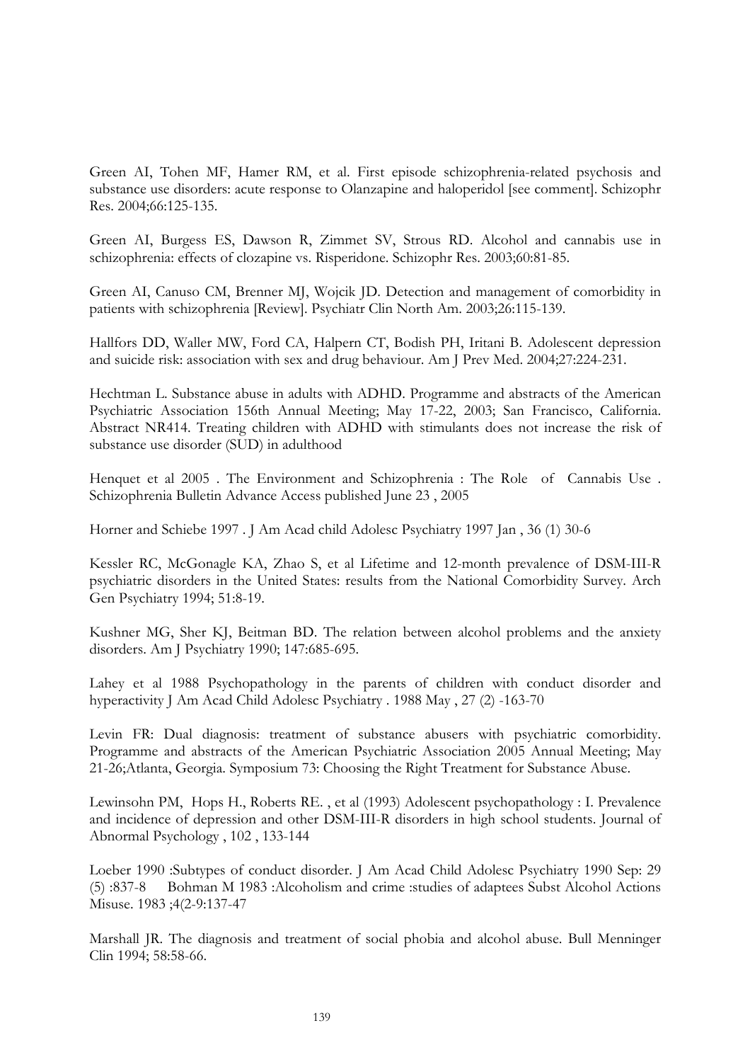Green AI, Tohen MF, Hamer RM, et al. First episode schizophrenia-related psychosis and substance use disorders: acute response to Olanzapine and haloperidol [see comment]. Schizophr Res. 2004;66:125-135.

Green AI, Burgess ES, Dawson R, Zimmet SV, Strous RD. Alcohol and cannabis use in schizophrenia: effects of clozapine vs. Risperidone. Schizophr Res. 2003;60:81-85.

Green AI, Canuso CM, Brenner MJ, Wojcik JD. Detection and management of comorbidity in patients with schizophrenia [Review]. Psychiatr Clin North Am. 2003;26:115-139.

Hallfors DD, Waller MW, Ford CA, Halpern CT, Bodish PH, Iritani B. Adolescent depression and suicide risk: association with sex and drug behaviour. Am J Prev Med. 2004;27:224-231.

Hechtman L. Substance abuse in adults with ADHD. Programme and abstracts of the American Psychiatric Association 156th Annual Meeting; May 17-22, 2003; San Francisco, California. Abstract NR414. Treating children with ADHD with stimulants does not increase the risk of substance use disorder (SUD) in adulthood

Henquet et al 2005 . The Environment and Schizophrenia : The Role of Cannabis Use . Schizophrenia Bulletin Advance Access published June 23 , 2005

Horner and Schiebe 1997 . J Am Acad child Adolesc Psychiatry 1997 Jan , 36 (1) 30-6

Kessler RC, McGonagle KA, Zhao S, et al Lifetime and 12-month prevalence of DSM-III-R psychiatric disorders in the United States: results from the National Comorbidity Survey. Arch Gen Psychiatry 1994; 51:8-19.

Kushner MG, Sher KJ, Beitman BD. The relation between alcohol problems and the anxiety disorders. Am J Psychiatry 1990; 147:685-695.

Lahey et al 1988 Psychopathology in the parents of children with conduct disorder and hyperactivity J Am Acad Child Adolesc Psychiatry . 1988 May , 27 (2) -163-70

Levin FR: Dual diagnosis: treatment of substance abusers with psychiatric comorbidity. Programme and abstracts of the American Psychiatric Association 2005 Annual Meeting; May 21-26;Atlanta, Georgia. Symposium 73: Choosing the Right Treatment for Substance Abuse.

Lewinsohn PM, Hops H., Roberts RE. , et al (1993) Adolescent psychopathology : I. Prevalence and incidence of depression and other DSM-III-R disorders in high school students. Journal of Abnormal Psychology , 102 , 133-144

Loeber 1990 :Subtypes of conduct disorder. J Am Acad Child Adolesc Psychiatry 1990 Sep: 29 (5) :837-8 Bohman M 1983 :Alcoholism and crime :studies of adaptees Subst Alcohol Actions Misuse. 1983 ;4(2-9:137-47

Marshall JR. The diagnosis and treatment of social phobia and alcohol abuse. Bull Menninger Clin 1994; 58:58-66.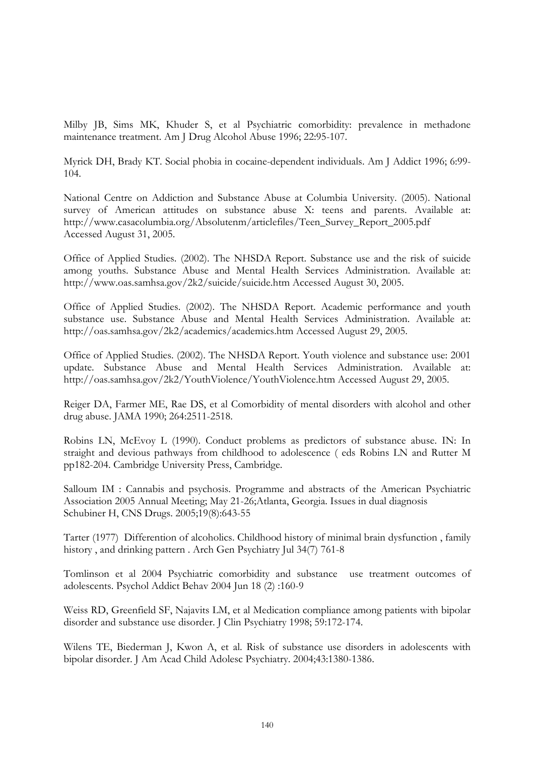Milby JB, Sims MK, Khuder S, et al Psychiatric comorbidity: prevalence in methadone maintenance treatment. Am J Drug Alcohol Abuse 1996; 22:95-107.

Myrick DH, Brady KT. Social phobia in cocaine-dependent individuals. Am J Addict 1996; 6:99-104.

National Centre on Addiction and Substance Abuse at Columbia University. (2005). National survey of American attitudes on substance abuse X: teens and parents. Available at: http://www.casacolumbia.org/Absolutenm/articlefiles/Teen_Survey_Report_2005.pdf Accessed August 31, 2005.

Office of Applied Studies. (2002). The NHSDA Report. Substance use and the risk of suicide among youths. Substance Abuse and Mental Health Services Administration. Available at: http://www.oas.samhsa.gov/2k2/suicide/suicide.htm Accessed August 30, 2005.

Office of Applied Studies. (2002). The NHSDA Report. Academic performance and youth substance use. Substance Abuse and Mental Health Services Administration. Available at: http://oas.samhsa.gov/2k2/academics/academics.htm Accessed August 29, 2005.

Office of Applied Studies. (2002). The NHSDA Report. Youth violence and substance use: 2001 update. Substance Abuse and Mental Health Services Administration. Available at: http://oas.samhsa.gov/2k2/YouthViolence/YouthViolence.htm Accessed August 29, 2005.

Reiger DA, Farmer ME, Rae DS, et al Comorbidity of mental disorders with alcohol and other drug abuse. JAMA 1990; 264:2511-2518.

Robins LN, McEvoy L (1990). Conduct problems as predictors of substance abuse. IN: In straight and devious pathways from childhood to adolescence ( eds Robins LN and Rutter M pp182-204. Cambridge University Press, Cambridge.

Salloum IM : Cannabis and psychosis. Programme and abstracts of the American Psychiatric Association 2005 Annual Meeting; May 21-26;Atlanta, Georgia. Issues in dual diagnosis Schubiner H, CNS Drugs. 2005;19(8):643-55

Tarter (1977) Differention of alcoholics. Childhood history of minimal brain dysfunction , family history , and drinking pattern . Arch Gen Psychiatry Jul 34(7) 761-8

Tomlinson et al 2004 Psychiatric comorbidity and substance use treatment outcomes of adolescents. Psychol Addict Behav 2004 Jun 18 (2) :160-9

Weiss RD, Greenfield SF, Najavits LM, et al Medication compliance among patients with bipolar disorder and substance use disorder. J Clin Psychiatry 1998; 59:172-174.

Wilens TE, Biederman J, Kwon A, et al. Risk of substance use disorders in adolescents with bipolar disorder. J Am Acad Child Adolesc Psychiatry. 2004;43:1380-1386.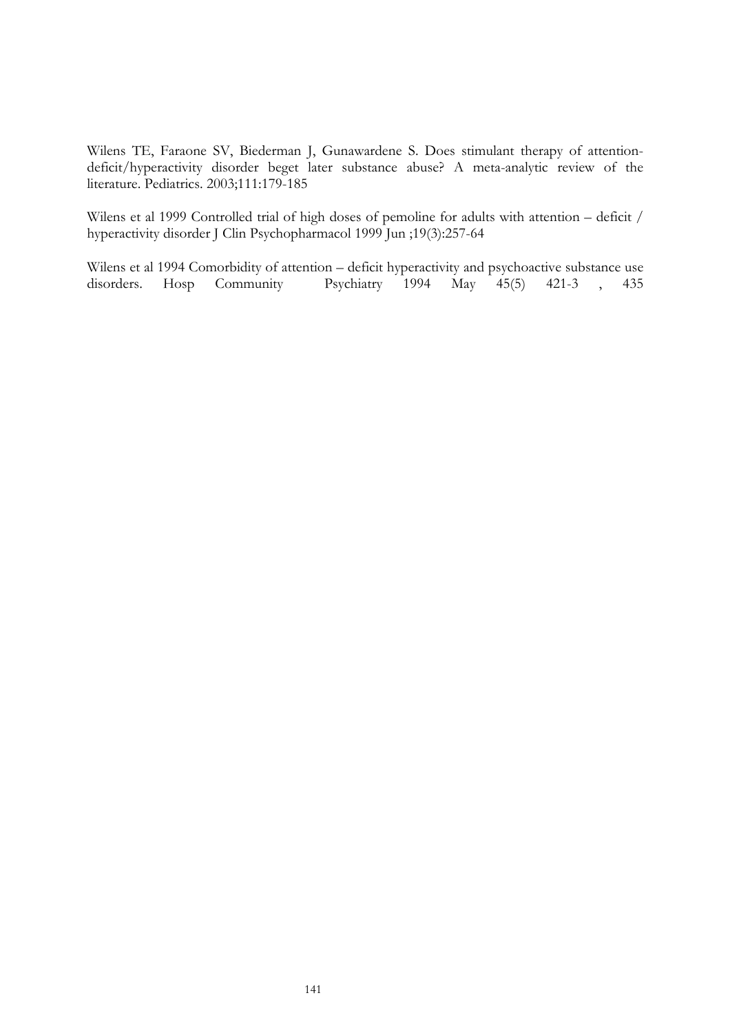Wilens TE, Faraone SV, Biederman J, Gunawardene S. Does stimulant therapy of attention-deficit/hyperactivity disorder beget later substance abuse? A meta-analytic review of the literature. Pediatrics. 2003;111:179-185

Wilens et al 1999 Controlled trial of high doses of pemoline for adults with attention – deficit / hyperactivity disorder J Clin Psychopharmacol 1999 Jun ;19(3):257-64

Wilens et al 1994 Comorbidity of attention – deficit hyperactivity and psychoactive substance use disorders. Hosp Community Psychiatry 1994 May 45(5) 421-3 , 435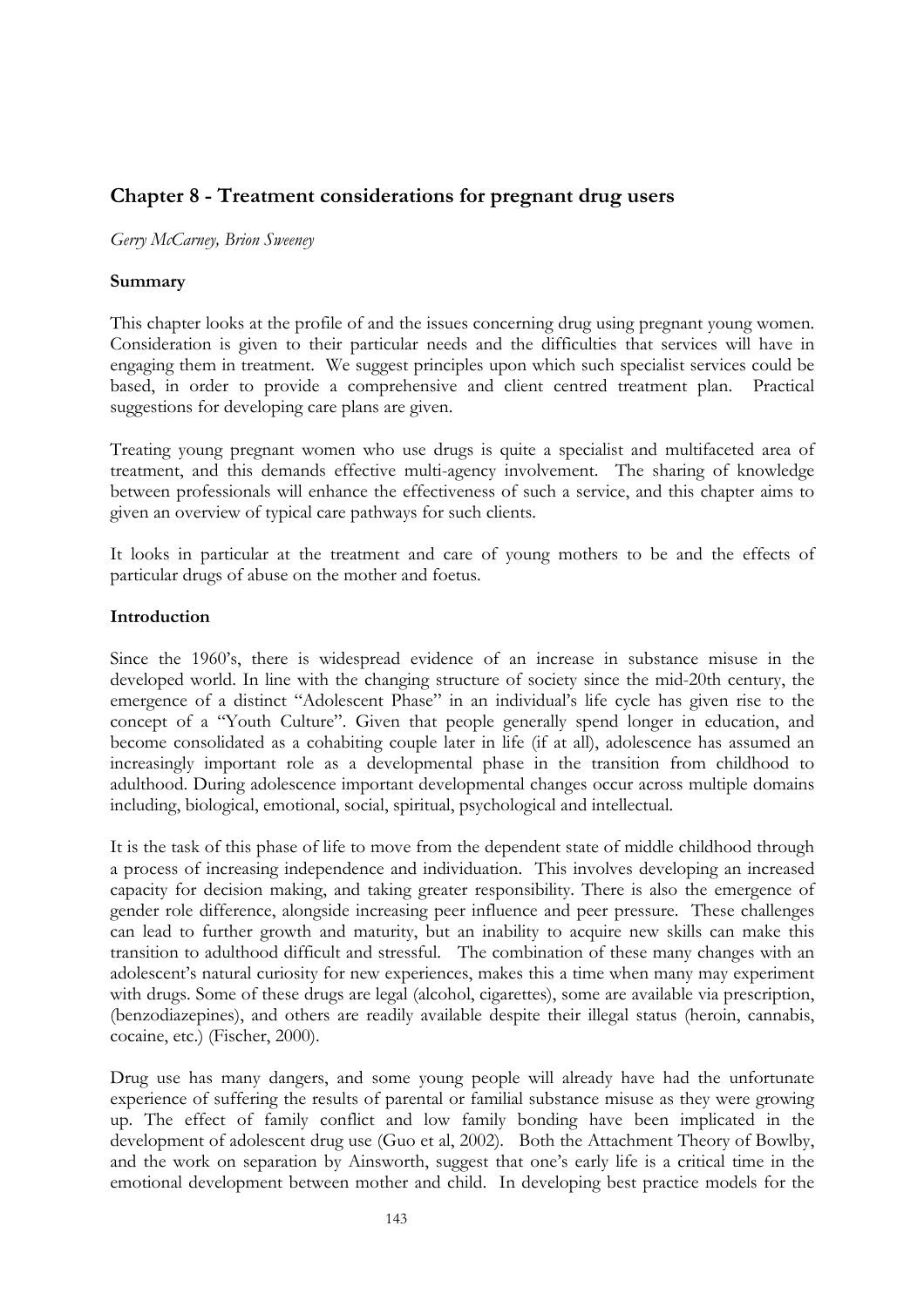## Chapter 8 - Treatment considerations for pregnant drug users

*Gerry McCarney, Brion Sweeney*

### Summary

This chapter looks at the profile of and the issues concerning drug using pregnant young women. Consideration is given to their particular needs and the difficulties that services will have in engaging them in treatment. We suggest principles upon which such specialist services could be based, in order to provide a comprehensive and client centred treatment plan. Practical suggestions for developing care plans are given.

Treating young pregnant women who use drugs is quite a specialist and multifaceted area of treatment, and this demands effective multi-agency involvement. The sharing of knowledge between professionals will enhance the effectiveness of such a service, and this chapter aims to given an overview of typical care pathways for such clients.

It looks in particular at the treatment and care of young mothers to be and the effects of particular drugs of abuse on the mother and foetus.

### Introduction

Since the 1960's, there is widespread evidence of an increase in substance misuse in the developed world. In line with the changing structure of society since the mid-20th century, the emergence of a distinct "Adolescent Phase" in an individual's life cycle has given rise to the concept of a "Youth Culture". Given that people generally spend longer in education, and become consolidated as a cohabiting couple later in life (if at all), adolescence has assumed an increasingly important role as a developmental phase in the transition from childhood to adulthood. During adolescence important developmental changes occur across multiple domains including, biological, emotional, social, spiritual, psychological and intellectual.

It is the task of this phase of life to move from the dependent state of middle childhood through a process of increasing independence and individuation. This involves developing an increased capacity for decision making, and taking greater responsibility. There is also the emergence of gender role difference, alongside increasing peer influence and peer pressure. These challenges can lead to further growth and maturity, but an inability to acquire new skills can make this transition to adulthood difficult and stressful. The combination of these many changes with an adolescent's natural curiosity for new experiences, makes this a time when many may experiment with drugs. Some of these drugs are legal (alcohol, cigarettes), some are available via prescription, (benzodiazepines), and others are readily available despite their illegal status (heroin, cannabis, cocaine, etc.) (Fischer, 2000).

Drug use has many dangers, and some young people will already have had the unfortunate experience of suffering the results of parental or familial substance misuse as they were growing up. The effect of family conflict and low family bonding have been implicated in the development of adolescent drug use (Guo et al, 2002). Both the Attachment Theory of Bowlby, and the work on separation by Ainsworth, suggest that one's early life is a critical time in the emotional development between mother and child. In developing best practice models for the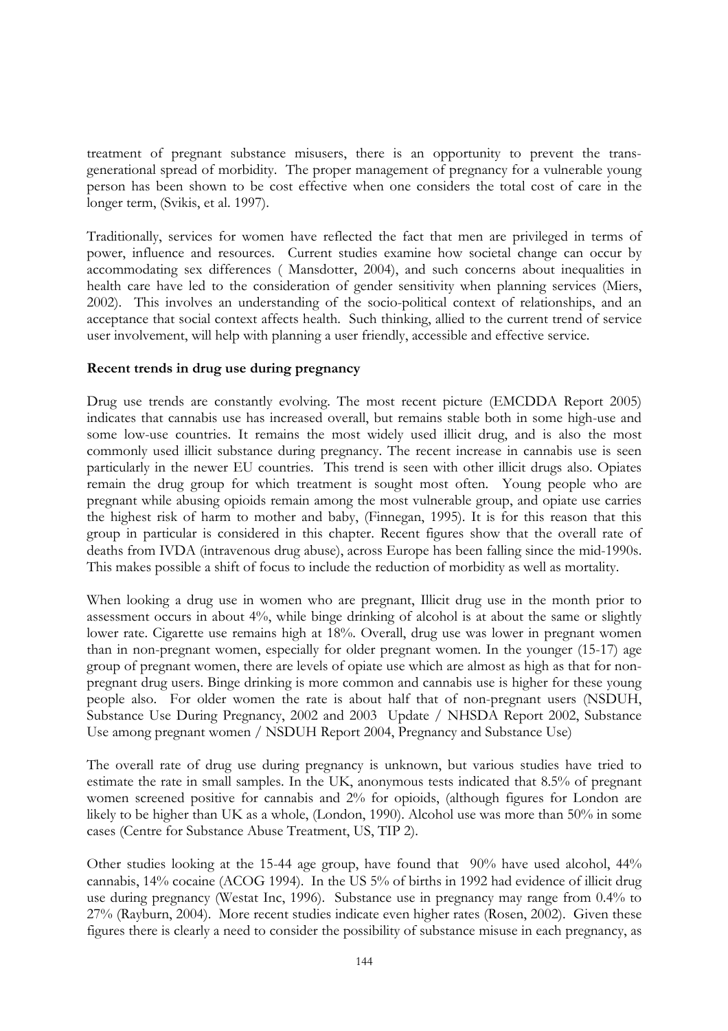treatment of pregnant substance misusers, there is an opportunity to prevent the trans-generational spread of morbidity. The proper management of pregnancy for a vulnerable young person has been shown to be cost effective when one considers the total cost of care in the longer term, (Svikis, et al. 1997).

Traditionally, services for women have reflected the fact that men are privileged in terms of power, influence and resources. Current studies examine how societal change can occur by accommodating sex differences ( Mansdotter, 2004), and such concerns about inequalities in health care have led to the consideration of gender sensitivity when planning services (Miers, 2002). This involves an understanding of the socio-political context of relationships, and an acceptance that social context affects health. Such thinking, allied to the current trend of service user involvement, will help with planning a user friendly, accessible and effective service.

**Recent trends in drug use during pregnancy**

Drug use trends are constantly evolving. The most recent picture (EMCDDA Report 2005) indicates that cannabis use has increased overall, but remains stable both in some high-use and some low-use countries. It remains the most widely used illicit drug, and is also the most commonly used illicit substance during pregnancy. The recent increase in cannabis use is seen particularly in the newer EU countries. This trend is seen with other illicit drugs also. Opiates remain the drug group for which treatment is sought most often. Young people who are pregnant while abusing opioids remain among the most vulnerable group, and opiate use carries the highest risk of harm to mother and baby, (Finnegan, 1995). It is for this reason that this group in particular is considered in this chapter. Recent figures show that the overall rate of deaths from IVDA (intravenous drug abuse), across Europe has been falling since the mid-1990s. This makes possible a shift of focus to include the reduction of morbidity as well as mortality.

When looking a drug use in women who are pregnant, Illicit drug use in the month prior to assessment occurs in about 4%, while binge drinking of alcohol is at about the same or slightly lower rate. Cigarette use remains high at 18%. Overall, drug use was lower in pregnant women than in non-pregnant women, especially for older pregnant women. In the younger (15-17) age group of pregnant women, there are levels of opiate use which are almost as high as that for non-pregnant drug users. Binge drinking is more common and cannabis use is higher for these young people also. For older women the rate is about half that of non-pregnant users (NSDUH, Substance Use During Pregnancy, 2002 and 2003 Update / NHSDA Report 2002, Substance Use among pregnant women / NSDUH Report 2004, Pregnancy and Substance Use)

The overall rate of drug use during pregnancy is unknown, but various studies have tried to estimate the rate in small samples. In the UK, anonymous tests indicated that 8.5% of pregnant women screened positive for cannabis and 2% for opioids, (although figures for London are likely to be higher than UK as a whole, (London, 1990). Alcohol use was more than 50% in some cases (Centre for Substance Abuse Treatment, US, TIP 2).

Other studies looking at the 15-44 age group, have found that 90% have used alcohol, 44% cannabis, 14% cocaine (ACOG 1994). In the US 5% of births in 1992 had evidence of illicit drug use during pregnancy (Westat Inc, 1996). Substance use in pregnancy may range from 0.4% to 27% (Rayburn, 2004). More recent studies indicate even higher rates (Rosen, 2002). Given these figures there is clearly a need to consider the possibility of substance misuse in each pregnancy, as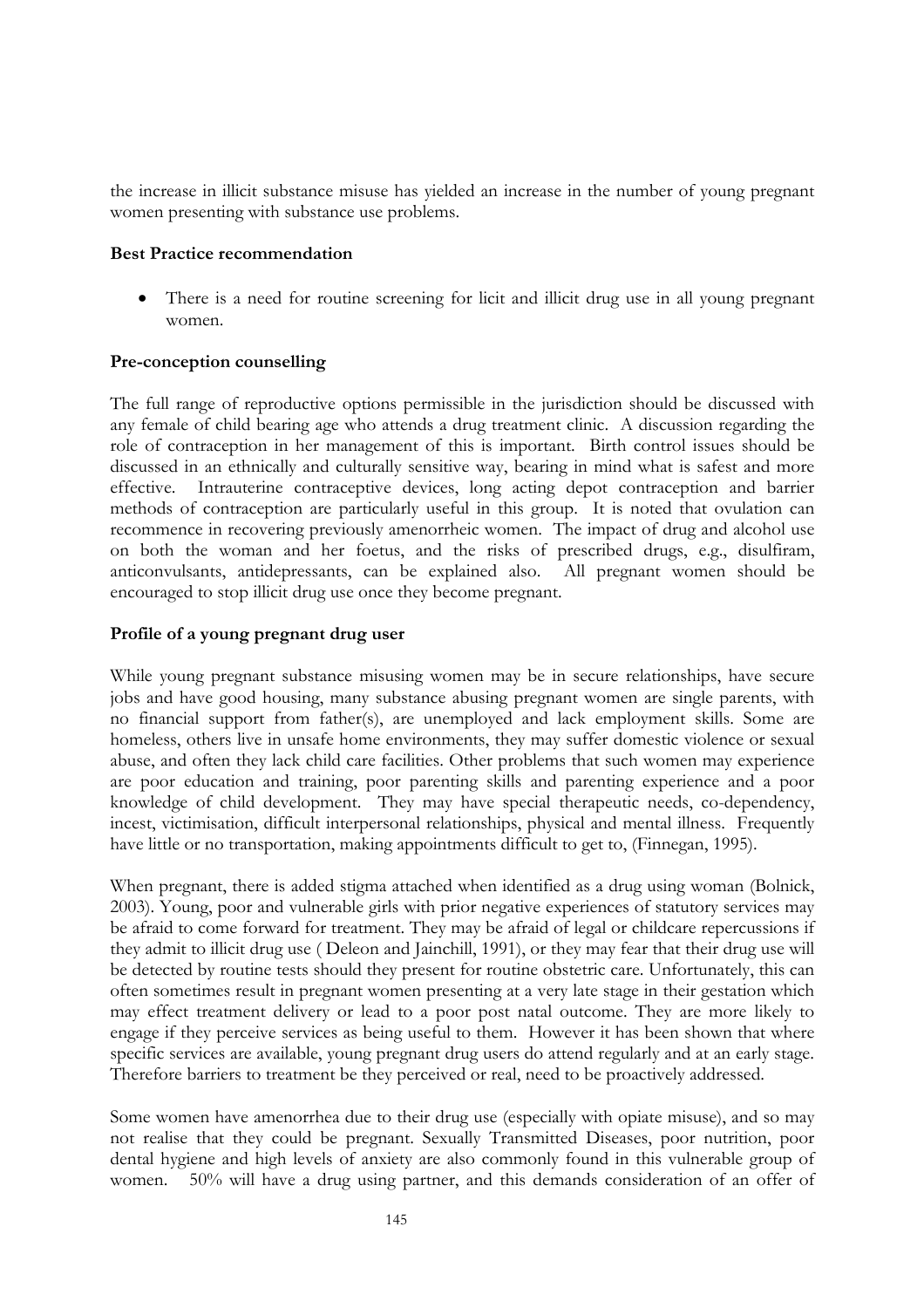the increase in illicit substance misuse has yielded an increase in the number of young pregnant women presenting with substance use problems.

**Best Practice recommendation**

- There is a need for routine screening for licit and illicit drug use in all young pregnant women.

**Pre-conception counselling**

The full range of reproductive options permissible in the jurisdiction should be discussed with any female of child bearing age who attends a drug treatment clinic. A discussion regarding the role of contraception in her management of this is important. Birth control issues should be discussed in an ethnically and culturally sensitive way, bearing in mind what is safest and more effective. Intrauterine contraceptive devices, long acting depot contraception and barrier methods of contraception are particularly useful in this group. It is noted that ovulation can recommence in recovering previously amenorrheic women. The impact of drug and alcohol use on both the woman and her foetus, and the risks of prescribed drugs, e.g., disulfiram, anticonvulsants, antidepressants, can be explained also. All pregnant women should be encouraged to stop illicit drug use once they become pregnant.

**Profile of a young pregnant drug user**

While young pregnant substance misusing women may be in secure relationships, have secure jobs and have good housing, many substance abusing pregnant women are single parents, with no financial support from father(s), are unemployed and lack employment skills. Some are homeless, others live in unsafe home environments, they may suffer domestic violence or sexual abuse, and often they lack child care facilities. Other problems that such women may experience are poor education and training, poor parenting skills and parenting experience and a poor knowledge of child development. They may have special therapeutic needs, co-dependency, incest, victimisation, difficult interpersonal relationships, physical and mental illness. Frequently have little or no transportation, making appointments difficult to get to, (Finnegan, 1995).

When pregnant, there is added stigma attached when identified as a drug using woman (Bolnick, 2003). Young, poor and vulnerable girls with prior negative experiences of statutory services may be afraid to come forward for treatment. They may be afraid of legal or childcare repercussions if they admit to illicit drug use ( Deleon and Jainchill, 1991), or they may fear that their drug use will be detected by routine tests should they present for routine obstetric care. Unfortunately, this can often sometimes result in pregnant women presenting at a very late stage in their gestation which may effect treatment delivery or lead to a poor post natal outcome. They are more likely to engage if they perceive services as being useful to them. However it has been shown that where specific services are available, young pregnant drug users do attend regularly and at an early stage. Therefore barriers to treatment be they perceived or real, need to be proactively addressed.

Some women have amenorrhea due to their drug use (especially with opiate misuse), and so may not realise that they could be pregnant. Sexually Transmitted Diseases, poor nutrition, poor dental hygiene and high levels of anxiety are also commonly found in this vulnerable group of women. 50% will have a drug using partner, and this demands consideration of an offer of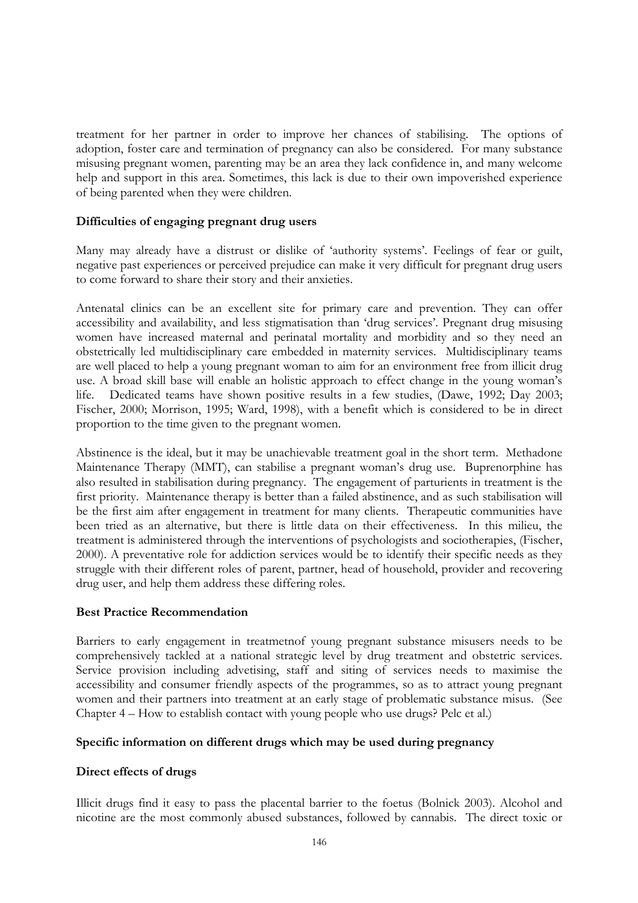treatment for her partner in order to improve her chances of stabilising. The options of adoption, foster care and termination of pregnancy can also be considered. For many substance misusing pregnant women, parenting may be an area they lack confidence in, and many welcome help and support in this area. Sometimes, this lack is due to their own impoverished experience of being parented when they were children.

**Difficulties of engaging pregnant drug users**

Many may already have a distrust or dislike of 'authority systems'. Feelings of fear or guilt, negative past experiences or perceived prejudice can make it very difficult for pregnant drug users to come forward to share their story and their anxieties.

Antenatal clinics can be an excellent site for primary care and prevention. They can offer accessibility and availability, and less stigmatisation than 'drug services'. Pregnant drug misusing women have increased maternal and perinatal mortality and morbidity and so they need an obstetrically led multidisciplinary care embedded in maternity services. Multidisciplinary teams are well placed to help a young pregnant woman to aim for an environment free from illicit drug use. A broad skill base will enable an holistic approach to effect change in the young woman's life. Dedicated teams have shown positive results in a few studies, (Dawe, 1992; Day 2003; Fischer, 2000; Morrison, 1995; Ward, 1998), with a benefit which is considered to be in direct proportion to the time given to the pregnant women.

Abstinence is the ideal, but it may be unachievable treatment goal in the short term. Methadone Maintenance Therapy (MMT), can stabilise a pregnant woman's drug use. Buprenorphine has also resulted in stabilisation during pregnancy. The engagement of parturients in treatment is the first priority. Maintenance therapy is better than a failed abstinence, and as such stabilisation will be the first aim after engagement in treatment for many clients. Therapeutic communities have been tried as an alternative, but there is little data on their effectiveness. In this milieu, the treatment is administered through the interventions of psychologists and sociotherapies, (Fischer, 2000). A preventative role for addiction services would be to identify their specific needs as they struggle with their different roles of parent, partner, head of household, provider and recovering drug user, and help them address these differing roles.

**Best Practice Recommendation**

Barriers to early engagement in treatmetnof young pregnant substance misusers needs to be comprehensively tackled at a national strategic level by drug treatment and obstetric services. Service provision including advetising, staff and siting of services needs to maximise the accessibility and consumer friendly aspects of the programmes, so as to attract young pregnant women and their partners into treatment at an early stage of problematic substance misus. (See Chapter 4 – How to establish contact with young people who use drugs? Pelc et al.)

**Specific information on different drugs which may be used during pregnancy**

**Direct effects of drugs**

Illicit drugs find it easy to pass the placental barrier to the foetus (Bolnick 2003). Alcohol and nicotine are the most commonly abused substances, followed by cannabis. The direct toxic or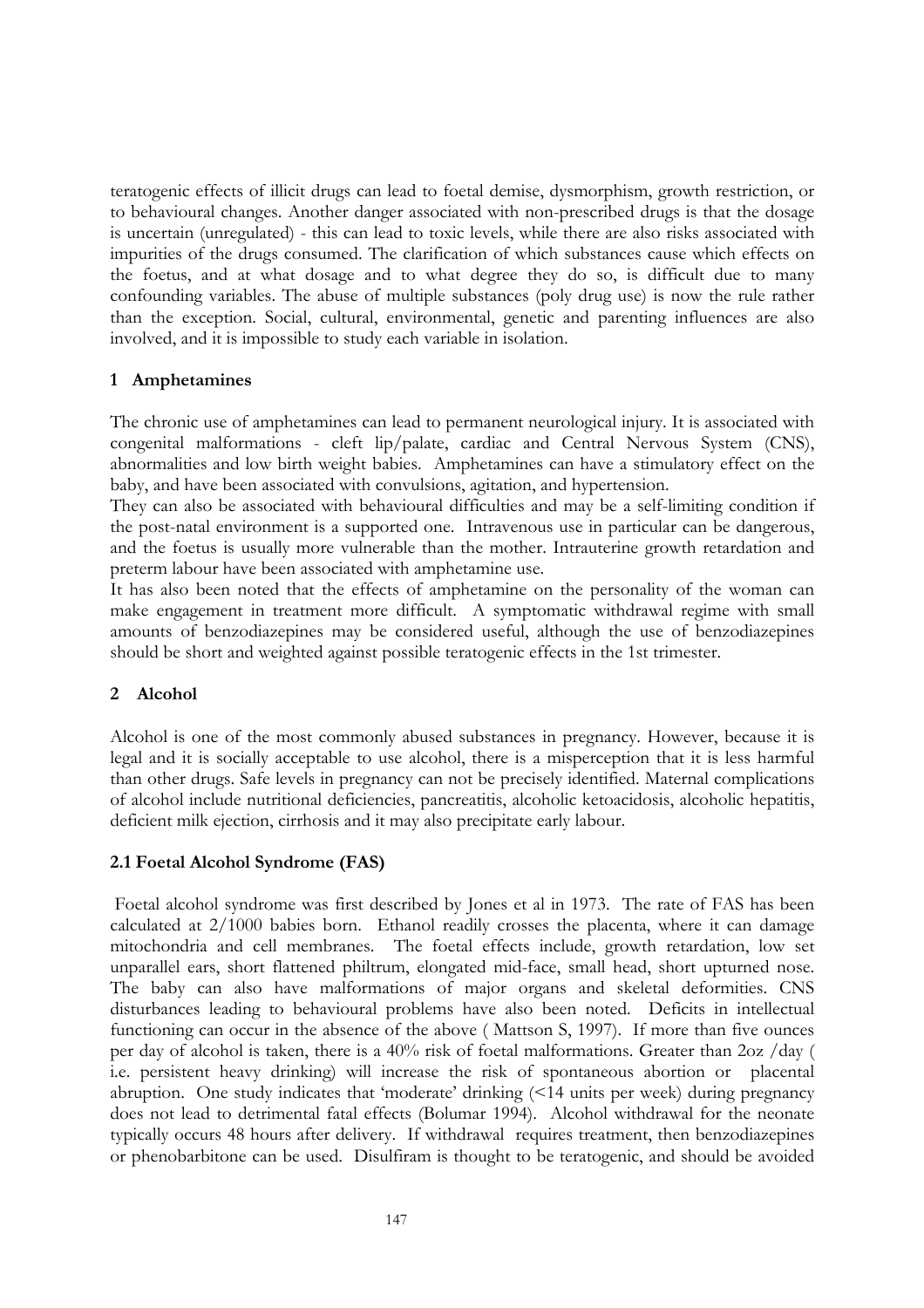teratogenic effects of illicit drugs can lead to foetal demise, dysmorphism, growth restriction, or to behavioural changes. Another danger associated with non-prescribed drugs is that the dosage is uncertain (unregulated) - this can lead to toxic levels, while there are also risks associated with impurities of the drugs consumed. The clarification of which substances cause which effects on the foetus, and at what dosage and to what degree they do so, is difficult due to many confounding variables. The abuse of multiple substances (poly drug use) is now the rule rather than the exception. Social, cultural, environmental, genetic and parenting influences are also involved, and it is impossible to study each variable in isolation.

## 1 Amphetamines

The chronic use of amphetamines can lead to permanent neurological injury. It is associated with congenital malformations - cleft lip/palate, cardiac and Central Nervous System (CNS), abnormalities and low birth weight babies. Amphetamines can have a stimulatory effect on the baby, and have been associated with convulsions, agitation, and hypertension.

They can also be associated with behavioural difficulties and may be a self-limiting condition if the post-natal environment is a supported one. Intravenous use in particular can be dangerous, and the foetus is usually more vulnerable than the mother. Intrauterine growth retardation and preterm labour have been associated with amphetamine use.

It has also been noted that the effects of amphetamine on the personality of the woman can make engagement in treatment more difficult. A symptomatic withdrawal regime with small amounts of benzodiazepines may be considered useful, although the use of benzodiazepines should be short and weighted against possible teratogenic effects in the 1st trimester.

## 2 Alcohol

Alcohol is one of the most commonly abused substances in pregnancy. However, because it is legal and it is socially acceptable to use alcohol, there is a misperception that it is less harmful than other drugs. Safe levels in pregnancy can not be precisely identified. Maternal complications of alcohol include nutritional deficiencies, pancreatitis, alcoholic ketoacidosis, alcoholic hepatitis, deficient milk ejection, cirrhosis and it may also precipitate early labour.

### 2.1 Foetal Alcohol Syndrome (FAS)

Foetal alcohol syndrome was first described by Jones et al in 1973. The rate of FAS has been calculated at 2/1000 babies born. Ethanol readily crosses the placenta, where it can damage mitochondria and cell membranes. The foetal effects include, growth retardation, low set unparallel ears, short flattened philtrum, elongated mid-face, small head, short upturned nose. The baby can also have malformations of major organs and skeletal deformities. CNS disturbances leading to behavioural problems have also been noted. Deficits in intellectual functioning can occur in the absence of the above ( Mattson S, 1997). If more than five ounces per day of alcohol is taken, there is a 40% risk of foetal malformations. Greater than 2oz /day ( i.e. persistent heavy drinking) will increase the risk of spontaneous abortion or placental abruption. One study indicates that 'moderate' drinking (<14 units per week) during pregnancy does not lead to detrimental fatal effects (Bolumar 1994). Alcohol withdrawal for the neonate typically occurs 48 hours after delivery. If withdrawal requires treatment, then benzodiazepines or phenobarbitone can be used. Disulfiram is thought to be teratogenic, and should be avoided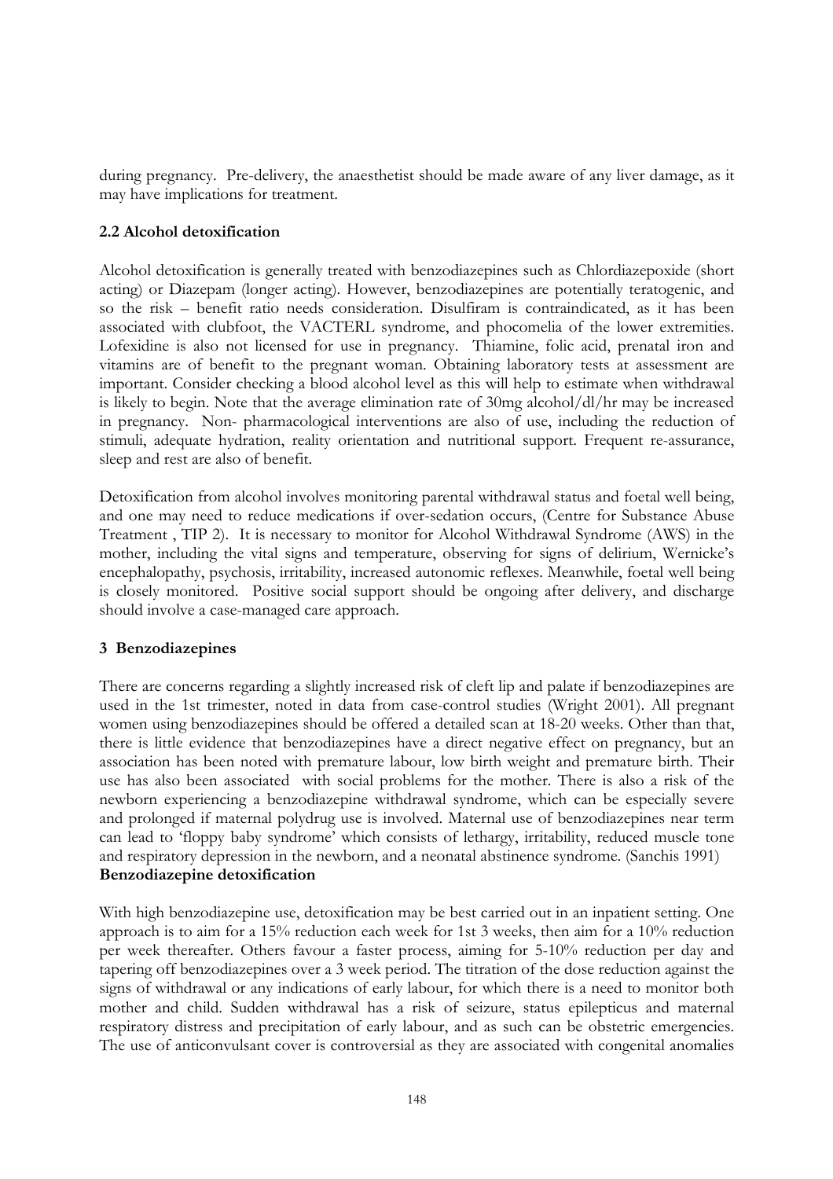during pregnancy. Pre-delivery, the anaesthetist should be made aware of any liver damage, as it may have implications for treatment.

### 2.2 Alcohol detoxification

Alcohol detoxification is generally treated with benzodiazepines such as Chlordiazepoxide (short acting) or Diazepam (longer acting). However, benzodiazepines are potentially teratogenic, and so the risk – benefit ratio needs consideration. Disulfiram is contraindicated, as it has been associated with clubfoot, the VACTERL syndrome, and phocomelia of the lower extremities. Lofexidine is also not licensed for use in pregnancy. Thiamine, folic acid, prenatal iron and vitamins are of benefit to the pregnant woman. Obtaining laboratory tests at assessment are important. Consider checking a blood alcohol level as this will help to estimate when withdrawal is likely to begin. Note that the average elimination rate of 30mg alcohol/dl/hr may be increased in pregnancy. Non- pharmacological interventions are also of use, including the reduction of stimuli, adequate hydration, reality orientation and nutritional support. Frequent re-assurance, sleep and rest are also of benefit.

Detoxification from alcohol involves monitoring parental withdrawal status and foetal well being, and one may need to reduce medications if over-sedation occurs, (Centre for Substance Abuse Treatment , TIP 2). It is necessary to monitor for Alcohol Withdrawal Syndrome (AWS) in the mother, including the vital signs and temperature, observing for signs of delirium, Wernicke's encephalopathy, psychosis, irritability, increased autonomic reflexes. Meanwhile, foetal well being is closely monitored. Positive social support should be ongoing after delivery, and discharge should involve a case-managed care approach.

## 3 Benzodiazepines

There are concerns regarding a slightly increased risk of cleft lip and palate if benzodiazepines are used in the 1st trimester, noted in data from case-control studies (Wright 2001). All pregnant women using benzodiazepines should be offered a detailed scan at 18-20 weeks. Other than that, there is little evidence that benzodiazepines have a direct negative effect on pregnancy, but an association has been noted with premature labour, low birth weight and premature birth. Their use has also been associated with social problems for the mother. There is also a risk of the newborn experiencing a benzodiazepine withdrawal syndrome, which can be especially severe and prolonged if maternal polydrug use is involved. Maternal use of benzodiazepines near term can lead to 'floppy baby syndrome' which consists of lethargy, irritability, reduced muscle tone and respiratory depression in the newborn, and a neonatal abstinence syndrome. (Sanchis 1991)

**Benzodiazepine detoxification**

With high benzodiazepine use, detoxification may be best carried out in an inpatient setting. One approach is to aim for a 15% reduction each week for 1st 3 weeks, then aim for a 10% reduction per week thereafter. Others favour a faster process, aiming for 5-10% reduction per day and tapering off benzodiazepines over a 3 week period. The titration of the dose reduction against the signs of withdrawal or any indications of early labour, for which there is a need to monitor both mother and child. Sudden withdrawal has a risk of seizure, status epilepticus and maternal respiratory distress and precipitation of early labour, and as such can be obstetric emergencies. The use of anticonvulsant cover is controversial as they are associated with congenital anomalies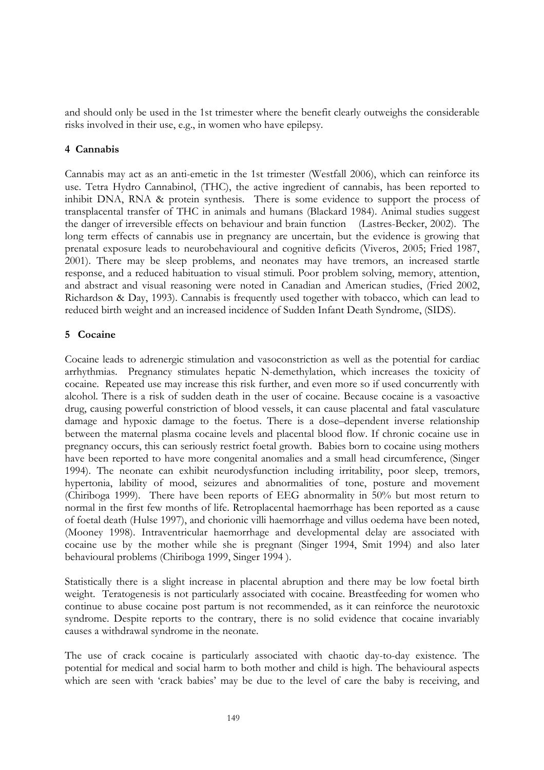and should only be used in the 1st trimester where the benefit clearly outweighs the considerable risks involved in their use, e.g., in women who have epilepsy.

## 4 Cannabis

Cannabis may act as an anti-emetic in the 1st trimester (Westfall 2006), which can reinforce its use. Tetra Hydro Cannabinol, (THC), the active ingredient of cannabis, has been reported to inhibit DNA, RNA & protein synthesis. There is some evidence to support the process of transplacental transfer of THC in animals and humans (Blackard 1984). Animal studies suggest the danger of irreversible effects on behaviour and brain function (Lastres-Becker, 2002). The long term effects of cannabis use in pregnancy are uncertain, but the evidence is growing that prenatal exposure leads to neurobehavioural and cognitive deficits (Viveros, 2005; Fried 1987, 2001). There may be sleep problems, and neonates may have tremors, an increased startle response, and a reduced habituation to visual stimuli. Poor problem solving, memory, attention, and abstract and visual reasoning were noted in Canadian and American studies, (Fried 2002, Richardson & Day, 1993). Cannabis is frequently used together with tobacco, which can lead to reduced birth weight and an increased incidence of Sudden Infant Death Syndrome, (SIDS).

## 5 Cocaine

Cocaine leads to adrenergic stimulation and vasoconstriction as well as the potential for cardiac arrhythmias. Pregnancy stimulates hepatic N-demethylation, which increases the toxicity of cocaine. Repeated use may increase this risk further, and even more so if used concurrently with alcohol. There is a risk of sudden death in the user of cocaine. Because cocaine is a vasoactive drug, causing powerful constriction of blood vessels, it can cause placental and fatal vasculature damage and hypoxic damage to the foetus. There is a dose–dependent inverse relationship between the maternal plasma cocaine levels and placental blood flow. If chronic cocaine use in pregnancy occurs, this can seriously restrict foetal growth. Babies born to cocaine using mothers have been reported to have more congenital anomalies and a small head circumference, (Singer 1994). The neonate can exhibit neurodysfunction including irritability, poor sleep, tremors, hypertonia, lability of mood, seizures and abnormalities of tone, posture and movement (Chiriboga 1999). There have been reports of EEG abnormality in 50% but most return to normal in the first few months of life. Retroplacental haemorrhage has been reported as a cause of foetal death (Hulse 1997), and chorionic villi haemorrhage and villus oedema have been noted, (Mooney 1998). Intraventricular haemorrhage and developmental delay are associated with cocaine use by the mother while she is pregnant (Singer 1994, Smit 1994) and also later behavioural problems (Chiriboga 1999, Singer 1994 ).

Statistically there is a slight increase in placental abruption and there may be low foetal birth weight. Teratogenesis is not particularly associated with cocaine. Breastfeeding for women who continue to abuse cocaine post partum is not recommended, as it can reinforce the neurotoxic syndrome. Despite reports to the contrary, there is no solid evidence that cocaine invariably causes a withdrawal syndrome in the neonate.

The use of crack cocaine is particularly associated with chaotic day-to-day existence. The potential for medical and social harm to both mother and child is high. The behavioural aspects which are seen with 'crack babies' may be due to the level of care the baby is receiving, and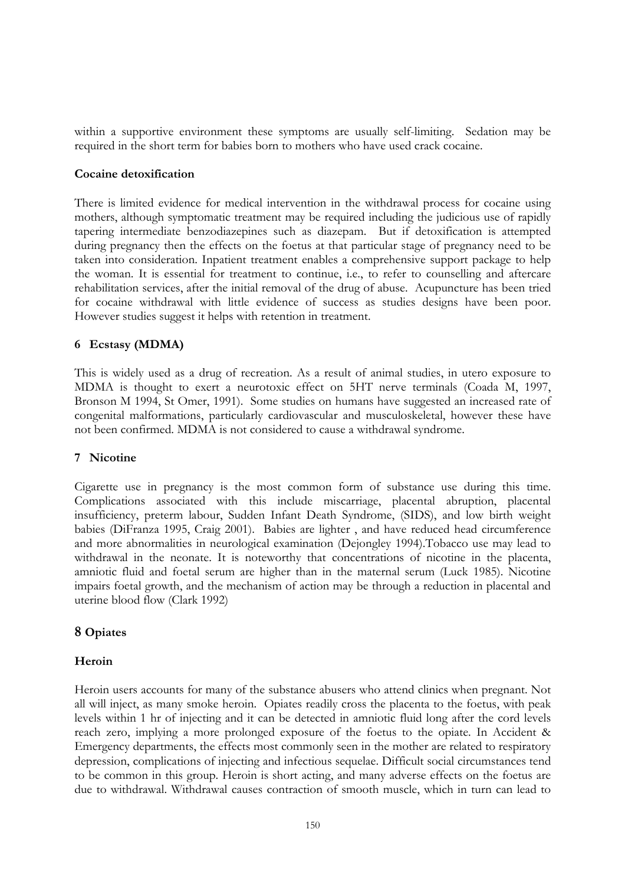within a supportive environment these symptoms are usually self-limiting. Sedation may be required in the short term for babies born to mothers who have used crack cocaine.

**Cocaine detoxification**

There is limited evidence for medical intervention in the withdrawal process for cocaine using mothers, although symptomatic treatment may be required including the judicious use of rapidly tapering intermediate benzodiazepines such as diazepam. But if detoxification is attempted during pregnancy then the effects on the foetus at that particular stage of pregnancy need to be taken into consideration. Inpatient treatment enables a comprehensive support package to help the woman. It is essential for treatment to continue, i.e., to refer to counselling and aftercare rehabilitation services, after the initial removal of the drug of abuse. Acupuncture has been tried for cocaine withdrawal with little evidence of success as studies designs have been poor. However studies suggest it helps with retention in treatment.

## 6 Ecstasy (MDMA)

This is widely used as a drug of recreation. As a result of animal studies, in utero exposure to MDMA is thought to exert a neurotoxic effect on 5HT nerve terminals (Coada M, 1997, Bronson M 1994, St Omer, 1991). Some studies on humans have suggested an increased rate of congenital malformations, particularly cardiovascular and musculoskeletal, however these have not been confirmed. MDMA is not considered to cause a withdrawal syndrome.

## 7 Nicotine

Cigarette use in pregnancy is the most common form of substance use during this time. Complications associated with this include miscarriage, placental abruption, placental insufficiency, preterm labour, Sudden Infant Death Syndrome, (SIDS), and low birth weight babies (DiFranza 1995, Craig 2001). Babies are lighter , and have reduced head circumference and more abnormalities in neurological examination (Dejongley 1994).Tobacco use may lead to withdrawal in the neonate. It is noteworthy that concentrations of nicotine in the placenta, amniotic fluid and foetal serum are higher than in the maternal serum (Luck 1985). Nicotine impairs foetal growth, and the mechanism of action may be through a reduction in placental and uterine blood flow (Clark 1992)

## 8 Opiates

**Heroin**

Heroin users accounts for many of the substance abusers who attend clinics when pregnant. Not all will inject, as many smoke heroin. Opiates readily cross the placenta to the foetus, with peak levels within 1 hr of injecting and it can be detected in amniotic fluid long after the cord levels reach zero, implying a more prolonged exposure of the foetus to the opiate. In Accident & Emergency departments, the effects most commonly seen in the mother are related to respiratory depression, complications of injecting and infectious sequelae. Difficult social circumstances tend to be common in this group. Heroin is short acting, and many adverse effects on the foetus are due to withdrawal. Withdrawal causes contraction of smooth muscle, which in turn can lead to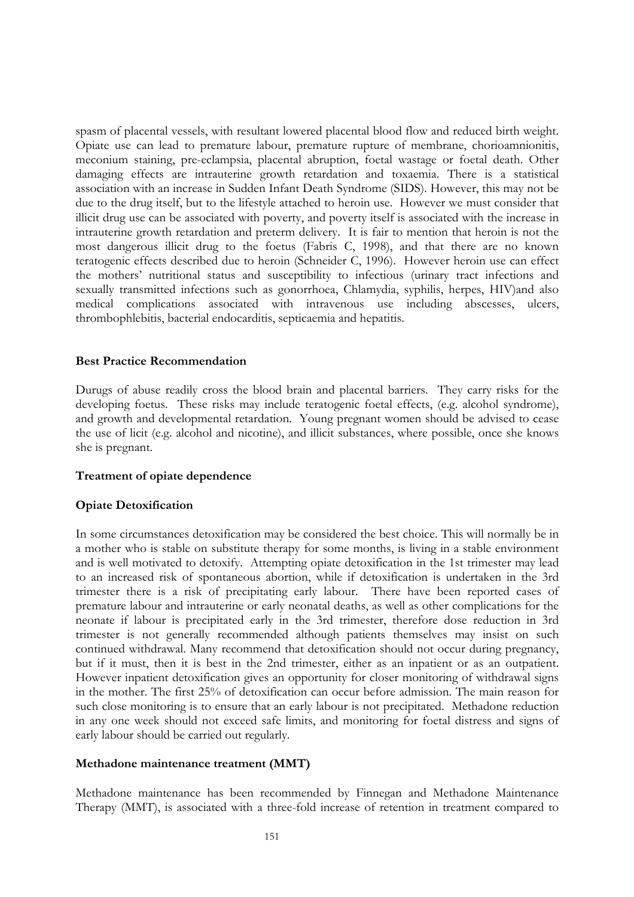spasm of placental vessels, with resultant lowered placental blood flow and reduced birth weight. Opiate use can lead to premature labour, premature rupture of membrane, chorioamnionitis, meconium staining, pre-eclampsia, placental abruption, foetal wastage or foetal death. Other damaging effects are intrauterine growth retardation and toxaemia. There is a statistical association with an increase in Sudden Infant Death Syndrome (SIDS). However, this may not be due to the drug itself, but to the lifestyle attached to heroin use. However we must consider that illicit drug use can be associated with poverty, and poverty itself is associated with the increase in intrauterine growth retardation and preterm delivery. It is fair to mention that heroin is not the most dangerous illicit drug to the foetus (Fabris C, 1998), and that there are no known teratogenic effects described due to heroin (Schneider C, 1996). However heroin use can effect the mothers' nutritional status and susceptibility to infectious (urinary tract infections and sexually transmitted infections such as gonorrhoea, Chlamydia, syphilis, herpes, HIV)and also medical complications associated with intravenous use including abscesses, ulcers, thrombophlebitis, bacterial endocarditis, septicaemia and hepatitis.

### Best Practice Recommendation

Durugs of abuse readily cross the blood brain and placental barriers. They carry risks for the developing foetus. These risks may include teratogenic foetal effects, (e.g. alcohol syndrome), and growth and developmental retardation. Young pregnant women should be advised to cease the use of licit (e.g. alcohol and nicotine), and illicit substances, where possible, once she knows she is pregnant.

### Treatment of opiate dependence

### Opiate Detoxification

In some circumstances detoxification may be considered the best choice. This will normally be in a mother who is stable on substitute therapy for some months, is living in a stable environment and is well motivated to detoxify. Attempting opiate detoxification in the 1st trimester may lead to an increased risk of spontaneous abortion, while if detoxification is undertaken in the 3rd trimester there is a risk of precipitating early labour. There have been reported cases of premature labour and intrauterine or early neonatal deaths, as well as other complications for the neonate if labour is precipitated early in the 3rd trimester, therefore dose reduction in 3rd trimester is not generally recommended although patients themselves may insist on such continued withdrawal. Many recommend that detoxification should not occur during pregnancy, but if it must, then it is best in the 2nd trimester, either as an inpatient or as an outpatient. However inpatient detoxification gives an opportunity for closer monitoring of withdrawal signs in the mother. The first 25% of detoxification can occur before admission. The main reason for such close monitoring is to ensure that an early labour is not precipitated. Methadone reduction in any one week should not exceed safe limits, and monitoring for foetal distress and signs of early labour should be carried out regularly.

### Methadone maintenance treatment (MMT)

Methadone maintenance has been recommended by Finnegan and Methadone Maintenance Therapy (MMT), is associated with a three-fold increase of retention in treatment compared to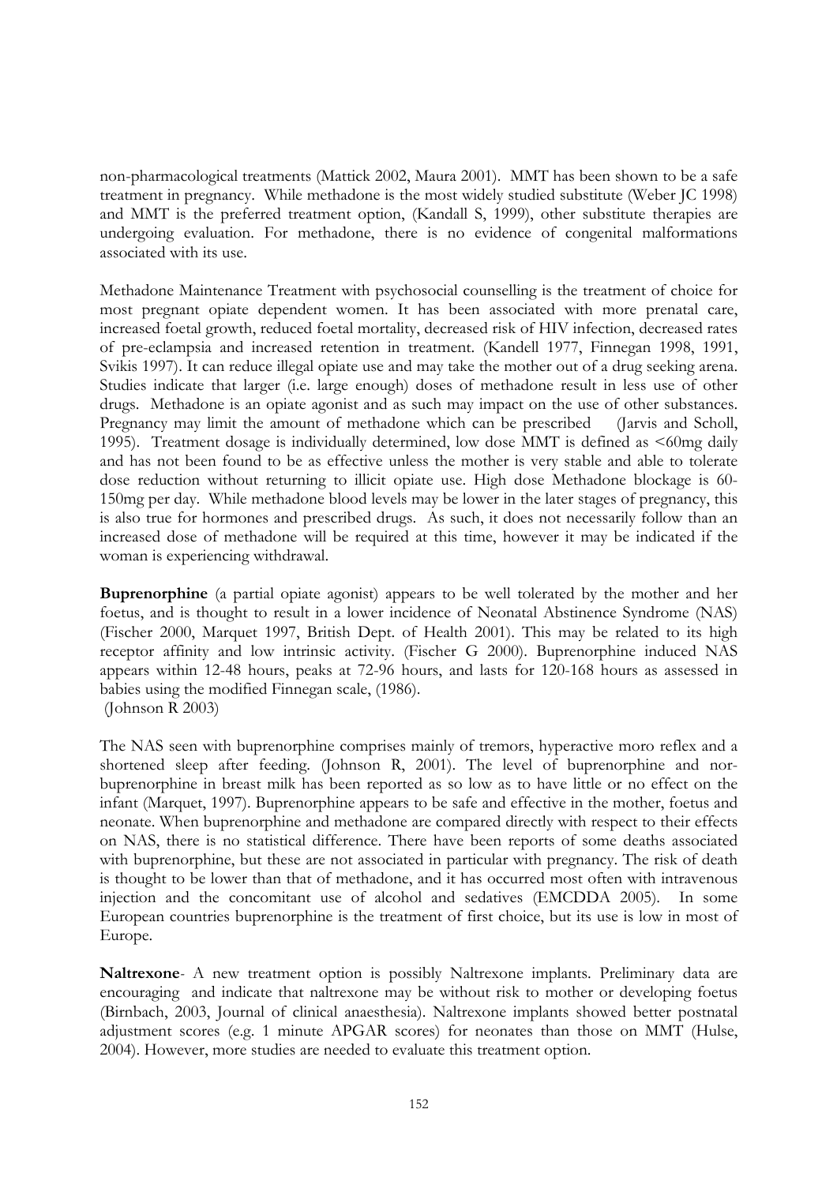non-pharmacological treatments (Mattick 2002, Maura 2001). MMT has been shown to be a safe treatment in pregnancy. While methadone is the most widely studied substitute (Weber JC 1998) and MMT is the preferred treatment option, (Kandall S, 1999), other substitute therapies are undergoing evaluation. For methadone, there is no evidence of congenital malformations associated with its use.

Methadone Maintenance Treatment with psychosocial counselling is the treatment of choice for most pregnant opiate dependent women. It has been associated with more prenatal care, increased foetal growth, reduced foetal mortality, decreased risk of HIV infection, decreased rates of pre-eclampsia and increased retention in treatment. (Kandell 1977, Finnegan 1998, 1991, Svikis 1997). It can reduce illegal opiate use and may take the mother out of a drug seeking arena. Studies indicate that larger (i.e. large enough) doses of methadone result in less use of other drugs. Methadone is an opiate agonist and as such may impact on the use of other substances. Pregnancy may limit the amount of methadone which can be prescribed (Jarvis and Scholl, 1995). Treatment dosage is individually determined, low dose MMT is defined as <60mg daily and has not been found to be as effective unless the mother is very stable and able to tolerate dose reduction without returning to illicit opiate use. High dose Methadone blockage is 60-150mg per day. While methadone blood levels may be lower in the later stages of pregnancy, this is also true for hormones and prescribed drugs. As such, it does not necessarily follow than an increased dose of methadone will be required at this time, however it may be indicated if the woman is experiencing withdrawal.

**Buprenorphine** (a partial opiate agonist) appears to be well tolerated by the mother and her foetus, and is thought to result in a lower incidence of Neonatal Abstinence Syndrome (NAS) (Fischer 2000, Marquet 1997, British Dept. of Health 2001). This may be related to its high receptor affinity and low intrinsic activity. (Fischer G 2000). Buprenorphine induced NAS appears within 12-48 hours, peaks at 72-96 hours, and lasts for 120-168 hours as assessed in babies using the modified Finnegan scale, (1986).
(Johnson R 2003)

The NAS seen with buprenorphine comprises mainly of tremors, hyperactive moro reflex and a shortened sleep after feeding. (Johnson R, 2001). The level of buprenorphine and nor-buprenorphine in breast milk has been reported as so low as to have little or no effect on the infant (Marquet, 1997). Buprenorphine appears to be safe and effective in the mother, foetus and neonate. When buprenorphine and methadone are compared directly with respect to their effects on NAS, there is no statistical difference. There have been reports of some deaths associated with buprenorphine, but these are not associated in particular with pregnancy. The risk of death is thought to be lower than that of methadone, and it has occurred most often with intravenous injection and the concomitant use of alcohol and sedatives (EMCDDA 2005). In some European countries buprenorphine is the treatment of first choice, but its use is low in most of Europe.

**Naltrexone**- A new treatment option is possibly Naltrexone implants. Preliminary data are encouraging and indicate that naltrexone may be without risk to mother or developing foetus (Birnbach, 2003, Journal of clinical anaesthesia). Naltrexone implants showed better postnatal adjustment scores (e.g. 1 minute APGAR scores) for neonates than those on MMT (Hulse, 2004). However, more studies are needed to evaluate this treatment option.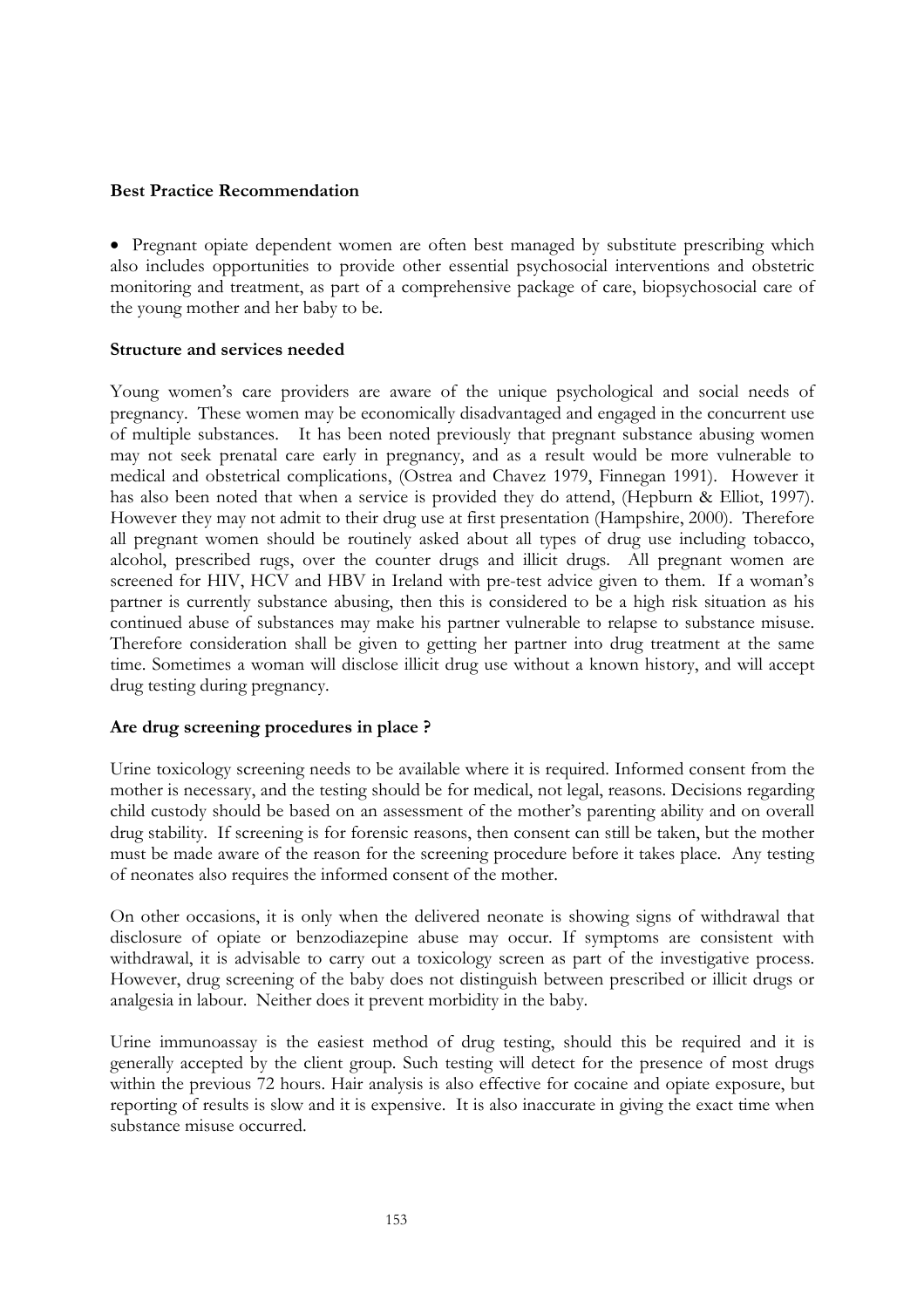**Best Practice Recommendation**

- Pregnant opiate dependent women are often best managed by substitute prescribing which also includes opportunities to provide other essential psychosocial interventions and obstetric monitoring and treatment, as part of a comprehensive package of care, biopsychosocial care of the young mother and her baby to be.

**Structure and services needed**

Young women's care providers are aware of the unique psychological and social needs of pregnancy. These women may be economically disadvantaged and engaged in the concurrent use of multiple substances. It has been noted previously that pregnant substance abusing women may not seek prenatal care early in pregnancy, and as a result would be more vulnerable to medical and obstetrical complications, (Ostrea and Chavez 1979, Finnegan 1991). However it has also been noted that when a service is provided they do attend, (Hepburn & Elliot, 1997). However they may not admit to their drug use at first presentation (Hampshire, 2000). Therefore all pregnant women should be routinely asked about all types of drug use including tobacco, alcohol, prescribed rugs, over the counter drugs and illicit drugs. All pregnant women are screened for HIV, HCV and HBV in Ireland with pre-test advice given to them. If a woman's partner is currently substance abusing, then this is considered to be a high risk situation as his continued abuse of substances may make his partner vulnerable to relapse to substance misuse. Therefore consideration shall be given to getting her partner into drug treatment at the same time. Sometimes a woman will disclose illicit drug use without a known history, and will accept drug testing during pregnancy.

**Are drug screening procedures in place ?**

Urine toxicology screening needs to be available where it is required. Informed consent from the mother is necessary, and the testing should be for medical, not legal, reasons. Decisions regarding child custody should be based on an assessment of the mother's parenting ability and on overall drug stability. If screening is for forensic reasons, then consent can still be taken, but the mother must be made aware of the reason for the screening procedure before it takes place. Any testing of neonates also requires the informed consent of the mother.

On other occasions, it is only when the delivered neonate is showing signs of withdrawal that disclosure of opiate or benzodiazepine abuse may occur. If symptoms are consistent with withdrawal, it is advisable to carry out a toxicology screen as part of the investigative process. However, drug screening of the baby does not distinguish between prescribed or illicit drugs or analgesia in labour. Neither does it prevent morbidity in the baby.

Urine immunoassay is the easiest method of drug testing, should this be required and it is generally accepted by the client group. Such testing will detect for the presence of most drugs within the previous 72 hours. Hair analysis is also effective for cocaine and opiate exposure, but reporting of results is slow and it is expensive. It is also inaccurate in giving the exact time when substance misuse occurred.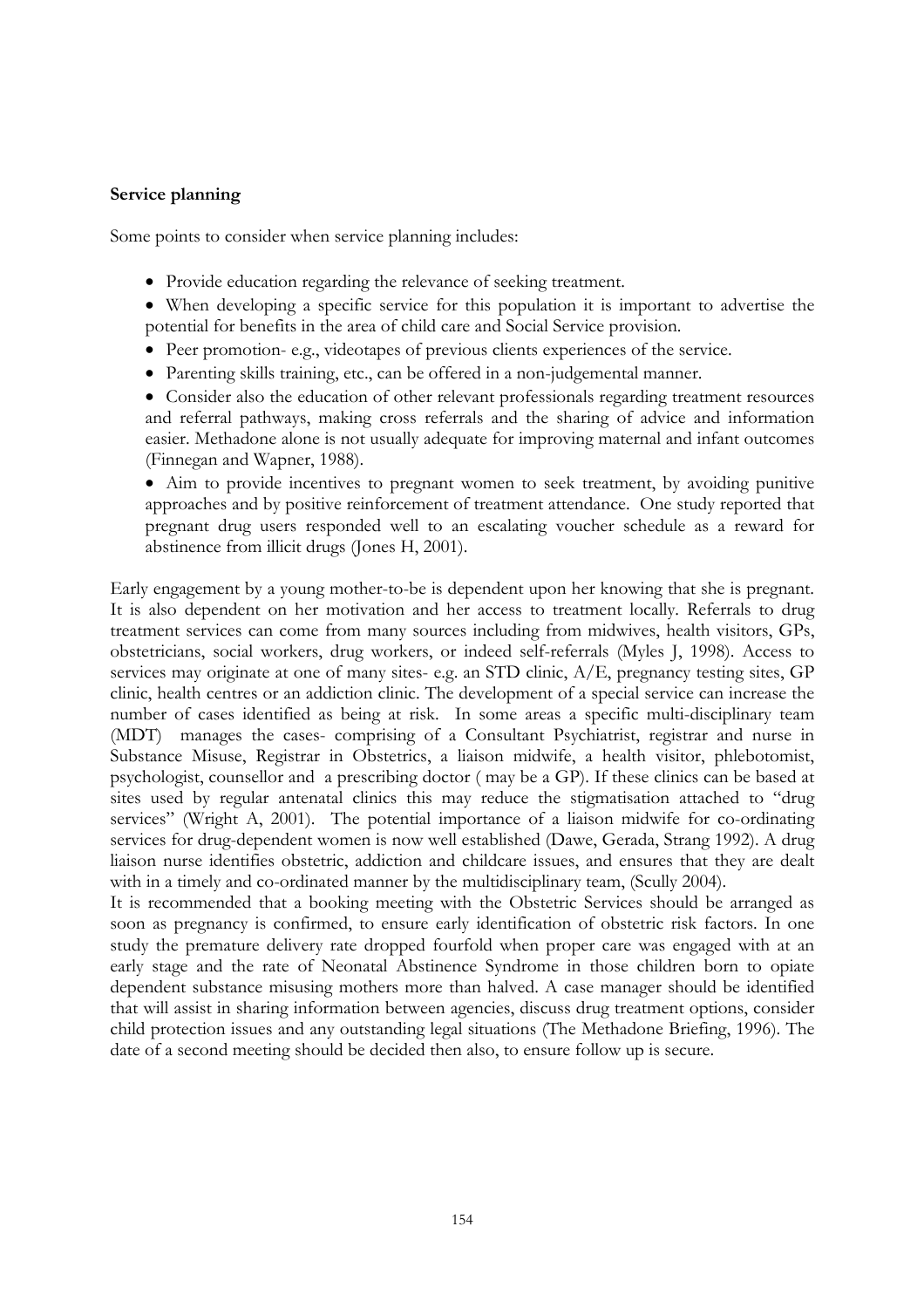**Service planning**

Some points to consider when service planning includes:

- Provide education regarding the relevance of seeking treatment.
- When developing a specific service for this population it is important to advertise the potential for benefits in the area of child care and Social Service provision.
- Peer promotion- e.g., videotapes of previous clients experiences of the service.
- Parenting skills training, etc., can be offered in a non-judgemental manner.
- Consider also the education of other relevant professionals regarding treatment resources and referral pathways, making cross referrals and the sharing of advice and information easier. Methadone alone is not usually adequate for improving maternal and infant outcomes (Finnegan and Wapner, 1988).
- Aim to provide incentives to pregnant women to seek treatment, by avoiding punitive approaches and by positive reinforcement of treatment attendance. One study reported that pregnant drug users responded well to an escalating voucher schedule as a reward for abstinence from illicit drugs (Jones H, 2001).

Early engagement by a young mother-to-be is dependent upon her knowing that she is pregnant. It is also dependent on her motivation and her access to treatment locally. Referrals to drug treatment services can come from many sources including from midwives, health visitors, GPs, obstetricians, social workers, drug workers, or indeed self-referrals (Myles J, 1998). Access to services may originate at one of many sites- e.g. an STD clinic, A/E, pregnancy testing sites, GP clinic, health centres or an addiction clinic. The development of a special service can increase the number of cases identified as being at risk. In some areas a specific multi-disciplinary team (MDT) manages the cases- comprising of a Consultant Psychiatrist, registrar and nurse in Substance Misuse, Registrar in Obstetrics, a liaison midwife, a health visitor, phlebotomist, psychologist, counsellor and a prescribing doctor ( may be a GP). If these clinics can be based at sites used by regular antenatal clinics this may reduce the stigmatisation attached to "drug services" (Wright A, 2001). The potential importance of a liaison midwife for co-ordinating services for drug-dependent women is now well established (Dawe, Gerada, Strang 1992). A drug liaison nurse identifies obstetric, addiction and childcare issues, and ensures that they are dealt with in a timely and co-ordinated manner by the multidisciplinary team, (Scully 2004).

It is recommended that a booking meeting with the Obstetric Services should be arranged as soon as pregnancy is confirmed, to ensure early identification of obstetric risk factors. In one study the premature delivery rate dropped fourfold when proper care was engaged with at an early stage and the rate of Neonatal Abstinence Syndrome in those children born to opiate dependent substance misusing mothers more than halved. A case manager should be identified that will assist in sharing information between agencies, discuss drug treatment options, consider child protection issues and any outstanding legal situations (The Methadone Briefing, 1996). The date of a second meeting should be decided then also, to ensure follow up is secure.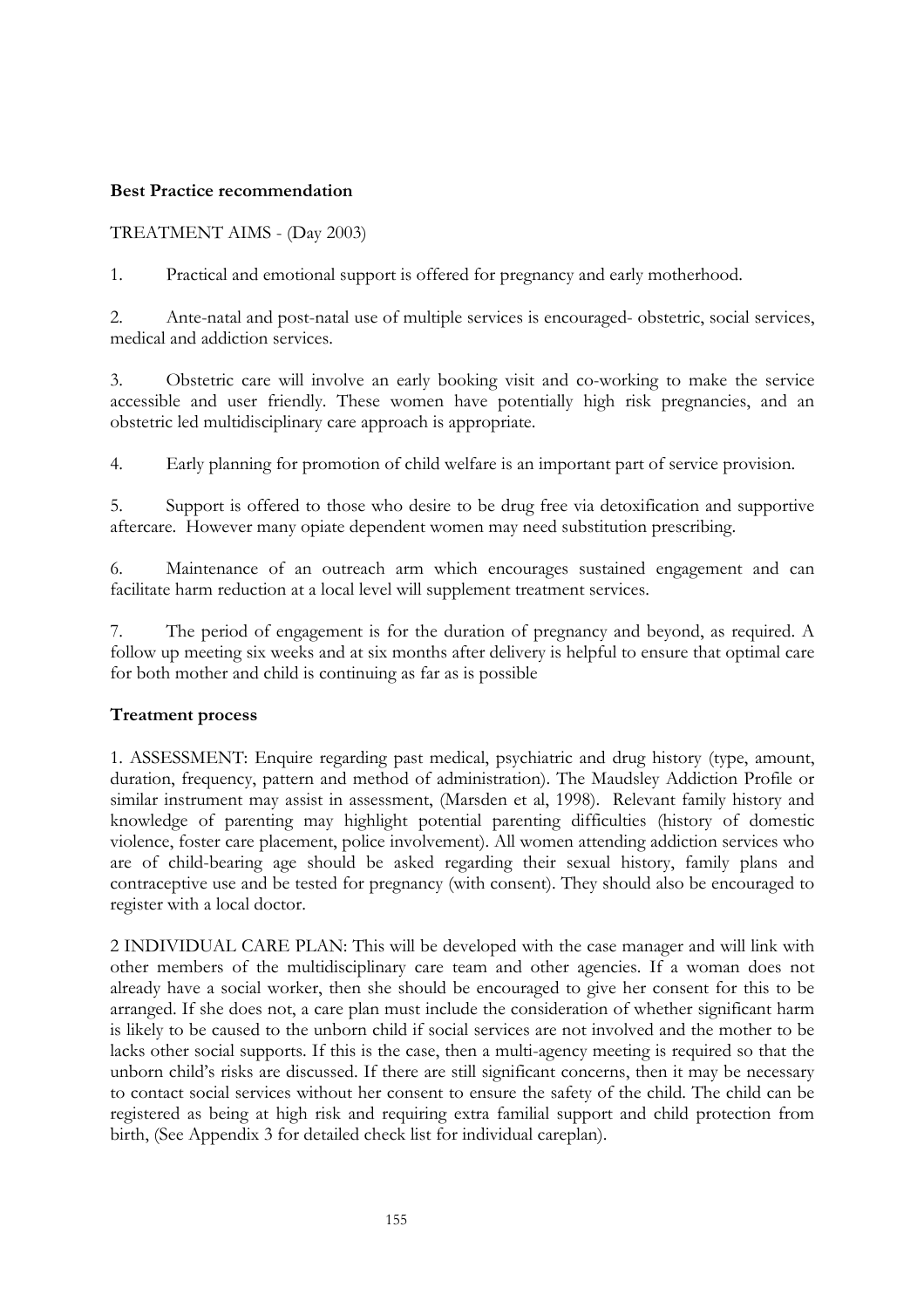**Best Practice recommendation**

TREATMENT AIMS - (Day 2003)

1. Practical and emotional support is offered for pregnancy and early motherhood.

2. Ante-natal and post-natal use of multiple services is encouraged- obstetric, social services, medical and addiction services.

3. Obstetric care will involve an early booking visit and co-working to make the service accessible and user friendly. These women have potentially high risk pregnancies, and an obstetric led multidisciplinary care approach is appropriate.

4. Early planning for promotion of child welfare is an important part of service provision.

5. Support is offered to those who desire to be drug free via detoxification and supportive aftercare. However many opiate dependent women may need substitution prescribing.

6. Maintenance of an outreach arm which encourages sustained engagement and can facilitate harm reduction at a local level will supplement treatment services.

7. The period of engagement is for the duration of pregnancy and beyond, as required. A follow up meeting six weeks and at six months after delivery is helpful to ensure that optimal care for both mother and child is continuing as far as is possible

**Treatment process**

1. ASSESSMENT: Enquire regarding past medical, psychiatric and drug history (type, amount, duration, frequency, pattern and method of administration). The Maudsley Addiction Profile or similar instrument may assist in assessment, (Marsden et al, 1998). Relevant family history and knowledge of parenting may highlight potential parenting difficulties (history of domestic violence, foster care placement, police involvement). All women attending addiction services who are of child-bearing age should be asked regarding their sexual history, family plans and contraceptive use and be tested for pregnancy (with consent). They should also be encouraged to register with a local doctor.

2 INDIVIDUAL CARE PLAN: This will be developed with the case manager and will link with other members of the multidisciplinary care team and other agencies. If a woman does not already have a social worker, then she should be encouraged to give her consent for this to be arranged. If she does not, a care plan must include the consideration of whether significant harm is likely to be caused to the unborn child if social services are not involved and the mother to be lacks other social supports. If this is the case, then a multi-agency meeting is required so that the unborn child's risks are discussed. If there are still significant concerns, then it may be necessary to contact social services without her consent to ensure the safety of the child. The child can be registered as being at high risk and requiring extra familial support and child protection from birth, (See Appendix 3 for detailed check list for individual careplan).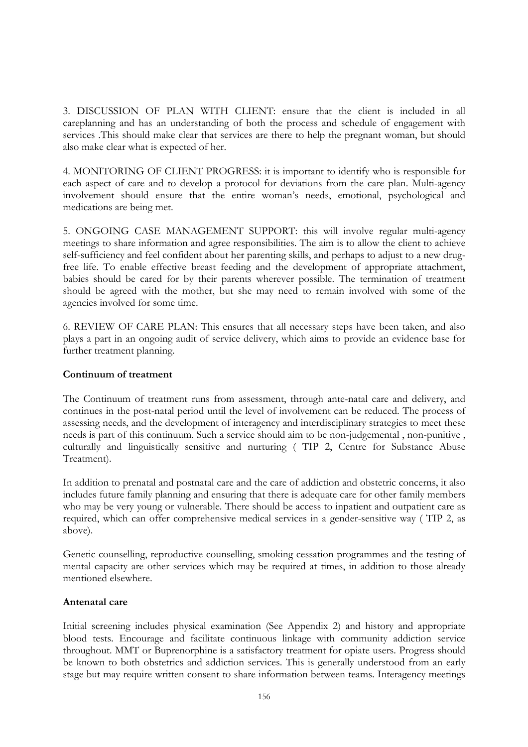3. DISCUSSION OF PLAN WITH CLIENT: ensure that the client is included in all careplanning and has an understanding of both the process and schedule of engagement with services .This should make clear that services are there to help the pregnant woman, but should also make clear what is expected of her.

4. MONITORING OF CLIENT PROGRESS: it is important to identify who is responsible for each aspect of care and to develop a protocol for deviations from the care plan. Multi-agency involvement should ensure that the entire woman's needs, emotional, psychological and medications are being met.

5. ONGOING CASE MANAGEMENT SUPPORT: this will involve regular multi-agency meetings to share information and agree responsibilities. The aim is to allow the client to achieve self-sufficiency and feel confident about her parenting skills, and perhaps to adjust to a new drug-free life. To enable effective breast feeding and the development of appropriate attachment, babies should be cared for by their parents wherever possible. The termination of treatment should be agreed with the mother, but she may need to remain involved with some of the agencies involved for some time.

6. REVIEW OF CARE PLAN: This ensures that all necessary steps have been taken, and also plays a part in an ongoing audit of service delivery, which aims to provide an evidence base for further treatment planning.

**Continuum of treatment**

The Continuum of treatment runs from assessment, through ante-natal care and delivery, and continues in the post-natal period until the level of involvement can be reduced. The process of assessing needs, and the development of interagency and interdisciplinary strategies to meet these needs is part of this continuum. Such a service should aim to be non-judgemental , non-punitive , culturally and linguistically sensitive and nurturing ( TIP 2, Centre for Substance Abuse Treatment).

In addition to prenatal and postnatal care and the care of addiction and obstetric concerns, it also includes future family planning and ensuring that there is adequate care for other family members who may be very young or vulnerable. There should be access to inpatient and outpatient care as required, which can offer comprehensive medical services in a gender-sensitive way ( TIP 2, as above).

Genetic counselling, reproductive counselling, smoking cessation programmes and the testing of mental capacity are other services which may be required at times, in addition to those already mentioned elsewhere.

**Antenatal care**

Initial screening includes physical examination (See Appendix 2) and history and appropriate blood tests. Encourage and facilitate continuous linkage with community addiction service throughout. MMT or Buprenorphine is a satisfactory treatment for opiate users. Progress should be known to both obstetrics and addiction services. This is generally understood from an early stage but may require written consent to share information between teams. Interagency meetings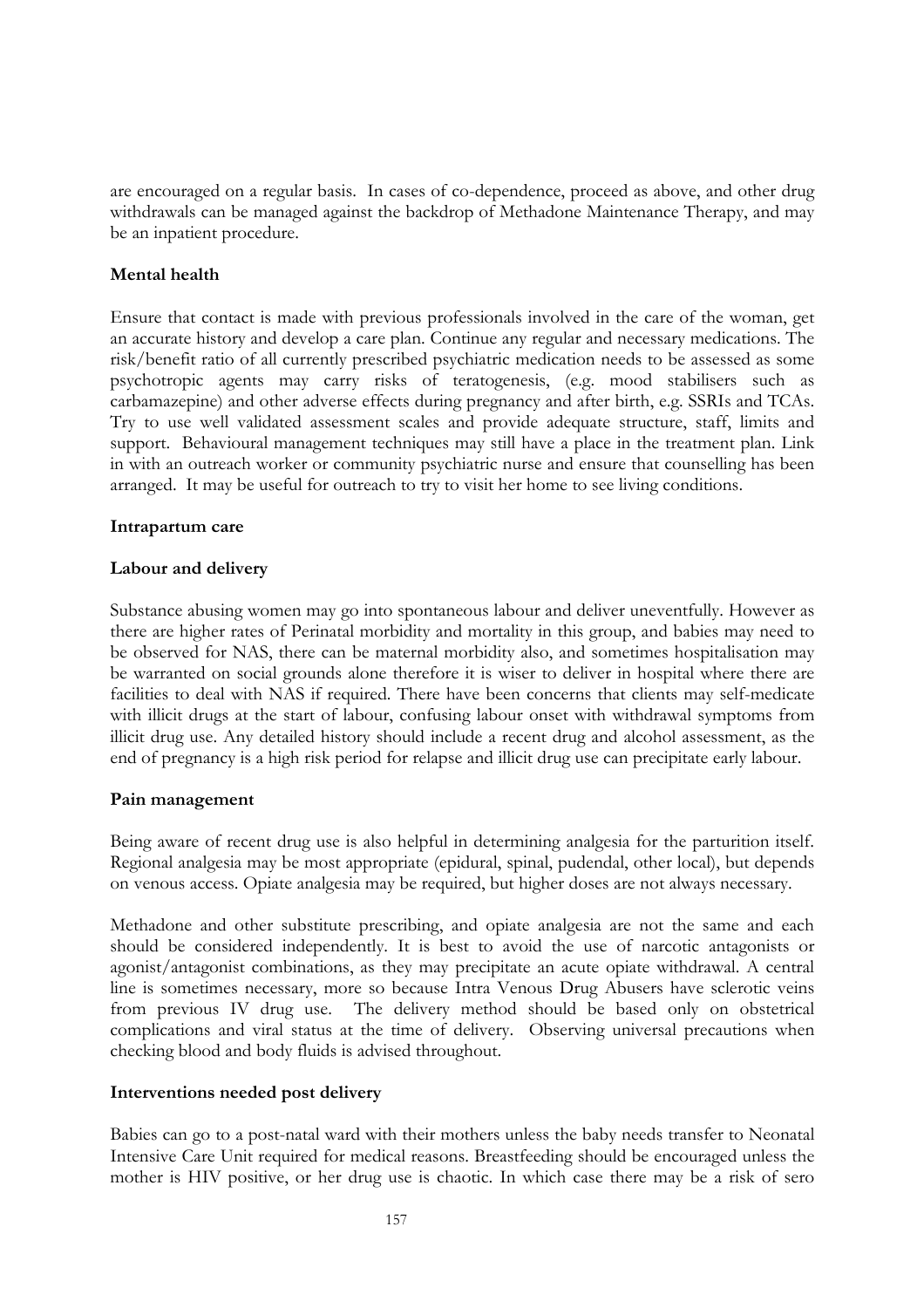are encouraged on a regular basis. In cases of co-dependence, proceed as above, and other drug withdrawals can be managed against the backdrop of Methadone Maintenance Therapy, and may be an inpatient procedure.

**Mental health**

Ensure that contact is made with previous professionals involved in the care of the woman, get an accurate history and develop a care plan. Continue any regular and necessary medications. The risk/benefit ratio of all currently prescribed psychiatric medication needs to be assessed as some psychotropic agents may carry risks of teratogenesis, (e.g. mood stabilisers such as carbamazepine) and other adverse effects during pregnancy and after birth, e.g. SSRIs and TCAs. Try to use well validated assessment scales and provide adequate structure, staff, limits and support. Behavioural management techniques may still have a place in the treatment plan. Link in with an outreach worker or community psychiatric nurse and ensure that counselling has been arranged. It may be useful for outreach to try to visit her home to see living conditions.

**Intrapartum care**

**Labour and delivery**

Substance abusing women may go into spontaneous labour and deliver uneventfully. However as there are higher rates of Perinatal morbidity and mortality in this group, and babies may need to be observed for NAS, there can be maternal morbidity also, and sometimes hospitalisation may be warranted on social grounds alone therefore it is wiser to deliver in hospital where there are facilities to deal with NAS if required. There have been concerns that clients may self-medicate with illicit drugs at the start of labour, confusing labour onset with withdrawal symptoms from illicit drug use. Any detailed history should include a recent drug and alcohol assessment, as the end of pregnancy is a high risk period for relapse and illicit drug use can precipitate early labour.

**Pain management**

Being aware of recent drug use is also helpful in determining analgesia for the parturition itself. Regional analgesia may be most appropriate (epidural, spinal, pudendal, other local), but depends on venous access. Opiate analgesia may be required, but higher doses are not always necessary.

Methadone and other substitute prescribing, and opiate analgesia are not the same and each should be considered independently. It is best to avoid the use of narcotic antagonists or agonist/antagonist combinations, as they may precipitate an acute opiate withdrawal. A central line is sometimes necessary, more so because Intra Venous Drug Abusers have sclerotic veins from previous IV drug use. The delivery method should be based only on obstetrical complications and viral status at the time of delivery. Observing universal precautions when checking blood and body fluids is advised throughout.

**Interventions needed post delivery**

Babies can go to a post-natal ward with their mothers unless the baby needs transfer to Neonatal Intensive Care Unit required for medical reasons. Breastfeeding should be encouraged unless the mother is HIV positive, or her drug use is chaotic. In which case there may be a risk of sero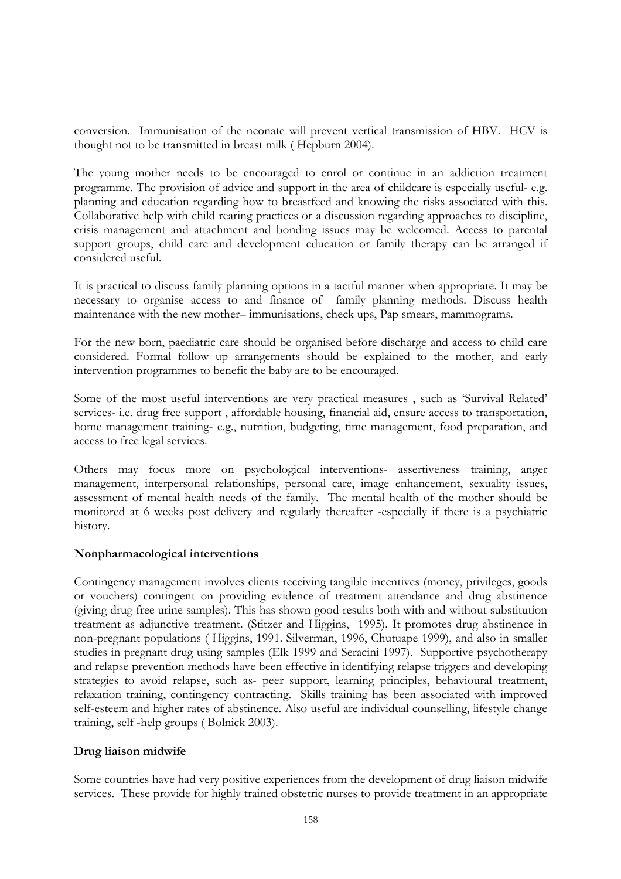conversion. Immunisation of the neonate will prevent vertical transmission of HBV. HCV is thought not to be transmitted in breast milk ( Hepburn 2004).

The young mother needs to be encouraged to enrol or continue in an addiction treatment programme. The provision of advice and support in the area of childcare is especially useful- e.g. planning and education regarding how to breastfeed and knowing the risks associated with this. Collaborative help with child rearing practices or a discussion regarding approaches to discipline, crisis management and attachment and bonding issues may be welcomed. Access to parental support groups, child care and development education or family therapy can be arranged if considered useful.

It is practical to discuss family planning options in a tactful manner when appropriate. It may be necessary to organise access to and finance of family planning methods. Discuss health maintenance with the new mother– immunisations, check ups, Pap smears, mammograms.

For the new born, paediatric care should be organised before discharge and access to child care considered. Formal follow up arrangements should be explained to the mother, and early intervention programmes to benefit the baby are to be encouraged.

Some of the most useful interventions are very practical measures , such as 'Survival Related' services- i.e. drug free support , affordable housing, financial aid, ensure access to transportation, home management training- e.g., nutrition, budgeting, time management, food preparation, and access to free legal services.

Others may focus more on psychological interventions- assertiveness training, anger management, interpersonal relationships, personal care, image enhancement, sexuality issues, assessment of mental health needs of the family. The mental health of the mother should be monitored at 6 weeks post delivery and regularly thereafter -especially if there is a psychiatric history.

**Nonpharmacological interventions**

Contingency management involves clients receiving tangible incentives (money, privileges, goods or vouchers) contingent on providing evidence of treatment attendance and drug abstinence (giving drug free urine samples). This has shown good results both with and without substitution treatment as adjunctive treatment. (Stitzer and Higgins, 1995). It promotes drug abstinence in non-pregnant populations ( Higgins, 1991. Silverman, 1996, Chutuape 1999), and also in smaller studies in pregnant drug using samples (Elk 1999 and Seracini 1997). Supportive psychotherapy and relapse prevention methods have been effective in identifying relapse triggers and developing strategies to avoid relapse, such as- peer support, learning principles, behavioural treatment, relaxation training, contingency contracting. Skills training has been associated with improved self-esteem and higher rates of abstinence. Also useful are individual counselling, lifestyle change training, self -help groups ( Bolnick 2003).

**Drug liaison midwife**

Some countries have had very positive experiences from the development of drug liaison midwife services. These provide for highly trained obstetric nurses to provide treatment in an appropriate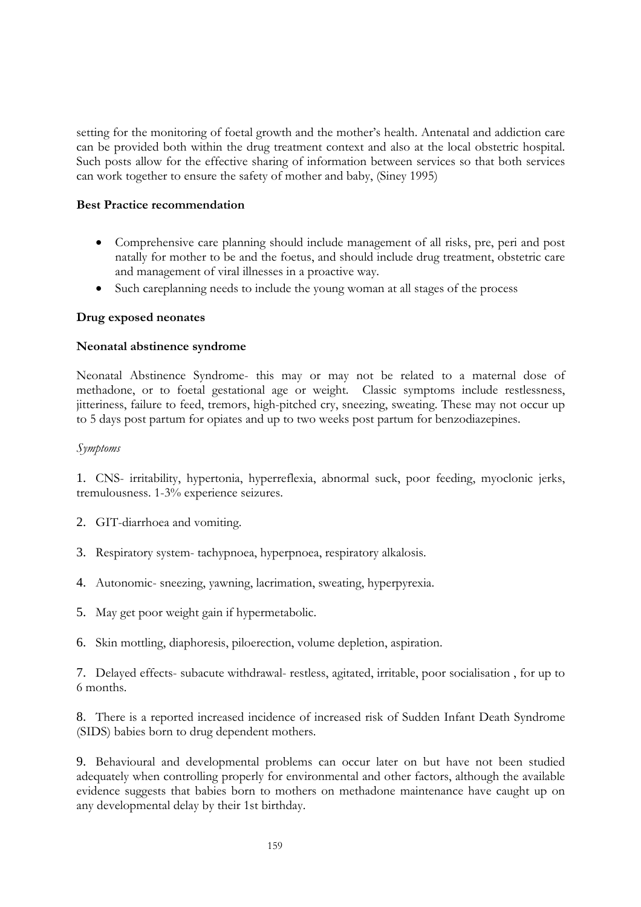setting for the monitoring of foetal growth and the mother's health. Antenatal and addiction care can be provided both within the drug treatment context and also at the local obstetric hospital. Such posts allow for the effective sharing of information between services so that both services can work together to ensure the safety of mother and baby, (Siney 1995)

**Best Practice recommendation**

- Comprehensive care planning should include management of all risks, pre, peri and post natally for mother to be and the foetus, and should include drug treatment, obstetric care and management of viral illnesses in a proactive way.
- Such careplanning needs to include the young woman at all stages of the process

**Drug exposed neonates**

**Neonatal abstinence syndrome**

Neonatal Abstinence Syndrome- this may or may not be related to a maternal dose of methadone, or to foetal gestational age or weight. Classic symptoms include restlessness, jitteriness, failure to feed, tremors, high-pitched cry, sneezing, sweating. These may not occur up to 5 days post partum for opiates and up to two weeks post partum for benzodiazepines.

*Symptoms*

1. CNS- irritability, hypertonia, hyperreflexia, abnormal suck, poor feeding, myoclonic jerks, tremulousness. 1-3% experience seizures.

2. GIT-diarrhoea and vomiting.

3. Respiratory system- tachypnoea, hyperpnoea, respiratory alkalosis.

4. Autonomic- sneezing, yawning, lacrimation, sweating, hyperpyrexia.

5. May get poor weight gain if hypermetabolic.

6. Skin mottling, diaphoresis, piloerection, volume depletion, aspiration.

7. Delayed effects- subacute withdrawal- restless, agitated, irritable, poor socialisation , for up to 6 months.

8. There is a reported increased incidence of increased risk of Sudden Infant Death Syndrome (SIDS) babies born to drug dependent mothers.

9. Behavioural and developmental problems can occur later on but have not been studied adequately when controlling properly for environmental and other factors, although the available evidence suggests that babies born to mothers on methadone maintenance have caught up on any developmental delay by their 1st birthday.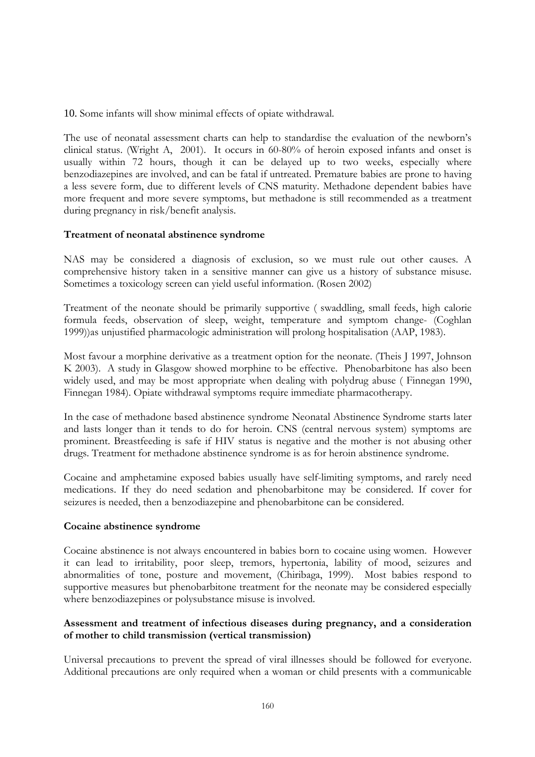10. Some infants will show minimal effects of opiate withdrawal.

The use of neonatal assessment charts can help to standardise the evaluation of the newborn's clinical status. (Wright A, 2001). It occurs in 60-80% of heroin exposed infants and onset is usually within 72 hours, though it can be delayed up to two weeks, especially where benzodiazepines are involved, and can be fatal if untreated. Premature babies are prone to having a less severe form, due to different levels of CNS maturity. Methadone dependent babies have more frequent and more severe symptoms, but methadone is still recommended as a treatment during pregnancy in risk/benefit analysis.

**Treatment of neonatal abstinence syndrome**

NAS may be considered a diagnosis of exclusion, so we must rule out other causes. A comprehensive history taken in a sensitive manner can give us a history of substance misuse. Sometimes a toxicology screen can yield useful information. (Rosen 2002)

Treatment of the neonate should be primarily supportive ( swaddling, small feeds, high calorie formula feeds, observation of sleep, weight, temperature and symptom change- (Coghlan 1999))as unjustified pharmacologic administration will prolong hospitalisation (AAP, 1983).

Most favour a morphine derivative as a treatment option for the neonate. (Theis J 1997, Johnson K 2003). A study in Glasgow showed morphine to be effective. Phenobarbitone has also been widely used, and may be most appropriate when dealing with polydrug abuse ( Finnegan 1990, Finnegan 1984). Opiate withdrawal symptoms require immediate pharmacotherapy.

In the case of methadone based abstinence syndrome Neonatal Abstinence Syndrome starts later and lasts longer than it tends to do for heroin. CNS (central nervous system) symptoms are prominent. Breastfeeding is safe if HIV status is negative and the mother is not abusing other drugs. Treatment for methadone abstinence syndrome is as for heroin abstinence syndrome.

Cocaine and amphetamine exposed babies usually have self-limiting symptoms, and rarely need medications. If they do need sedation and phenobarbitone may be considered. If cover for seizures is needed, then a benzodiazepine and phenobarbitone can be considered.

**Cocaine abstinence syndrome**

Cocaine abstinence is not always encountered in babies born to cocaine using women. However it can lead to irritability, poor sleep, tremors, hypertonia, lability of mood, seizures and abnormalities of tone, posture and movement, (Chiribaga, 1999). Most babies respond to supportive measures but phenobarbitone treatment for the neonate may be considered especially where benzodiazepines or polysubstance misuse is involved.

**Assessment and treatment of infectious diseases during pregnancy, and a consideration of mother to child transmission (vertical transmission)**

Universal precautions to prevent the spread of viral illnesses should be followed for everyone. Additional precautions are only required when a woman or child presents with a communicable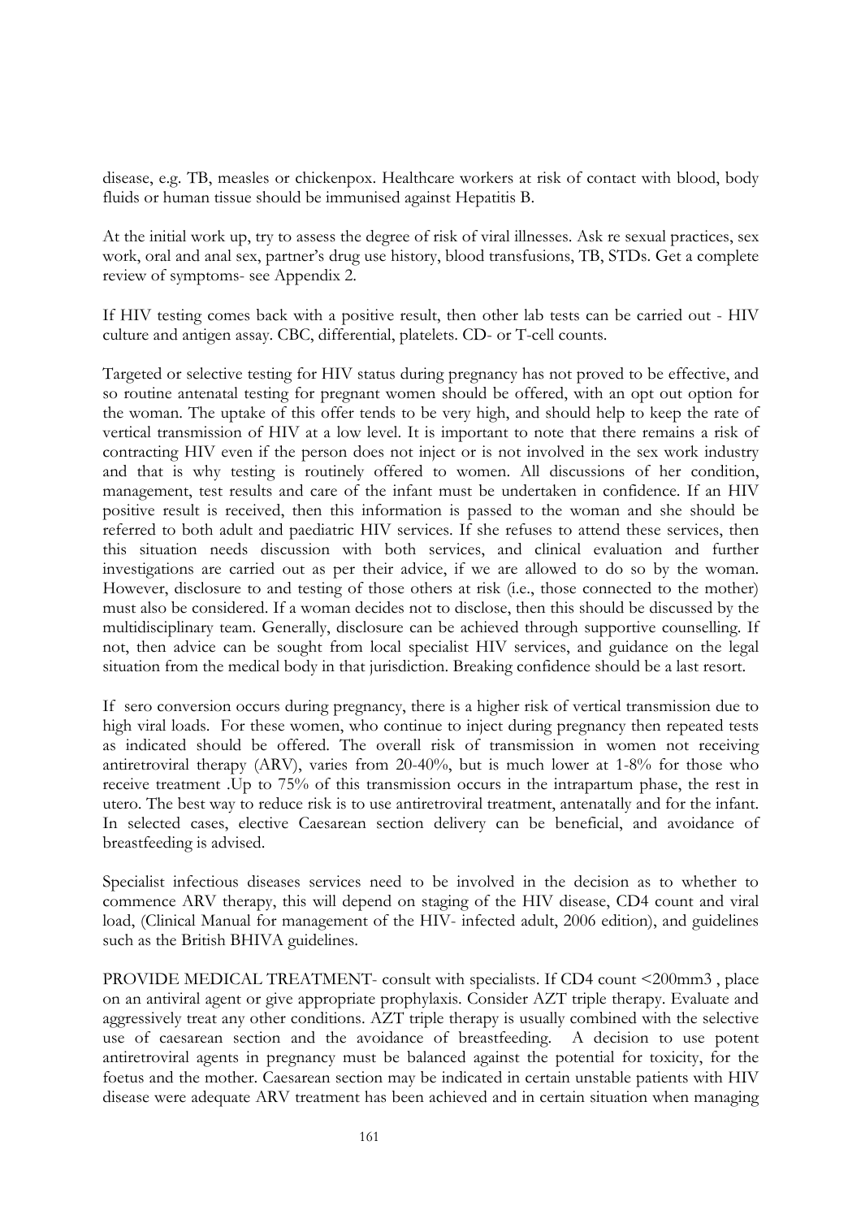disease, e.g. TB, measles or chickenpox. Healthcare workers at risk of contact with blood, body fluids or human tissue should be immunised against Hepatitis B.

At the initial work up, try to assess the degree of risk of viral illnesses. Ask re sexual practices, sex work, oral and anal sex, partner's drug use history, blood transfusions, TB, STDs. Get a complete review of symptoms- see Appendix 2.

If HIV testing comes back with a positive result, then other lab tests can be carried out - HIV culture and antigen assay. CBC, differential, platelets. CD- or T-cell counts.

Targeted or selective testing for HIV status during pregnancy has not proved to be effective, and so routine antenatal testing for pregnant women should be offered, with an opt out option for the woman. The uptake of this offer tends to be very high, and should help to keep the rate of vertical transmission of HIV at a low level. It is important to note that there remains a risk of contracting HIV even if the person does not inject or is not involved in the sex work industry and that is why testing is routinely offered to women. All discussions of her condition, management, test results and care of the infant must be undertaken in confidence. If an HIV positive result is received, then this information is passed to the woman and she should be referred to both adult and paediatric HIV services. If she refuses to attend these services, then this situation needs discussion with both services, and clinical evaluation and further investigations are carried out as per their advice, if we are allowed to do so by the woman. However, disclosure to and testing of those others at risk (i.e., those connected to the mother) must also be considered. If a woman decides not to disclose, then this should be discussed by the multidisciplinary team. Generally, disclosure can be achieved through supportive counselling. If not, then advice can be sought from local specialist HIV services, and guidance on the legal situation from the medical body in that jurisdiction. Breaking confidence should be a last resort.

If sero conversion occurs during pregnancy, there is a higher risk of vertical transmission due to high viral loads. For these women, who continue to inject during pregnancy then repeated tests as indicated should be offered. The overall risk of transmission in women not receiving antiretroviral therapy (ARV), varies from 20-40%, but is much lower at 1-8% for those who receive treatment .Up to 75% of this transmission occurs in the intrapartum phase, the rest in utero. The best way to reduce risk is to use antiretroviral treatment, antenatally and for the infant. In selected cases, elective Caesarean section delivery can be beneficial, and avoidance of breastfeeding is advised.

Specialist infectious diseases services need to be involved in the decision as to whether to commence ARV therapy, this will depend on staging of the HIV disease, CD4 count and viral load, (Clinical Manual for management of the HIV- infected adult, 2006 edition), and guidelines such as the British BHIVA guidelines.

PROVIDE MEDICAL TREATMENT- consult with specialists. If CD4 count <200mm3 , place on an antiviral agent or give appropriate prophylaxis. Consider AZT triple therapy. Evaluate and aggressively treat any other conditions. AZT triple therapy is usually combined with the selective use of caesarean section and the avoidance of breastfeeding. A decision to use potent antiretroviral agents in pregnancy must be balanced against the potential for toxicity, for the foetus and the mother. Caesarean section may be indicated in certain unstable patients with HIV disease were adequate ARV treatment has been achieved and in certain situation when managing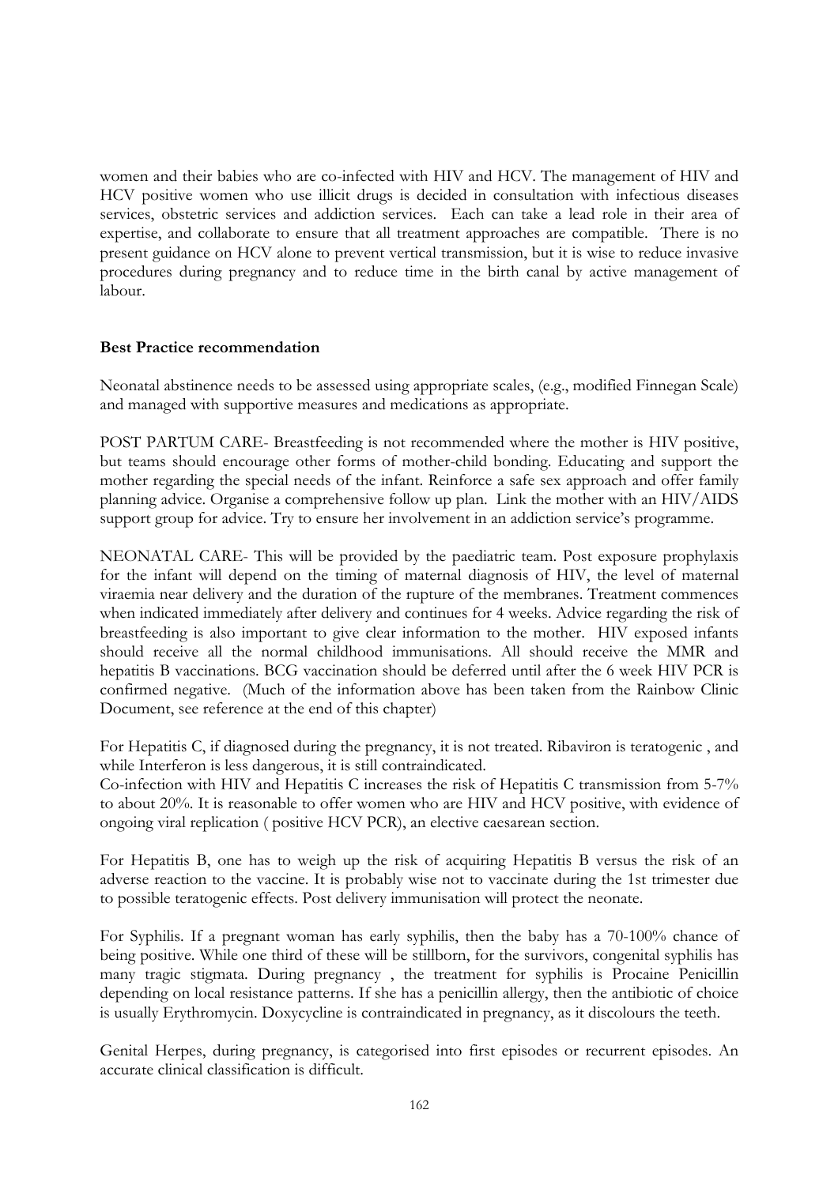women and their babies who are co-infected with HIV and HCV. The management of HIV and HCV positive women who use illicit drugs is decided in consultation with infectious diseases services, obstetric services and addiction services. Each can take a lead role in their area of expertise, and collaborate to ensure that all treatment approaches are compatible. There is no present guidance on HCV alone to prevent vertical transmission, but it is wise to reduce invasive procedures during pregnancy and to reduce time in the birth canal by active management of labour.

**Best Practice recommendation**

Neonatal abstinence needs to be assessed using appropriate scales, (e.g., modified Finnegan Scale) and managed with supportive measures and medications as appropriate.

POST PARTUM CARE- Breastfeeding is not recommended where the mother is HIV positive, but teams should encourage other forms of mother-child bonding. Educating and support the mother regarding the special needs of the infant. Reinforce a safe sex approach and offer family planning advice. Organise a comprehensive follow up plan. Link the mother with an HIV/AIDS support group for advice. Try to ensure her involvement in an addiction service's programme.

NEONATAL CARE- This will be provided by the paediatric team. Post exposure prophylaxis for the infant will depend on the timing of maternal diagnosis of HIV, the level of maternal viraemia near delivery and the duration of the rupture of the membranes. Treatment commences when indicated immediately after delivery and continues for 4 weeks. Advice regarding the risk of breastfeeding is also important to give clear information to the mother. HIV exposed infants should receive all the normal childhood immunisations. All should receive the MMR and hepatitis B vaccinations. BCG vaccination should be deferred until after the 6 week HIV PCR is confirmed negative. (Much of the information above has been taken from the Rainbow Clinic Document, see reference at the end of this chapter)

For Hepatitis C, if diagnosed during the pregnancy, it is not treated. Ribaviron is teratogenic , and while Interferon is less dangerous, it is still contraindicated.
Co-infection with HIV and Hepatitis C increases the risk of Hepatitis C transmission from 5-7% to about 20%. It is reasonable to offer women who are HIV and HCV positive, with evidence of ongoing viral replication ( positive HCV PCR), an elective caesarean section.

For Hepatitis B, one has to weigh up the risk of acquiring Hepatitis B versus the risk of an adverse reaction to the vaccine. It is probably wise not to vaccinate during the 1st trimester due to possible teratogenic effects. Post delivery immunisation will protect the neonate.

For Syphilis. If a pregnant woman has early syphilis, then the baby has a 70-100% chance of being positive. While one third of these will be stillborn, for the survivors, congenital syphilis has many tragic stigmata. During pregnancy , the treatment for syphilis is Procaine Penicillin depending on local resistance patterns. If she has a penicillin allergy, then the antibiotic of choice is usually Erythromycin. Doxycycline is contraindicated in pregnancy, as it discolours the teeth.

Genital Herpes, during pregnancy, is categorised into first episodes or recurrent episodes. An accurate clinical classification is difficult.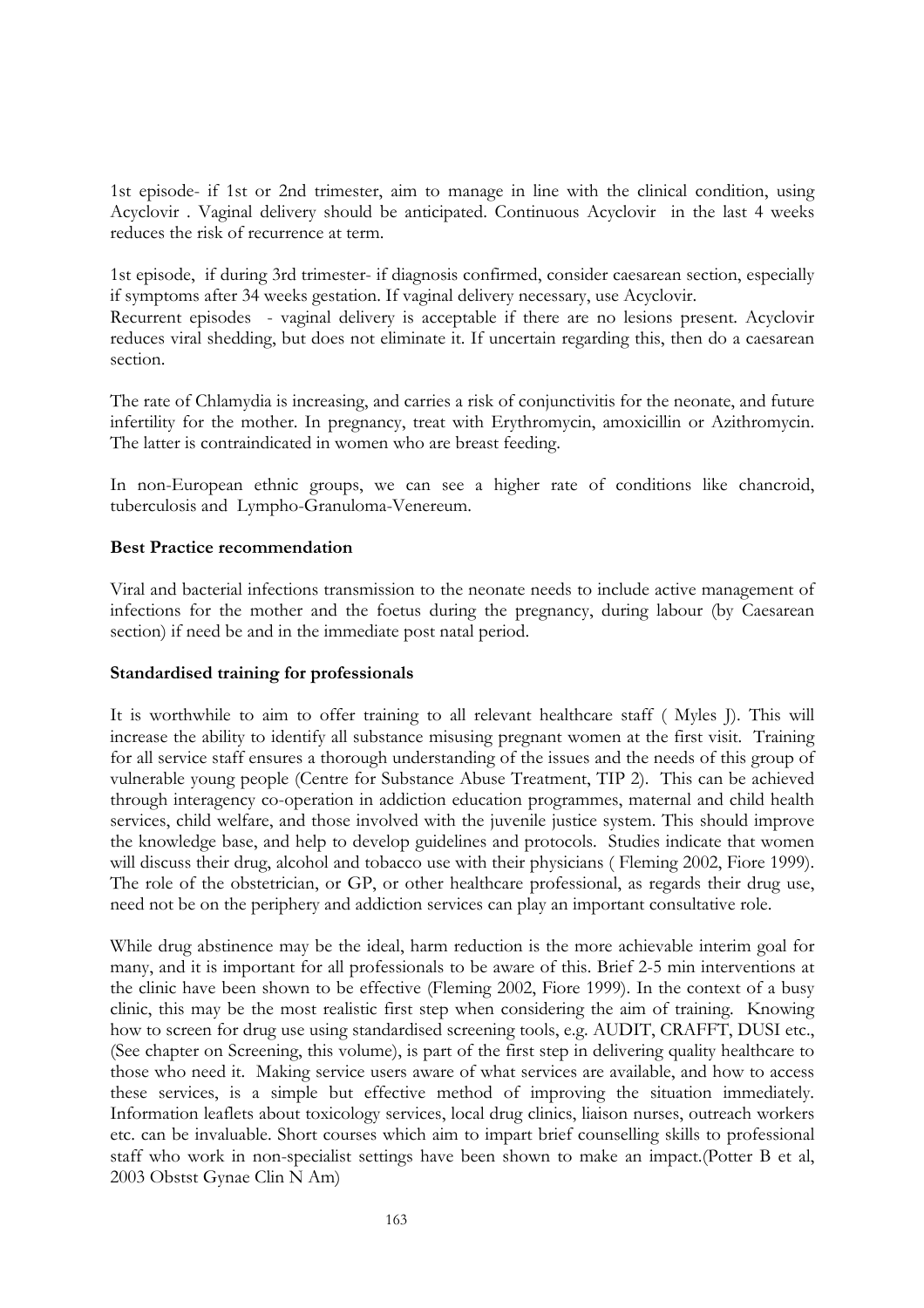1st episode- if 1st or 2nd trimester, aim to manage in line with the clinical condition, using Acyclovir . Vaginal delivery should be anticipated. Continuous Acyclovir in the last 4 weeks reduces the risk of recurrence at term.

1st episode, if during 3rd trimester- if diagnosis confirmed, consider caesarean section, especially if symptoms after 34 weeks gestation. If vaginal delivery necessary, use Acyclovir.
Recurrent episodes - vaginal delivery is acceptable if there are no lesions present. Acyclovir reduces viral shedding, but does not eliminate it. If uncertain regarding this, then do a caesarean section.

The rate of Chlamydia is increasing, and carries a risk of conjunctivitis for the neonate, and future infertility for the mother. In pregnancy, treat with Erythromycin, amoxicillin or Azithromycin. The latter is contraindicated in women who are breast feeding.

In non-European ethnic groups, we can see a higher rate of conditions like chancroid, tuberculosis and Lympho-Granuloma-Venereum.

**Best Practice recommendation**

Viral and bacterial infections transmission to the neonate needs to include active management of infections for the mother and the foetus during the pregnancy, during labour (by Caesarean section) if need be and in the immediate post natal period.

**Standardised training for professionals**

It is worthwhile to aim to offer training to all relevant healthcare staff ( Myles J). This will increase the ability to identify all substance misusing pregnant women at the first visit. Training for all service staff ensures a thorough understanding of the issues and the needs of this group of vulnerable young people (Centre for Substance Abuse Treatment, TIP 2). This can be achieved through interagency co-operation in addiction education programmes, maternal and child health services, child welfare, and those involved with the juvenile justice system. This should improve the knowledge base, and help to develop guidelines and protocols. Studies indicate that women will discuss their drug, alcohol and tobacco use with their physicians ( Fleming 2002, Fiore 1999). The role of the obstetrician, or GP, or other healthcare professional, as regards their drug use, need not be on the periphery and addiction services can play an important consultative role.

While drug abstinence may be the ideal, harm reduction is the more achievable interim goal for many, and it is important for all professionals to be aware of this. Brief 2-5 min interventions at the clinic have been shown to be effective (Fleming 2002, Fiore 1999). In the context of a busy clinic, this may be the most realistic first step when considering the aim of training. Knowing how to screen for drug use using standardised screening tools, e.g. AUDIT, CRAFFT, DUSI etc., (See chapter on Screening, this volume), is part of the first step in delivering quality healthcare to those who need it. Making service users aware of what services are available, and how to access these services, is a simple but effective method of improving the situation immediately. Information leaflets about toxicology services, local drug clinics, liaison nurses, outreach workers etc. can be invaluable. Short courses which aim to impart brief counselling skills to professional staff who work in non-specialist settings have been shown to make an impact.(Potter B et al, 2003 Obstst Gynae Clin N Am)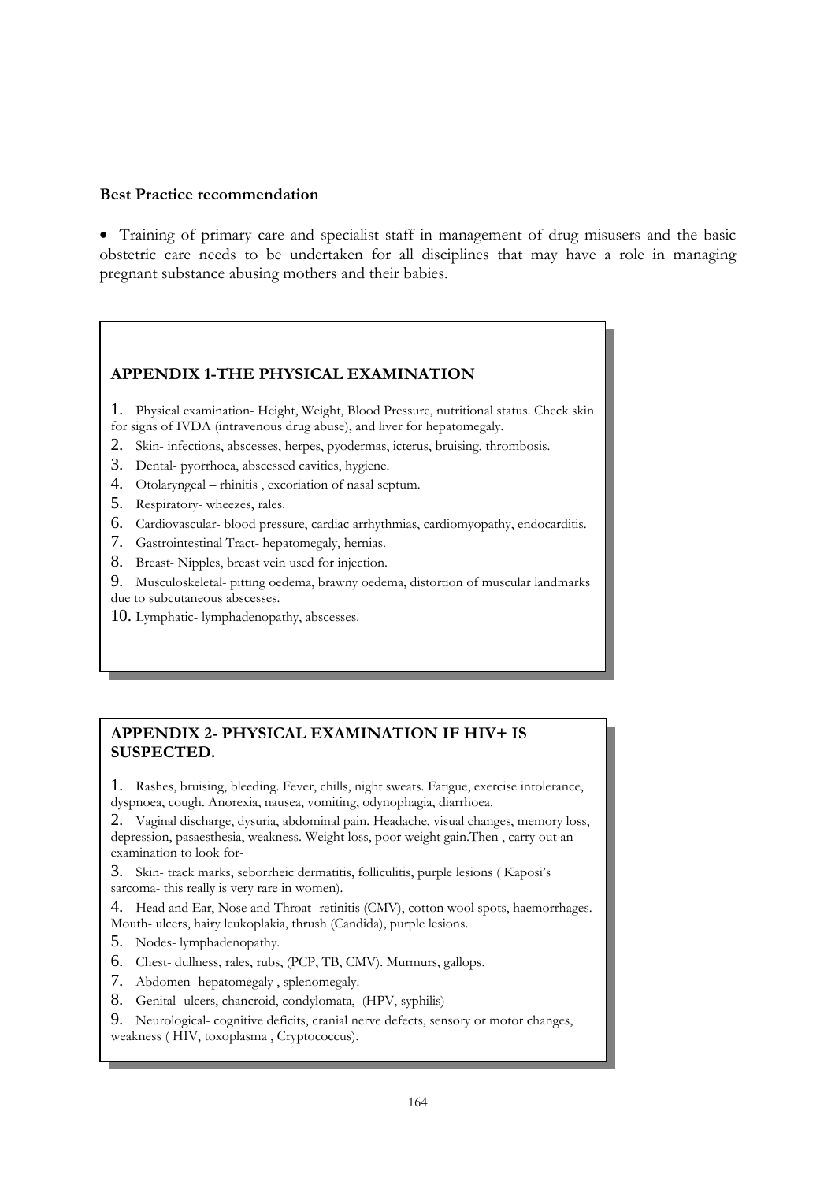**Best Practice recommendation**

- Training of primary care and specialist staff in management of drug misusers and the basic obstetric care needs to be undertaken for all disciplines that may have a role in managing pregnant substance abusing mothers and their babies.

## APPENDIX 1-THE PHYSICAL EXAMINATION

1. Physical examination- Height, Weight, Blood Pressure, nutritional status. Check skin for signs of IVDA (intravenous drug abuse), and liver for hepatomegaly.
2. Skin- infections, abscesses, herpes, pyodermas, icterus, bruising, thrombosis.
3. Dental- pyorrhoea, abscessed cavities, hygiene.
4. Otolaryngeal – rhinitis , excoriation of nasal septum.
5. Respiratory- wheezes, rales.
6. Cardiovascular- blood pressure, cardiac arrhythmias, cardiomyopathy, endocarditis.
7. Gastrointestinal Tract- hepatomegaly, hernias.
8. Breast- Nipples, breast vein used for injection.
9. Musculoskeletal- pitting oedema, brawny oedema, distortion of muscular landmarks due to subcutaneous abscesses.
10. Lymphatic- lymphadenopathy, abscesses.

## APPENDIX 2- PHYSICAL EXAMINATION IF HIV+ IS SUSPECTED.

1. Rashes, bruising, bleeding. Fever, chills, night sweats. Fatigue, exercise intolerance, dyspnoea, cough. Anorexia, nausea, vomiting, odynophagia, diarrhoea.
2. Vaginal discharge, dysuria, abdominal pain. Headache, visual changes, memory loss, depression, pasaesthesia, weakness. Weight loss, poor weight gain.Then , carry out an examination to look for-
3. Skin- track marks, seborrheic dermatitis, folliculitis, purple lesions ( Kaposi's sarcoma- this really is very rare in women).
4. Head and Ear, Nose and Throat- retinitis (CMV), cotton wool spots, haemorrhages. Mouth- ulcers, hairy leukoplakia, thrush (Candida), purple lesions.
5. Nodes- lymphadenopathy.
6. Chest- dullness, rales, rubs, (PCP, TB, CMV). Murmurs, gallops.
7. Abdomen- hepatomegaly , splenomegaly.
8. Genital- ulcers, chancroid, condylomata, (HPV, syphilis)
9. Neurological- cognitive deficits, cranial nerve defects, sensory or motor changes, weakness ( HIV, toxoplasma , Cryptococcus).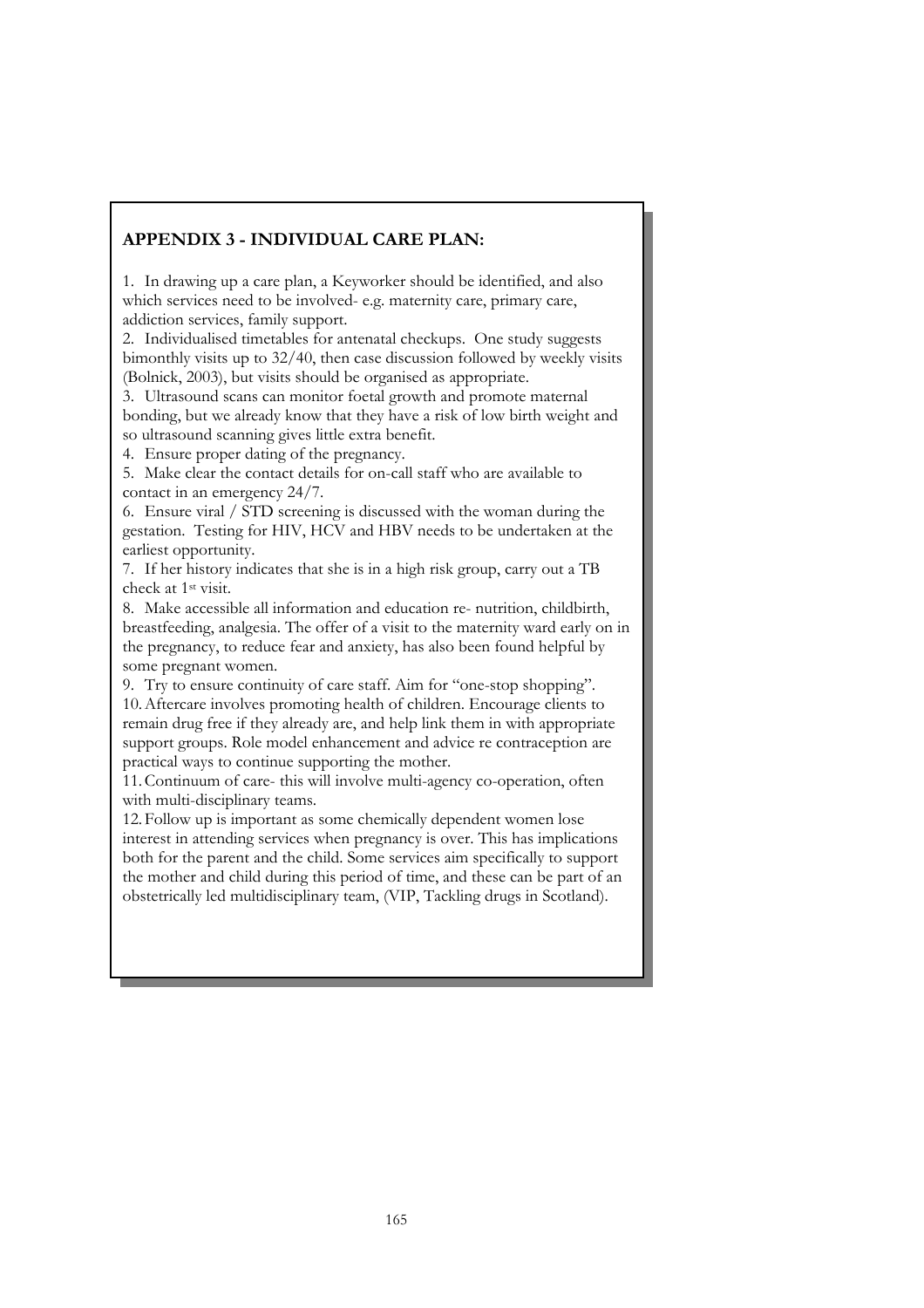## APPENDIX 3 - INDIVIDUAL CARE PLAN:

1. In drawing up a care plan, a Keyworker should be identified, and also which services need to be involved- e.g. maternity care, primary care, addiction services, family support.
2. Individualised timetables for antenatal checkups. One study suggests bimonthly visits up to 32/40, then case discussion followed by weekly visits (Bolnick, 2003), but visits should be organised as appropriate.
3. Ultrasound scans can monitor foetal growth and promote maternal bonding, but we already know that they have a risk of low birth weight and so ultrasound scanning gives little extra benefit.
4. Ensure proper dating of the pregnancy.
5. Make clear the contact details for on-call staff who are available to contact in an emergency 24/7.
6. Ensure viral / STD screening is discussed with the woman during the gestation. Testing for HIV, HCV and HBV needs to be undertaken at the earliest opportunity.
7. If her history indicates that she is in a high risk group, carry out a TB check at 1st visit.
8. Make accessible all information and education re- nutrition, childbirth, breastfeeding, analgesia. The offer of a visit to the maternity ward early on in the pregnancy, to reduce fear and anxiety, has also been found helpful by some pregnant women.
9. Try to ensure continuity of care staff. Aim for "one-stop shopping".
10. Aftercare involves promoting health of children. Encourage clients to remain drug free if they already are, and help link them in with appropriate support groups. Role model enhancement and advice re contraception are practical ways to continue supporting the mother.
11. Continuum of care- this will involve multi-agency co-operation, often with multi-disciplinary teams.
12. Follow up is important as some chemically dependent women lose interest in attending services when pregnancy is over. This has implications both for the parent and the child. Some services aim specifically to support the mother and child during this period of time, and these can be part of an obstetrically led multidisciplinary team, (VIP, Tackling drugs in Scotland).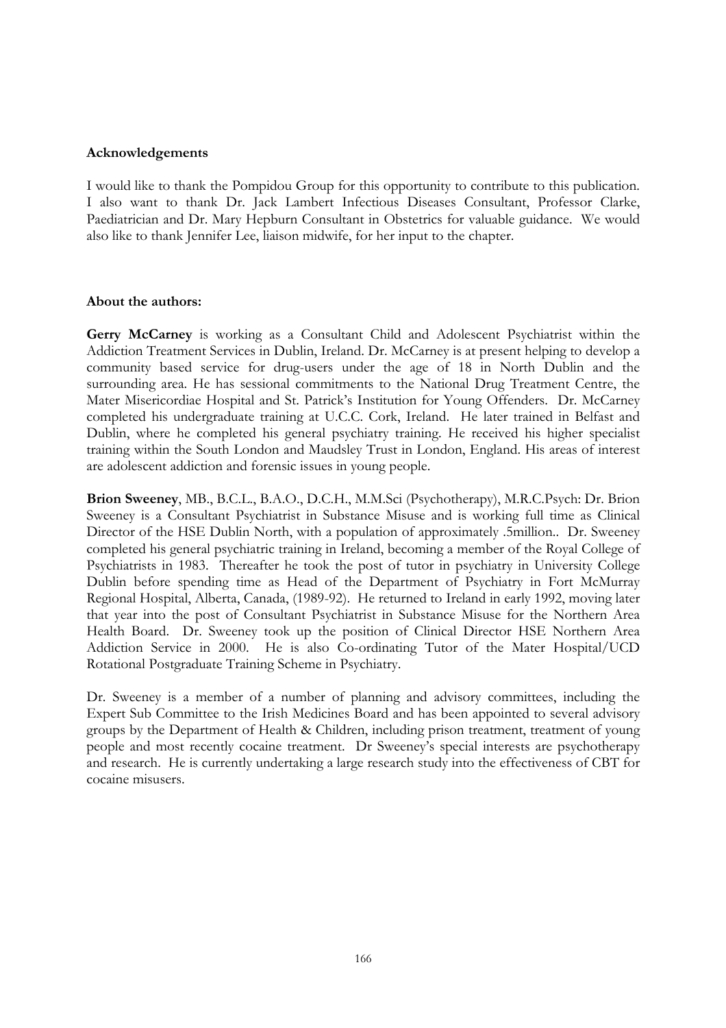**Acknowledgements**

I would like to thank the Pompidou Group for this opportunity to contribute to this publication. I also want to thank Dr. Jack Lambert Infectious Diseases Consultant, Professor Clarke, Paediatrician and Dr. Mary Hepburn Consultant in Obstetrics for valuable guidance. We would also like to thank Jennifer Lee, liaison midwife, for her input to the chapter.

**About the authors:**

**Gerry McCarney** is working as a Consultant Child and Adolescent Psychiatrist within the Addiction Treatment Services in Dublin, Ireland. Dr. McCarney is at present helping to develop a community based service for drug-users under the age of 18 in North Dublin and the surrounding area. He has sessional commitments to the National Drug Treatment Centre, the Mater Misericordiae Hospital and St. Patrick's Institution for Young Offenders. Dr. McCarney completed his undergraduate training at U.C.C. Cork, Ireland. He later trained in Belfast and Dublin, where he completed his general psychiatry training. He received his higher specialist training within the South London and Maudsley Trust in London, England. His areas of interest are adolescent addiction and forensic issues in young people.

**Brion Sweeney**, MB., B.C.L., B.A.O., D.C.H., M.M.Sci (Psychotherapy), M.R.C.Psych: Dr. Brion Sweeney is a Consultant Psychiatrist in Substance Misuse and is working full time as Clinical Director of the HSE Dublin North, with a population of approximately .5million.. Dr. Sweeney completed his general psychiatric training in Ireland, becoming a member of the Royal College of Psychiatrists in 1983. Thereafter he took the post of tutor in psychiatry in University College Dublin before spending time as Head of the Department of Psychiatry in Fort McMurray Regional Hospital, Alberta, Canada, (1989-92). He returned to Ireland in early 1992, moving later that year into the post of Consultant Psychiatrist in Substance Misuse for the Northern Area Health Board. Dr. Sweeney took up the position of Clinical Director HSE Northern Area Addiction Service in 2000. He is also Co-ordinating Tutor of the Mater Hospital/UCD Rotational Postgraduate Training Scheme in Psychiatry.

Dr. Sweeney is a member of a number of planning and advisory committees, including the Expert Sub Committee to the Irish Medicines Board and has been appointed to several advisory groups by the Department of Health & Children, including prison treatment, treatment of young people and most recently cocaine treatment. Dr Sweeney's special interests are psychotherapy and research. He is currently undertaking a large research study into the effectiveness of CBT for cocaine misusers.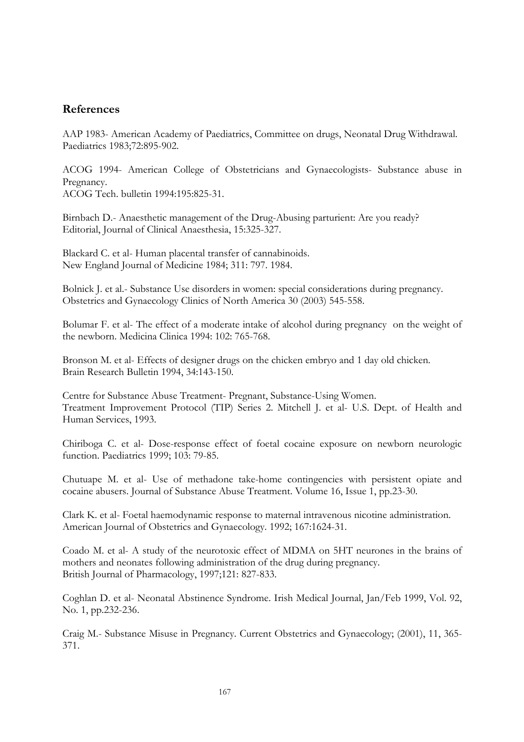## References

AAP 1983- American Academy of Paediatrics, Committee on drugs, Neonatal Drug Withdrawal. Paediatrics 1983;72:895-902.

ACOG 1994- American College of Obstetricians and Gynaecologists- Substance abuse in Pregnancy.
ACOG Tech. bulletin 1994:195:825-31.

Birnbach D.- Anaesthetic management of the Drug-Abusing parturient: Are you ready? Editorial, Journal of Clinical Anaesthesia, 15:325-327.

Blackard C. et al- Human placental transfer of cannabinoids.
New England Journal of Medicine 1984; 311: 797. 1984.

Bolnick J. et al.- Substance Use disorders in women: special considerations during pregnancy. Obstetrics and Gynaecology Clinics of North America 30 (2003) 545-558.

Bolumar F. et al- The effect of a moderate intake of alcohol during pregnancy on the weight of the newborn. Medicina Clinica 1994: 102: 765-768.

Bronson M. et al- Effects of designer drugs on the chicken embryo and 1 day old chicken.
Brain Research Bulletin 1994, 34:143-150.

Centre for Substance Abuse Treatment- Pregnant, Substance-Using Women.
Treatment Improvement Protocol (TIP) Series 2. Mitchell J. et al- U.S. Dept. of Health and Human Services, 1993.

Chiriboga C. et al- Dose-response effect of foetal cocaine exposure on newborn neurologic function. Paediatrics 1999; 103: 79-85.

Chutuape M. et al- Use of methadone take-home contingencies with persistent opiate and cocaine abusers. Journal of Substance Abuse Treatment. Volume 16, Issue 1, pp.23-30.

Clark K. et al- Foetal haemodynamic response to maternal intravenous nicotine administration. American Journal of Obstetrics and Gynaecology. 1992; 167:1624-31.

Coado M. et al- A study of the neurotoxic effect of MDMA on 5HT neurones in the brains of mothers and neonates following administration of the drug during pregnancy.
British Journal of Pharmacology, 1997;121: 827-833.

Coghlan D. et al- Neonatal Abstinence Syndrome. Irish Medical Journal, Jan/Feb 1999, Vol. 92, No. 1, pp.232-236.

Craig M.- Substance Misuse in Pregnancy. Current Obstetrics and Gynaecology; (2001), 11, 365-371.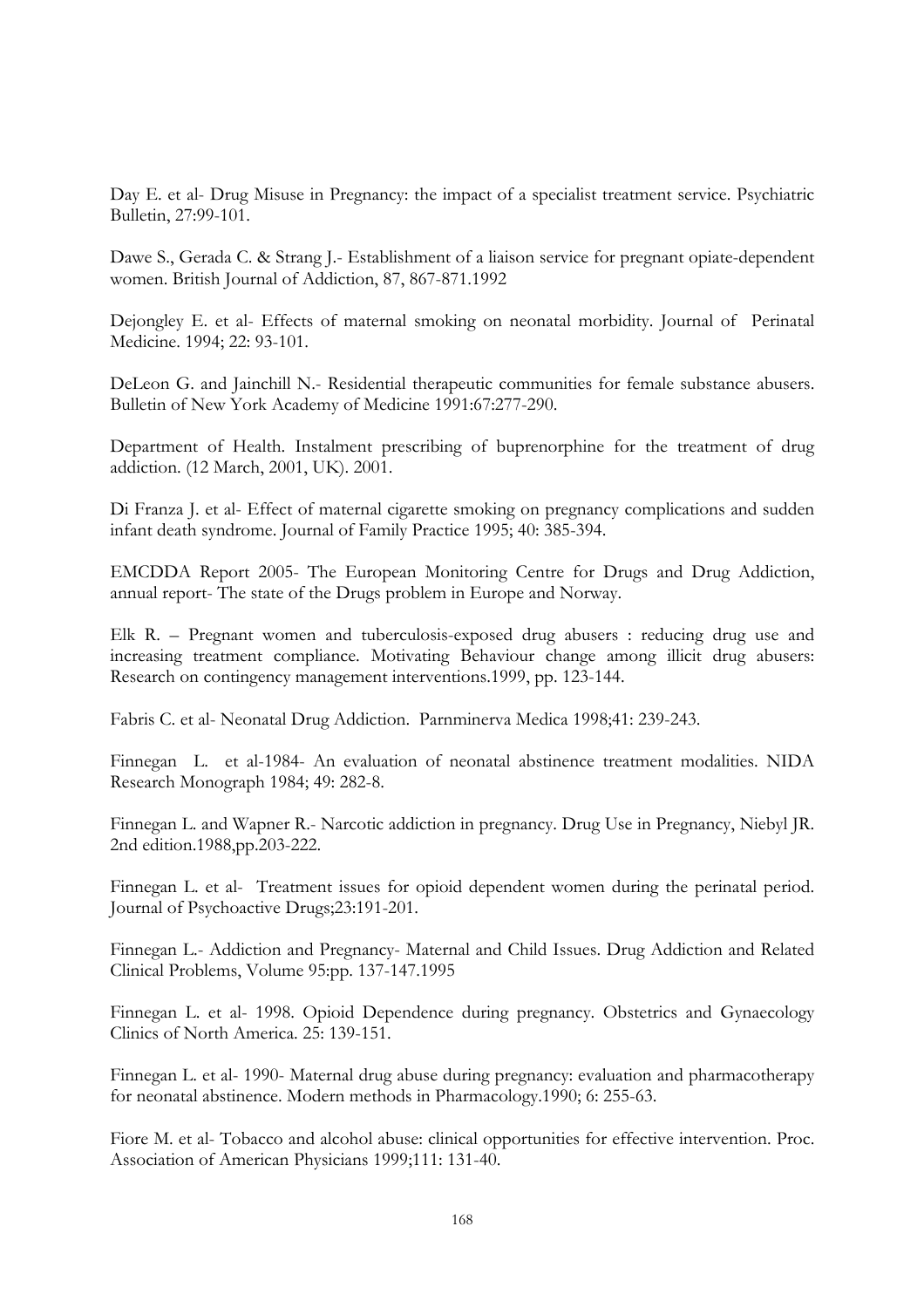Day E. et al- Drug Misuse in Pregnancy: the impact of a specialist treatment service. Psychiatric Bulletin, 27:99-101.

Dawe S., Gerada C. & Strang J.- Establishment of a liaison service for pregnant opiate-dependent women. British Journal of Addiction, 87, 867-871.1992

Dejongley E. et al- Effects of maternal smoking on neonatal morbidity. Journal of Perinatal Medicine. 1994; 22: 93-101.

DeLeon G. and Jainchill N.- Residential therapeutic communities for female substance abusers. Bulletin of New York Academy of Medicine 1991:67:277-290.

Department of Health. Instalment prescribing of buprenorphine for the treatment of drug addiction. (12 March, 2001, UK). 2001.

Di Franza J. et al- Effect of maternal cigarette smoking on pregnancy complications and sudden infant death syndrome. Journal of Family Practice 1995; 40: 385-394.

EMCDDA Report 2005- The European Monitoring Centre for Drugs and Drug Addiction, annual report- The state of the Drugs problem in Europe and Norway.

Elk R. – Pregnant women and tuberculosis-exposed drug abusers : reducing drug use and increasing treatment compliance. Motivating Behaviour change among illicit drug abusers: Research on contingency management interventions.1999, pp. 123-144.

Fabris C. et al- Neonatal Drug Addiction. Parnminerva Medica 1998;41: 239-243.

Finnegan L. et al-1984- An evaluation of neonatal abstinence treatment modalities. NIDA Research Monograph 1984; 49: 282-8.

Finnegan L. and Wapner R.- Narcotic addiction in pregnancy. Drug Use in Pregnancy, Niebyl JR. 2nd edition.1988,pp.203-222.

Finnegan L. et al- Treatment issues for opioid dependent women during the perinatal period. Journal of Psychoactive Drugs;23:191-201.

Finnegan L.- Addiction and Pregnancy- Maternal and Child Issues. Drug Addiction and Related Clinical Problems, Volume 95:pp. 137-147.1995

Finnegan L. et al- 1998. Opioid Dependence during pregnancy. Obstetrics and Gynaecology Clinics of North America. 25: 139-151.

Finnegan L. et al- 1990- Maternal drug abuse during pregnancy: evaluation and pharmacotherapy for neonatal abstinence. Modern methods in Pharmacology.1990; 6: 255-63.

Fiore M. et al- Tobacco and alcohol abuse: clinical opportunities for effective intervention. Proc. Association of American Physicians 1999;111: 131-40.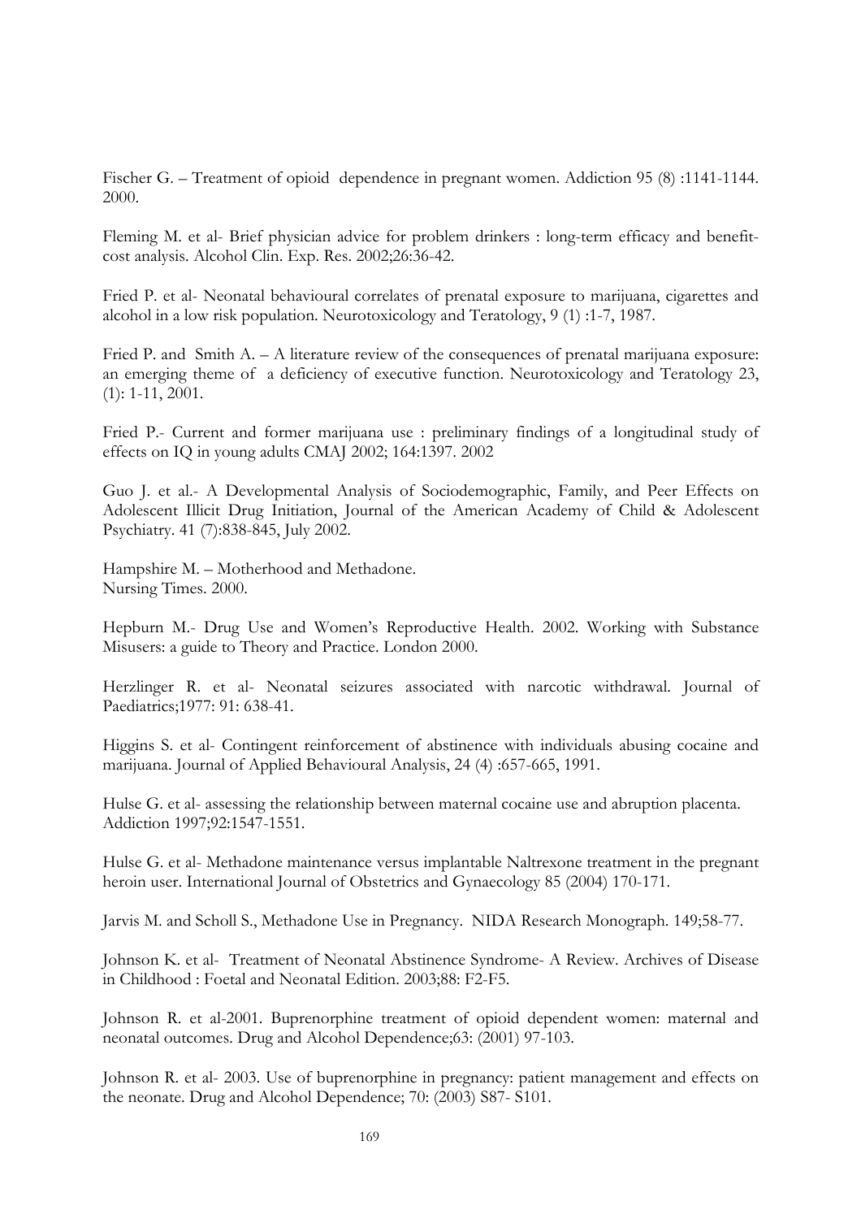Fischer G. – Treatment of opioid dependence in pregnant women. Addiction 95 (8) :1141-1144. 2000.

Fleming M. et al- Brief physician advice for problem drinkers : long-term efficacy and benefit-cost analysis. Alcohol Clin. Exp. Res. 2002;26:36-42.

Fried P. et al- Neonatal behavioural correlates of prenatal exposure to marijuana, cigarettes and alcohol in a low risk population. Neurotoxicology and Teratology, 9 (1) :1-7, 1987.

Fried P. and Smith A. – A literature review of the consequences of prenatal marijuana exposure: an emerging theme of a deficiency of executive function. Neurotoxicology and Teratology 23, (1): 1-11, 2001.

Fried P.- Current and former marijuana use : preliminary findings of a longitudinal study of effects on IQ in young adults CMAJ 2002; 164:1397. 2002

Guo J. et al.- A Developmental Analysis of Sociodemographic, Family, and Peer Effects on Adolescent Illicit Drug Initiation, Journal of the American Academy of Child & Adolescent Psychiatry. 41 (7):838-845, July 2002.

Hampshire M. – Motherhood and Methadone.
Nursing Times. 2000.

Hepburn M.- Drug Use and Women's Reproductive Health. 2002. Working with Substance Misusers: a guide to Theory and Practice. London 2000.

Herzlinger R. et al- Neonatal seizures associated with narcotic withdrawal. Journal of Paediatrics;1977: 91: 638-41.

Higgins S. et al- Contingent reinforcement of abstinence with individuals abusing cocaine and marijuana. Journal of Applied Behavioural Analysis, 24 (4) :657-665, 1991.

Hulse G. et al- assessing the relationship between maternal cocaine use and abruption placenta. Addiction 1997;92:1547-1551.

Hulse G. et al- Methadone maintenance versus implantable Naltrexone treatment in the pregnant heroin user. International Journal of Obstetrics and Gynaecology 85 (2004) 170-171.

Jarvis M. and Scholl S., Methadone Use in Pregnancy. NIDA Research Monograph. 149;58-77.

Johnson K. et al- Treatment of Neonatal Abstinence Syndrome- A Review. Archives of Disease in Childhood : Foetal and Neonatal Edition. 2003;88: F2-F5.

Johnson R. et al-2001. Buprenorphine treatment of opioid dependent women: maternal and neonatal outcomes. Drug and Alcohol Dependence;63: (2001) 97-103.

Johnson R. et al- 2003. Use of buprenorphine in pregnancy: patient management and effects on the neonate. Drug and Alcohol Dependence; 70: (2003) S87- S101.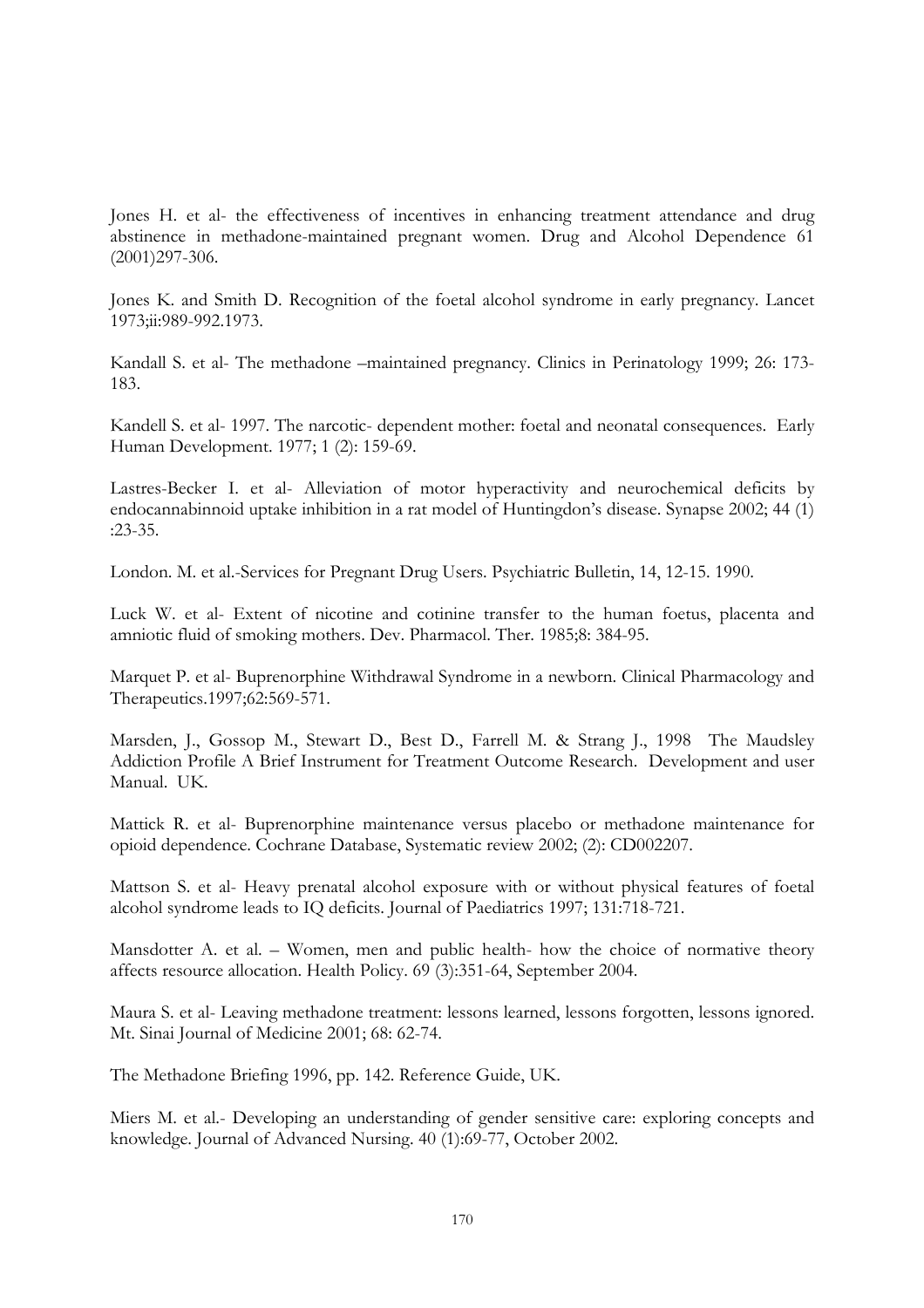Jones H. et al- the effectiveness of incentives in enhancing treatment attendance and drug abstinence in methadone-maintained pregnant women. Drug and Alcohol Dependence 61 (2001)297-306.

Jones K. and Smith D. Recognition of the foetal alcohol syndrome in early pregnancy. Lancet 1973;ii:989-992.1973.

Kandall S. et al- The methadone –maintained pregnancy. Clinics in Perinatology 1999; 26: 173-183.

Kandell S. et al- 1997. The narcotic- dependent mother: foetal and neonatal consequences. Early Human Development. 1977; 1 (2): 159-69.

Lastres-Becker I. et al- Alleviation of motor hyperactivity and neurochemical deficits by endocannabinnoid uptake inhibition in a rat model of Huntingdon's disease. Synapse 2002; 44 (1) :23-35.

London. M. et al.-Services for Pregnant Drug Users. Psychiatric Bulletin, 14, 12-15. 1990.

Luck W. et al- Extent of nicotine and cotinine transfer to the human foetus, placenta and amniotic fluid of smoking mothers. Dev. Pharmacol. Ther. 1985;8: 384-95.

Marquet P. et al- Buprenorphine Withdrawal Syndrome in a newborn. Clinical Pharmacology and Therapeutics.1997;62:569-571.

Marsden, J., Gossop M., Stewart D., Best D., Farrell M. & Strang J., 1998 The Maudsley Addiction Profile A Brief Instrument for Treatment Outcome Research. Development and user Manual. UK.

Mattick R. et al- Buprenorphine maintenance versus placebo or methadone maintenance for opioid dependence. Cochrane Database, Systematic review 2002; (2): CD002207.

Mattson S. et al- Heavy prenatal alcohol exposure with or without physical features of foetal alcohol syndrome leads to IQ deficits. Journal of Paediatrics 1997; 131:718-721.

Mansdotter A. et al. – Women, men and public health- how the choice of normative theory affects resource allocation. Health Policy. 69 (3):351-64, September 2004.

Maura S. et al- Leaving methadone treatment: lessons learned, lessons forgotten, lessons ignored. Mt. Sinai Journal of Medicine 2001; 68: 62-74.

The Methadone Briefing 1996, pp. 142. Reference Guide, UK.

Miers M. et al.- Developing an understanding of gender sensitive care: exploring concepts and knowledge. Journal of Advanced Nursing. 40 (1):69-77, October 2002.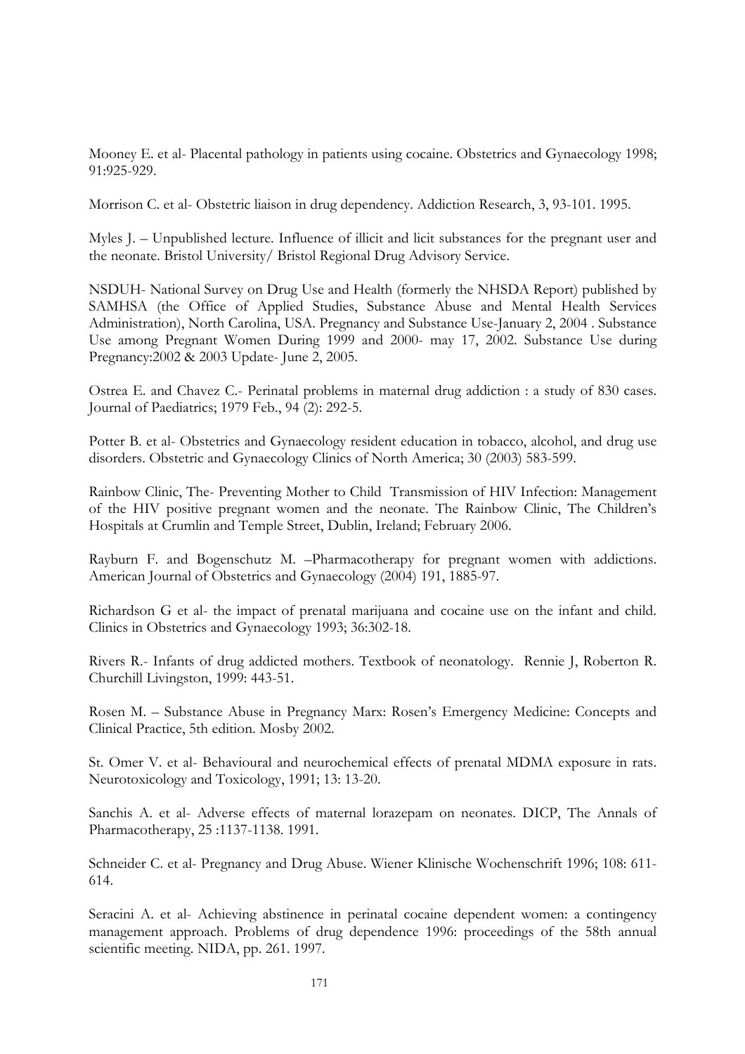Mooney E. et al- Placental pathology in patients using cocaine. Obstetrics and Gynaecology 1998; 91:925-929.

Morrison C. et al- Obstetric liaison in drug dependency. Addiction Research, 3, 93-101. 1995.

Myles J. – Unpublished lecture. Influence of illicit and licit substances for the pregnant user and the neonate. Bristol University/ Bristol Regional Drug Advisory Service.

NSDUH- National Survey on Drug Use and Health (formerly the NHSDA Report) published by SAMHSA (the Office of Applied Studies, Substance Abuse and Mental Health Services Administration), North Carolina, USA. Pregnancy and Substance Use-January 2, 2004 . Substance Use among Pregnant Women During 1999 and 2000- may 17, 2002. Substance Use during Pregnancy:2002 & 2003 Update- June 2, 2005.

Ostrea E. and Chavez C.- Perinatal problems in maternal drug addiction : a study of 830 cases. Journal of Paediatrics; 1979 Feb., 94 (2): 292-5.

Potter B. et al- Obstetrics and Gynaecology resident education in tobacco, alcohol, and drug use disorders. Obstetric and Gynaecology Clinics of North America; 30 (2003) 583-599.

Rainbow Clinic, The- Preventing Mother to Child Transmission of HIV Infection: Management of the HIV positive pregnant women and the neonate. The Rainbow Clinic, The Children's Hospitals at Crumlin and Temple Street, Dublin, Ireland; February 2006.

Rayburn F. and Bogenschutz M. –Pharmacotherapy for pregnant women with addictions. American Journal of Obstetrics and Gynaecology (2004) 191, 1885-97.

Richardson G et al- the impact of prenatal marijuana and cocaine use on the infant and child. Clinics in Obstetrics and Gynaecology 1993; 36:302-18.

Rivers R.- Infants of drug addicted mothers. Textbook of neonatology. Rennie J, Roberton R. Churchill Livingston, 1999: 443-51.

Rosen M. – Substance Abuse in Pregnancy Marx: Rosen's Emergency Medicine: Concepts and Clinical Practice, 5th edition. Mosby 2002.

St. Omer V. et al- Behavioural and neurochemical effects of prenatal MDMA exposure in rats. Neurotoxicology and Toxicology, 1991; 13: 13-20.

Sanchis A. et al- Adverse effects of maternal lorazepam on neonates. DICP, The Annals of Pharmacotherapy, 25 :1137-1138. 1991.

Schneider C. et al- Pregnancy and Drug Abuse. Wiener Klinische Wochenschrift 1996; 108: 611-614.

Seracini A. et al- Achieving abstinence in perinatal cocaine dependent women: a contingency management approach. Problems of drug dependence 1996: proceedings of the 58th annual scientific meeting. NIDA, pp. 261. 1997.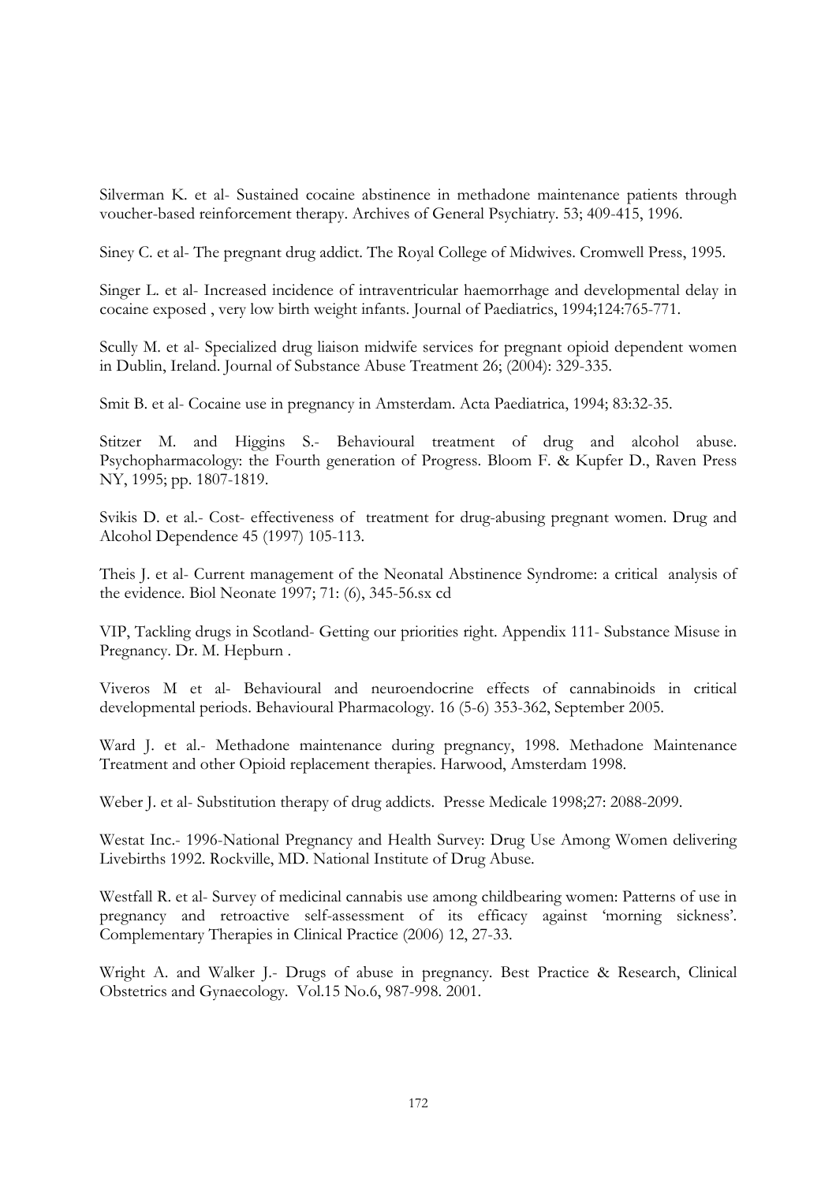Silverman K. et al- Sustained cocaine abstinence in methadone maintenance patients through voucher-based reinforcement therapy. Archives of General Psychiatry. 53; 409-415, 1996.

Siney C. et al- The pregnant drug addict. The Royal College of Midwives. Cromwell Press, 1995.

Singer L. et al- Increased incidence of intraventricular haemorrhage and developmental delay in cocaine exposed , very low birth weight infants. Journal of Paediatrics, 1994;124:765-771.

Scully M. et al- Specialized drug liaison midwife services for pregnant opioid dependent women in Dublin, Ireland. Journal of Substance Abuse Treatment 26; (2004): 329-335.

Smit B. et al- Cocaine use in pregnancy in Amsterdam. Acta Paediatrica, 1994; 83:32-35.

Stitzer M. and Higgins S.- Behavioural treatment of drug and alcohol abuse. Psychopharmacology: the Fourth generation of Progress. Bloom F. & Kupfer D., Raven Press NY, 1995; pp. 1807-1819.

Svikis D. et al.- Cost- effectiveness of treatment for drug-abusing pregnant women. Drug and Alcohol Dependence 45 (1997) 105-113.

Theis J. et al- Current management of the Neonatal Abstinence Syndrome: a critical analysis of the evidence. Biol Neonate 1997; 71: (6), 345-56.sx cd

VIP, Tackling drugs in Scotland- Getting our priorities right. Appendix 111- Substance Misuse in Pregnancy. Dr. M. Hepburn .

Viveros M et al- Behavioural and neuroendocrine effects of cannabinoids in critical developmental periods. Behavioural Pharmacology. 16 (5-6) 353-362, September 2005.

Ward J. et al.- Methadone maintenance during pregnancy, 1998. Methadone Maintenance Treatment and other Opioid replacement therapies. Harwood, Amsterdam 1998.

Weber J. et al- Substitution therapy of drug addicts. Presse Medicale 1998;27: 2088-2099.

Westat Inc.- 1996-National Pregnancy and Health Survey: Drug Use Among Women delivering Livebirths 1992. Rockville, MD. National Institute of Drug Abuse.

Westfall R. et al- Survey of medicinal cannabis use among childbearing women: Patterns of use in pregnancy and retroactive self-assessment of its efficacy against 'morning sickness'. Complementary Therapies in Clinical Practice (2006) 12, 27-33.

Wright A. and Walker J.- Drugs of abuse in pregnancy. Best Practice & Research, Clinical Obstetrics and Gynaecology. Vol.15 No.6, 987-998. 2001.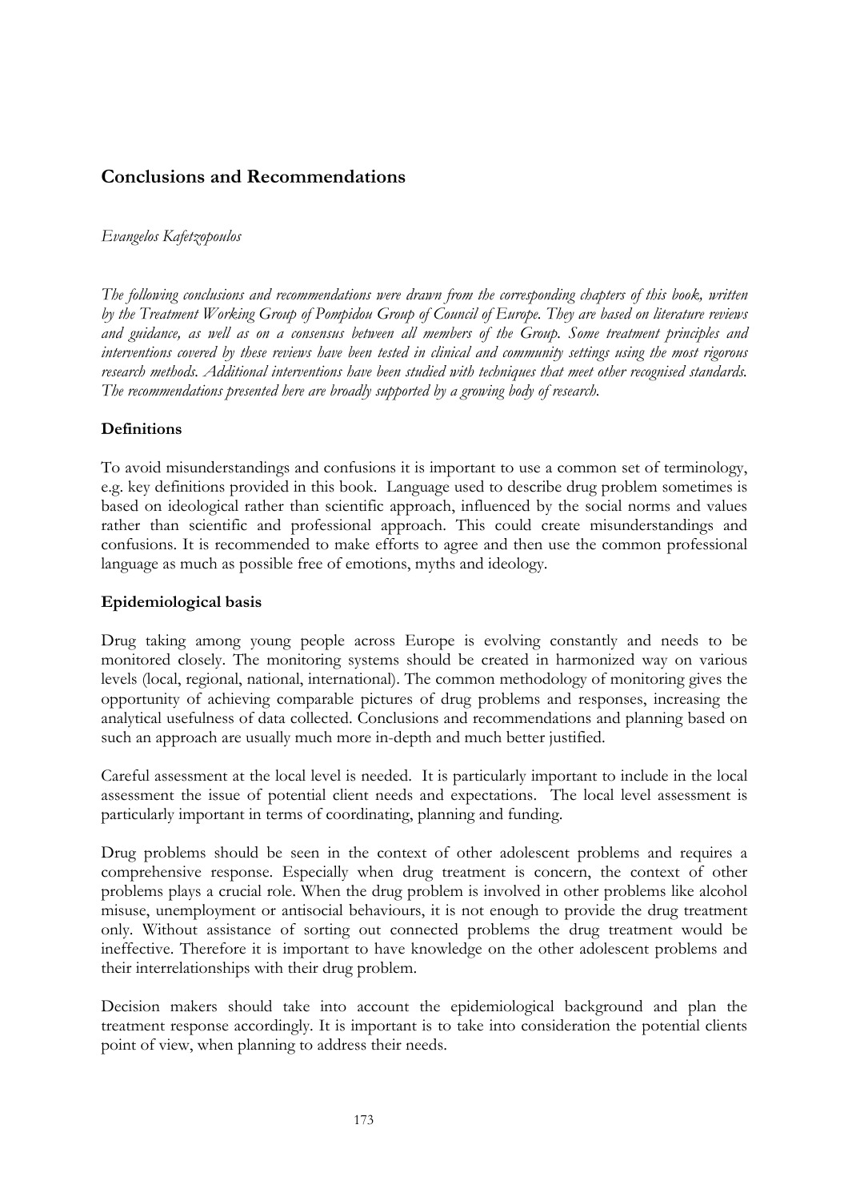## Conclusions and Recommendations

*Evangelos Kafetzopoulos*

*The following conclusions and recommendations were drawn from the corresponding chapters of this book, written by the Treatment Working Group of Pompidou Group of Council of Europe. They are based on literature reviews and guidance, as well as on a consensus between all members of the Group. Some treatment principles and interventions covered by these reviews have been tested in clinical and community settings using the most rigorous research methods. Additional interventions have been studied with techniques that meet other recognised standards. The recommendations presented here are broadly supported by a growing body of research.*

### Definitions

To avoid misunderstandings and confusions it is important to use a common set of terminology, e.g. key definitions provided in this book. Language used to describe drug problem sometimes is based on ideological rather than scientific approach, influenced by the social norms and values rather than scientific and professional approach. This could create misunderstandings and confusions. It is recommended to make efforts to agree and then use the common professional language as much as possible free of emotions, myths and ideology.

### Epidemiological basis

Drug taking among young people across Europe is evolving constantly and needs to be monitored closely. The monitoring systems should be created in harmonized way on various levels (local, regional, national, international). The common methodology of monitoring gives the opportunity of achieving comparable pictures of drug problems and responses, increasing the analytical usefulness of data collected. Conclusions and recommendations and planning based on such an approach are usually much more in-depth and much better justified.

Careful assessment at the local level is needed. It is particularly important to include in the local assessment the issue of potential client needs and expectations. The local level assessment is particularly important in terms of coordinating, planning and funding.

Drug problems should be seen in the context of other adolescent problems and requires a comprehensive response. Especially when drug treatment is concern, the context of other problems plays a crucial role. When the drug problem is involved in other problems like alcohol misuse, unemployment or antisocial behaviours, it is not enough to provide the drug treatment only. Without assistance of sorting out connected problems the drug treatment would be ineffective. Therefore it is important to have knowledge on the other adolescent problems and their interrelationships with their drug problem.

Decision makers should take into account the epidemiological background and plan the treatment response accordingly. It is important is to take into consideration the potential clients point of view, when planning to address their needs.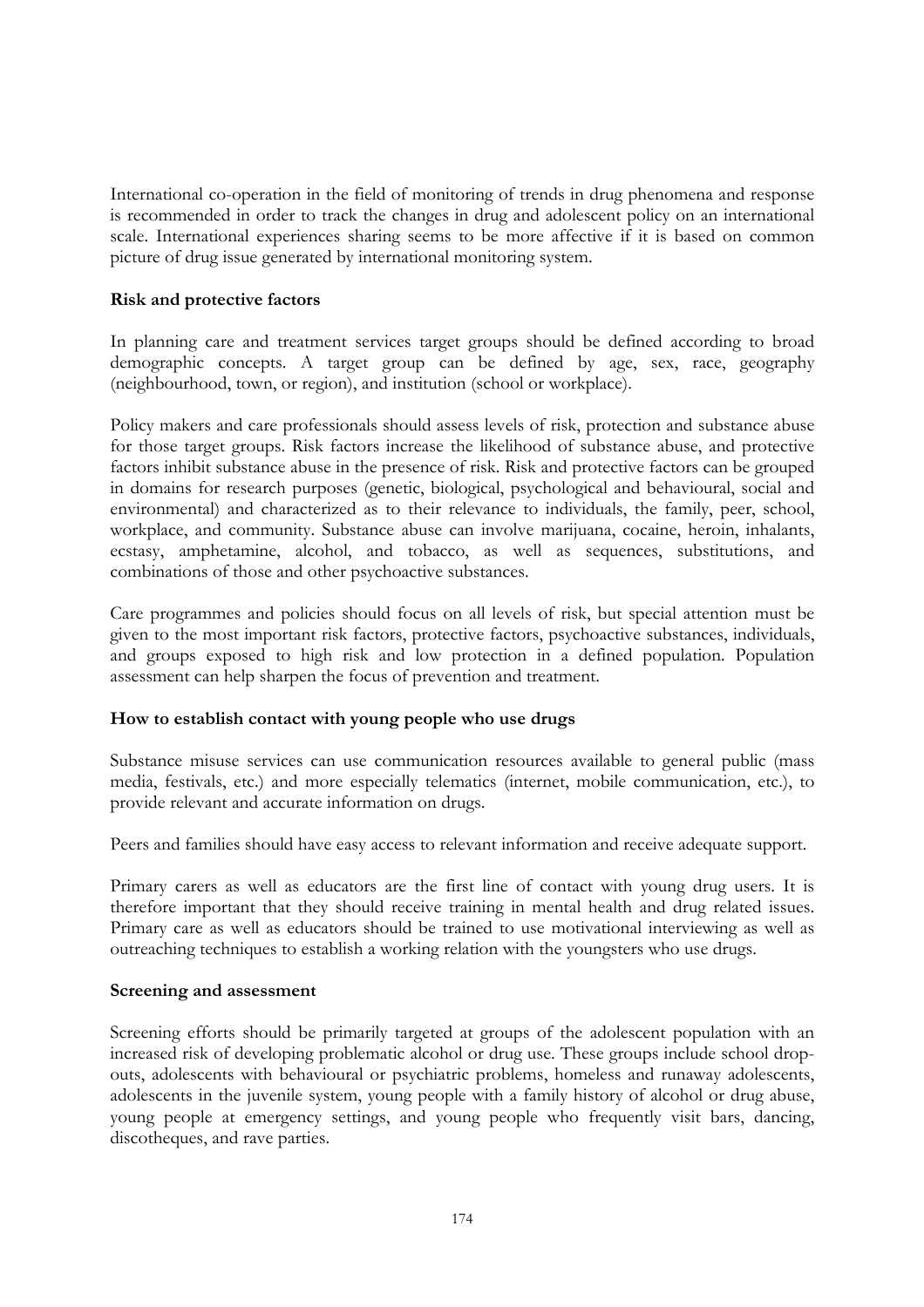International co-operation in the field of monitoring of trends in drug phenomena and response is recommended in order to track the changes in drug and adolescent policy on an international scale. International experiences sharing seems to be more affective if it is based on common picture of drug issue generated by international monitoring system.

**Risk and protective factors**

In planning care and treatment services target groups should be defined according to broad demographic concepts. A target group can be defined by age, sex, race, geography (neighbourhood, town, or region), and institution (school or workplace).

Policy makers and care professionals should assess levels of risk, protection and substance abuse for those target groups. Risk factors increase the likelihood of substance abuse, and protective factors inhibit substance abuse in the presence of risk. Risk and protective factors can be grouped in domains for research purposes (genetic, biological, psychological and behavioural, social and environmental) and characterized as to their relevance to individuals, the family, peer, school, workplace, and community. Substance abuse can involve marijuana, cocaine, heroin, inhalants, ecstasy, amphetamine, alcohol, and tobacco, as well as sequences, substitutions, and combinations of those and other psychoactive substances.

Care programmes and policies should focus on all levels of risk, but special attention must be given to the most important risk factors, protective factors, psychoactive substances, individuals, and groups exposed to high risk and low protection in a defined population. Population assessment can help sharpen the focus of prevention and treatment.

**How to establish contact with young people who use drugs**

Substance misuse services can use communication resources available to general public (mass media, festivals, etc.) and more especially telematics (internet, mobile communication, etc.), to provide relevant and accurate information on drugs.

Peers and families should have easy access to relevant information and receive adequate support.

Primary carers as well as educators are the first line of contact with young drug users. It is therefore important that they should receive training in mental health and drug related issues. Primary care as well as educators should be trained to use motivational interviewing as well as outreaching techniques to establish a working relation with the youngsters who use drugs.

**Screening and assessment**

Screening efforts should be primarily targeted at groups of the adolescent population with an increased risk of developing problematic alcohol or drug use. These groups include school drop-outs, adolescents with behavioural or psychiatric problems, homeless and runaway adolescents, adolescents in the juvenile system, young people with a family history of alcohol or drug abuse, young people at emergency settings, and young people who frequently visit bars, dancing, discotheques, and rave parties.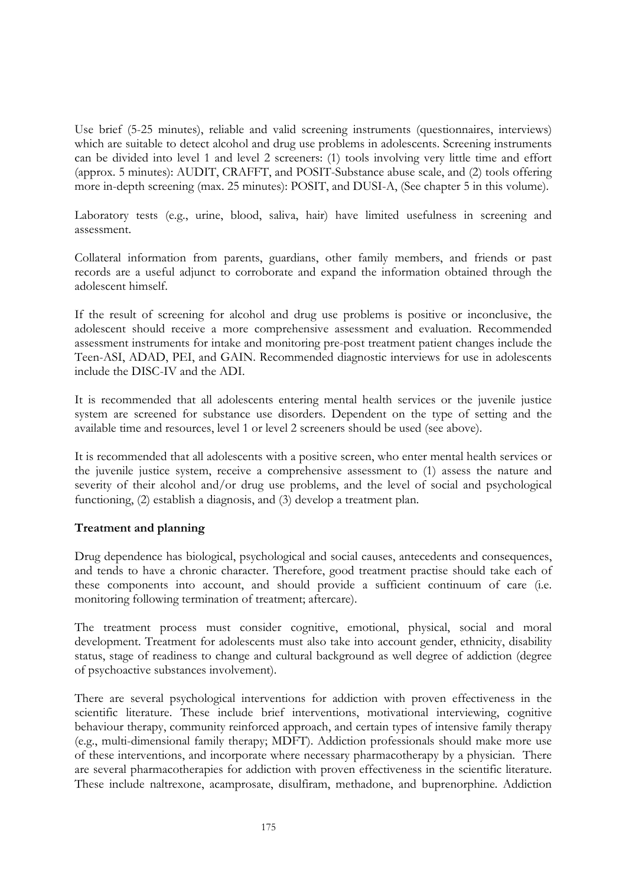Use brief (5-25 minutes), reliable and valid screening instruments (questionnaires, interviews) which are suitable to detect alcohol and drug use problems in adolescents. Screening instruments can be divided into level 1 and level 2 screeners: (1) tools involving very little time and effort (approx. 5 minutes): AUDIT, CRAFFT, and POSIT-Substance abuse scale, and (2) tools offering more in-depth screening (max. 25 minutes): POSIT, and DUSI-A, (See chapter 5 in this volume).

Laboratory tests (e.g., urine, blood, saliva, hair) have limited usefulness in screening and assessment.

Collateral information from parents, guardians, other family members, and friends or past records are a useful adjunct to corroborate and expand the information obtained through the adolescent himself.

If the result of screening for alcohol and drug use problems is positive or inconclusive, the adolescent should receive a more comprehensive assessment and evaluation. Recommended assessment instruments for intake and monitoring pre-post treatment patient changes include the Teen-ASI, ADAD, PEI, and GAIN. Recommended diagnostic interviews for use in adolescents include the DISC-IV and the ADI.

It is recommended that all adolescents entering mental health services or the juvenile justice system are screened for substance use disorders. Dependent on the type of setting and the available time and resources, level 1 or level 2 screeners should be used (see above).

It is recommended that all adolescents with a positive screen, who enter mental health services or the juvenile justice system, receive a comprehensive assessment to (1) assess the nature and severity of their alcohol and/or drug use problems, and the level of social and psychological functioning, (2) establish a diagnosis, and (3) develop a treatment plan.

**Treatment and planning**

Drug dependence has biological, psychological and social causes, antecedents and consequences, and tends to have a chronic character. Therefore, good treatment practise should take each of these components into account, and should provide a sufficient continuum of care (i.e. monitoring following termination of treatment; aftercare).

The treatment process must consider cognitive, emotional, physical, social and moral development. Treatment for adolescents must also take into account gender, ethnicity, disability status, stage of readiness to change and cultural background as well degree of addiction (degree of psychoactive substances involvement).

There are several psychological interventions for addiction with proven effectiveness in the scientific literature. These include brief interventions, motivational interviewing, cognitive behaviour therapy, community reinforced approach, and certain types of intensive family therapy (e.g., multi-dimensional family therapy; MDFT). Addiction professionals should make more use of these interventions, and incorporate where necessary pharmacotherapy by a physician. There are several pharmacotherapies for addiction with proven effectiveness in the scientific literature. These include naltrexone, acamprosate, disulfiram, methadone, and buprenorphine. Addiction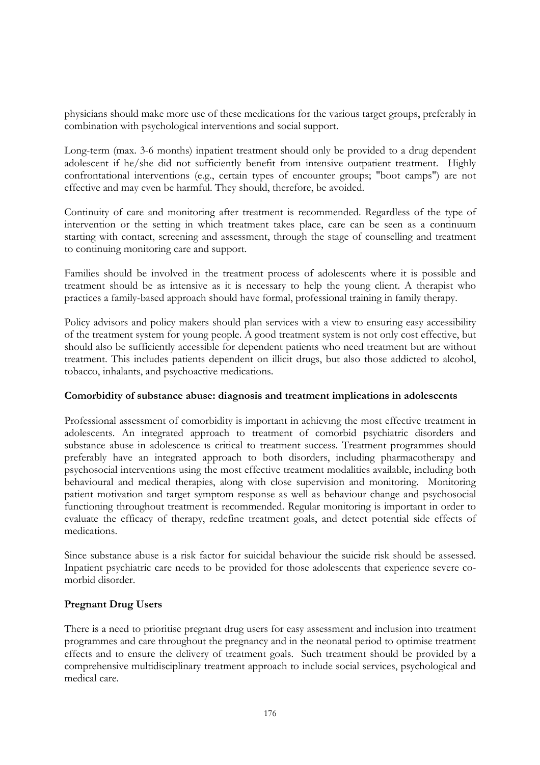physicians should make more use of these medications for the various target groups, preferably in combination with psychological interventions and social support.

Long-term (max. 3-6 months) inpatient treatment should only be provided to a drug dependent adolescent if he/she did not sufficiently benefit from intensive outpatient treatment. Highly confrontational interventions (e.g., certain types of encounter groups; "boot camps") are not effective and may even be harmful. They should, therefore, be avoided.

Continuity of care and monitoring after treatment is recommended. Regardless of the type of intervention or the setting in which treatment takes place, care can be seen as a continuum starting with contact, screening and assessment, through the stage of counselling and treatment to continuing monitoring care and support.

Families should be involved in the treatment process of adolescents where it is possible and treatment should be as intensive as it is necessary to help the young client. A therapist who practices a family-based approach should have formal, professional training in family therapy.

Policy advisors and policy makers should plan services with a view to ensuring easy accessibility of the treatment system for young people. A good treatment system is not only cost effective, but should also be sufficiently accessible for dependent patients who need treatment but are without treatment. This includes patients dependent on illicit drugs, but also those addicted to alcohol, tobacco, inhalants, and psychoactive medications.

**Comorbidity of substance abuse: diagnosis and treatment implications in adolescents**

Professional assessment of comorbidity is important in achievıng the most effective treatment in adolescents. An integrated approach to treatment of comorbid psychiatric disorders and substance abuse in adolescence ıs critical to treatment success. Treatment programmes should preferably have an integrated approach to both disorders, including pharmacotherapy and psychosocial interventions using the most effective treatment modalities available, including both behavioural and medical therapies, along with close supervision and monitoring. Monitoring patient motivation and target symptom response as well as behaviour change and psychosocial functioning throughout treatment is recommended. Regular monitoring is important in order to evaluate the efficacy of therapy, redefine treatment goals, and detect potential side effects of medications.

Since substance abuse is a risk factor for suicidal behaviour the suicide risk should be assessed. Inpatient psychiatric care needs to be provided for those adolescents that experience severe co-morbid disorder.

**Pregnant Drug Users**

There is a need to prioritise pregnant drug users for easy assessment and inclusion into treatment programmes and care throughout the pregnancy and in the neonatal period to optimise treatment effects and to ensure the delivery of treatment goals. Such treatment should be provided by a comprehensive multidisciplinary treatment approach to include social services, psychological and medical care.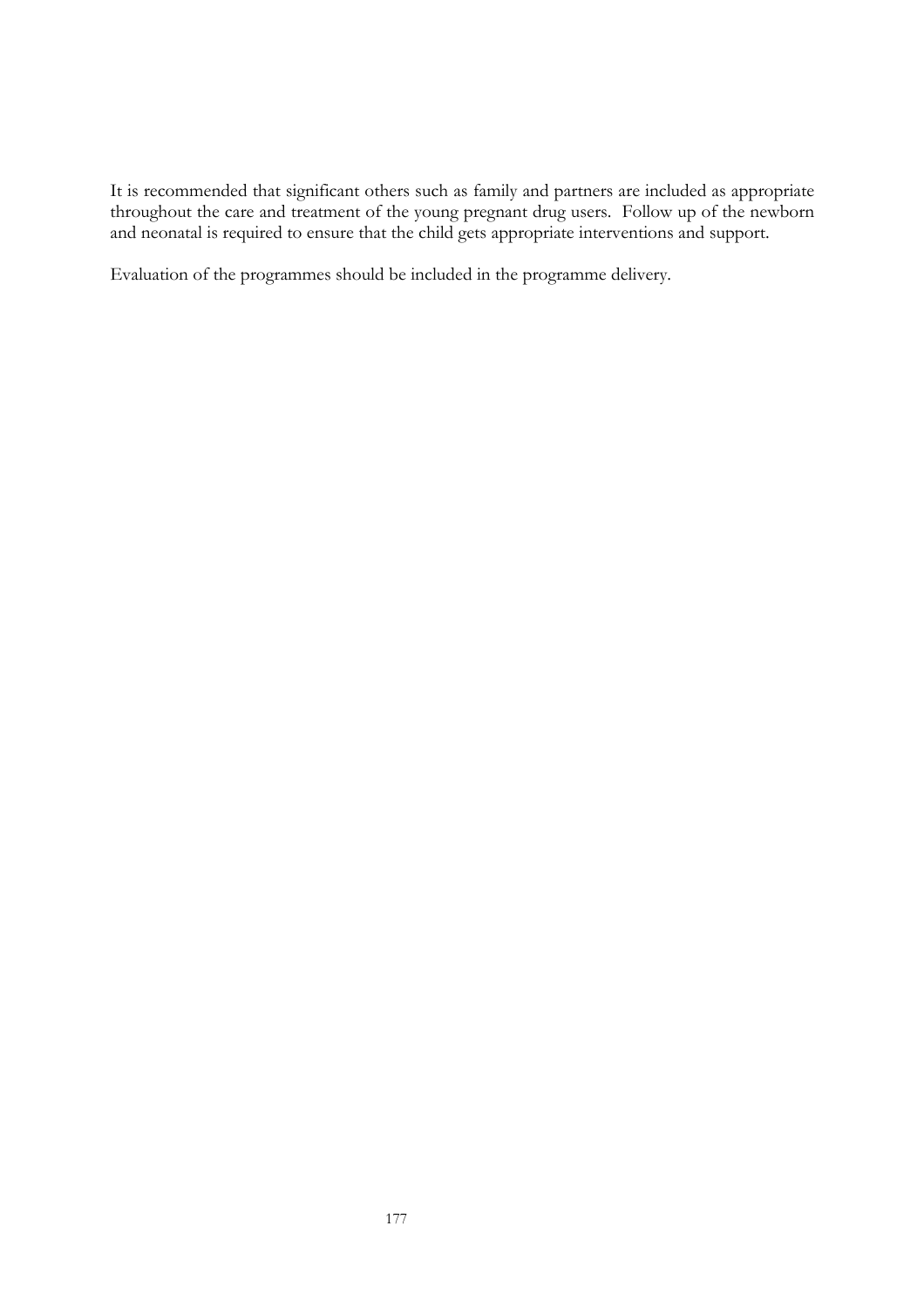It is recommended that significant others such as family and partners are included as appropriate throughout the care and treatment of the young pregnant drug users. Follow up of the newborn and neonatal is required to ensure that the child gets appropriate interventions and support.

Evaluation of the programmes should be included in the programme delivery.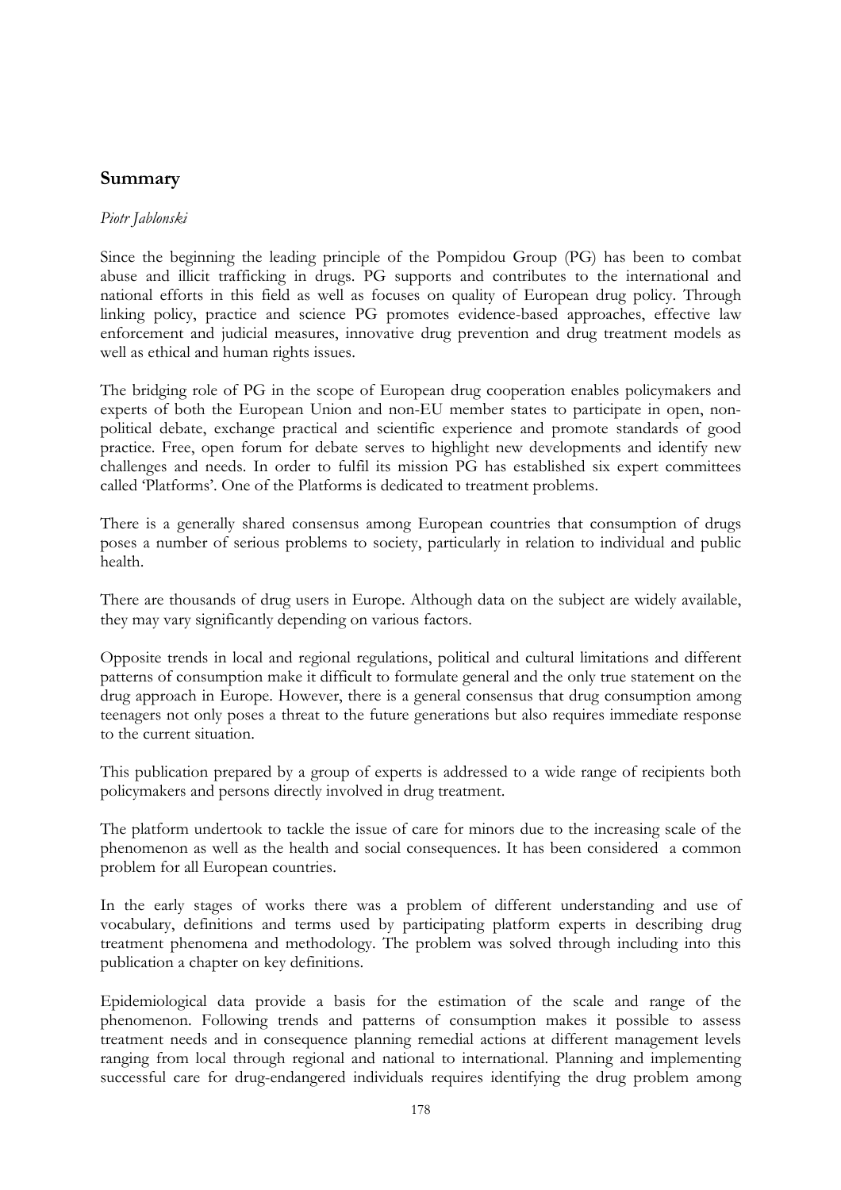## Summary

*Piotr Jablonski*

Since the beginning the leading principle of the Pompidou Group (PG) has been to combat abuse and illicit trafficking in drugs. PG supports and contributes to the international and national efforts in this field as well as focuses on quality of European drug policy. Through linking policy, practice and science PG promotes evidence-based approaches, effective law enforcement and judicial measures, innovative drug prevention and drug treatment models as well as ethical and human rights issues.

The bridging role of PG in the scope of European drug cooperation enables policymakers and experts of both the European Union and non-EU member states to participate in open, non-political debate, exchange practical and scientific experience and promote standards of good practice. Free, open forum for debate serves to highlight new developments and identify new challenges and needs. In order to fulfil its mission PG has established six expert committees called 'Platforms'. One of the Platforms is dedicated to treatment problems.

There is a generally shared consensus among European countries that consumption of drugs poses a number of serious problems to society, particularly in relation to individual and public health.

There are thousands of drug users in Europe. Although data on the subject are widely available, they may vary significantly depending on various factors.

Opposite trends in local and regional regulations, political and cultural limitations and different patterns of consumption make it difficult to formulate general and the only true statement on the drug approach in Europe. However, there is a general consensus that drug consumption among teenagers not only poses a threat to the future generations but also requires immediate response to the current situation.

This publication prepared by a group of experts is addressed to a wide range of recipients both policymakers and persons directly involved in drug treatment.

The platform undertook to tackle the issue of care for minors due to the increasing scale of the phenomenon as well as the health and social consequences. It has been considered a common problem for all European countries.

In the early stages of works there was a problem of different understanding and use of vocabulary, definitions and terms used by participating platform experts in describing drug treatment phenomena and methodology. The problem was solved through including into this publication a chapter on key definitions.

Epidemiological data provide a basis for the estimation of the scale and range of the phenomenon. Following trends and patterns of consumption makes it possible to assess treatment needs and in consequence planning remedial actions at different management levels ranging from local through regional and national to international. Planning and implementing successful care for drug-endangered individuals requires identifying the drug problem among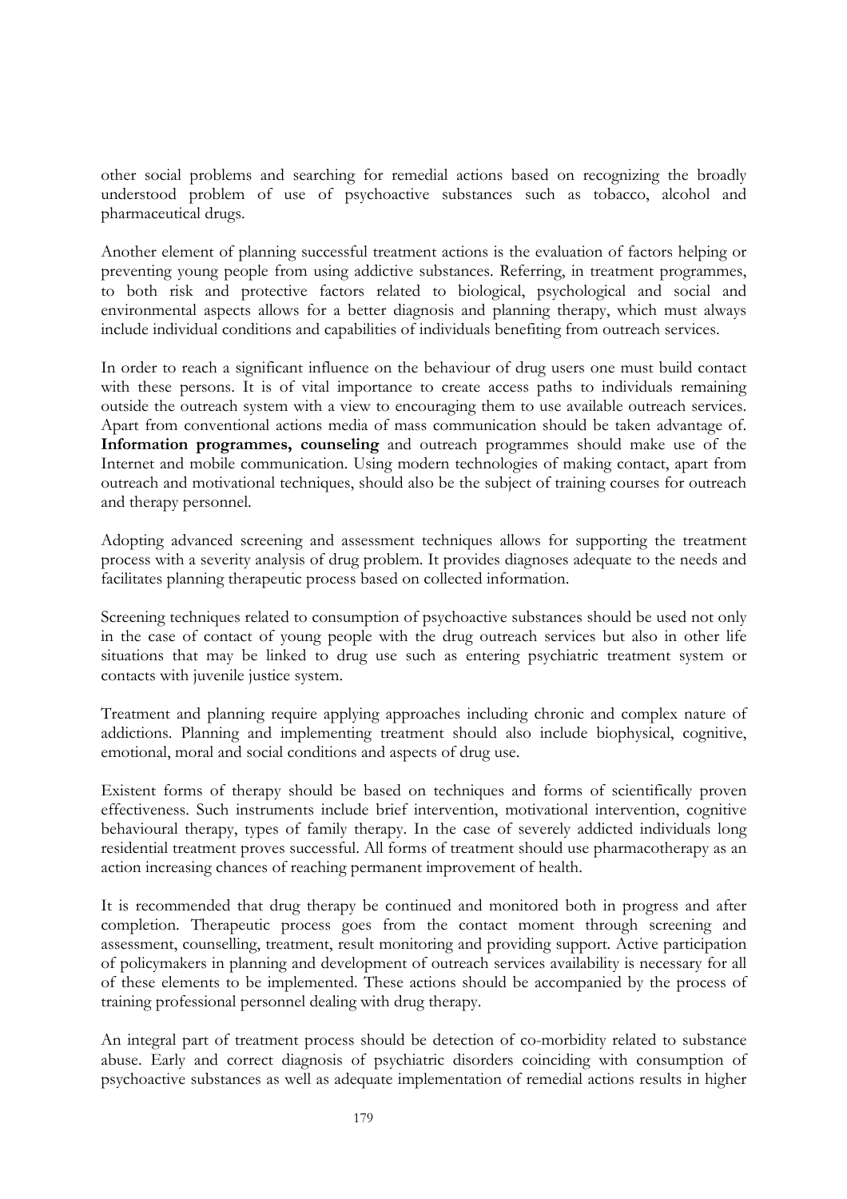other social problems and searching for remedial actions based on recognizing the broadly understood problem of use of psychoactive substances such as tobacco, alcohol and pharmaceutical drugs.

Another element of planning successful treatment actions is the evaluation of factors helping or preventing young people from using addictive substances. Referring, in treatment programmes, to both risk and protective factors related to biological, psychological and social and environmental aspects allows for a better diagnosis and planning therapy, which must always include individual conditions and capabilities of individuals benefiting from outreach services.

In order to reach a significant influence on the behaviour of drug users one must build contact with these persons. It is of vital importance to create access paths to individuals remaining outside the outreach system with a view to encouraging them to use available outreach services. Apart from conventional actions media of mass communication should be taken advantage of. **Information programmes, counseling** and outreach programmes should make use of the Internet and mobile communication. Using modern technologies of making contact, apart from outreach and motivational techniques, should also be the subject of training courses for outreach and therapy personnel.

Adopting advanced screening and assessment techniques allows for supporting the treatment process with a severity analysis of drug problem. It provides diagnoses adequate to the needs and facilitates planning therapeutic process based on collected information.

Screening techniques related to consumption of psychoactive substances should be used not only in the case of contact of young people with the drug outreach services but also in other life situations that may be linked to drug use such as entering psychiatric treatment system or contacts with juvenile justice system.

Treatment and planning require applying approaches including chronic and complex nature of addictions. Planning and implementing treatment should also include biophysical, cognitive, emotional, moral and social conditions and aspects of drug use.

Existent forms of therapy should be based on techniques and forms of scientifically proven effectiveness. Such instruments include brief intervention, motivational intervention, cognitive behavioural therapy, types of family therapy. In the case of severely addicted individuals long residential treatment proves successful. All forms of treatment should use pharmacotherapy as an action increasing chances of reaching permanent improvement of health.

It is recommended that drug therapy be continued and monitored both in progress and after completion. Therapeutic process goes from the contact moment through screening and assessment, counselling, treatment, result monitoring and providing support. Active participation of policymakers in planning and development of outreach services availability is necessary for all of these elements to be implemented. These actions should be accompanied by the process of training professional personnel dealing with drug therapy.

An integral part of treatment process should be detection of co-morbidity related to substance abuse. Early and correct diagnosis of psychiatric disorders coinciding with consumption of psychoactive substances as well as adequate implementation of remedial actions results in higher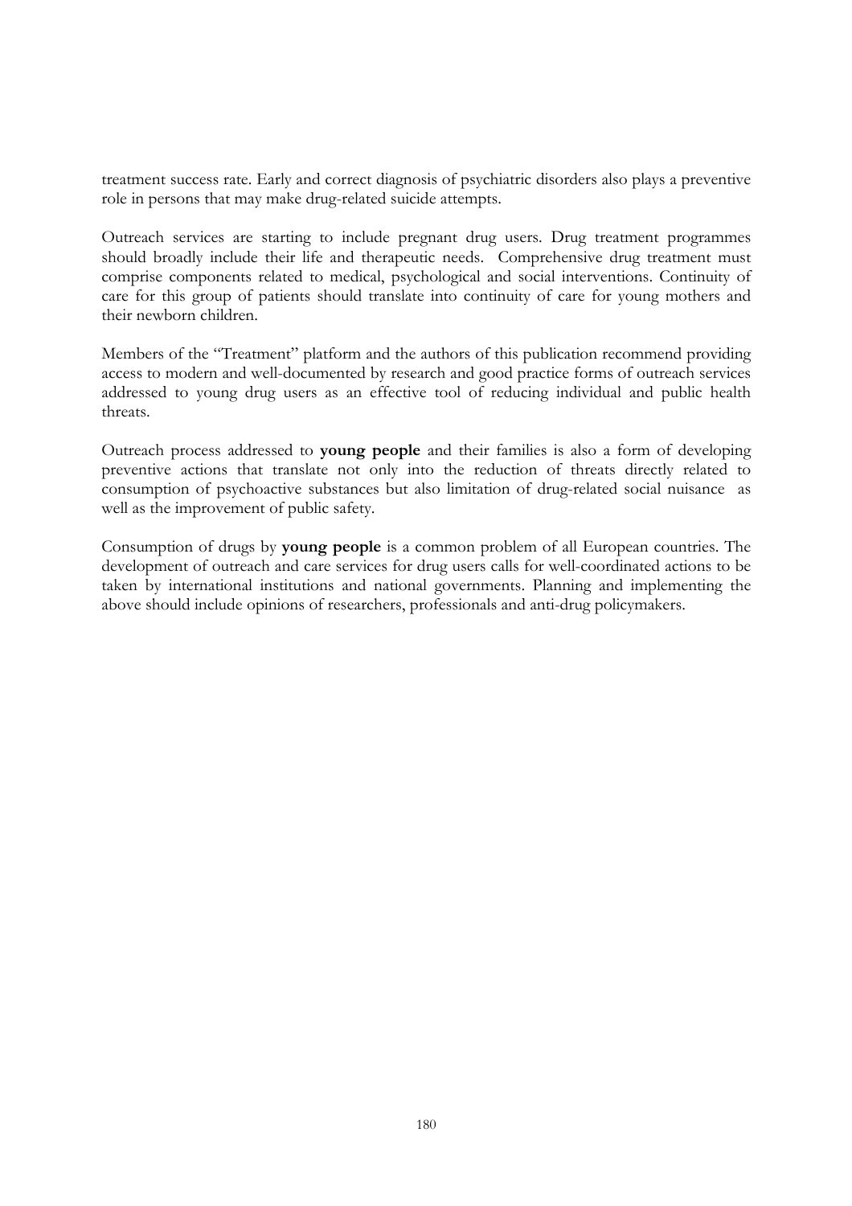treatment success rate. Early and correct diagnosis of psychiatric disorders also plays a preventive role in persons that may make drug-related suicide attempts.

Outreach services are starting to include pregnant drug users. Drug treatment programmes should broadly include their life and therapeutic needs. Comprehensive drug treatment must comprise components related to medical, psychological and social interventions. Continuity of care for this group of patients should translate into continuity of care for young mothers and their newborn children.

Members of the "Treatment" platform and the authors of this publication recommend providing access to modern and well-documented by research and good practice forms of outreach services addressed to young drug users as an effective tool of reducing individual and public health threats.

Outreach process addressed to **young people** and their families is also a form of developing preventive actions that translate not only into the reduction of threats directly related to consumption of psychoactive substances but also limitation of drug-related social nuisance as well as the improvement of public safety.

Consumption of drugs by **young people** is a common problem of all European countries. The development of outreach and care services for drug users calls for well-coordinated actions to be taken by international institutions and national governments. Planning and implementing the above should include opinions of researchers, professionals and anti-drug policymakers.